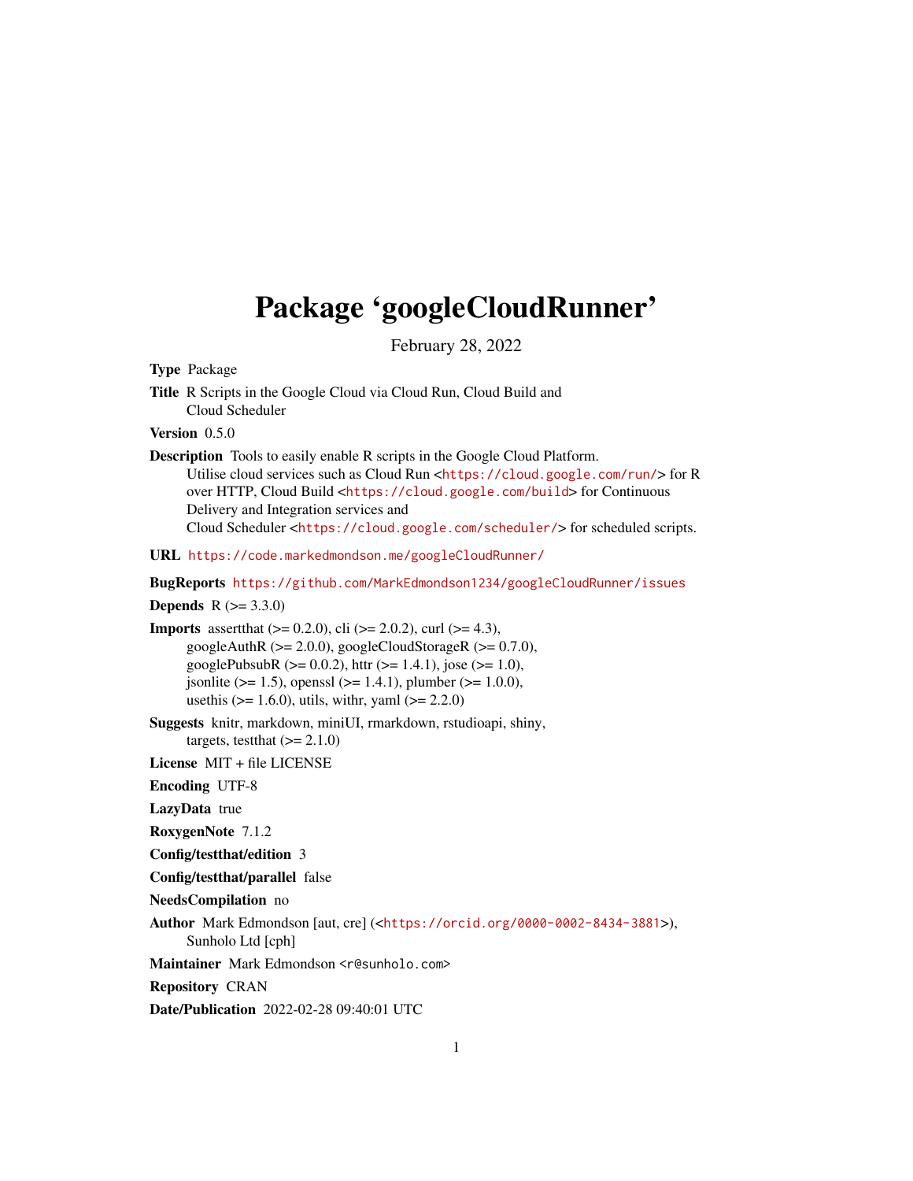# Package 'googleCloudRunner'

February 28, 2022

**Type** Package

**Title** R Scripts in the Google Cloud via Cloud Run, Cloud Build and Cloud Scheduler

**Version** 0.5.0

**Description** Tools to easily enable R scripts in the Google Cloud Platform. Utilise cloud services such as Cloud Run <https://cloud.google.com/run/> for R over HTTP, Cloud Build <https://cloud.google.com/build> for Continuous Delivery and Integration services and Cloud Scheduler <https://cloud.google.com/scheduler/> for scheduled scripts.

**URL** https://code.markedmondson.me/googleCloudRunner/

**BugReports** https://github.com/MarkEdmondson1234/googleCloudRunner/issues

**Depends** R (>= 3.3.0)

**Imports** assertthat (>= 0.2.0), cli (>= 2.0.2), curl (>= 4.3), googleAuthR (>= 2.0.0), googleCloudStorageR (>= 0.7.0), googlePubsubR (>= 0.0.2), httr (>= 1.4.1), jose (>= 1.0), jsonlite (>= 1.5), openssl (>= 1.4.1), plumber (>= 1.0.0), usethis (>= 1.6.0), utils, withr, yaml (>= 2.2.0)

**Suggests** knitr, markdown, miniUI, rmarkdown, rstudioapi, shiny, targets, testthat (>= 2.1.0)

**License** MIT + file LICENSE

**Encoding** UTF-8

**LazyData** true

**RoxygenNote** 7.1.2

**Config/testthat/edition** 3

**Config/testthat/parallel** false

**NeedsCompilation** no

**Author** Mark Edmondson [aut, cre] (<https://orcid.org/0000-0002-8434-3881>), Sunholo Ltd [cph]

**Maintainer** Mark Edmondson <r@sunholo.com>

**Repository** CRAN

**Date/Publication** 2022-02-28 09:40:01 UTC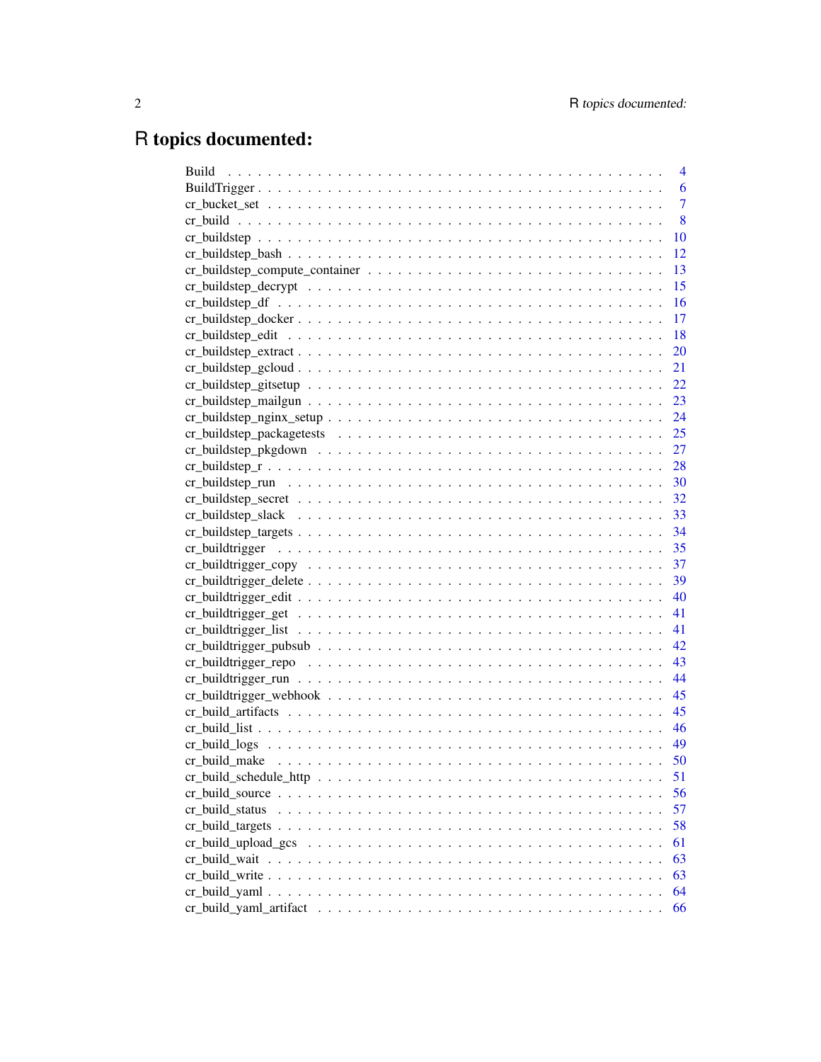# R topics documented:

| | |
|---|---|
| Build | 4 |
| BuildTrigger | 6 |
| cr_bucket_set | 7 |
| cr_build | 8 |
| cr_buildstep | 10 |
| cr_buildstep_bash | 12 |
| cr_buildstep_compute_container | 13 |
| cr_buildstep_decrypt | 15 |
| cr_buildstep_df | 16 |
| cr_buildstep_docker | 17 |
| cr_buildstep_edit | 18 |
| cr_buildstep_extract | 20 |
| cr_buildstep_gcloud | 21 |
| cr_buildstep_gitsetup | 22 |
| cr_buildstep_mailgun | 23 |
| cr_buildstep_nginx_setup | 24 |
| cr_buildstep_packagetests | 25 |
| cr_buildstep_pkgdown | 27 |
| cr_buildstep_r | 28 |
| cr_buildstep_run | 30 |
| cr_buildstep_secret | 32 |
| cr_buildstep_slack | 33 |
| cr_buildstep_targets | 34 |
| cr_buildtrigger | 35 |
| cr_buildtrigger_copy | 37 |
| cr_buildtrigger_delete | 39 |
| cr_buildtrigger_edit | 40 |
| cr_buildtrigger_get | 41 |
| cr_buildtrigger_list | 41 |
| cr_buildtrigger_pubsub | 42 |
| cr_buildtrigger_repo | 43 |
| cr_buildtrigger_run | 44 |
| cr_buildtrigger_webhook | 45 |
| cr_build_artifacts | 45 |
| cr_build_list | 46 |
| cr_build_logs | 49 |
| cr_build_make | 50 |
| cr_build_schedule_http | 51 |
| cr_build_source | 56 |
| cr_build_status | 57 |
| cr_build_targets | 58 |
| cr_build_upload_gcs | 61 |
| cr_build_wait | 63 |
| cr_build_write | 63 |
| cr_build_yaml | 64 |
| cr_build_yaml_artifact | 66 |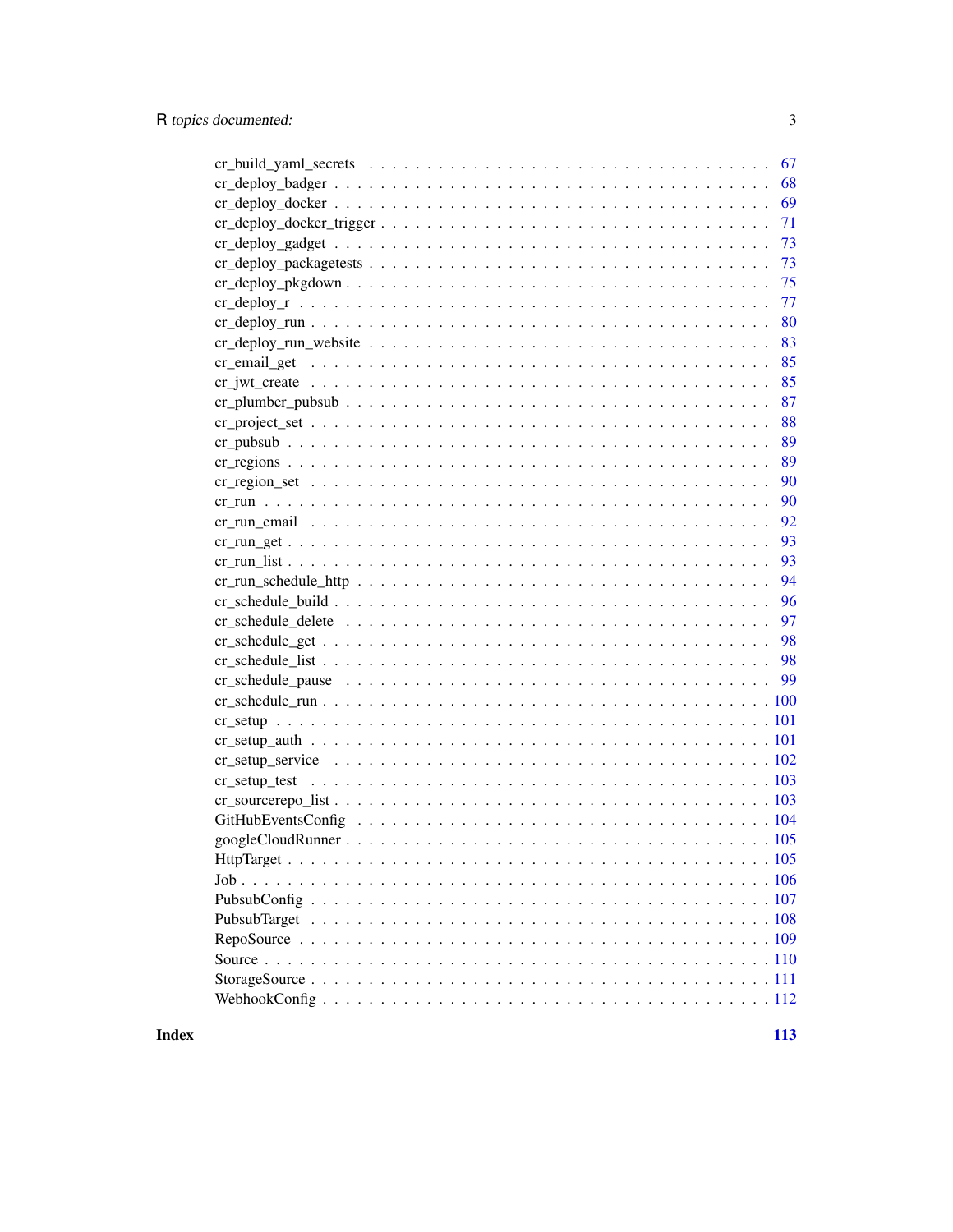cr_build_yaml_secrets . . . . . . . . . . . . . . . . . . . . . . . . . . . . . . . . . 67
cr_deploy_badger . . . . . . . . . . . . . . . . . . . . . . . . . . . . . . . . . . . . 68
cr_deploy_docker . . . . . . . . . . . . . . . . . . . . . . . . . . . . . . . . . . . . 69
cr_deploy_docker_trigger . . . . . . . . . . . . . . . . . . . . . . . . . . . . . . . . 71
cr_deploy_gadget . . . . . . . . . . . . . . . . . . . . . . . . . . . . . . . . . . . . 73
cr_deploy_packagetests . . . . . . . . . . . . . . . . . . . . . . . . . . . . . . . . . 73
cr_deploy_pkgdown . . . . . . . . . . . . . . . . . . . . . . . . . . . . . . . . . . . 75
cr_deploy_r . . . . . . . . . . . . . . . . . . . . . . . . . . . . . . . . . . . . . . . 77
cr_deploy_run . . . . . . . . . . . . . . . . . . . . . . . . . . . . . . . . . . . . . . 80
cr_deploy_run_website . . . . . . . . . . . . . . . . . . . . . . . . . . . . . . . . . 83
cr_email_get . . . . . . . . . . . . . . . . . . . . . . . . . . . . . . . . . . . . . . 85
cr_jwt_create . . . . . . . . . . . . . . . . . . . . . . . . . . . . . . . . . . . . . . 85
cr_plumber_pubsub . . . . . . . . . . . . . . . . . . . . . . . . . . . . . . . . . . . 87
cr_project_set . . . . . . . . . . . . . . . . . . . . . . . . . . . . . . . . . . . . . 88
cr_pubsub . . . . . . . . . . . . . . . . . . . . . . . . . . . . . . . . . . . . . . . . 89
cr_regions . . . . . . . . . . . . . . . . . . . . . . . . . . . . . . . . . . . . . . . 89
cr_region_set . . . . . . . . . . . . . . . . . . . . . . . . . . . . . . . . . . . . . . 90
cr_run . . . . . . . . . . . . . . . . . . . . . . . . . . . . . . . . . . . . . . . . . . 90
cr_run_email . . . . . . . . . . . . . . . . . . . . . . . . . . . . . . . . . . . . . . 92
cr_run_get . . . . . . . . . . . . . . . . . . . . . . . . . . . . . . . . . . . . . . . 93
cr_run_list . . . . . . . . . . . . . . . . . . . . . . . . . . . . . . . . . . . . . . . 93
cr_run_schedule_http . . . . . . . . . . . . . . . . . . . . . . . . . . . . . . . . . . 94
cr_schedule_build . . . . . . . . . . . . . . . . . . . . . . . . . . . . . . . . . . . . 96
cr_schedule_delete . . . . . . . . . . . . . . . . . . . . . . . . . . . . . . . . . . . 97
cr_schedule_get . . . . . . . . . . . . . . . . . . . . . . . . . . . . . . . . . . . . . 98
cr_schedule_list . . . . . . . . . . . . . . . . . . . . . . . . . . . . . . . . . . . . 98
cr_schedule_pause . . . . . . . . . . . . . . . . . . . . . . . . . . . . . . . . . . . . 99
cr_schedule_run . . . . . . . . . . . . . . . . . . . . . . . . . . . . . . . . . . . . . 100
cr_setup . . . . . . . . . . . . . . . . . . . . . . . . . . . . . . . . . . . . . . . . . 101
cr_setup_auth . . . . . . . . . . . . . . . . . . . . . . . . . . . . . . . . . . . . . . 101
cr_setup_service . . . . . . . . . . . . . . . . . . . . . . . . . . . . . . . . . . . . 102
cr_setup_test . . . . . . . . . . . . . . . . . . . . . . . . . . . . . . . . . . . . . . 103
cr_sourcerepo_list . . . . . . . . . . . . . . . . . . . . . . . . . . . . . . . . . . . 103
GitHubEventsConfig . . . . . . . . . . . . . . . . . . . . . . . . . . . . . . . . . . . 104
googleCloudRunner . . . . . . . . . . . . . . . . . . . . . . . . . . . . . . . . . . . 105
HttpTarget . . . . . . . . . . . . . . . . . . . . . . . . . . . . . . . . . . . . . . . 105
Job . . . . . . . . . . . . . . . . . . . . . . . . . . . . . . . . . . . . . . . . . . . 106
PubsubConfig . . . . . . . . . . . . . . . . . . . . . . . . . . . . . . . . . . . . . . 107
PubsubTarget . . . . . . . . . . . . . . . . . . . . . . . . . . . . . . . . . . . . . . 108
RepoSource . . . . . . . . . . . . . . . . . . . . . . . . . . . . . . . . . . . . . . . 109
Source . . . . . . . . . . . . . . . . . . . . . . . . . . . . . . . . . . . . . . . . . 110
StorageSource . . . . . . . . . . . . . . . . . . . . . . . . . . . . . . . . . . . . . . 111
WebhookConfig . . . . . . . . . . . . . . . . . . . . . . . . . . . . . . . . . . . . . 112

**Index** **113**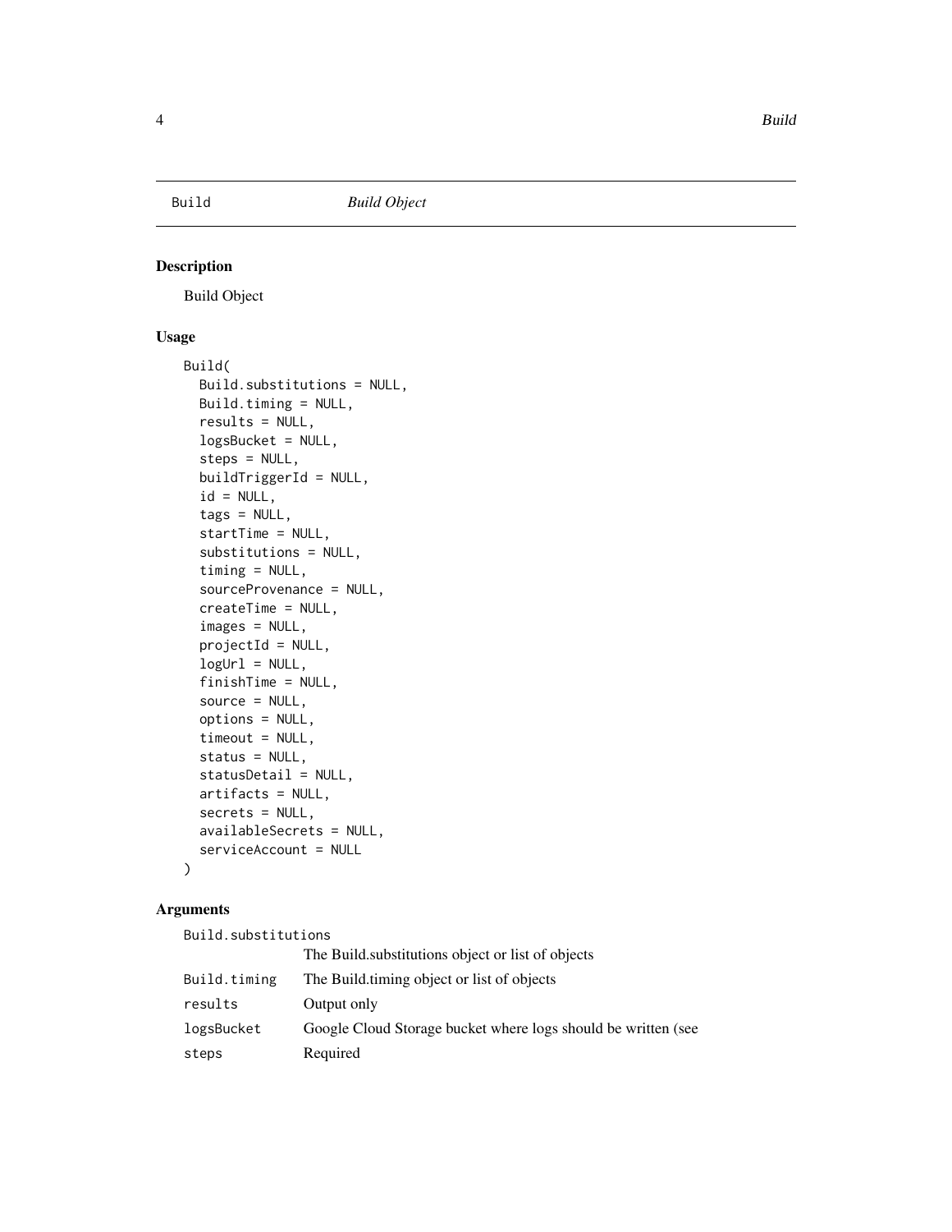# Build

*Build Object*

## Description

Build Object

## Usage

```
Build(
  Build.substitutions = NULL,
  Build.timing = NULL,
  results = NULL,
  logsBucket = NULL,
  steps = NULL,
  buildTriggerId = NULL,
  id = NULL,
  tags = NULL,
  startTime = NULL,
  substitutions = NULL,
  timing = NULL,
  sourceProvenance = NULL,
  createTime = NULL,
  images = NULL,
  projectId = NULL,
  logUrl = NULL,
  finishTime = NULL,
  source = NULL,
  options = NULL,
  timeout = NULL,
  status = NULL,
  statusDetail = NULL,
  artifacts = NULL,
  secrets = NULL,
  availableSecrets = NULL,
  serviceAccount = NULL
)
```

## Arguments

| Argument | Description |
|---|---|
| `Build.substitutions` | The Build.substitutions object or list of objects |
| `Build.timing` | The Build.timing object or list of objects |
| `results` | Output only |
| `logsBucket` | Google Cloud Storage bucket where logs should be written (see |
| `steps` | Required |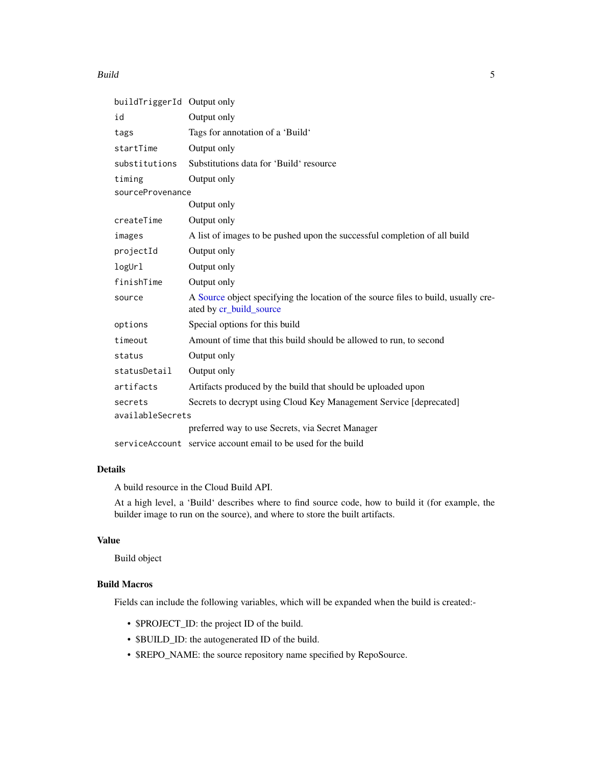| | |
|---|---|
| buildTriggerId | Output only |
| id | Output only |
| tags | Tags for annotation of a 'Build' |
| startTime | Output only |
| substitutions | Substitutions data for 'Build' resource |
| timing | Output only |
| sourceProvenance | Output only |
| createTime | Output only |
| images | A list of images to be pushed upon the successful completion of all build |
| projectId | Output only |
| logUrl | Output only |
| finishTime | Output only |
| source | A Source object specifying the location of the source files to build, usually created by cr_build_source |
| options | Special options for this build |
| timeout | Amount of time that this build should be allowed to run, to second |
| status | Output only |
| statusDetail | Output only |
| artifacts | Artifacts produced by the build that should be uploaded upon |
| secrets | Secrets to decrypt using Cloud Key Management Service [deprecated] |
| availableSecrets | preferred way to use Secrets, via Secret Manager |
| serviceAccount | service account email to be used for the build |

### Details

A build resource in the Cloud Build API.

At a high level, a 'Build' describes where to find source code, how to build it (for example, the builder image to run on the source), and where to store the built artifacts.

### Value

Build object

### Build Macros

Fields can include the following variables, which will be expanded when the build is created:-

- $PROJECT_ID: the project ID of the build.
- $BUILD_ID: the autogenerated ID of the build.
- $REPO_NAME: the source repository name specified by RepoSource.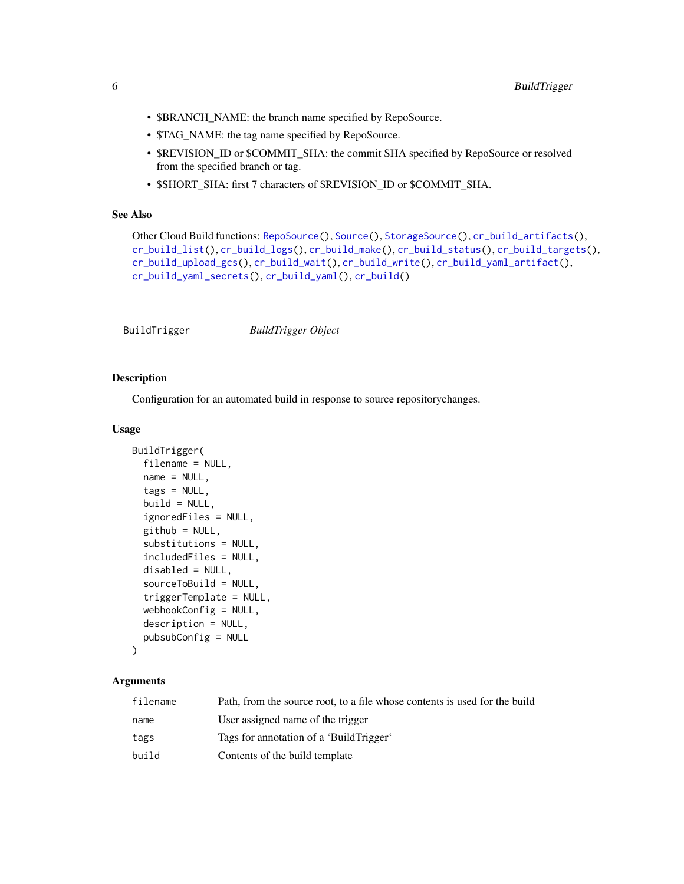- $BRANCH_NAME: the branch name specified by RepoSource.
- $TAG_NAME: the tag name specified by RepoSource.
- $REVISION_ID or $COMMIT_SHA: the commit SHA specified by RepoSource or resolved from the specified branch or tag.
- $SHORT_SHA: first 7 characters of $REVISION_ID or $COMMIT_SHA.

### See Also

Other Cloud Build functions: `RepoSource()`, `Source()`, `StorageSource()`, `cr_build_artifacts()`, `cr_build_list()`, `cr_build_logs()`, `cr_build_make()`, `cr_build_status()`, `cr_build_targets()`, `cr_build_upload_gcs()`, `cr_build_wait()`, `cr_build_write()`, `cr_build_yaml_artifact()`, `cr_build_yaml_secrets()`, `cr_build_yaml()`, `cr_build()`

---

## BuildTrigger    *BuildTrigger Object*

---

### Description

Configuration for an automated build in response to source repositorychanges.

### Usage

```
BuildTrigger(
  filename = NULL,
  name = NULL,
  tags = NULL,
  build = NULL,
  ignoredFiles = NULL,
  github = NULL,
  substitutions = NULL,
  includedFiles = NULL,
  disabled = NULL,
  sourceToBuild = NULL,
  triggerTemplate = NULL,
  webhookConfig = NULL,
  description = NULL,
  pubsubConfig = NULL
)
```

### Arguments

| | |
|---|---|
| `filename` | Path, from the source root, to a file whose contents is used for the build |
| `name` | User assigned name of the trigger |
| `tags` | Tags for annotation of a 'BuildTrigger' |
| `build` | Contents of the build template |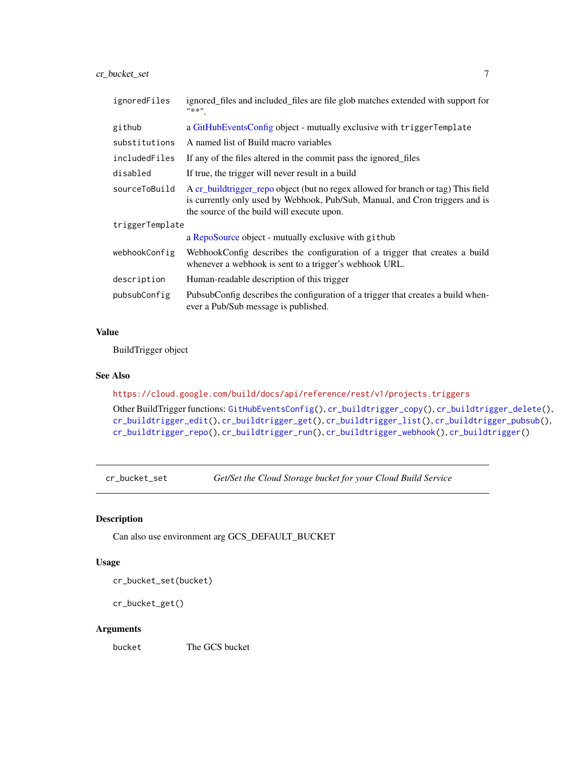| | |
|---|---|
| ignoredFiles | ignored_files and included_files are file glob matches extended with support for "**". |
| github | a GitHubEventsConfig object - mutually exclusive with triggerTemplate |
| substitutions | A named list of Build macro variables |
| includedFiles | If any of the files altered in the commit pass the ignored_files |
| disabled | If true, the trigger will never result in a build |
| sourceToBuild | A cr_buildtrigger_repo object (but no regex allowed for branch or tag) This field is currently only used by Webhook, Pub/Sub, Manual, and Cron triggers and is the source of the build will execute upon. |
| triggerTemplate | a RepoSource object - mutually exclusive with github |
| webhookConfig | WebhookConfig describes the configuration of a trigger that creates a build whenever a webhook is sent to a trigger's webhook URL. |
| description | Human-readable description of this trigger |
| pubsubConfig | PubsubConfig describes the configuration of a trigger that creates a build whenever a Pub/Sub message is published. |

### Value

BuildTrigger object

### See Also

https://cloud.google.com/build/docs/api/reference/rest/v1/projects.triggers

Other BuildTrigger functions: `GitHubEventsConfig()`, `cr_buildtrigger_copy()`, `cr_buildtrigger_delete()`, `cr_buildtrigger_edit()`, `cr_buildtrigger_get()`, `cr_buildtrigger_list()`, `cr_buildtrigger_pubsub()`, `cr_buildtrigger_repo()`, `cr_buildtrigger_run()`, `cr_buildtrigger_webhook()`, `cr_buildtrigger()`

---

## cr_bucket_set — *Get/Set the Cloud Storage bucket for your Cloud Build Service*

### Description

Can also use environment arg GCS_DEFAULT_BUCKET

### Usage

```
cr_bucket_set(bucket)

cr_bucket_get()
```

### Arguments

| | |
|---|---|
| bucket | The GCS bucket |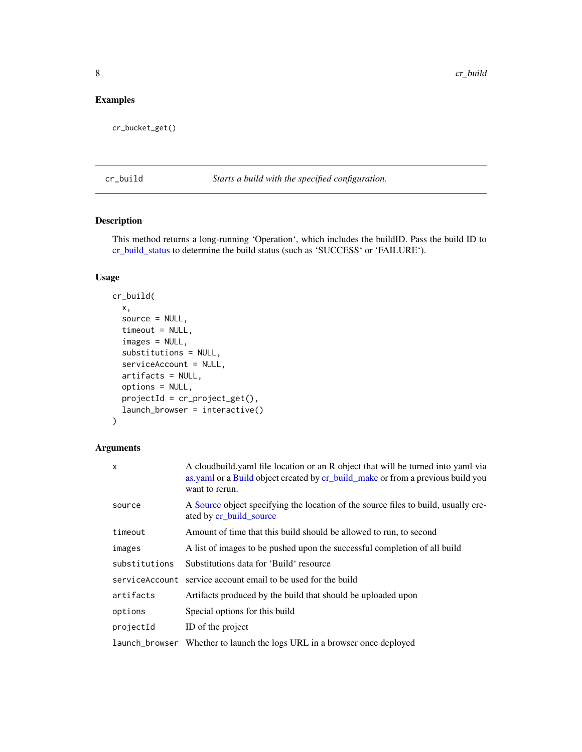### Examples

```
cr_bucket_get()
```

---

## cr_build — *Starts a build with the specified configuration.*

### Description

This method returns a long-running 'Operation', which includes the buildID. Pass the build ID to cr_build_status to determine the build status (such as 'SUCCESS' or 'FAILURE').

### Usage

```
cr_build(
  x,
  source = NULL,
  timeout = NULL,
  images = NULL,
  substitutions = NULL,
  serviceAccount = NULL,
  artifacts = NULL,
  options = NULL,
  projectId = cr_project_get(),
  launch_browser = interactive()
)
```

### Arguments

| Argument | Description |
|---|---|
| `x` | A cloudbuild.yaml file location or an R object that will be turned into yaml via as.yaml or a Build object created by cr_build_make or from a previous build you want to rerun. |
| `source` | A Source object specifying the location of the source files to build, usually created by cr_build_source |
| `timeout` | Amount of time that this build should be allowed to run, to second |
| `images` | A list of images to be pushed upon the successful completion of all build |
| `substitutions` | Substitutions data for 'Build' resource |
| `serviceAccount` | service account email to be used for the build |
| `artifacts` | Artifacts produced by the build that should be uploaded upon |
| `options` | Special options for this build |
| `projectId` | ID of the project |
| `launch_browser` | Whether to launch the logs URL in a browser once deployed |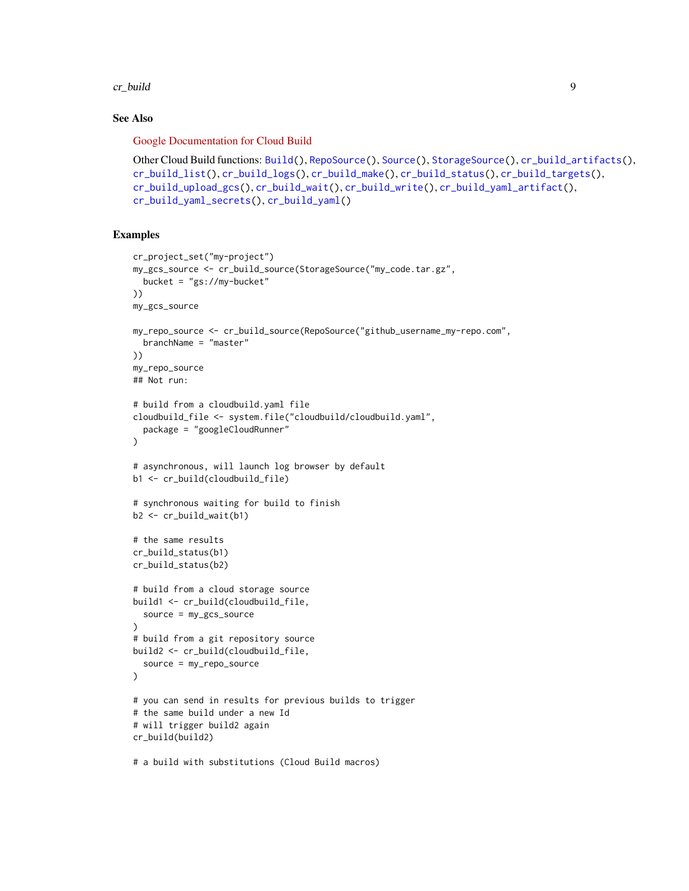### See Also

Google Documentation for Cloud Build

Other Cloud Build functions: `Build()`, `RepoSource()`, `Source()`, `StorageSource()`, `cr_build_artifacts()`, `cr_build_list()`, `cr_build_logs()`, `cr_build_make()`, `cr_build_status()`, `cr_build_targets()`, `cr_build_upload_gcs()`, `cr_build_wait()`, `cr_build_write()`, `cr_build_yaml_artifact()`, `cr_build_yaml_secrets()`, `cr_build_yaml()`

### Examples

```
cr_project_set("my-project")
my_gcs_source <- cr_build_source(StorageSource("my_code.tar.gz",
  bucket = "gs://my-bucket"
))
my_gcs_source

my_repo_source <- cr_build_source(RepoSource("github_username_my-repo.com",
  branchName = "master"
))
my_repo_source
## Not run:

# build from a cloudbuild.yaml file
cloudbuild_file <- system.file("cloudbuild/cloudbuild.yaml",
  package = "googleCloudRunner"
)

# asynchronous, will launch log browser by default
b1 <- cr_build(cloudbuild_file)

# synchronous waiting for build to finish
b2 <- cr_build_wait(b1)

# the same results
cr_build_status(b1)
cr_build_status(b2)

# build from a cloud storage source
build1 <- cr_build(cloudbuild_file,
  source = my_gcs_source
)
# build from a git repository source
build2 <- cr_build(cloudbuild_file,
  source = my_repo_source
)

# you can send in results for previous builds to trigger
# the same build under a new Id
# will trigger build2 again
cr_build(build2)

# a build with substitutions (Cloud Build macros)
```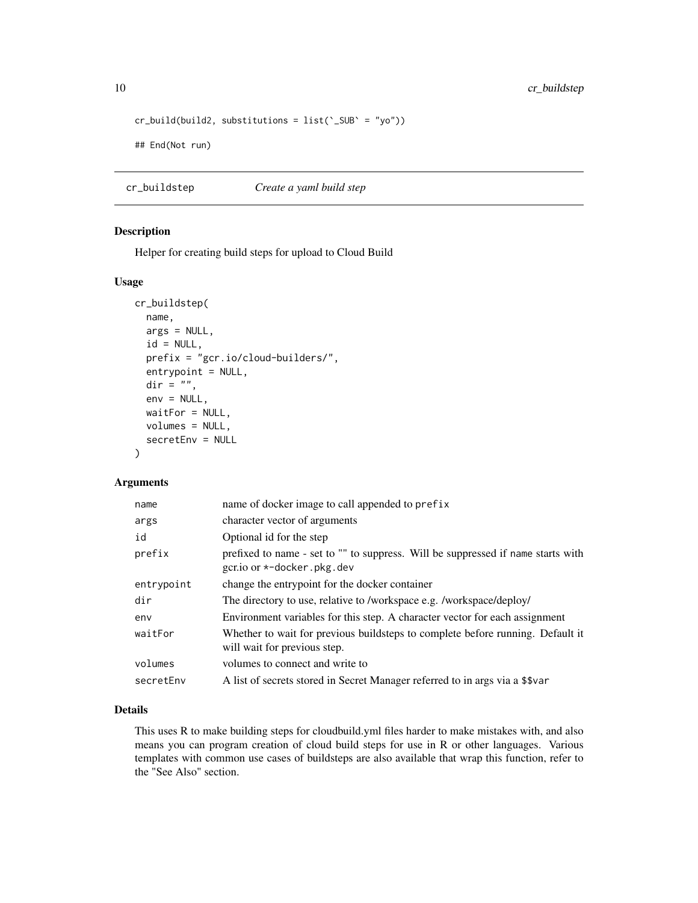```
cr_build(build2, substitutions = list(`_SUB` = "yo"))

## End(Not run)
```

## cr_buildstep *Create a yaml build step*

### Description

Helper for creating build steps for upload to Cloud Build

### Usage

```
cr_buildstep(
  name,
  args = NULL,
  id = NULL,
  prefix = "gcr.io/cloud-builders/",
  entrypoint = NULL,
  dir = "",
  env = NULL,
  waitFor = NULL,
  volumes = NULL,
  secretEnv = NULL
)
```

### Arguments

| | |
|---|---|
| name | name of docker image to call appended to prefix |
| args | character vector of arguments |
| id | Optional id for the step |
| prefix | prefixed to name - set to "" to suppress. Will be suppressed if name starts with gcr.io or *-docker.pkg.dev |
| entrypoint | change the entrypoint for the docker container |
| dir | The directory to use, relative to /workspace e.g. /workspace/deploy/ |
| env | Environment variables for this step. A character vector for each assignment |
| waitFor | Whether to wait for previous buildsteps to complete before running. Default it will wait for previous step. |
| volumes | volumes to connect and write to |
| secretEnv | A list of secrets stored in Secret Manager referred to in args via a $$var |

### Details

This uses R to make building steps for cloudbuild.yml files harder to make mistakes with, and also means you can program creation of cloud build steps for use in R or other languages. Various templates with common use cases of buildsteps are also available that wrap this function, refer to the "See Also" section.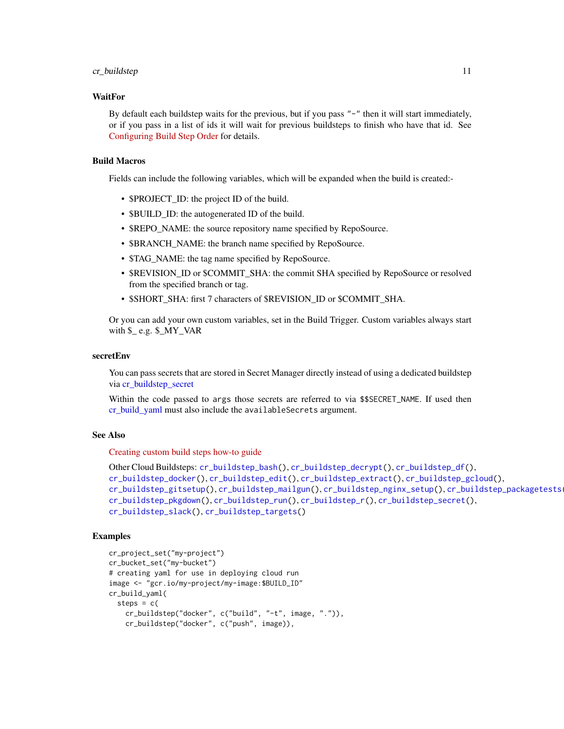### WaitFor

By default each buildstep waits for the previous, but if you pass `"-"` then it will start immediately, or if you pass in a list of ids it will wait for previous buildsteps to finish who have that id. See Configuring Build Step Order for details.

### Build Macros

Fields can include the following variables, which will be expanded when the build is created:-

- $PROJECT_ID: the project ID of the build.
- $BUILD_ID: the autogenerated ID of the build.
- $REPO_NAME: the source repository name specified by RepoSource.
- $BRANCH_NAME: the branch name specified by RepoSource.
- $TAG_NAME: the tag name specified by RepoSource.
- $REVISION_ID or $COMMIT_SHA: the commit SHA specified by RepoSource or resolved from the specified branch or tag.
- $SHORT_SHA: first 7 characters of $REVISION_ID or $COMMIT_SHA.

Or you can add your own custom variables, set in the Build Trigger. Custom variables always start with $_ e.g. $_MY_VAR

### secretEnv

You can pass secrets that are stored in Secret Manager directly instead of using a dedicated buildstep via cr_buildstep_secret

Within the code passed to `args` those secrets are referred to via `$$SECRET_NAME`. If used then cr_build_yaml must also include the `availableSecrets` argument.

### See Also

Creating custom build steps how-to guide

Other Cloud Buildsteps: `cr_buildstep_bash()`, `cr_buildstep_decrypt()`, `cr_buildstep_df()`, `cr_buildstep_docker()`, `cr_buildstep_edit()`, `cr_buildstep_extract()`, `cr_buildstep_gcloud()`, `cr_buildstep_gitsetup()`, `cr_buildstep_mailgun()`, `cr_buildstep_nginx_setup()`, `cr_buildstep_packagetests()`, `cr_buildstep_pkgdown()`, `cr_buildstep_run()`, `cr_buildstep_r()`, `cr_buildstep_secret()`, `cr_buildstep_slack()`, `cr_buildstep_targets()`

### Examples

```
cr_project_set("my-project")
cr_bucket_set("my-bucket")
# creating yaml for use in deploying cloud run
image <- "gcr.io/my-project/my-image:$BUILD_ID"
cr_build_yaml(
  steps = c(
    cr_buildstep("docker", c("build", "-t", image, ".")),
    cr_buildstep("docker", c("push", image)),
```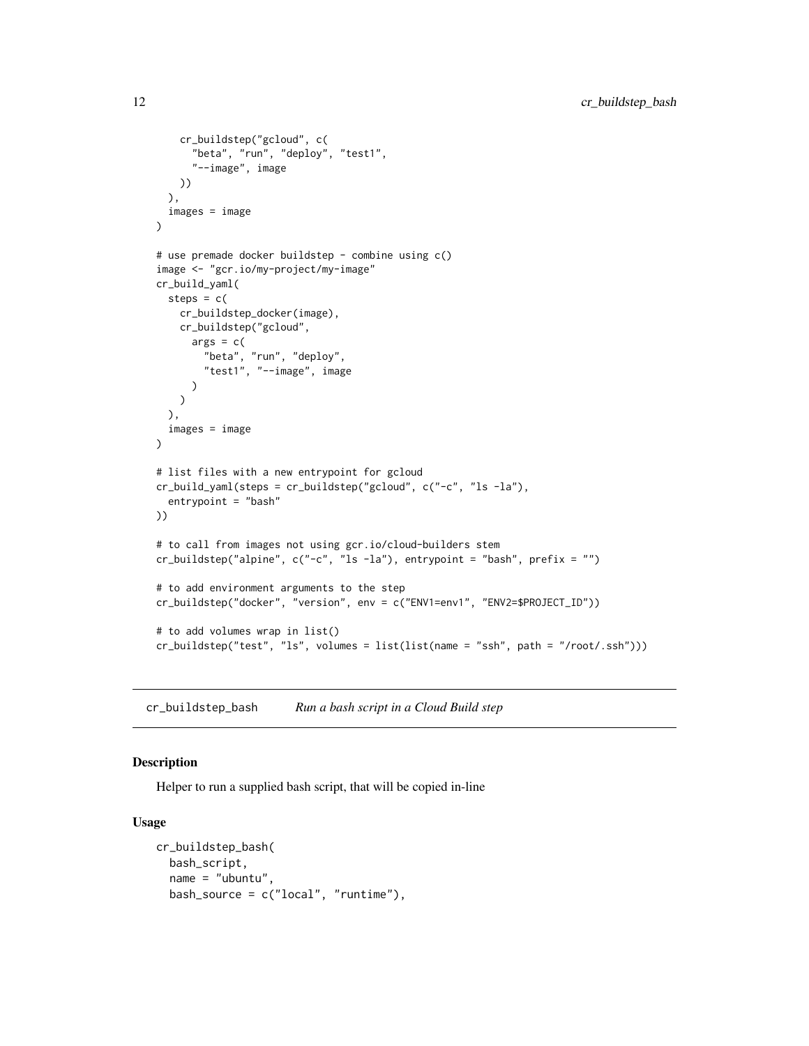```
    cr_buildstep("gcloud", c(
      "beta", "run", "deploy", "test1",
      "--image", image
    ))
  ),
  images = image
)

# use premade docker buildstep - combine using c()
image <- "gcr.io/my-project/my-image"
cr_build_yaml(
  steps = c(
    cr_buildstep_docker(image),
    cr_buildstep("gcloud",
      args = c(
        "beta", "run", "deploy",
        "test1", "--image", image
      )
    )
  ),
  images = image
)

# list files with a new entrypoint for gcloud
cr_build_yaml(steps = cr_buildstep("gcloud", c("-c", "ls -la"),
  entrypoint = "bash"
))

# to call from images not using gcr.io/cloud-builders stem
cr_buildstep("alpine", c("-c", "ls -la"), entrypoint = "bash", prefix = "")

# to add environment arguments to the step
cr_buildstep("docker", "version", env = c("ENV1=env1", "ENV2=$PROJECT_ID"))

# to add volumes wrap in list()
cr_buildstep("test", "ls", volumes = list(list(name = "ssh", path = "/root/.ssh")))
```

## cr_buildstep_bash — *Run a bash script in a Cloud Build step*

### Description

Helper to run a supplied bash script, that will be copied in-line

### Usage

```
cr_buildstep_bash(
  bash_script,
  name = "ubuntu",
  bash_source = c("local", "runtime"),
```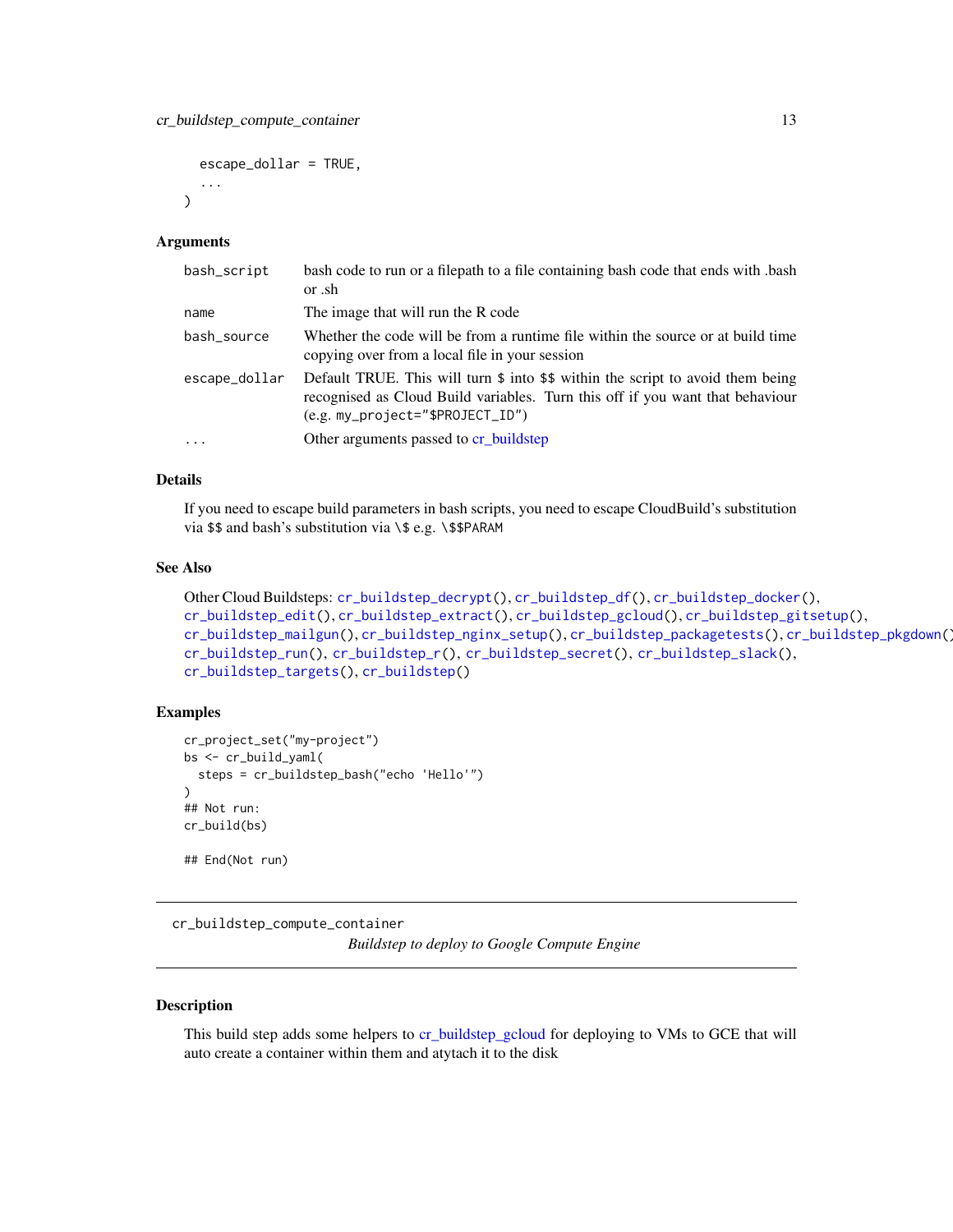```
  escape_dollar = TRUE,
  ...
)
```

### Arguments

| | |
|---|---|
| bash_script | bash code to run or a filepath to a file containing bash code that ends with .bash or .sh |
| name | The image that will run the R code |
| bash_source | Whether the code will be from a runtime file within the source or at build time copying over from a local file in your session |
| escape_dollar | Default TRUE. This will turn $ into $$ within the script to avoid them being recognised as Cloud Build variables. Turn this off if you want that behaviour (e.g. my_project="$PROJECT_ID") |
| ... | Other arguments passed to cr_buildstep |

### Details

If you need to escape build parameters in bash scripts, you need to escape CloudBuild's substitution via $$ and bash's substitution via \$ e.g. \$$PARAM

### See Also

Other Cloud Buildsteps: cr_buildstep_decrypt(), cr_buildstep_df(), cr_buildstep_docker(), cr_buildstep_edit(), cr_buildstep_extract(), cr_buildstep_gcloud(), cr_buildstep_gitsetup(), cr_buildstep_mailgun(), cr_buildstep_nginx_setup(), cr_buildstep_packagetests(), cr_buildstep_pkgdown(), cr_buildstep_run(), cr_buildstep_r(), cr_buildstep_secret(), cr_buildstep_slack(), cr_buildstep_targets(), cr_buildstep()

### Examples

```
cr_project_set("my-project")
bs <- cr_build_yaml(
  steps = cr_buildstep_bash("echo 'Hello'")
)
## Not run:
cr_build(bs)

## End(Not run)
```

---

## cr_buildstep_compute_container

*Buildstep to deploy to Google Compute Engine*

---

### Description

This build step adds some helpers to cr_buildstep_gcloud for deploying to VMs to GCE that will auto create a container within them and atytach it to the disk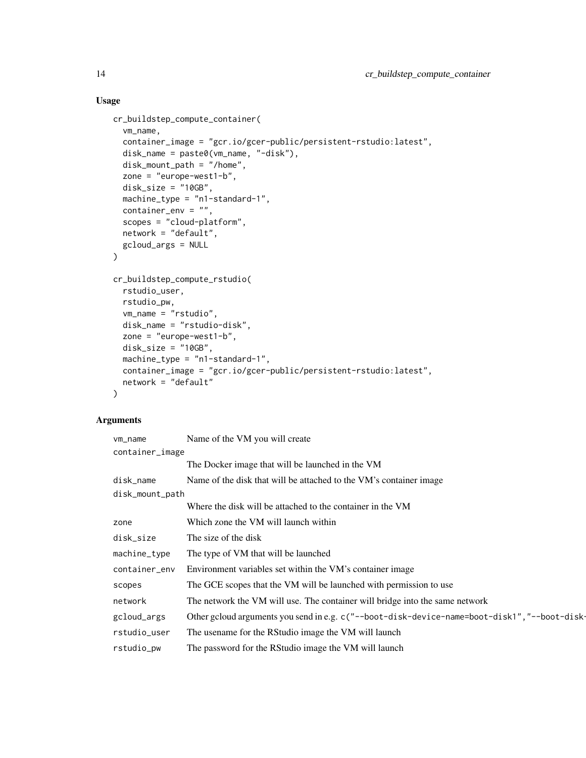## Usage

```
cr_buildstep_compute_container(
  vm_name,
  container_image = "gcr.io/gcer-public/persistent-rstudio:latest",
  disk_name = paste0(vm_name, "-disk"),
  disk_mount_path = "/home",
  zone = "europe-west1-b",
  disk_size = "10GB",
  machine_type = "n1-standard-1",
  container_env = "",
  scopes = "cloud-platform",
  network = "default",
  gcloud_args = NULL
)

cr_buildstep_compute_rstudio(
  rstudio_user,
  rstudio_pw,
  vm_name = "rstudio",
  disk_name = "rstudio-disk",
  zone = "europe-west1-b",
  disk_size = "10GB",
  machine_type = "n1-standard-1",
  container_image = "gcr.io/gcer-public/persistent-rstudio:latest",
  network = "default"
)
```

## Arguments

| | |
|---|---|
| `vm_name` | Name of the VM you will create |
| `container_image` | The Docker image that will be launched in the VM |
| `disk_name` | Name of the disk that will be attached to the VM's container image |
| `disk_mount_path` | Where the disk will be attached to the container in the VM |
| `zone` | Which zone the VM will launch within |
| `disk_size` | The size of the disk |
| `machine_type` | The type of VM that will be launched |
| `container_env` | Environment variables set within the VM's container image |
| `scopes` | The GCE scopes that the VM will be launched with permission to use |
| `network` | The network the VM will use. The container will bridge into the same network |
| `gcloud_args` | Other gcloud arguments you send in e.g. `c("--boot-disk-device-name=boot-disk1","--boot-disk-` |
| `rstudio_user` | The usename for the RStudio image the VM will launch |
| `rstudio_pw` | The password for the RStudio image the VM will launch |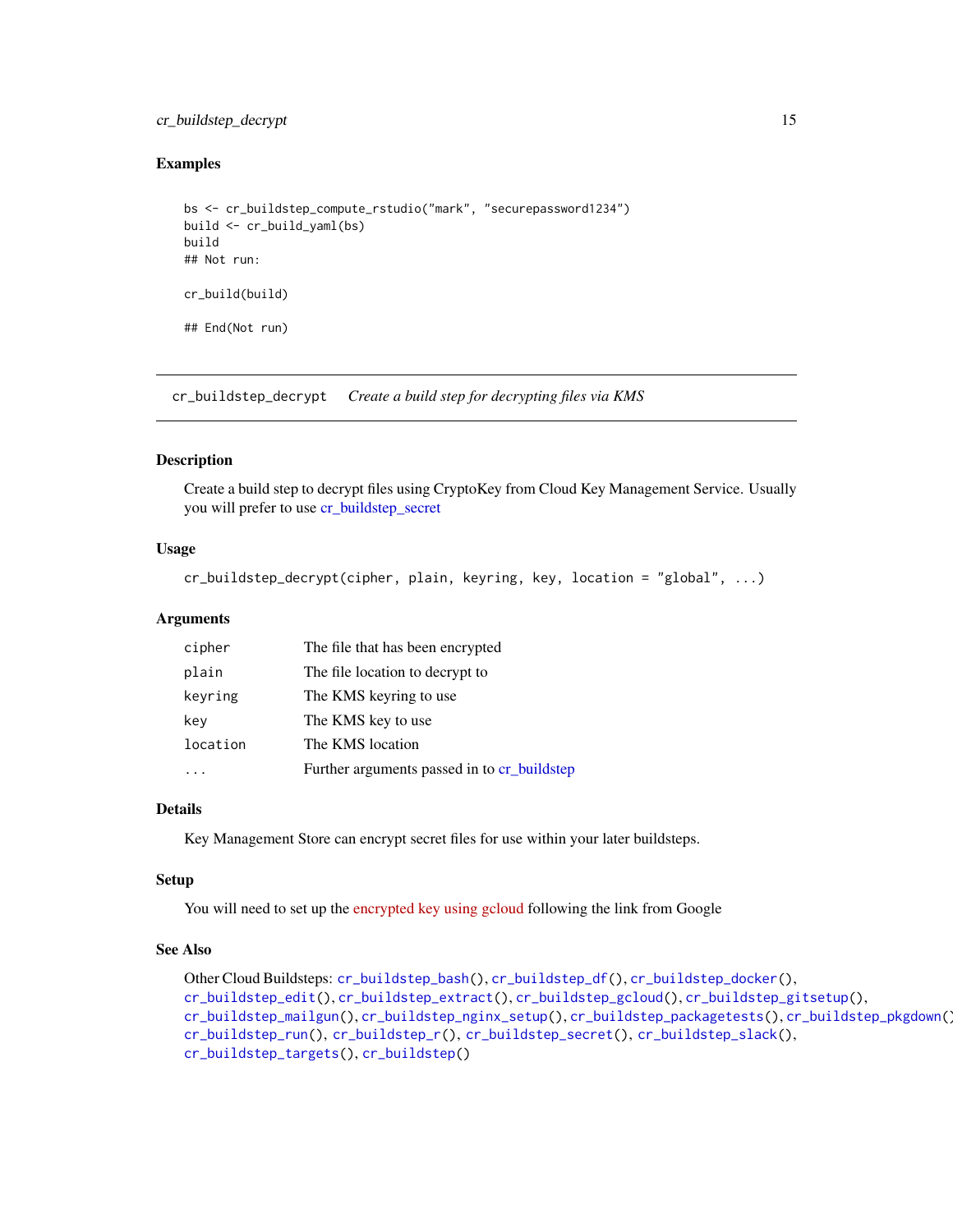### Examples

```
bs <- cr_buildstep_compute_rstudio("mark", "securepassword1234")
build <- cr_build_yaml(bs)
build
## Not run:

cr_build(build)

## End(Not run)
```

---

## cr_buildstep_decrypt    *Create a build step for decrypting files via KMS*

---

### Description

Create a build step to decrypt files using CryptoKey from Cloud Key Management Service. Usually you will prefer to use cr_buildstep_secret

### Usage

```
cr_buildstep_decrypt(cipher, plain, keyring, key, location = "global", ...)
```

### Arguments

| | |
|---|---|
| cipher | The file that has been encrypted |
| plain | The file location to decrypt to |
| keyring | The KMS keyring to use |
| key | The KMS key to use |
| location | The KMS location |
| ... | Further arguments passed in to cr_buildstep |

### Details

Key Management Store can encrypt secret files for use within your later buildsteps.

### Setup

You will need to set up the encrypted key using gcloud following the link from Google

### See Also

Other Cloud Buildsteps: `cr_buildstep_bash()`, `cr_buildstep_df()`, `cr_buildstep_docker()`, `cr_buildstep_edit()`, `cr_buildstep_extract()`, `cr_buildstep_gcloud()`, `cr_buildstep_gitsetup()`, `cr_buildstep_mailgun()`, `cr_buildstep_nginx_setup()`, `cr_buildstep_packagetests()`, `cr_buildstep_pkgdown()`, `cr_buildstep_run()`, `cr_buildstep_r()`, `cr_buildstep_secret()`, `cr_buildstep_slack()`, `cr_buildstep_targets()`, `cr_buildstep()`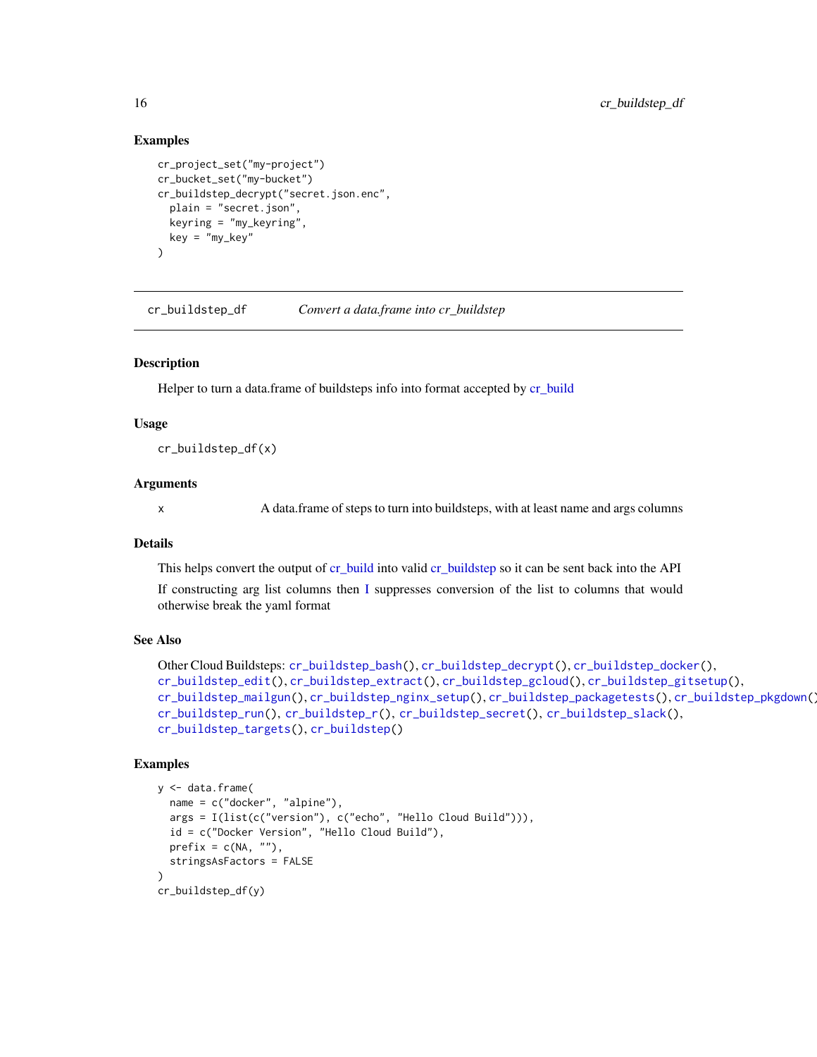### Examples

```
cr_project_set("my-project")
cr_bucket_set("my-bucket")
cr_buildstep_decrypt("secret.json.enc",
  plain = "secret.json",
  keyring = "my_keyring",
  key = "my_key"
)
```

---

## cr_buildstep_df — *Convert a data.frame into cr_buildstep*

### Description

Helper to turn a data.frame of buildsteps info into format accepted by cr_build

### Usage

```
cr_buildstep_df(x)
```

### Arguments

| | |
|---|---|
| x | A data.frame of steps to turn into buildsteps, with at least name and args columns |

### Details

This helps convert the output of cr_build into valid cr_buildstep so it can be sent back into the API

If constructing arg list columns then I suppresses conversion of the list to columns that would otherwise break the yaml format

### See Also

Other Cloud Buildsteps: `cr_buildstep_bash()`, `cr_buildstep_decrypt()`, `cr_buildstep_docker()`, `cr_buildstep_edit()`, `cr_buildstep_extract()`, `cr_buildstep_gcloud()`, `cr_buildstep_gitsetup()`, `cr_buildstep_mailgun()`, `cr_buildstep_nginx_setup()`, `cr_buildstep_packagetests()`, `cr_buildstep_pkgdown()`, `cr_buildstep_run()`, `cr_buildstep_r()`, `cr_buildstep_secret()`, `cr_buildstep_slack()`, `cr_buildstep_targets()`, `cr_buildstep()`

### Examples

```
y <- data.frame(
  name = c("docker", "alpine"),
  args = I(list(c("version"), c("echo", "Hello Cloud Build"))),
  id = c("Docker Version", "Hello Cloud Build"),
  prefix = c(NA, ""),
  stringsAsFactors = FALSE
)
cr_buildstep_df(y)
```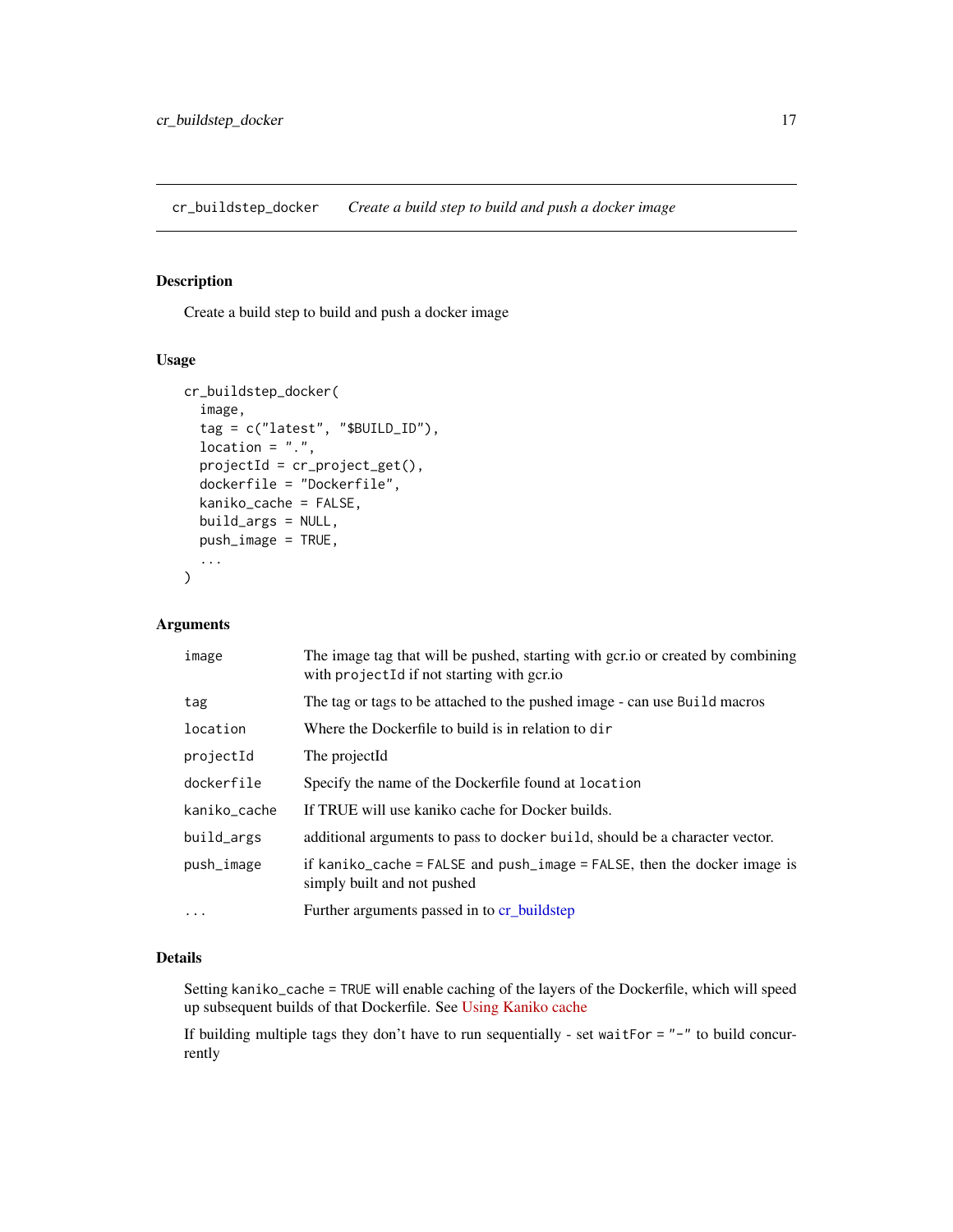# cr_buildstep_docker — *Create a build step to build and push a docker image*

## Description

Create a build step to build and push a docker image

## Usage

```
cr_buildstep_docker(
  image,
  tag = c("latest", "$BUILD_ID"),
  location = ".",
  projectId = cr_project_get(),
  dockerfile = "Dockerfile",
  kaniko_cache = FALSE,
  build_args = NULL,
  push_image = TRUE,
  ...
)
```

## Arguments

| Argument | Description |
|---|---|
| `image` | The image tag that will be pushed, starting with gcr.io or created by combining with `projectId` if not starting with gcr.io |
| `tag` | The tag or tags to be attached to the pushed image - can use `Build` macros |
| `location` | Where the Dockerfile to build is in relation to `dir` |
| `projectId` | The projectId |
| `dockerfile` | Specify the name of the Dockerfile found at `location` |
| `kaniko_cache` | If TRUE will use kaniko cache for Docker builds. |
| `build_args` | additional arguments to pass to `docker build`, should be a character vector. |
| `push_image` | if `kaniko_cache = FALSE` and `push_image = FALSE`, then the docker image is simply built and not pushed |
| `...` | Further arguments passed in to cr_buildstep |

## Details

Setting `kaniko_cache = TRUE` will enable caching of the layers of the Dockerfile, which will speed up subsequent builds of that Dockerfile. See Using Kaniko cache

If building multiple tags they don't have to run sequentially - set `waitFor = "-"` to build concurrently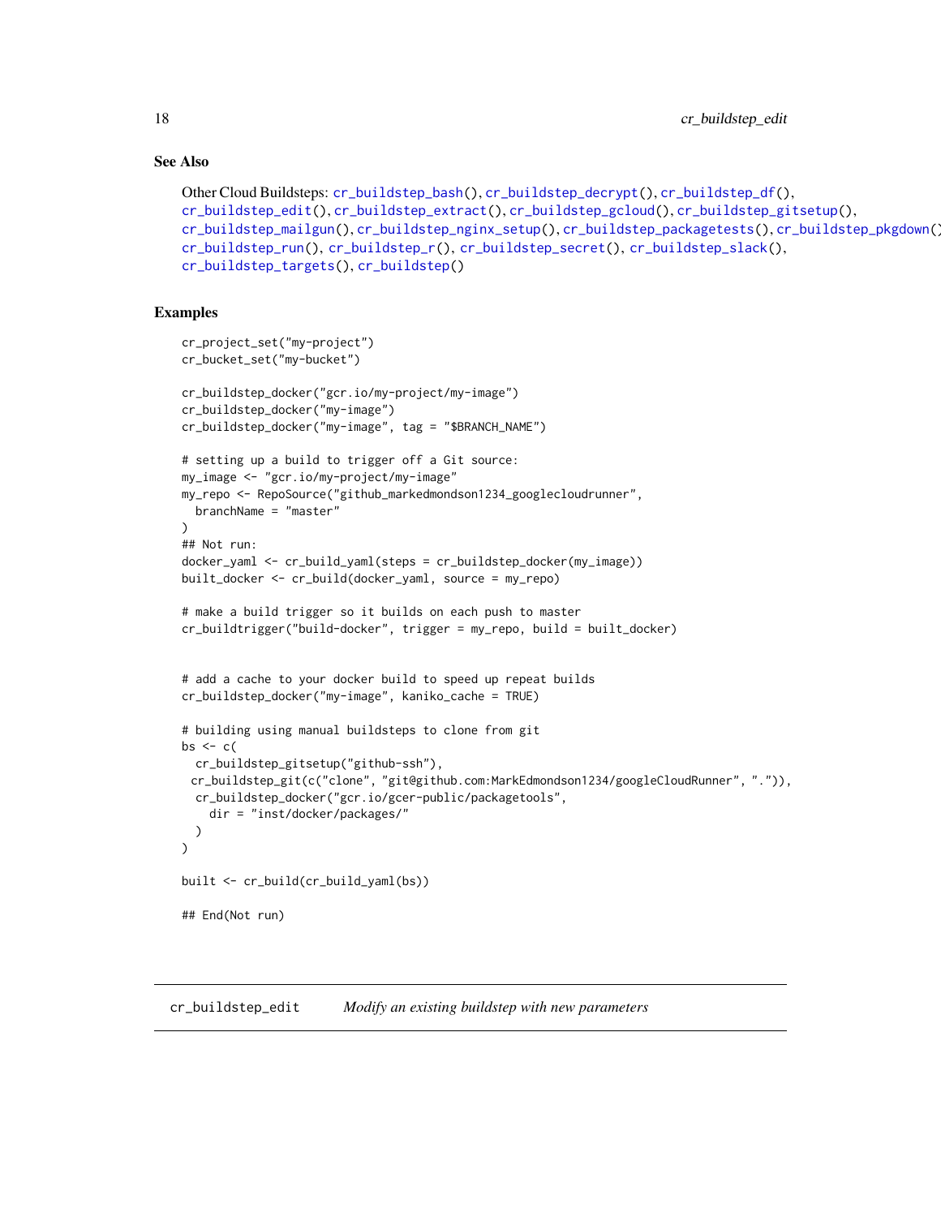## See Also

Other Cloud Buildsteps: cr_buildstep_bash(), cr_buildstep_decrypt(), cr_buildstep_df(), cr_buildstep_edit(), cr_buildstep_extract(), cr_buildstep_gcloud(), cr_buildstep_gitsetup(), cr_buildstep_mailgun(), cr_buildstep_nginx_setup(), cr_buildstep_packagetests(), cr_buildstep_pkgdown(), cr_buildstep_run(), cr_buildstep_r(), cr_buildstep_secret(), cr_buildstep_slack(), cr_buildstep_targets(), cr_buildstep()

## Examples

```
cr_project_set("my-project")
cr_bucket_set("my-bucket")

cr_buildstep_docker("gcr.io/my-project/my-image")
cr_buildstep_docker("my-image")
cr_buildstep_docker("my-image", tag = "$BRANCH_NAME")

# setting up a build to trigger off a Git source:
my_image <- "gcr.io/my-project/my-image"
my_repo <- RepoSource("github_markedmondson1234_googlecloudrunner",
  branchName = "master"
)
## Not run:
docker_yaml <- cr_build_yaml(steps = cr_buildstep_docker(my_image))
built_docker <- cr_build(docker_yaml, source = my_repo)

# make a build trigger so it builds on each push to master
cr_buildtrigger("build-docker", trigger = my_repo, build = built_docker)


# add a cache to your docker build to speed up repeat builds
cr_buildstep_docker("my-image", kaniko_cache = TRUE)

# building using manual buildsteps to clone from git
bs <- c(
  cr_buildstep_gitsetup("github-ssh"),
 cr_buildstep_git(c("clone", "git@github.com:MarkEdmondson1234/googleCloudRunner", ".")),
  cr_buildstep_docker("gcr.io/gcer-public/packagetools",
    dir = "inst/docker/packages/"
  )
)

built <- cr_build(cr_build_yaml(bs))

## End(Not run)
```

---

cr_buildstep_edit &nbsp;&nbsp;&nbsp; *Modify an existing buildstep with new parameters*

---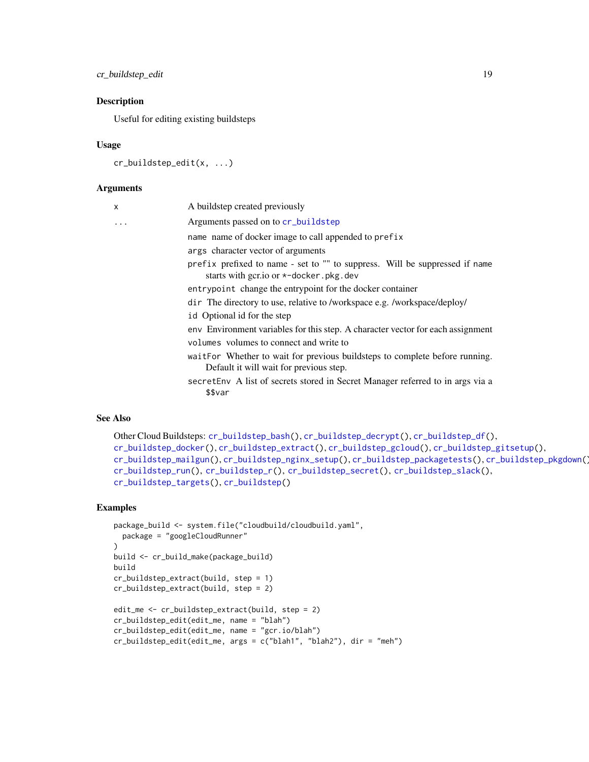## Description

Useful for editing existing buildsteps

## Usage

```
cr_buildstep_edit(x, ...)
```

## Arguments

| | |
|---|---|
| x | A buildstep created previously |
| ... | Arguments passed on to cr_buildstep |

- `name` name of docker image to call appended to `prefix`
- `args` character vector of arguments
- `prefix` prefixed to name - set to "" to suppress. Will be suppressed if `name` starts with gcr.io or `*-docker.pkg.dev`
- `entrypoint` change the entrypoint for the docker container
- `dir` The directory to use, relative to /workspace e.g. /workspace/deploy/
- `id` Optional id for the step
- `env` Environment variables for this step. A character vector for each assignment
- `volumes` volumes to connect and write to
- `waitFor` Whether to wait for previous buildsteps to complete before running. Default it will wait for previous step.
- `secretEnv` A list of secrets stored in Secret Manager referred to in args via a `$$var`

## See Also

Other Cloud Buildsteps: `cr_buildstep_bash()`, `cr_buildstep_decrypt()`, `cr_buildstep_df()`, `cr_buildstep_docker()`, `cr_buildstep_extract()`, `cr_buildstep_gcloud()`, `cr_buildstep_gitsetup()`, `cr_buildstep_mailgun()`, `cr_buildstep_nginx_setup()`, `cr_buildstep_packagetests()`, `cr_buildstep_pkgdown()`, `cr_buildstep_run()`, `cr_buildstep_r()`, `cr_buildstep_secret()`, `cr_buildstep_slack()`, `cr_buildstep_targets()`, `cr_buildstep()`

## Examples

```
package_build <- system.file("cloudbuild/cloudbuild.yaml",
  package = "googleCloudRunner"
)
build <- cr_build_make(package_build)
build
cr_buildstep_extract(build, step = 1)
cr_buildstep_extract(build, step = 2)

edit_me <- cr_buildstep_extract(build, step = 2)
cr_buildstep_edit(edit_me, name = "blah")
cr_buildstep_edit(edit_me, name = "gcr.io/blah")
cr_buildstep_edit(edit_me, args = c("blah1", "blah2"), dir = "meh")
```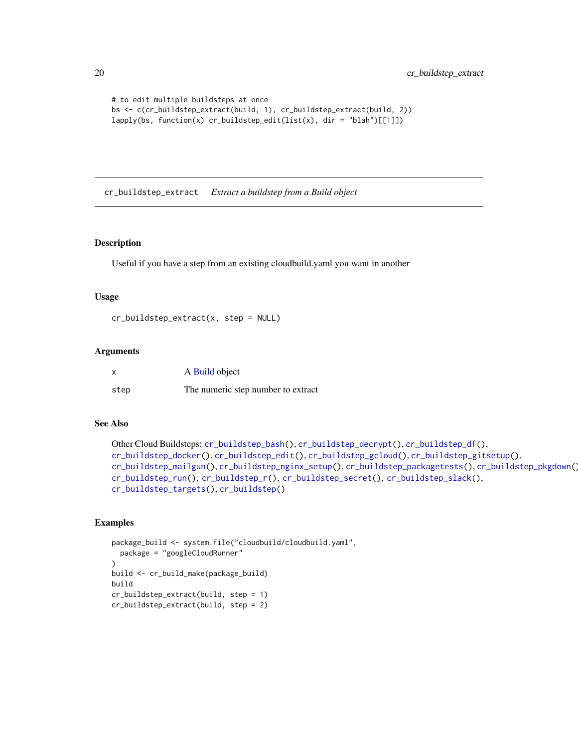```
# to edit multiple buildsteps at once
bs <- c(cr_buildstep_extract(build, 1), cr_buildstep_extract(build, 2))
lapply(bs, function(x) cr_buildstep_edit(list(x), dir = "blah")[[1]])
```

## cr_buildstep_extract    *Extract a buildstep from a Build object*

### Description

Useful if you have a step from an existing cloudbuild.yaml you want in another

### Usage

```
cr_buildstep_extract(x, step = NULL)
```

### Arguments

| | |
|---|---|
| x | A Build object |
| step | The numeric step number to extract |

### See Also

Other Cloud Buildsteps: cr_buildstep_bash(), cr_buildstep_decrypt(), cr_buildstep_df(), cr_buildstep_docker(), cr_buildstep_edit(), cr_buildstep_gcloud(), cr_buildstep_gitsetup(), cr_buildstep_mailgun(), cr_buildstep_nginx_setup(), cr_buildstep_packagetests(), cr_buildstep_pkgdown(), cr_buildstep_run(), cr_buildstep_r(), cr_buildstep_secret(), cr_buildstep_slack(), cr_buildstep_targets(), cr_buildstep()

### Examples

```
package_build <- system.file("cloudbuild/cloudbuild.yaml",
  package = "googleCloudRunner"
)
build <- cr_build_make(package_build)
build
cr_buildstep_extract(build, step = 1)
cr_buildstep_extract(build, step = 2)
```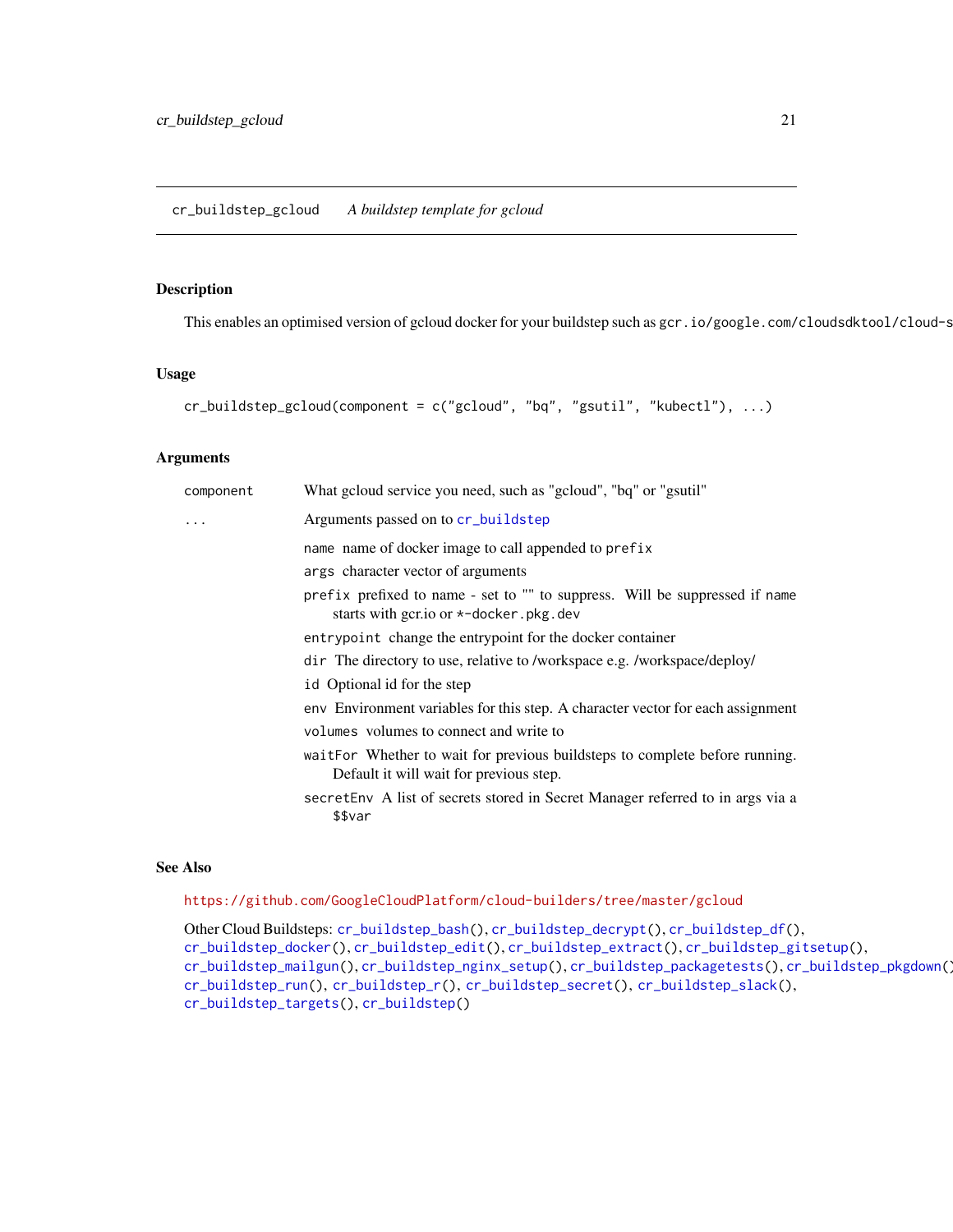## cr_buildstep_gcloud — *A buildstep template for gcloud*

### Description

This enables an optimised version of gcloud docker for your buildstep such as `gcr.io/google.com/cloudsdktool/cloud-s`

### Usage

```
cr_buildstep_gcloud(component = c("gcloud", "bq", "gsutil", "kubectl"), ...)
```

### Arguments

| | |
|---|---|
| `component` | What gcloud service you need, such as "gcloud", "bq" or "gsutil" |
| `...` | Arguments passed on to `cr_buildstep` |

- `name` name of docker image to call appended to `prefix`
- `args` character vector of arguments
- `prefix` prefixed to name - set to "" to suppress. Will be suppressed if `name` starts with gcr.io or `*-docker.pkg.dev`
- `entrypoint` change the entrypoint for the docker container
- `dir` The directory to use, relative to /workspace e.g. /workspace/deploy/
- `id` Optional id for the step
- `env` Environment variables for this step. A character vector for each assignment
- `volumes` volumes to connect and write to
- `waitFor` Whether to wait for previous buildsteps to complete before running. Default it will wait for previous step.
- `secretEnv` A list of secrets stored in Secret Manager referred to in args via a `$$var`

### See Also

https://github.com/GoogleCloudPlatform/cloud-builders/tree/master/gcloud

Other Cloud Buildsteps: `cr_buildstep_bash()`, `cr_buildstep_decrypt()`, `cr_buildstep_df()`, `cr_buildstep_docker()`, `cr_buildstep_edit()`, `cr_buildstep_extract()`, `cr_buildstep_gitsetup()`, `cr_buildstep_mailgun()`, `cr_buildstep_nginx_setup()`, `cr_buildstep_packagetests()`, `cr_buildstep_pkgdown()`, `cr_buildstep_run()`, `cr_buildstep_r()`, `cr_buildstep_secret()`, `cr_buildstep_slack()`, `cr_buildstep_targets()`, `cr_buildstep()`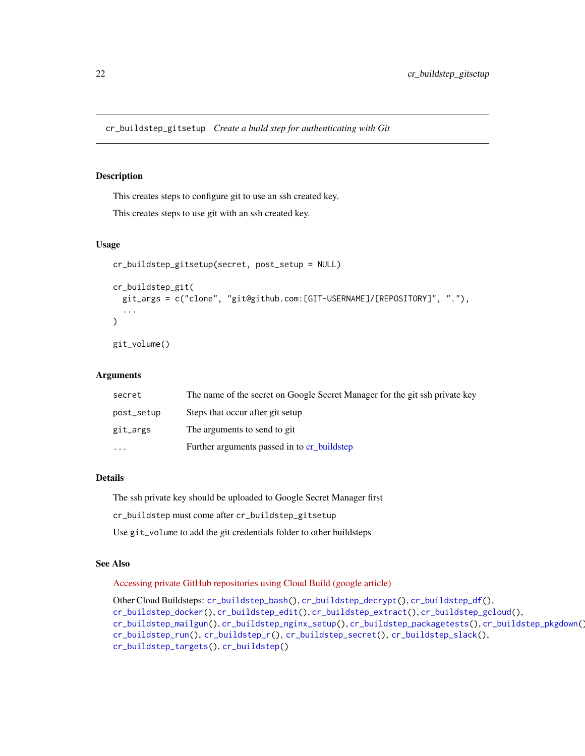## cr_buildstep_gitsetup    *Create a build step for authenticating with Git*

### Description

This creates steps to configure git to use an ssh created key.

This creates steps to use git with an ssh created key.

### Usage

```
cr_buildstep_gitsetup(secret, post_setup = NULL)

cr_buildstep_git(
  git_args = c("clone", "git@github.com:[GIT-USERNAME]/[REPOSITORY]", "."),
  ...
)

git_volume()
```

### Arguments

| | |
|---|---|
| `secret` | The name of the secret on Google Secret Manager for the git ssh private key |
| `post_setup` | Steps that occur after git setup |
| `git_args` | The arguments to send to git |
| `...` | Further arguments passed in to cr_buildstep |

### Details

The ssh private key should be uploaded to Google Secret Manager first

`cr_buildstep` must come after `cr_buildstep_gitsetup`

Use `git_volume` to add the git credentials folder to other buildsteps

### See Also

Accessing private GitHub repositories using Cloud Build (google article)

Other Cloud Buildsteps: `cr_buildstep_bash()`, `cr_buildstep_decrypt()`, `cr_buildstep_df()`, `cr_buildstep_docker()`, `cr_buildstep_edit()`, `cr_buildstep_extract()`, `cr_buildstep_gcloud()`, `cr_buildstep_mailgun()`, `cr_buildstep_nginx_setup()`, `cr_buildstep_packagetests()`, `cr_buildstep_pkgdown()`, `cr_buildstep_run()`, `cr_buildstep_r()`, `cr_buildstep_secret()`, `cr_buildstep_slack()`, `cr_buildstep_targets()`, `cr_buildstep()`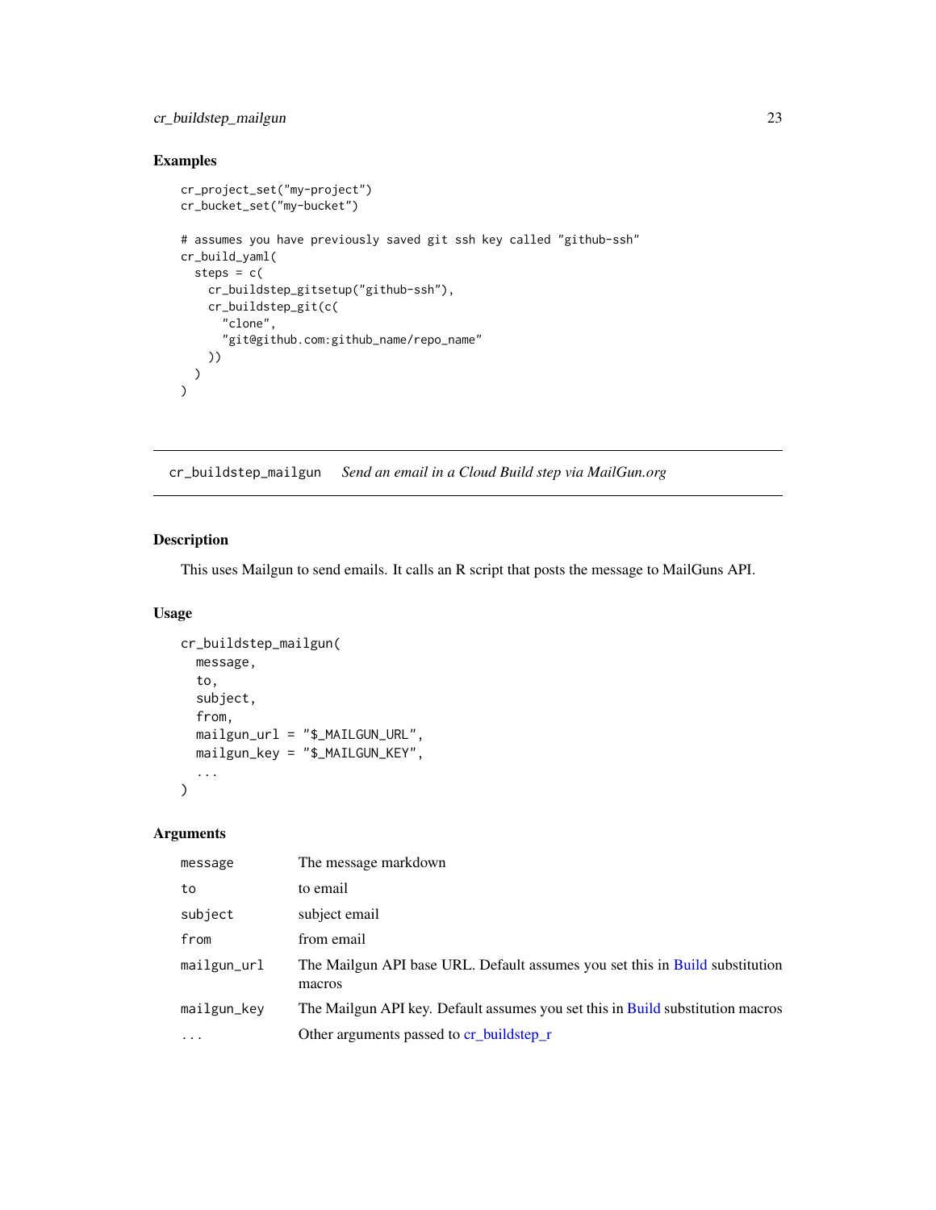## Examples

```
cr_project_set("my-project")
cr_bucket_set("my-bucket")

# assumes you have previously saved git ssh key called "github-ssh"
cr_build_yaml(
  steps = c(
    cr_buildstep_gitsetup("github-ssh"),
    cr_buildstep_git(c(
      "clone",
      "git@github.com:github_name/repo_name"
    ))
  )
)
```

---

# cr_buildstep_mailgun *Send an email in a Cloud Build step via MailGun.org*

---

## Description

This uses Mailgun to send emails. It calls an R script that posts the message to MailGuns API.

## Usage

```
cr_buildstep_mailgun(
  message,
  to,
  subject,
  from,
  mailgun_url = "$_MAILGUN_URL",
  mailgun_key = "$_MAILGUN_KEY",
  ...
)
```

## Arguments

| | |
|---|---|
| message | The message markdown |
| to | to email |
| subject | subject email |
| from | from email |
| mailgun_url | The Mailgun API base URL. Default assumes you set this in Build substitution macros |
| mailgun_key | The Mailgun API key. Default assumes you set this in Build substitution macros |
| ... | Other arguments passed to cr_buildstep_r |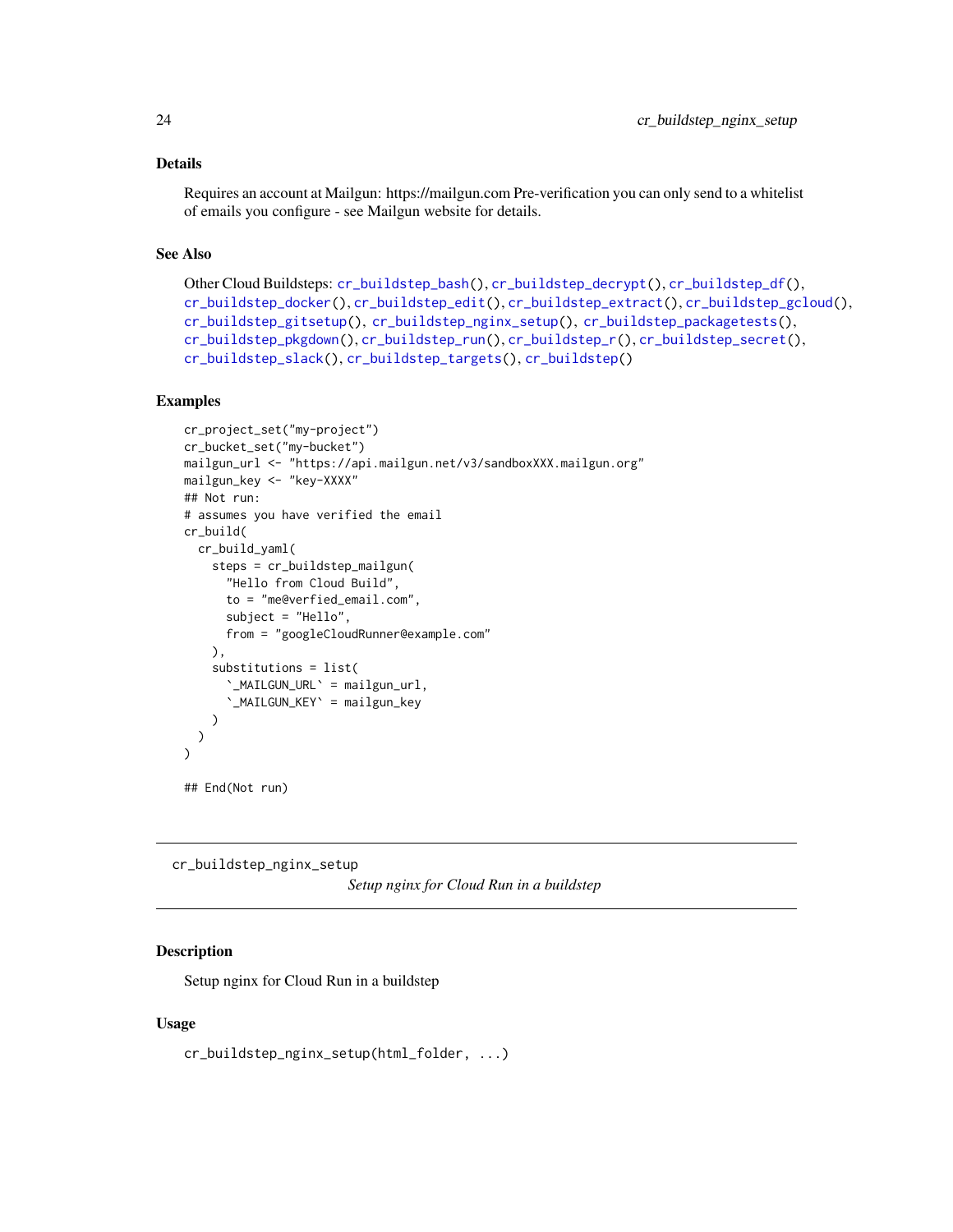### Details

Requires an account at Mailgun: https://mailgun.com Pre-verification you can only send to a whitelist of emails you configure - see Mailgun website for details.

### See Also

Other Cloud Buildsteps: `cr_buildstep_bash()`, `cr_buildstep_decrypt()`, `cr_buildstep_df()`, `cr_buildstep_docker()`, `cr_buildstep_edit()`, `cr_buildstep_extract()`, `cr_buildstep_gcloud()`, `cr_buildstep_gitsetup()`, `cr_buildstep_nginx_setup()`, `cr_buildstep_packagetests()`, `cr_buildstep_pkgdown()`, `cr_buildstep_run()`, `cr_buildstep_r()`, `cr_buildstep_secret()`, `cr_buildstep_slack()`, `cr_buildstep_targets()`, `cr_buildstep()`

### Examples

```
cr_project_set("my-project")
cr_bucket_set("my-bucket")
mailgun_url <- "https://api.mailgun.net/v3/sandboxXXX.mailgun.org"
mailgun_key <- "key-XXXX"
## Not run:
# assumes you have verified the email
cr_build(
  cr_build_yaml(
    steps = cr_buildstep_mailgun(
      "Hello from Cloud Build",
      to = "me@verfied_email.com",
      subject = "Hello",
      from = "googleCloudRunner@example.com"
    ),
    substitutions = list(
      `_MAILGUN_URL` = mailgun_url,
      `_MAILGUN_KEY` = mailgun_key
    )
  )
)

## End(Not run)
```

---

## cr_buildstep_nginx_setup

*Setup nginx for Cloud Run in a buildstep*

---

### Description

Setup nginx for Cloud Run in a buildstep

### Usage

```
cr_buildstep_nginx_setup(html_folder, ...)
```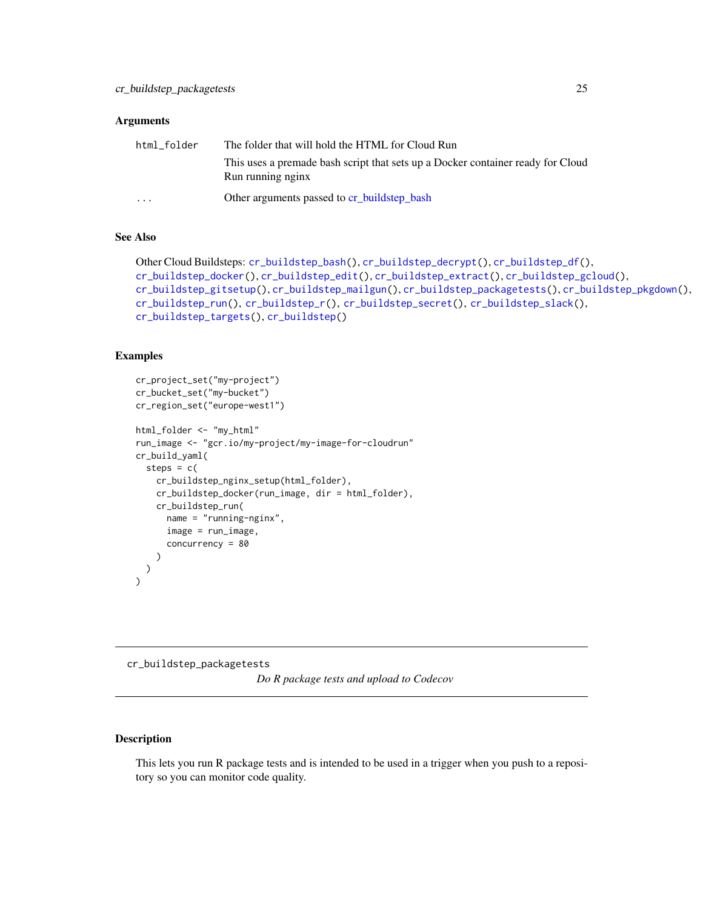### Arguments

| | |
|---|---|
| html_folder | The folder that will hold the HTML for Cloud Run<br>This uses a premade bash script that sets up a Docker container ready for Cloud Run running nginx |
| ... | Other arguments passed to cr_buildstep_bash |

### See Also

Other Cloud Buildsteps: `cr_buildstep_bash()`, `cr_buildstep_decrypt()`, `cr_buildstep_df()`, `cr_buildstep_docker()`, `cr_buildstep_edit()`, `cr_buildstep_extract()`, `cr_buildstep_gcloud()`, `cr_buildstep_gitsetup()`, `cr_buildstep_mailgun()`, `cr_buildstep_packagetests()`, `cr_buildstep_pkgdown()`, `cr_buildstep_run()`, `cr_buildstep_r()`, `cr_buildstep_secret()`, `cr_buildstep_slack()`, `cr_buildstep_targets()`, `cr_buildstep()`

### Examples

```
cr_project_set("my-project")
cr_bucket_set("my-bucket")
cr_region_set("europe-west1")

html_folder <- "my_html"
run_image <- "gcr.io/my-project/my-image-for-cloudrun"
cr_build_yaml(
  steps = c(
    cr_buildstep_nginx_setup(html_folder),
    cr_buildstep_docker(run_image, dir = html_folder),
    cr_buildstep_run(
      name = "running-nginx",
      image = run_image,
      concurrency = 80
    )
  )
)
```

---

## cr_buildstep_packagetests

*Do R package tests and upload to Codecov*

---

### Description

This lets you run R package tests and is intended to be used in a trigger when you push to a repository so you can monitor code quality.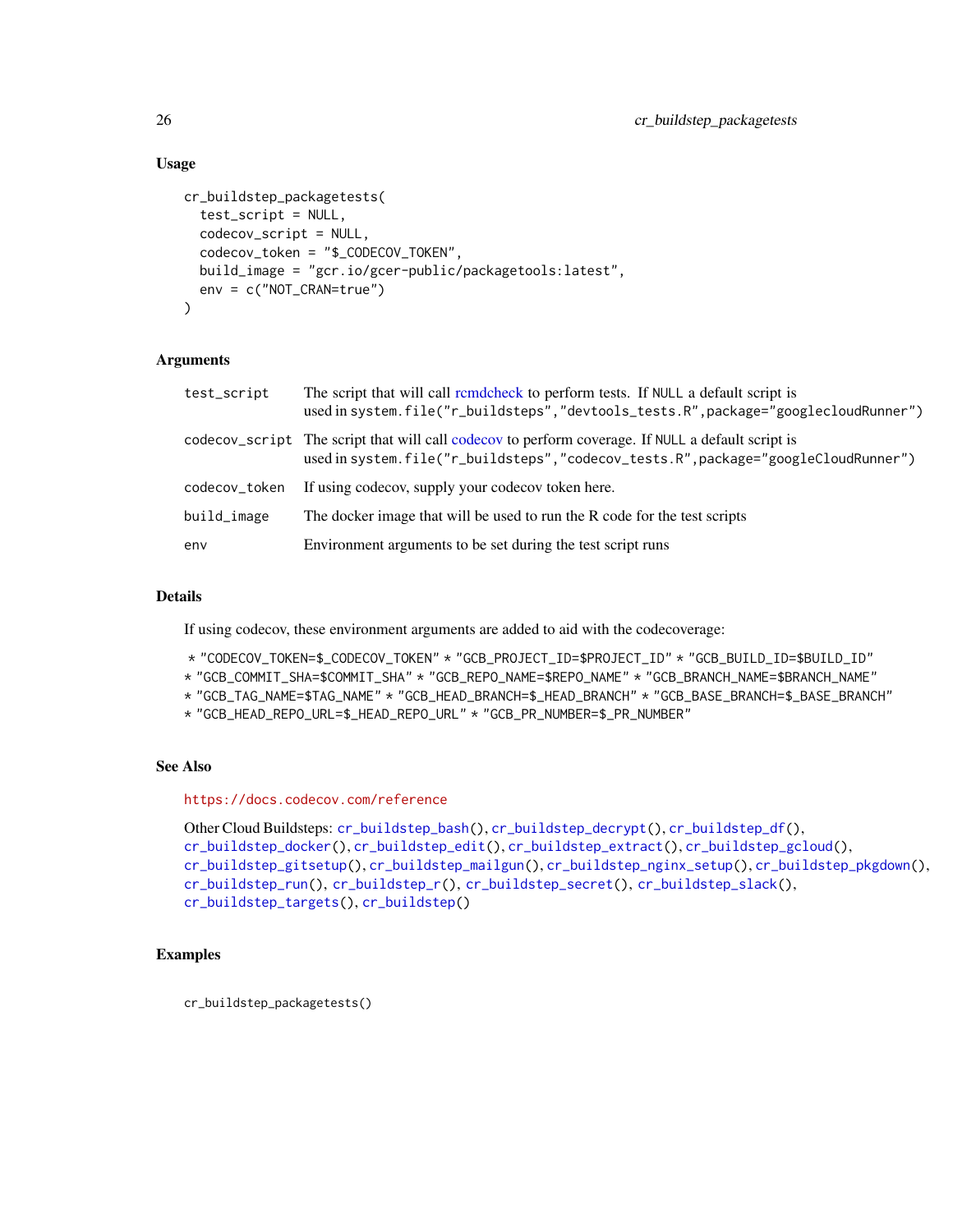## Usage

```
cr_buildstep_packagetests(
  test_script = NULL,
  codecov_script = NULL,
  codecov_token = "$_CODECOV_TOKEN",
  build_image = "gcr.io/gcer-public/packagetools:latest",
  env = c("NOT_CRAN=true")
)
```

## Arguments

| | |
|---|---|
| test_script | The script that will call rcmdcheck to perform tests. If NULL a default script is used in system.file("r_buildsteps","devtools_tests.R",package="googlecloudRunner") |
| codecov_script | The script that will call codecov to perform coverage. If NULL a default script is used in system.file("r_buildsteps","codecov_tests.R",package="googleCloudRunner") |
| codecov_token | If using codecov, supply your codecov token here. |
| build_image | The docker image that will be used to run the R code for the test scripts |
| env | Environment arguments to be set during the test script runs |

## Details

If using codecov, these environment arguments are added to aid with the codecoverage:

* "CODECOV_TOKEN=$_CODECOV_TOKEN" * "GCB_PROJECT_ID=$PROJECT_ID" * "GCB_BUILD_ID=$BUILD_ID" * "GCB_COMMIT_SHA=$COMMIT_SHA" * "GCB_REPO_NAME=$REPO_NAME" * "GCB_BRANCH_NAME=$BRANCH_NAME" * "GCB_TAG_NAME=$TAG_NAME" * "GCB_HEAD_BRANCH=$_HEAD_BRANCH" * "GCB_BASE_BRANCH=$_BASE_BRANCH" * "GCB_HEAD_REPO_URL=$_HEAD_REPO_URL" * "GCB_PR_NUMBER=$_PR_NUMBER"

## See Also

https://docs.codecov.com/reference

Other Cloud Buildsteps: cr_buildstep_bash(), cr_buildstep_decrypt(), cr_buildstep_df(), cr_buildstep_docker(), cr_buildstep_edit(), cr_buildstep_extract(), cr_buildstep_gcloud(), cr_buildstep_gitsetup(), cr_buildstep_mailgun(), cr_buildstep_nginx_setup(), cr_buildstep_pkgdown(), cr_buildstep_run(), cr_buildstep_r(), cr_buildstep_secret(), cr_buildstep_slack(), cr_buildstep_targets(), cr_buildstep()

## Examples

```
cr_buildstep_packagetests()
```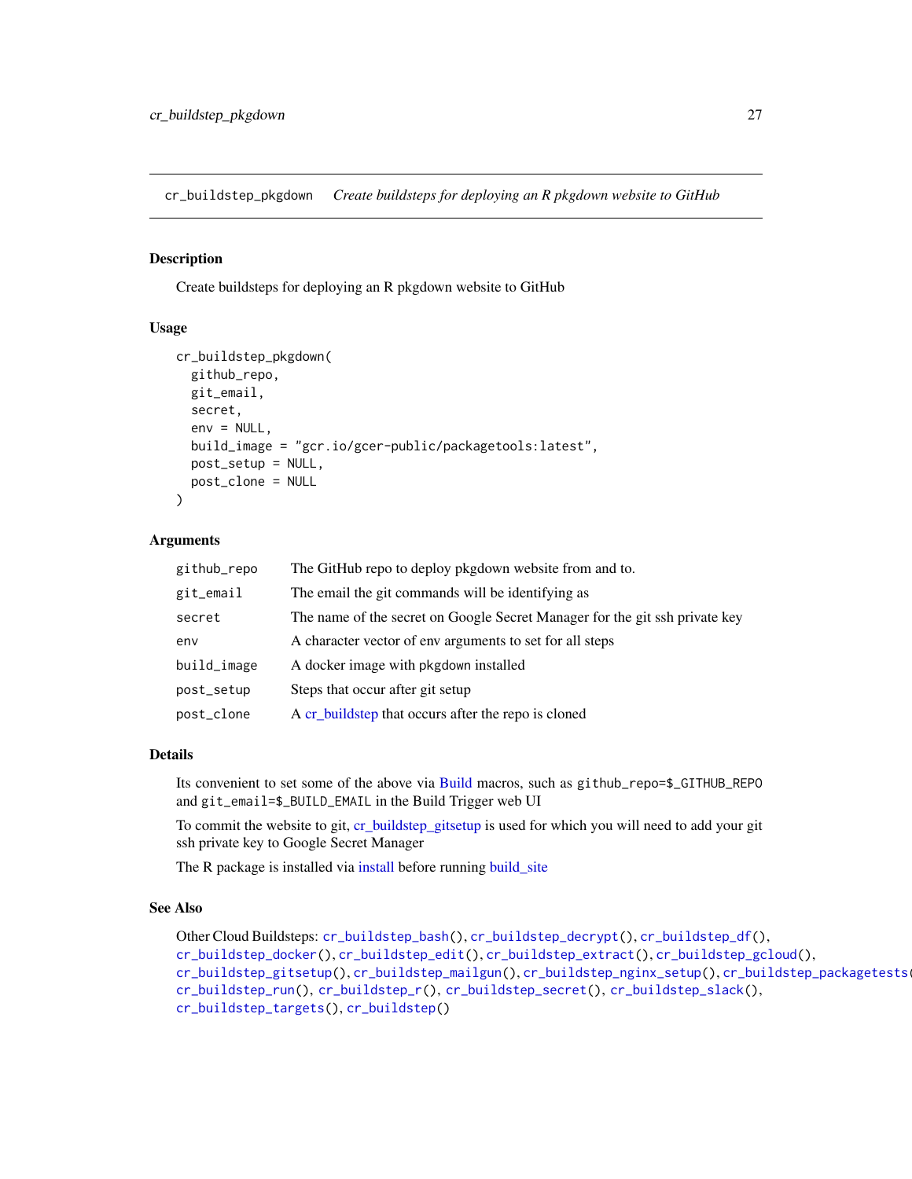## cr_buildstep_pkgdown *Create buildsteps for deploying an R pkgdown website to GitHub*

### Description

Create buildsteps for deploying an R pkgdown website to GitHub

### Usage

```
cr_buildstep_pkgdown(
  github_repo,
  git_email,
  secret,
  env = NULL,
  build_image = "gcr.io/gcer-public/packagetools:latest",
  post_setup = NULL,
  post_clone = NULL
)
```

### Arguments

| | |
|---|---|
| github_repo | The GitHub repo to deploy pkgdown website from and to. |
| git_email | The email the git commands will be identifying as |
| secret | The name of the secret on Google Secret Manager for the git ssh private key |
| env | A character vector of env arguments to set for all steps |
| build_image | A docker image with pkgdown installed |
| post_setup | Steps that occur after git setup |
| post_clone | A cr_buildstep that occurs after the repo is cloned |

### Details

Its convenient to set some of the above via Build macros, such as `github_repo=$_GITHUB_REPO` and `git_email=$_BUILD_EMAIL` in the Build Trigger web UI

To commit the website to git, cr_buildstep_gitsetup is used for which you will need to add your git ssh private key to Google Secret Manager

The R package is installed via install before running build_site

### See Also

Other Cloud Buildsteps: `cr_buildstep_bash()`, `cr_buildstep_decrypt()`, `cr_buildstep_df()`, `cr_buildstep_docker()`, `cr_buildstep_edit()`, `cr_buildstep_extract()`, `cr_buildstep_gcloud()`, `cr_buildstep_gitsetup()`, `cr_buildstep_mailgun()`, `cr_buildstep_nginx_setup()`, `cr_buildstep_packagetests()`, `cr_buildstep_run()`, `cr_buildstep_r()`, `cr_buildstep_secret()`, `cr_buildstep_slack()`, `cr_buildstep_targets()`, `cr_buildstep()`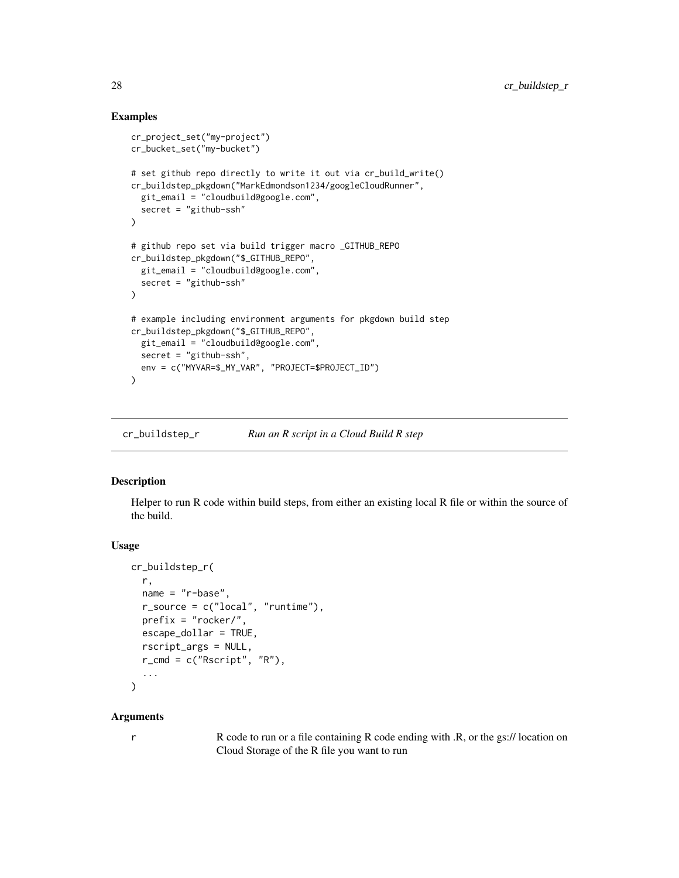### Examples

```
cr_project_set("my-project")
cr_bucket_set("my-bucket")

# set github repo directly to write it out via cr_build_write()
cr_buildstep_pkgdown("MarkEdmondson1234/googleCloudRunner",
  git_email = "cloudbuild@google.com",
  secret = "github-ssh"
)

# github repo set via build trigger macro _GITHUB_REPO
cr_buildstep_pkgdown("$_GITHUB_REPO",
  git_email = "cloudbuild@google.com",
  secret = "github-ssh"
)

# example including environment arguments for pkgdown build step
cr_buildstep_pkgdown("$_GITHUB_REPO",
  git_email = "cloudbuild@google.com",
  secret = "github-ssh",
  env = c("MYVAR=$_MY_VAR", "PROJECT=$PROJECT_ID")
)
```

---

## cr_buildstep_r    *Run an R script in a Cloud Build R step*

---

### Description

Helper to run R code within build steps, from either an existing local R file or within the source of the build.

### Usage

```
cr_buildstep_r(
  r,
  name = "r-base",
  r_source = c("local", "runtime"),
  prefix = "rocker/",
  escape_dollar = TRUE,
  rscript_args = NULL,
  r_cmd = c("Rscript", "R"),
  ...
)
```

### Arguments

| | |
|---|---|
| r | R code to run or a file containing R code ending with .R, or the gs:// location on Cloud Storage of the R file you want to run |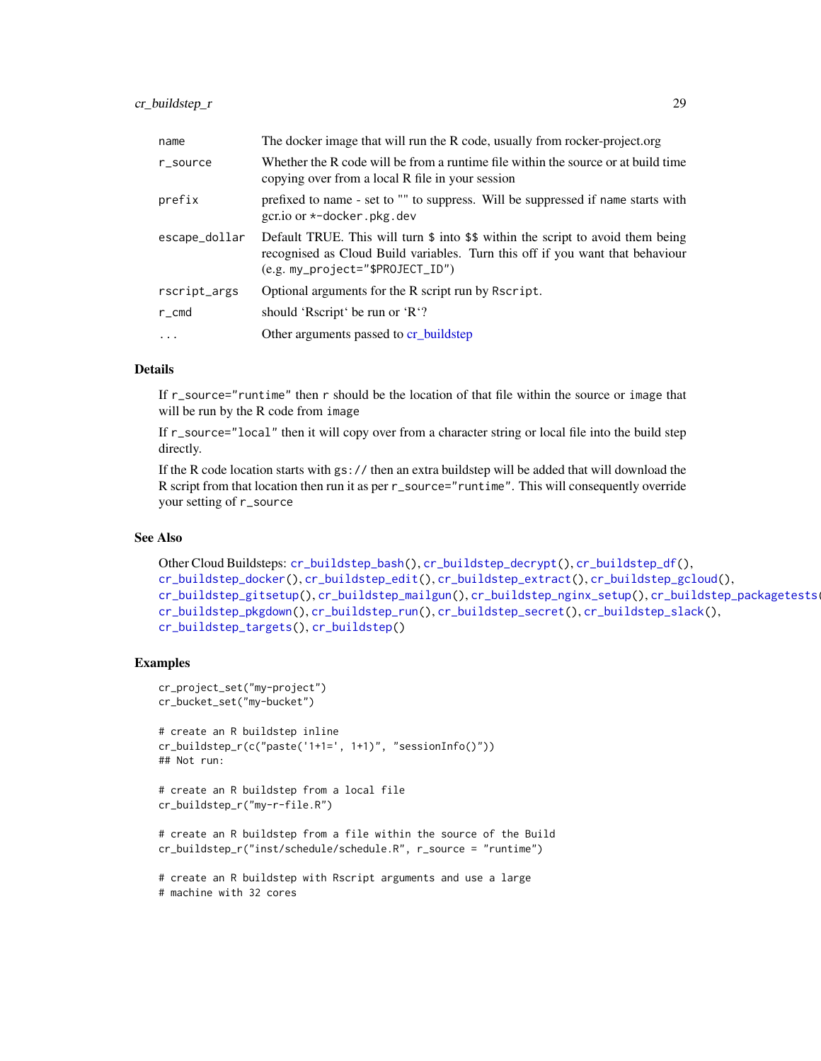| | |
|---|---|
| name | The docker image that will run the R code, usually from rocker-project.org |
| r_source | Whether the R code will be from a runtime file within the source or at build time copying over from a local R file in your session |
| prefix | prefixed to name - set to "" to suppress. Will be suppressed if name starts with gcr.io or *-docker.pkg.dev |
| escape_dollar | Default TRUE. This will turn $ into $$ within the script to avoid them being recognised as Cloud Build variables. Turn this off if you want that behaviour (e.g. my_project="$PROJECT_ID") |
| rscript_args | Optional arguments for the R script run by Rscript. |
| r_cmd | should 'Rscript' be run or 'R'? |
| ... | Other arguments passed to cr_buildstep |

## Details

If `r_source="runtime"` then `r` should be the location of that file within the source or `image` that will be run by the R code from `image`

If `r_source="local"` then it will copy over from a character string or local file into the build step directly.

If the R code location starts with `gs://` then an extra buildstep will be added that will download the R script from that location then run it as per `r_source="runtime"`. This will consequently override your setting of `r_source`

## See Also

Other Cloud Buildsteps: `cr_buildstep_bash()`, `cr_buildstep_decrypt()`, `cr_buildstep_df()`, `cr_buildstep_docker()`, `cr_buildstep_edit()`, `cr_buildstep_extract()`, `cr_buildstep_gcloud()`, `cr_buildstep_gitsetup()`, `cr_buildstep_mailgun()`, `cr_buildstep_nginx_setup()`, `cr_buildstep_packagetests()`, `cr_buildstep_pkgdown()`, `cr_buildstep_run()`, `cr_buildstep_secret()`, `cr_buildstep_slack()`, `cr_buildstep_targets()`, `cr_buildstep()`

## Examples

```
cr_project_set("my-project")
cr_bucket_set("my-bucket")

# create an R buildstep inline
cr_buildstep_r(c("paste('1+1=', 1+1)", "sessionInfo()"))
## Not run:

# create an R buildstep from a local file
cr_buildstep_r("my-r-file.R")

# create an R buildstep from a file within the source of the Build
cr_buildstep_r("inst/schedule/schedule.R", r_source = "runtime")

# create an R buildstep with Rscript arguments and use a large
# machine with 32 cores
```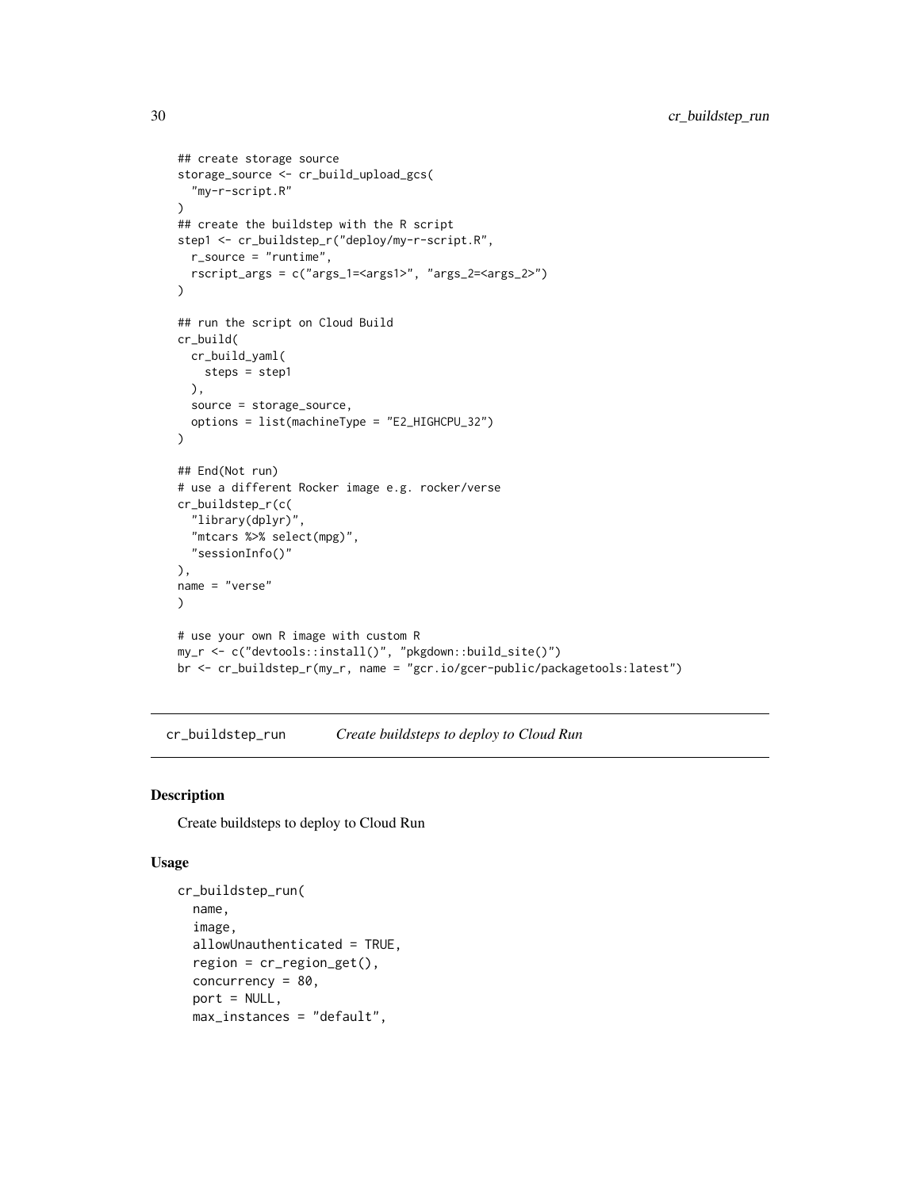```
## create storage source
storage_source <- cr_build_upload_gcs(
  "my-r-script.R"
)
## create the buildstep with the R script
step1 <- cr_buildstep_r("deploy/my-r-script.R",
  r_source = "runtime",
  rscript_args = c("args_1=<args1>", "args_2=<args_2>")
)

## run the script on Cloud Build
cr_build(
  cr_build_yaml(
    steps = step1
  ),
  source = storage_source,
  options = list(machineType = "E2_HIGHCPU_32")
)

## End(Not run)
# use a different Rocker image e.g. rocker/verse
cr_buildstep_r(c(
  "library(dplyr)",
  "mtcars %>% select(mpg)",
  "sessionInfo()"
),
name = "verse"
)

# use your own R image with custom R
my_r <- c("devtools::install()", "pkgdown::build_site()")
br <- cr_buildstep_r(my_r, name = "gcr.io/gcer-public/packagetools:latest")
```

---

## cr_buildstep_run    *Create buildsteps to deploy to Cloud Run*

---

### Description

Create buildsteps to deploy to Cloud Run

### Usage

```
cr_buildstep_run(
  name,
  image,
  allowUnauthenticated = TRUE,
  region = cr_region_get(),
  concurrency = 80,
  port = NULL,
  max_instances = "default",
```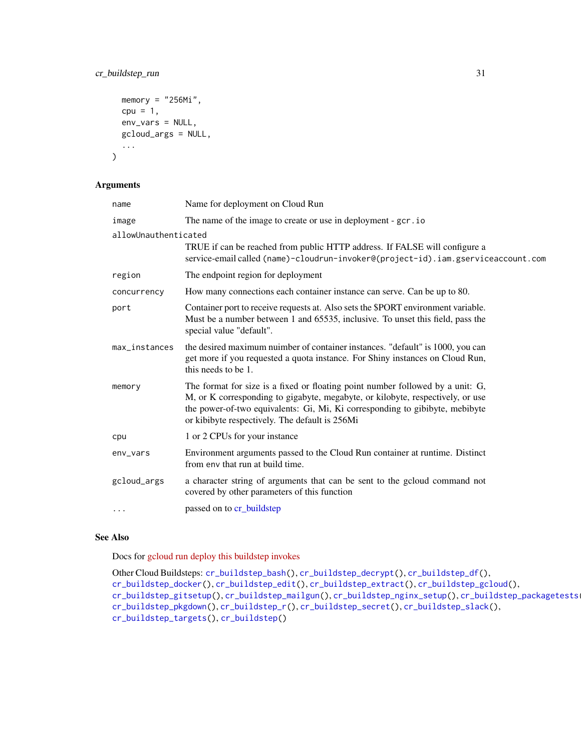```
  memory = "256Mi",
  cpu = 1,
  env_vars = NULL,
  gcloud_args = NULL,
  ...
)
```

## Arguments

| | |
|---|---|
| name | Name for deployment on Cloud Run |
| image | The name of the image to create or use in deployment - gcr.io |
| allowUnauthenticated | TRUE if can be reached from public HTTP address. If FALSE will configure a service-email called (name)-cloudrun-invoker@(project-id).iam.gserviceaccount.com |
| region | The endpoint region for deployment |
| concurrency | How many connections each container instance can serve. Can be up to 80. |
| port | Container port to receive requests at. Also sets the $PORT environment variable. Must be a number between 1 and 65535, inclusive. To unset this field, pass the special value "default". |
| max_instances | the desired maximum nuimber of container instances. "default" is 1000, you can get more if you requested a quota instance. For Shiny instances on Cloud Run, this needs to be 1. |
| memory | The format for size is a fixed or floating point number followed by a unit: G, M, or K corresponding to gigabyte, megabyte, or kilobyte, respectively, or use the power-of-two equivalents: Gi, Mi, Ki corresponding to gibibyte, mebibyte or kibibyte respectively. The default is 256Mi |
| cpu | 1 or 2 CPUs for your instance |
| env_vars | Environment arguments passed to the Cloud Run container at runtime. Distinct from env that run at build time. |
| gcloud_args | a character string of arguments that can be sent to the gcloud command not covered by other parameters of this function |
| ... | passed on to cr_buildstep |

## See Also

Docs for gcloud run deploy this buildstep invokes

Other Cloud Buildsteps: cr_buildstep_bash(), cr_buildstep_decrypt(), cr_buildstep_df(), cr_buildstep_docker(), cr_buildstep_edit(), cr_buildstep_extract(), cr_buildstep_gcloud(), cr_buildstep_gitsetup(), cr_buildstep_mailgun(), cr_buildstep_nginx_setup(), cr_buildstep_packagetests(), cr_buildstep_pkgdown(), cr_buildstep_r(), cr_buildstep_secret(), cr_buildstep_slack(), cr_buildstep_targets(), cr_buildstep()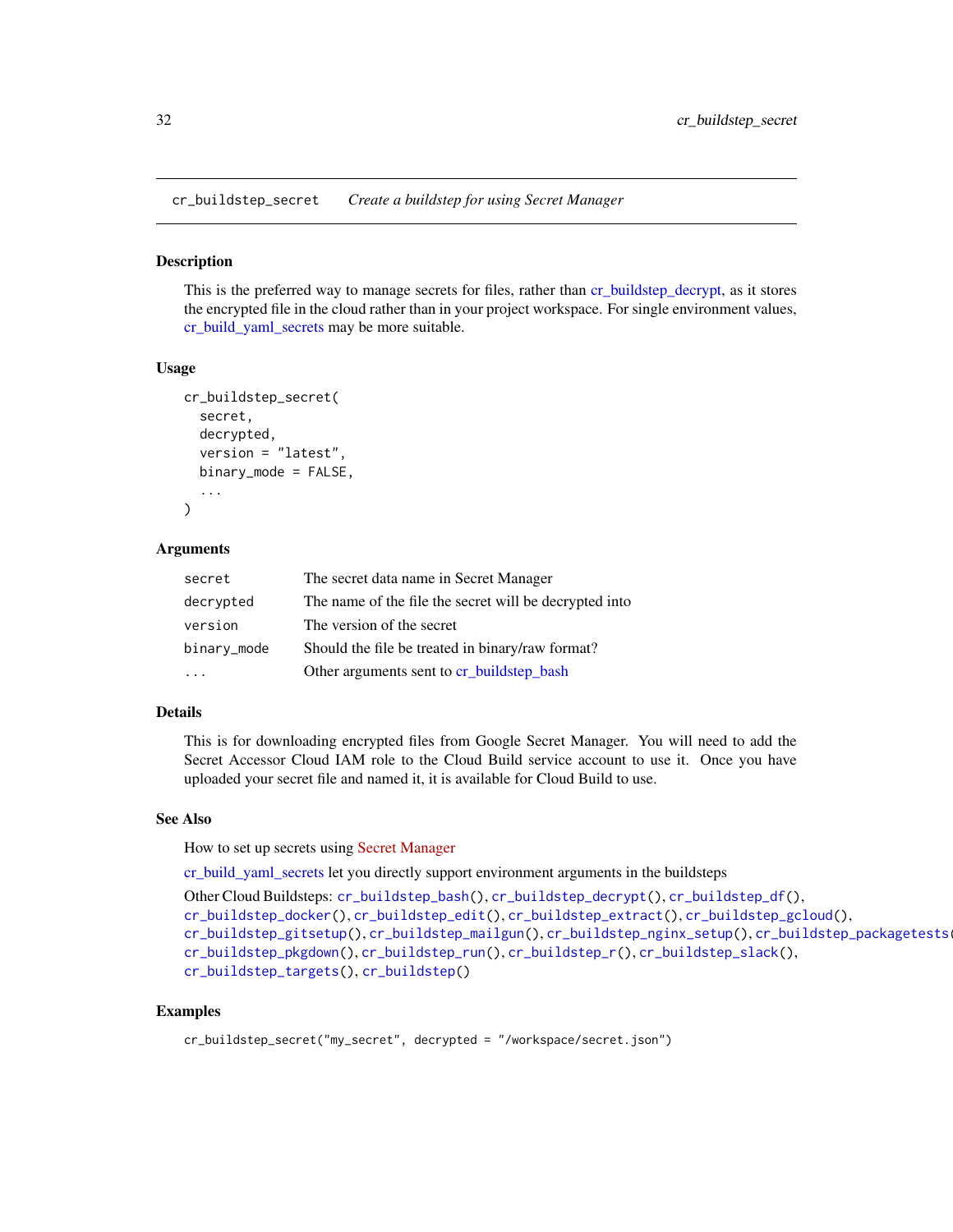## cr_buildstep_secret — *Create a buildstep for using Secret Manager*

### Description

This is the preferred way to manage secrets for files, rather than cr_buildstep_decrypt, as it stores the encrypted file in the cloud rather than in your project workspace. For single environment values, cr_build_yaml_secrets may be more suitable.

### Usage

```
cr_buildstep_secret(
  secret,
  decrypted,
  version = "latest",
  binary_mode = FALSE,
  ...
)
```

### Arguments

| | |
|---|---|
| `secret` | The secret data name in Secret Manager |
| `decrypted` | The name of the file the secret will be decrypted into |
| `version` | The version of the secret |
| `binary_mode` | Should the file be treated in binary/raw format? |
| `...` | Other arguments sent to cr_buildstep_bash |

### Details

This is for downloading encrypted files from Google Secret Manager. You will need to add the Secret Accessor Cloud IAM role to the Cloud Build service account to use it. Once you have uploaded your secret file and named it, it is available for Cloud Build to use.

### See Also

How to set up secrets using Secret Manager

cr_build_yaml_secrets let you directly support environment arguments in the buildsteps

Other Cloud Buildsteps: `cr_buildstep_bash()`, `cr_buildstep_decrypt()`, `cr_buildstep_df()`, `cr_buildstep_docker()`, `cr_buildstep_edit()`, `cr_buildstep_extract()`, `cr_buildstep_gcloud()`, `cr_buildstep_gitsetup()`, `cr_buildstep_mailgun()`, `cr_buildstep_nginx_setup()`, `cr_buildstep_packagetests()`, `cr_buildstep_pkgdown()`, `cr_buildstep_run()`, `cr_buildstep_r()`, `cr_buildstep_slack()`, `cr_buildstep_targets()`, `cr_buildstep()`

### Examples

```
cr_buildstep_secret("my_secret", decrypted = "/workspace/secret.json")
```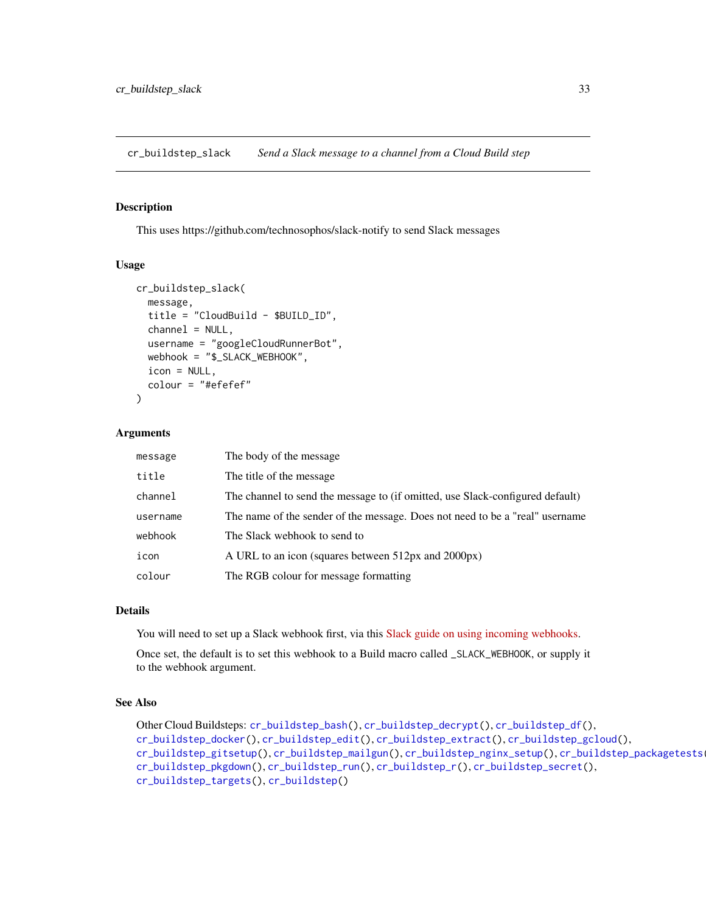# cr_buildstep_slack    *Send a Slack message to a channel from a Cloud Build step*

## Description

This uses https://github.com/technosophos/slack-notify to send Slack messages

## Usage

```
cr_buildstep_slack(
  message,
  title = "CloudBuild - $BUILD_ID",
  channel = NULL,
  username = "googleCloudRunnerBot",
  webhook = "$_SLACK_WEBHOOK",
  icon = NULL,
  colour = "#efefef"
)
```

## Arguments

| | |
|---|---|
| `message` | The body of the message |
| `title` | The title of the message |
| `channel` | The channel to send the message to (if omitted, use Slack-configured default) |
| `username` | The name of the sender of the message. Does not need to be a "real" username |
| `webhook` | The Slack webhook to send to |
| `icon` | A URL to an icon (squares between 512px and 2000px) |
| `colour` | The RGB colour for message formatting |

## Details

You will need to set up a Slack webhook first, via this Slack guide on using incoming webhooks.

Once set, the default is to set this webhook to a Build macro called `_SLACK_WEBHOOK`, or supply it to the webhook argument.

## See Also

Other Cloud Buildsteps: `cr_buildstep_bash()`, `cr_buildstep_decrypt()`, `cr_buildstep_df()`, `cr_buildstep_docker()`, `cr_buildstep_edit()`, `cr_buildstep_extract()`, `cr_buildstep_gcloud()`, `cr_buildstep_gitsetup()`, `cr_buildstep_mailgun()`, `cr_buildstep_nginx_setup()`, `cr_buildstep_packagetests()`, `cr_buildstep_pkgdown()`, `cr_buildstep_run()`, `cr_buildstep_r()`, `cr_buildstep_secret()`, `cr_buildstep_targets()`, `cr_buildstep()`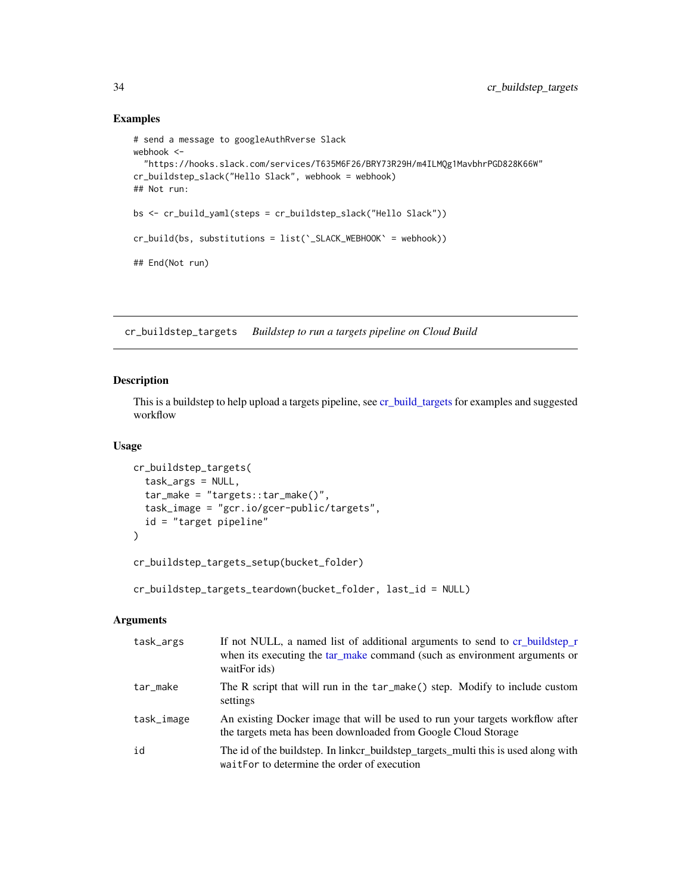## Examples

```
# send a message to googleAuthRverse Slack
webhook <-
  "https://hooks.slack.com/services/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"
cr_buildstep_slack("Hello Slack", webhook = webhook)
## Not run:

bs <- cr_build_yaml(steps = cr_buildstep_slack("Hello Slack"))

cr_build(bs, substitutions = list(`_SLACK_WEBHOOK` = webhook))

## End(Not run)
```

---

# cr_buildstep_targets    *Buildstep to run a targets pipeline on Cloud Build*

---

## Description

This is a buildstep to help upload a targets pipeline, see cr_build_targets for examples and suggested workflow

## Usage

```
cr_buildstep_targets(
  task_args = NULL,
  tar_make = "targets::tar_make()",
  task_image = "gcr.io/gcer-public/targets",
  id = "target pipeline"
)

cr_buildstep_targets_setup(bucket_folder)

cr_buildstep_targets_teardown(bucket_folder, last_id = NULL)
```

## Arguments

| | |
|---|---|
| `task_args` | If not NULL, a named list of additional arguments to send to cr_buildstep_r when its executing the tar_make command (such as environment arguments or waitFor ids) |
| `tar_make` | The R script that will run in the `tar_make()` step. Modify to include custom settings |
| `task_image` | An existing Docker image that will be used to run your targets workflow after the targets meta has been downloaded from Google Cloud Storage |
| `id` | The id of the buildstep. In linkcr_buildstep_targets_multi this is used along with `waitFor` to determine the order of execution |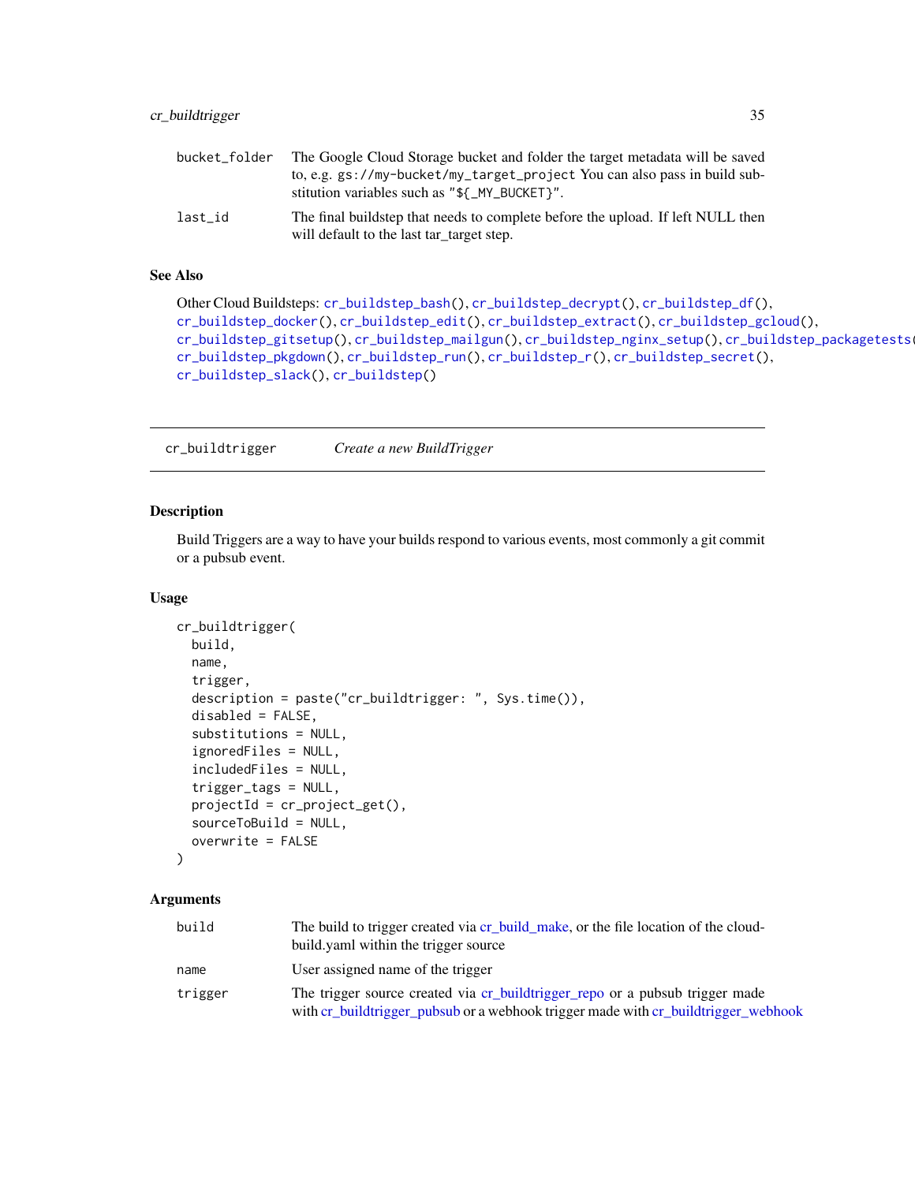| | |
|---|---|
| bucket_folder | The Google Cloud Storage bucket and folder the target metadata will be saved to, e.g. gs://my-bucket/my_target_project You can also pass in build substitution variables such as "${_MY_BUCKET}". |
| last_id | The final buildstep that needs to complete before the upload. If left NULL then will default to the last tar_target step. |

### See Also

Other Cloud Buildsteps: cr_buildstep_bash(), cr_buildstep_decrypt(), cr_buildstep_df(), cr_buildstep_docker(), cr_buildstep_edit(), cr_buildstep_extract(), cr_buildstep_gcloud(), cr_buildstep_gitsetup(), cr_buildstep_mailgun(), cr_buildstep_nginx_setup(), cr_buildstep_packagetests(), cr_buildstep_pkgdown(), cr_buildstep_run(), cr_buildstep_r(), cr_buildstep_secret(), cr_buildstep_slack(), cr_buildstep()

---

## cr_buildtrigger *Create a new BuildTrigger*

### Description

Build Triggers are a way to have your builds respond to various events, most commonly a git commit or a pubsub event.

### Usage

```
cr_buildtrigger(
  build,
  name,
  trigger,
  description = paste("cr_buildtrigger: ", Sys.time()),
  disabled = FALSE,
  substitutions = NULL,
  ignoredFiles = NULL,
  includedFiles = NULL,
  trigger_tags = NULL,
  projectId = cr_project_get(),
  sourceToBuild = NULL,
  overwrite = FALSE
)
```

### Arguments

| | |
|---|---|
| build | The build to trigger created via cr_build_make, or the file location of the cloudbuild.yaml within the trigger source |
| name | User assigned name of the trigger |
| trigger | The trigger source created via cr_buildtrigger_repo or a pubsub trigger made with cr_buildtrigger_pubsub or a webhook trigger made with cr_buildtrigger_webhook |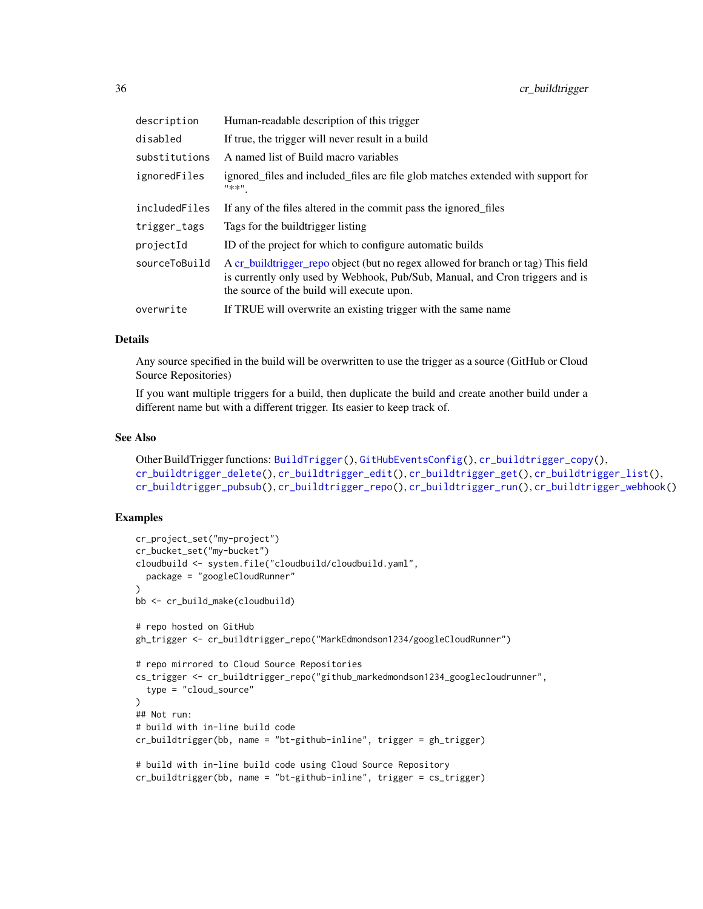| | |
|---|---|
| description | Human-readable description of this trigger |
| disabled | If true, the trigger will never result in a build |
| substitutions | A named list of Build macro variables |
| ignoredFiles | ignored_files and included_files are file glob matches extended with support for "**". |
| includedFiles | If any of the files altered in the commit pass the ignored_files |
| trigger_tags | Tags for the buildtrigger listing |
| projectId | ID of the project for which to configure automatic builds |
| sourceToBuild | A cr_buildtrigger_repo object (but no regex allowed for branch or tag) This field is currently only used by Webhook, Pub/Sub, Manual, and Cron triggers and is the source of the build will execute upon. |
| overwrite | If TRUE will overwrite an existing trigger with the same name |

## Details

Any source specified in the build will be overwritten to use the trigger as a source (GitHub or Cloud Source Repositories)

If you want multiple triggers for a build, then duplicate the build and create another build under a different name but with a different trigger. Its easier to keep track of.

## See Also

Other BuildTrigger functions: `BuildTrigger()`, `GitHubEventsConfig()`, `cr_buildtrigger_copy()`, `cr_buildtrigger_delete()`, `cr_buildtrigger_edit()`, `cr_buildtrigger_get()`, `cr_buildtrigger_list()`, `cr_buildtrigger_pubsub()`, `cr_buildtrigger_repo()`, `cr_buildtrigger_run()`, `cr_buildtrigger_webhook()`

## Examples

```
cr_project_set("my-project")
cr_bucket_set("my-bucket")
cloudbuild <- system.file("cloudbuild/cloudbuild.yaml",
  package = "googleCloudRunner"
)
bb <- cr_build_make(cloudbuild)

# repo hosted on GitHub
gh_trigger <- cr_buildtrigger_repo("MarkEdmondson1234/googleCloudRunner")

# repo mirrored to Cloud Source Repositories
cs_trigger <- cr_buildtrigger_repo("github_markedmondson1234_googlecloudrunner",
  type = "cloud_source"
)
## Not run:
# build with in-line build code
cr_buildtrigger(bb, name = "bt-github-inline", trigger = gh_trigger)

# build with in-line build code using Cloud Source Repository
cr_buildtrigger(bb, name = "bt-github-inline", trigger = cs_trigger)
```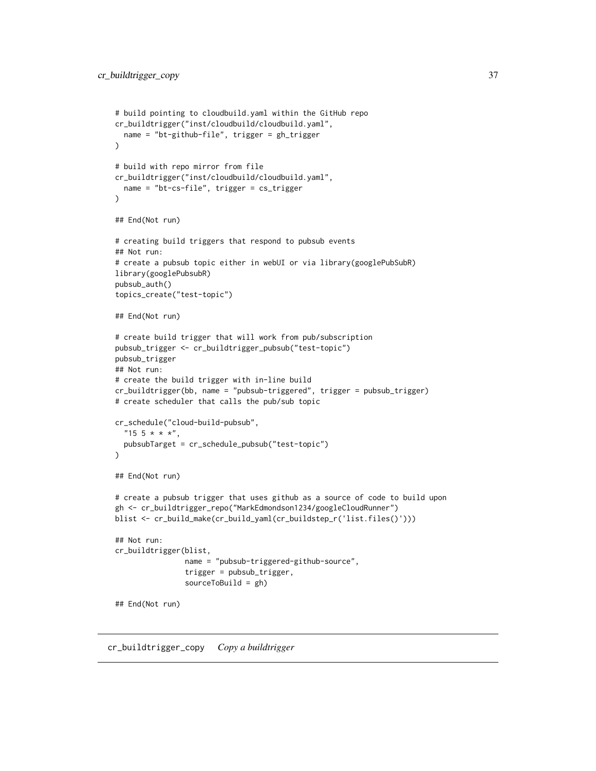```
# build pointing to cloudbuild.yaml within the GitHub repo
cr_buildtrigger("inst/cloudbuild/cloudbuild.yaml",
  name = "bt-github-file", trigger = gh_trigger
)

# build with repo mirror from file
cr_buildtrigger("inst/cloudbuild/cloudbuild.yaml",
  name = "bt-cs-file", trigger = cs_trigger
)

## End(Not run)

# creating build triggers that respond to pubsub events
## Not run:
# create a pubsub topic either in webUI or via library(googlePubSubR)
library(googlePubsubR)
pubsub_auth()
topics_create("test-topic")

## End(Not run)

# create build trigger that will work from pub/subscription
pubsub_trigger <- cr_buildtrigger_pubsub("test-topic")
pubsub_trigger
## Not run:
# create the build trigger with in-line build
cr_buildtrigger(bb, name = "pubsub-triggered", trigger = pubsub_trigger)
# create scheduler that calls the pub/sub topic

cr_schedule("cloud-build-pubsub",
  "15 5 * * *",
  pubsubTarget = cr_schedule_pubsub("test-topic")
)

## End(Not run)

# create a pubsub trigger that uses github as a source of code to build upon
gh <- cr_buildtrigger_repo("MarkEdmondson1234/googleCloudRunner")
blist <- cr_build_make(cr_build_yaml(cr_buildstep_r('list.files()')))

## Not run:
cr_buildtrigger(blist,
                name = "pubsub-triggered-github-source",
                trigger = pubsub_trigger,
                sourceToBuild = gh)

## End(Not run)
```

## cr_buildtrigger_copy *Copy a buildtrigger*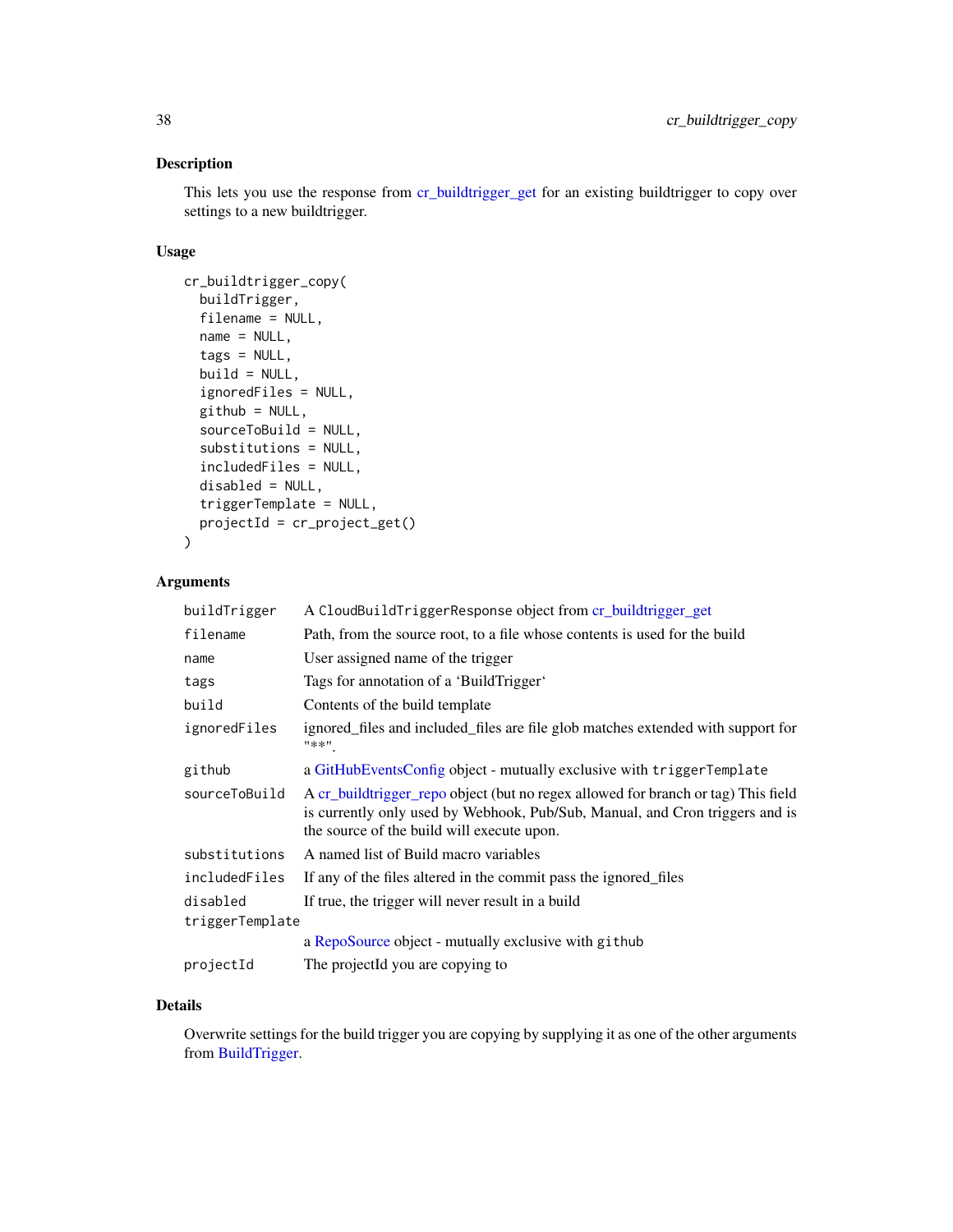## Description

This lets you use the response from cr_buildtrigger_get for an existing buildtrigger to copy over settings to a new buildtrigger.

## Usage

```
cr_buildtrigger_copy(
  buildTrigger,
  filename = NULL,
  name = NULL,
  tags = NULL,
  build = NULL,
  ignoredFiles = NULL,
  github = NULL,
  sourceToBuild = NULL,
  substitutions = NULL,
  includedFiles = NULL,
  disabled = NULL,
  triggerTemplate = NULL,
  projectId = cr_project_get()
)
```

## Arguments

| Argument | Description |
|---|---|
| `buildTrigger` | A `CloudBuildTriggerResponse` object from cr_buildtrigger_get |
| `filename` | Path, from the source root, to a file whose contents is used for the build |
| `name` | User assigned name of the trigger |
| `tags` | Tags for annotation of a 'BuildTrigger' |
| `build` | Contents of the build template |
| `ignoredFiles` | ignored_files and included_files are file glob matches extended with support for `"**"`. |
| `github` | a GitHubEventsConfig object - mutually exclusive with `triggerTemplate` |
| `sourceToBuild` | A cr_buildtrigger_repo object (but no regex allowed for branch or tag) This field is currently only used by Webhook, Pub/Sub, Manual, and Cron triggers and is the source of the build will execute upon. |
| `substitutions` | A named list of Build macro variables |
| `includedFiles` | If any of the files altered in the commit pass the ignored_files |
| `disabled` | If true, the trigger will never result in a build |
| `triggerTemplate` | a RepoSource object - mutually exclusive with `github` |
| `projectId` | The projectId you are copying to |

## Details

Overwrite settings for the build trigger you are copying by supplying it as one of the other arguments from BuildTrigger.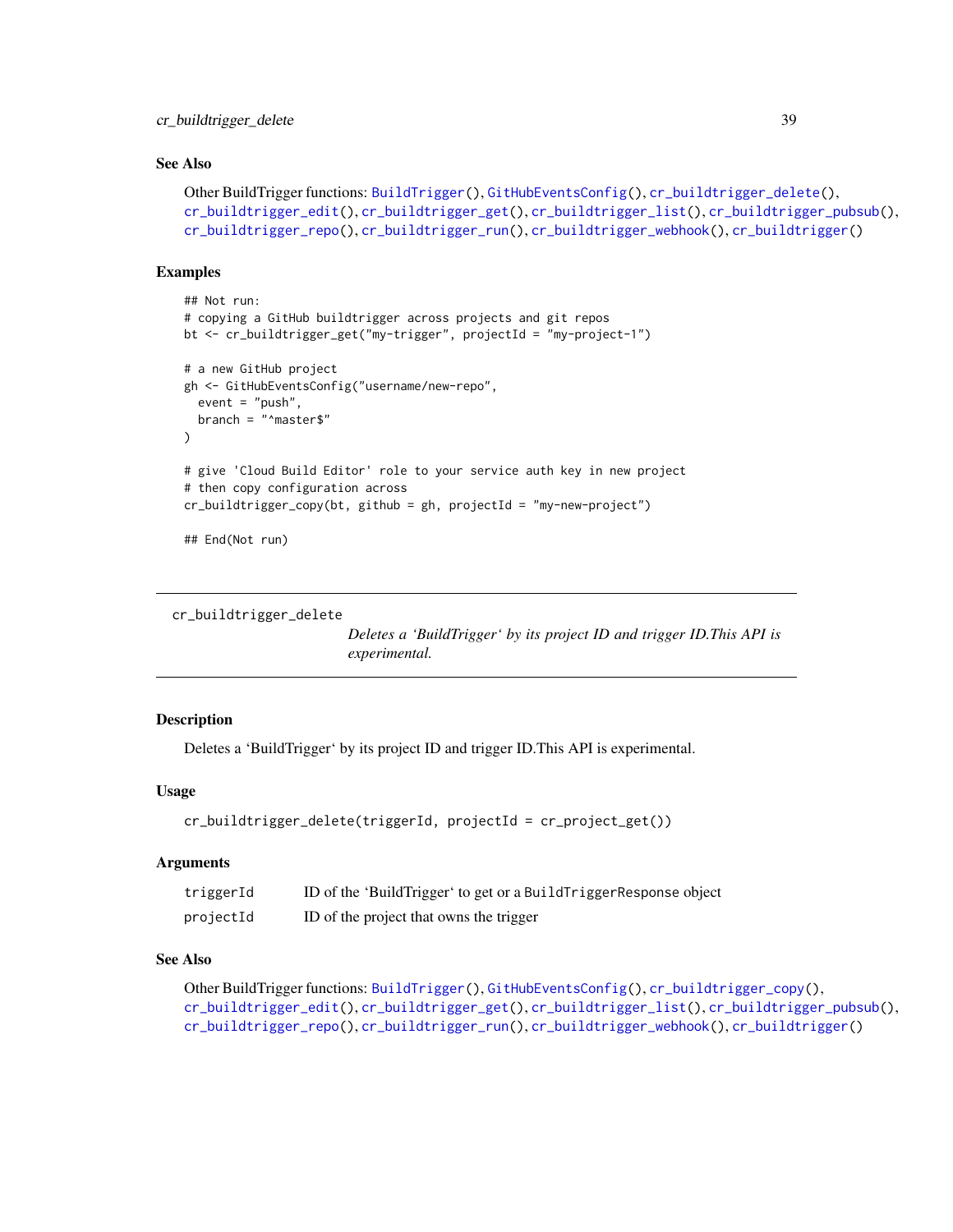### See Also

Other BuildTrigger functions: BuildTrigger(), GitHubEventsConfig(), cr_buildtrigger_delete(), cr_buildtrigger_edit(), cr_buildtrigger_get(), cr_buildtrigger_list(), cr_buildtrigger_pubsub(), cr_buildtrigger_repo(), cr_buildtrigger_run(), cr_buildtrigger_webhook(), cr_buildtrigger()

### Examples

```
## Not run:
# copying a GitHub buildtrigger across projects and git repos
bt <- cr_buildtrigger_get("my-trigger", projectId = "my-project-1")

# a new GitHub project
gh <- GitHubEventsConfig("username/new-repo",
  event = "push",
  branch = "^master$"
)

# give 'Cloud Build Editor' role to your service auth key in new project
# then copy configuration across
cr_buildtrigger_copy(bt, github = gh, projectId = "my-new-project")

## End(Not run)
```

---

## cr_buildtrigger_delete

*Deletes a 'BuildTrigger' by its project ID and trigger ID.This API is experimental.*

---

### Description

Deletes a 'BuildTrigger' by its project ID and trigger ID.This API is experimental.

### Usage

```
cr_buildtrigger_delete(triggerId, projectId = cr_project_get())
```

### Arguments

| | |
|---|---|
| triggerId | ID of the 'BuildTrigger' to get or a BuildTriggerResponse object |
| projectId | ID of the project that owns the trigger |

### See Also

Other BuildTrigger functions: BuildTrigger(), GitHubEventsConfig(), cr_buildtrigger_copy(), cr_buildtrigger_edit(), cr_buildtrigger_get(), cr_buildtrigger_list(), cr_buildtrigger_pubsub(), cr_buildtrigger_repo(), cr_buildtrigger_run(), cr_buildtrigger_webhook(), cr_buildtrigger()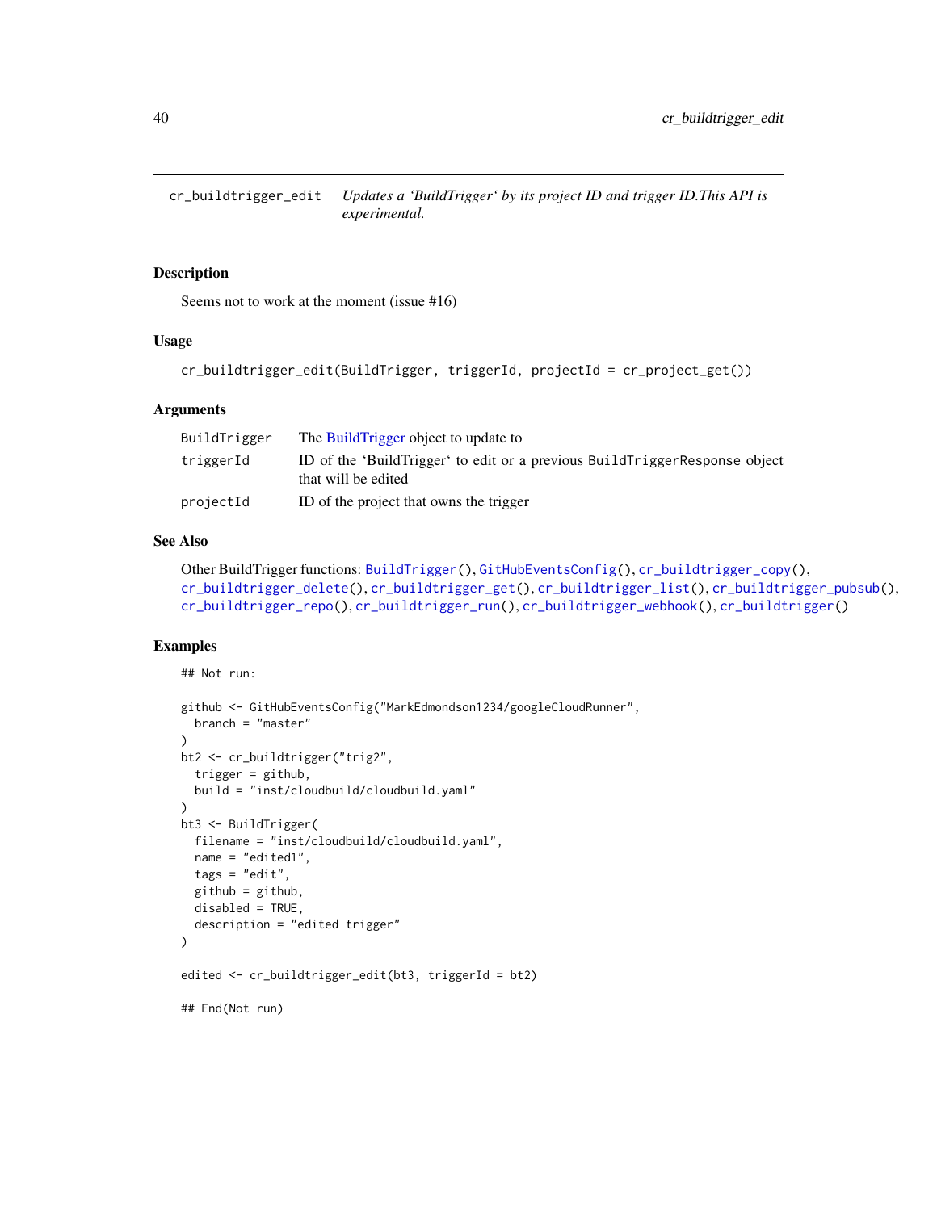cr_buildtrigger_edit *Updates a 'BuildTrigger' by its project ID and trigger ID.This API is experimental.*

## Description

Seems not to work at the moment (issue #16)

## Usage

```
cr_buildtrigger_edit(BuildTrigger, triggerId, projectId = cr_project_get())
```

## Arguments

| | |
|---|---|
| BuildTrigger | The BuildTrigger object to update to |
| triggerId | ID of the 'BuildTrigger' to edit or a previous BuildTriggerResponse object that will be edited |
| projectId | ID of the project that owns the trigger |

## See Also

Other BuildTrigger functions: BuildTrigger(), GitHubEventsConfig(), cr_buildtrigger_copy(), cr_buildtrigger_delete(), cr_buildtrigger_get(), cr_buildtrigger_list(), cr_buildtrigger_pubsub(), cr_buildtrigger_repo(), cr_buildtrigger_run(), cr_buildtrigger_webhook(), cr_buildtrigger()

## Examples

```
## Not run:

github <- GitHubEventsConfig("MarkEdmondson1234/googleCloudRunner",
  branch = "master"
)
bt2 <- cr_buildtrigger("trig2",
  trigger = github,
  build = "inst/cloudbuild/cloudbuild.yaml"
)
bt3 <- BuildTrigger(
  filename = "inst/cloudbuild/cloudbuild.yaml",
  name = "edited1",
  tags = "edit",
  github = github,
  disabled = TRUE,
  description = "edited trigger"
)

edited <- cr_buildtrigger_edit(bt3, triggerId = bt2)

## End(Not run)
```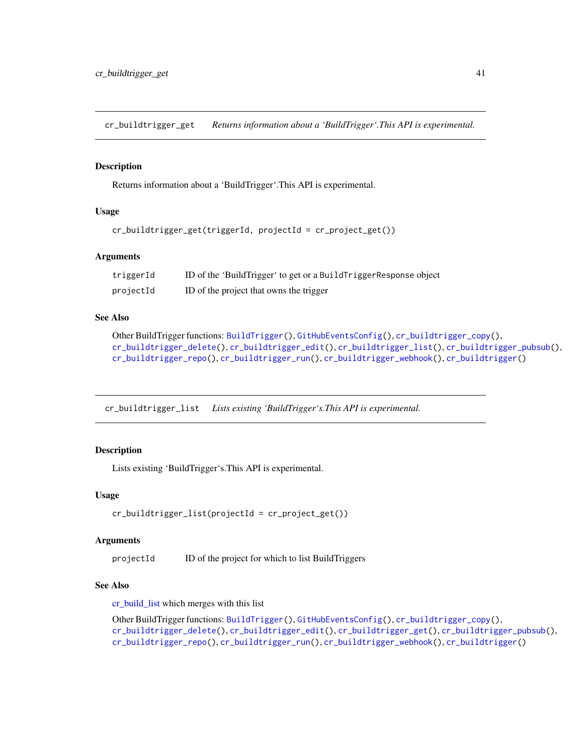## cr_buildtrigger_get — *Returns information about a 'BuildTrigger'.This API is experimental.*

### Description

Returns information about a 'BuildTrigger'.This API is experimental.

### Usage

```
cr_buildtrigger_get(triggerId, projectId = cr_project_get())
```

### Arguments

| | |
|---|---|
| `triggerId` | ID of the 'BuildTrigger' to get or a `BuildTriggerResponse` object |
| `projectId` | ID of the project that owns the trigger |

### See Also

Other BuildTrigger functions: `BuildTrigger()`, `GitHubEventsConfig()`, `cr_buildtrigger_copy()`, `cr_buildtrigger_delete()`, `cr_buildtrigger_edit()`, `cr_buildtrigger_list()`, `cr_buildtrigger_pubsub()`, `cr_buildtrigger_repo()`, `cr_buildtrigger_run()`, `cr_buildtrigger_webhook()`, `cr_buildtrigger()`

## cr_buildtrigger_list — *Lists existing 'BuildTrigger's.This API is experimental.*

### Description

Lists existing 'BuildTrigger's.This API is experimental.

### Usage

```
cr_buildtrigger_list(projectId = cr_project_get())
```

### Arguments

| | |
|---|---|
| `projectId` | ID of the project for which to list BuildTriggers |

### See Also

cr_build_list which merges with this list

Other BuildTrigger functions: `BuildTrigger()`, `GitHubEventsConfig()`, `cr_buildtrigger_copy()`, `cr_buildtrigger_delete()`, `cr_buildtrigger_edit()`, `cr_buildtrigger_get()`, `cr_buildtrigger_pubsub()`, `cr_buildtrigger_repo()`, `cr_buildtrigger_run()`, `cr_buildtrigger_webhook()`, `cr_buildtrigger()`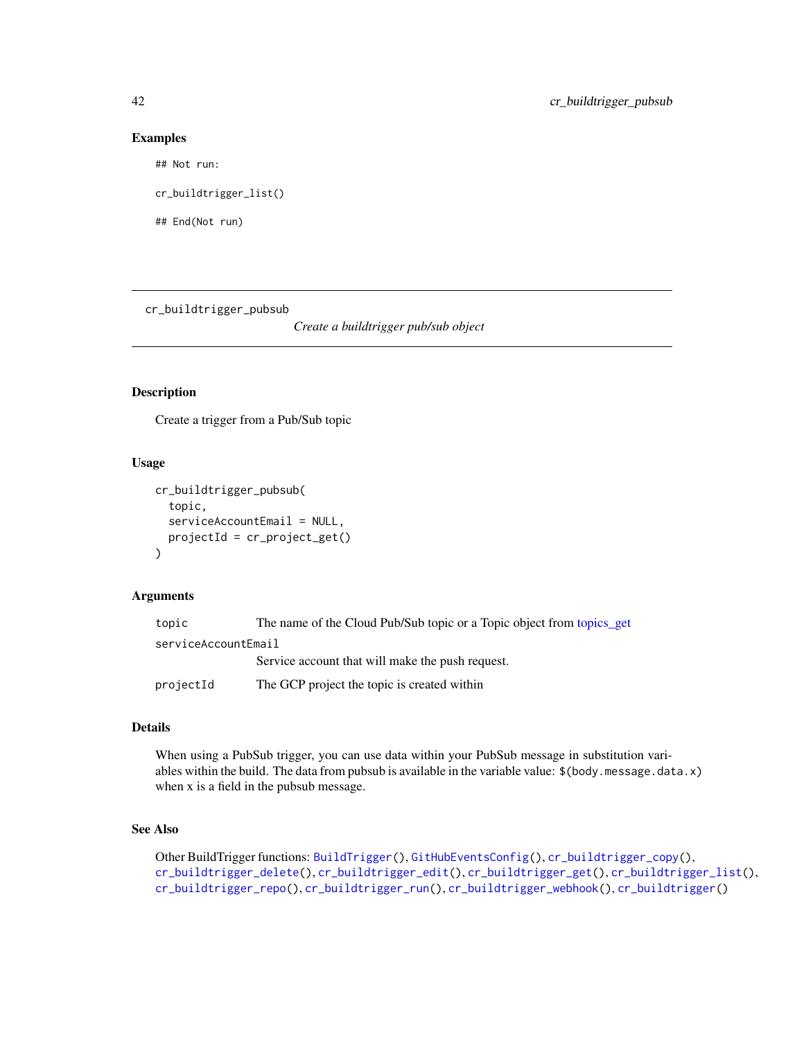### Examples

```
## Not run:

cr_buildtrigger_list()

## End(Not run)
```

---

## cr_buildtrigger_pubsub

*Create a buildtrigger pub/sub object*

---

### Description

Create a trigger from a Pub/Sub topic

### Usage

```
cr_buildtrigger_pubsub(
  topic,
  serviceAccountEmail = NULL,
  projectId = cr_project_get()
)
```

### Arguments

| | |
|---|---|
| topic | The name of the Cloud Pub/Sub topic or a Topic object from topics_get |
| serviceAccountEmail | Service account that will make the push request. |
| projectId | The GCP project the topic is created within |

### Details

When using a PubSub trigger, you can use data within your PubSub message in substitution variables within the build. The data from pubsub is available in the variable value: `$(body.message.data.x)` when x is a field in the pubsub message.

### See Also

Other BuildTrigger functions: `BuildTrigger()`, `GitHubEventsConfig()`, `cr_buildtrigger_copy()`, `cr_buildtrigger_delete()`, `cr_buildtrigger_edit()`, `cr_buildtrigger_get()`, `cr_buildtrigger_list()`, `cr_buildtrigger_repo()`, `cr_buildtrigger_run()`, `cr_buildtrigger_webhook()`, `cr_buildtrigger()`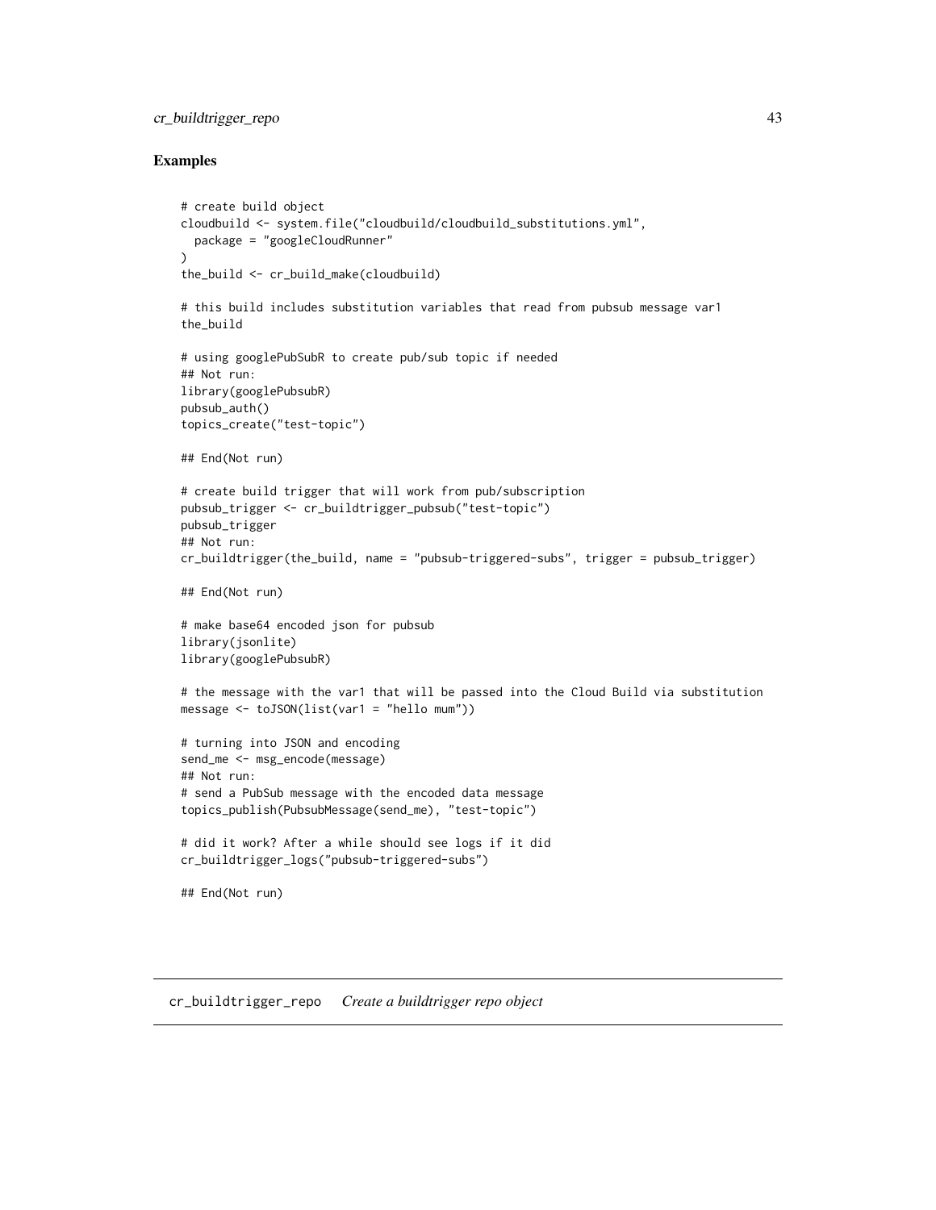## Examples

```
# create build object
cloudbuild <- system.file("cloudbuild/cloudbuild_substitutions.yml",
  package = "googleCloudRunner"
)
the_build <- cr_build_make(cloudbuild)

# this build includes substitution variables that read from pubsub message var1
the_build

# using googlePubSubR to create pub/sub topic if needed
## Not run:
library(googlePubsubR)
pubsub_auth()
topics_create("test-topic")

## End(Not run)

# create build trigger that will work from pub/subscription
pubsub_trigger <- cr_buildtrigger_pubsub("test-topic")
pubsub_trigger
## Not run:
cr_buildtrigger(the_build, name = "pubsub-triggered-subs", trigger = pubsub_trigger)

## End(Not run)

# make base64 encoded json for pubsub
library(jsonlite)
library(googlePubsubR)

# the message with the var1 that will be passed into the Cloud Build via substitution
message <- toJSON(list(var1 = "hello mum"))

# turning into JSON and encoding
send_me <- msg_encode(message)
## Not run:
# send a PubSub message with the encoded data message
topics_publish(PubsubMessage(send_me), "test-topic")

# did it work? After a while should see logs if it did
cr_buildtrigger_logs("pubsub-triggered-subs")

## End(Not run)
```

---

# cr_buildtrigger_repo *Create a buildtrigger repo object*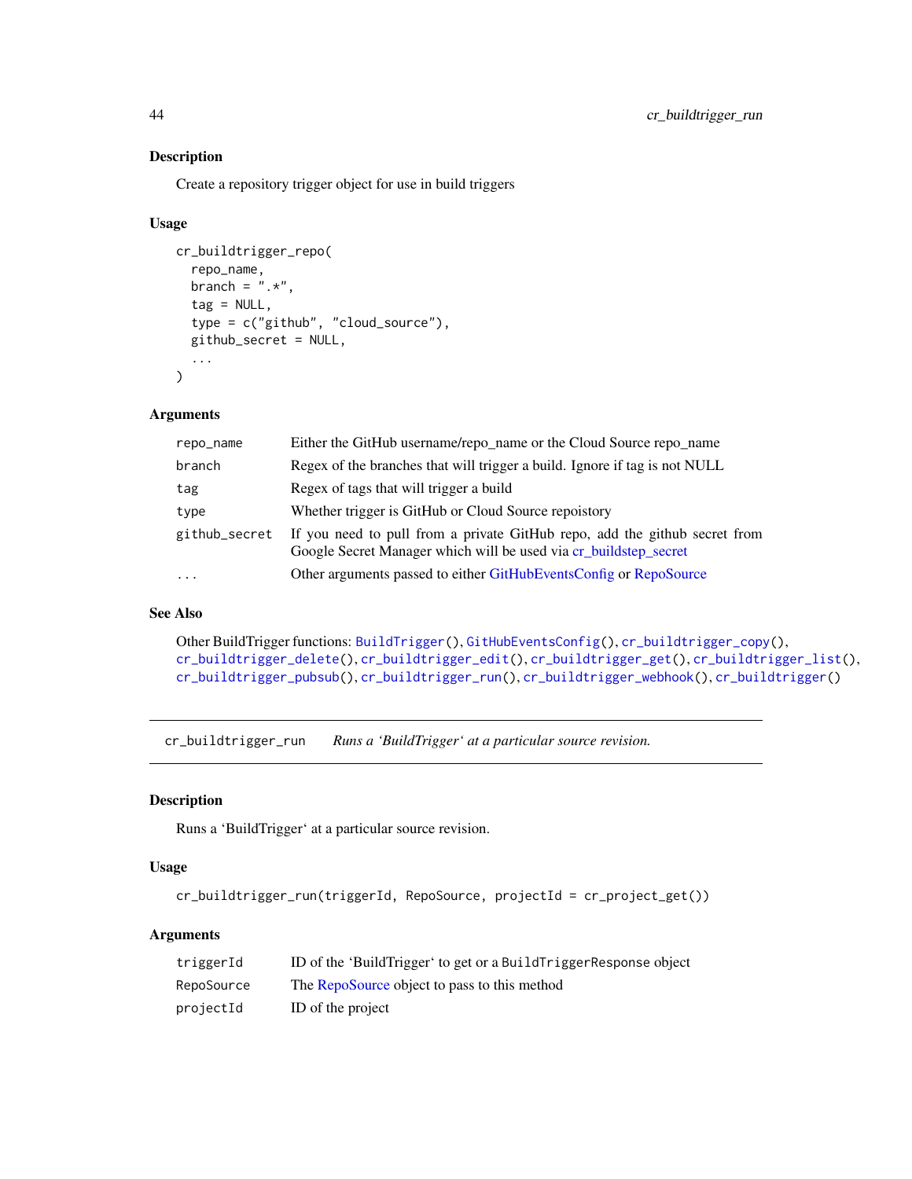### Description

Create a repository trigger object for use in build triggers

### Usage

```
cr_buildtrigger_repo(
  repo_name,
  branch = ".*",
  tag = NULL,
  type = c("github", "cloud_source"),
  github_secret = NULL,
  ...
)
```

### Arguments

| | |
|---|---|
| `repo_name` | Either the GitHub username/repo_name or the Cloud Source repo_name |
| `branch` | Regex of the branches that will trigger a build. Ignore if tag is not NULL |
| `tag` | Regex of tags that will trigger a build |
| `type` | Whether trigger is GitHub or Cloud Source repoistory |
| `github_secret` | If you need to pull from a private GitHub repo, add the github secret from Google Secret Manager which will be used via cr_buildstep_secret |
| `...` | Other arguments passed to either GitHubEventsConfig or RepoSource |

### See Also

Other BuildTrigger functions: `BuildTrigger()`, `GitHubEventsConfig()`, `cr_buildtrigger_copy()`, `cr_buildtrigger_delete()`, `cr_buildtrigger_edit()`, `cr_buildtrigger_get()`, `cr_buildtrigger_list()`, `cr_buildtrigger_pubsub()`, `cr_buildtrigger_run()`, `cr_buildtrigger_webhook()`, `cr_buildtrigger()`

---

## cr_buildtrigger_run — *Runs a 'BuildTrigger' at a particular source revision.*

### Description

Runs a 'BuildTrigger' at a particular source revision.

### Usage

```
cr_buildtrigger_run(triggerId, RepoSource, projectId = cr_project_get())
```

### Arguments

| | |
|---|---|
| `triggerId` | ID of the 'BuildTrigger' to get or a `BuildTriggerResponse` object |
| `RepoSource` | The RepoSource object to pass to this method |
| `projectId` | ID of the project |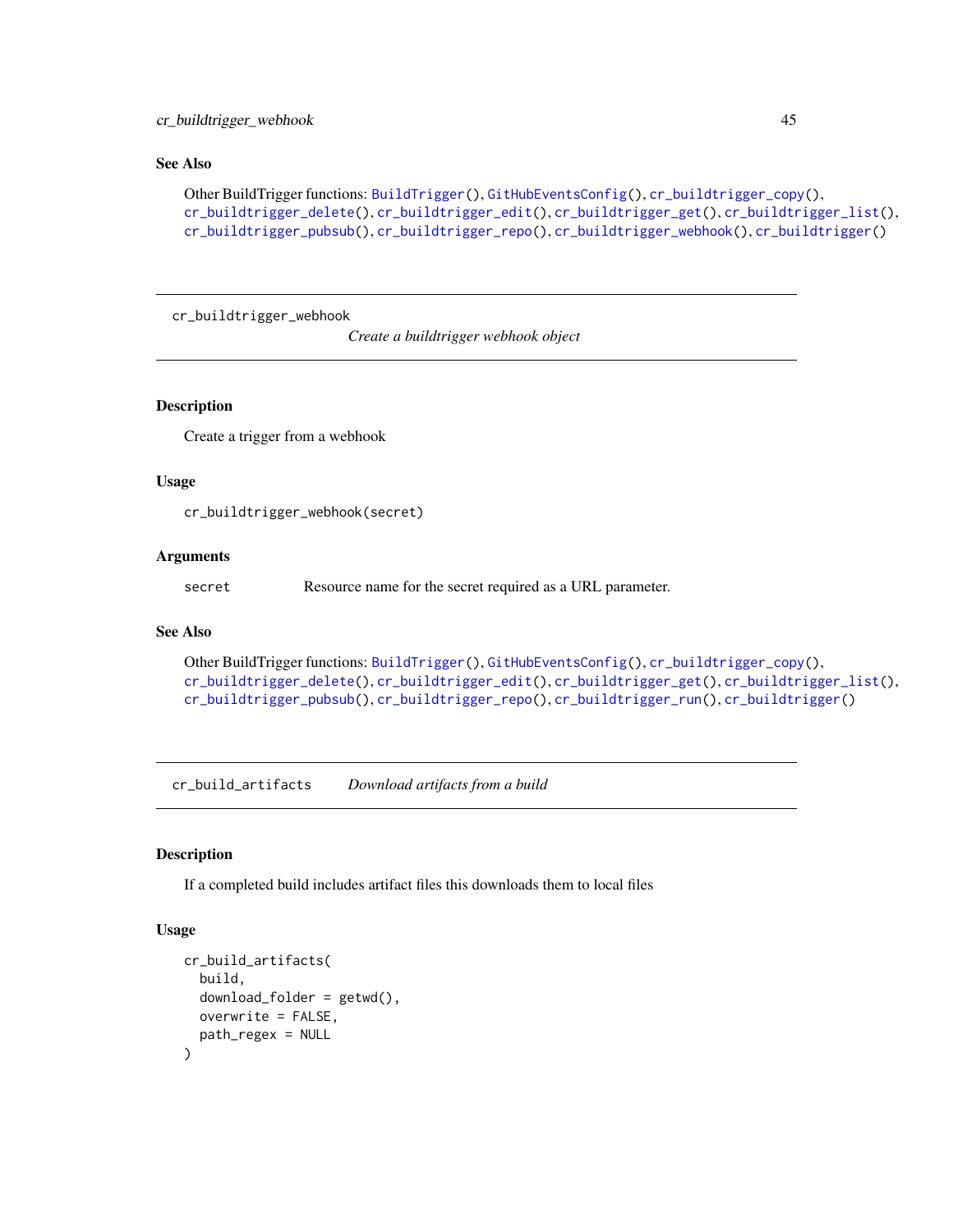### See Also

Other BuildTrigger functions: BuildTrigger(), GitHubEventsConfig(), cr_buildtrigger_copy(), cr_buildtrigger_delete(), cr_buildtrigger_edit(), cr_buildtrigger_get(), cr_buildtrigger_list(), cr_buildtrigger_pubsub(), cr_buildtrigger_repo(), cr_buildtrigger_webhook(), cr_buildtrigger()

---

## cr_buildtrigger_webhook

*Create a buildtrigger webhook object*

### Description

Create a trigger from a webhook

### Usage

```
cr_buildtrigger_webhook(secret)
```

### Arguments

| | |
|---|---|
| secret | Resource name for the secret required as a URL parameter. |

### See Also

Other BuildTrigger functions: BuildTrigger(), GitHubEventsConfig(), cr_buildtrigger_copy(), cr_buildtrigger_delete(), cr_buildtrigger_edit(), cr_buildtrigger_get(), cr_buildtrigger_list(), cr_buildtrigger_pubsub(), cr_buildtrigger_repo(), cr_buildtrigger_run(), cr_buildtrigger()

---

## cr_build_artifacts

*Download artifacts from a build*

### Description

If a completed build includes artifact files this downloads them to local files

### Usage

```
cr_build_artifacts(
  build,
  download_folder = getwd(),
  overwrite = FALSE,
  path_regex = NULL
)
```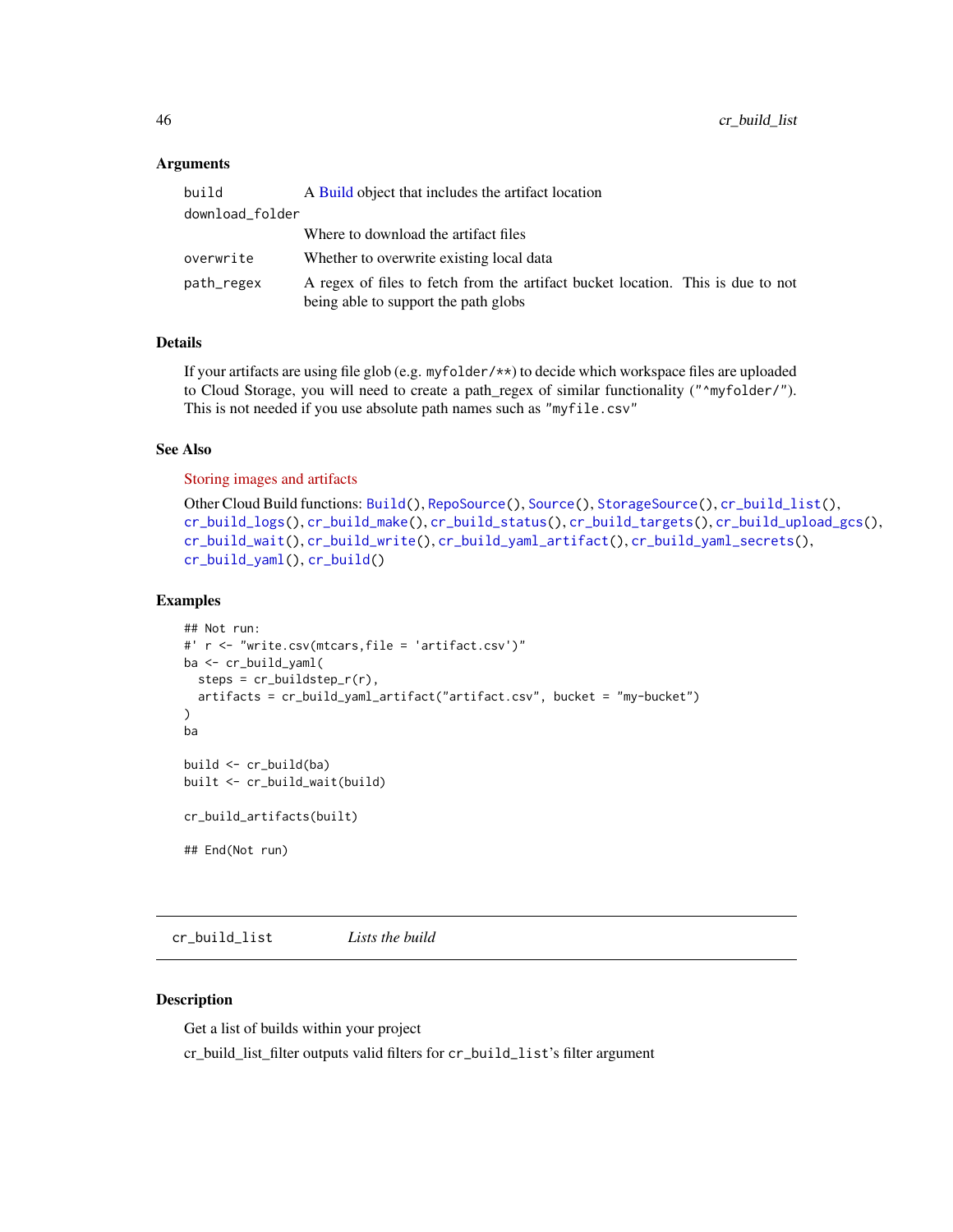### Arguments

| | |
|---|---|
| build | A Build object that includes the artifact location |
| download_folder | Where to download the artifact files |
| overwrite | Whether to overwrite existing local data |
| path_regex | A regex of files to fetch from the artifact bucket location. This is due to not being able to support the path globs |

### Details

If your artifacts are using file glob (e.g. `myfolder/**`) to decide which workspace files are uploaded to Cloud Storage, you will need to create a path_regex of similar functionality (`"^myfolder/"`). This is not needed if you use absolute path names such as `"myfile.csv"`

### See Also

Storing images and artifacts

Other Cloud Build functions: `Build()`, `RepoSource()`, `Source()`, `StorageSource()`, `cr_build_list()`, `cr_build_logs()`, `cr_build_make()`, `cr_build_status()`, `cr_build_targets()`, `cr_build_upload_gcs()`, `cr_build_wait()`, `cr_build_write()`, `cr_build_yaml_artifact()`, `cr_build_yaml_secrets()`, `cr_build_yaml()`, `cr_build()`

### Examples

```
## Not run:
#' r <- "write.csv(mtcars,file = 'artifact.csv')"
ba <- cr_build_yaml(
  steps = cr_buildstep_r(r),
  artifacts = cr_build_yaml_artifact("artifact.csv", bucket = "my-bucket")
)
ba

build <- cr_build(ba)
built <- cr_build_wait(build)

cr_build_artifacts(built)

## End(Not run)
```

---

## cr_build_list — *Lists the build*

### Description

Get a list of builds within your project

cr_build_list_filter outputs valid filters for `cr_build_list`'s filter argument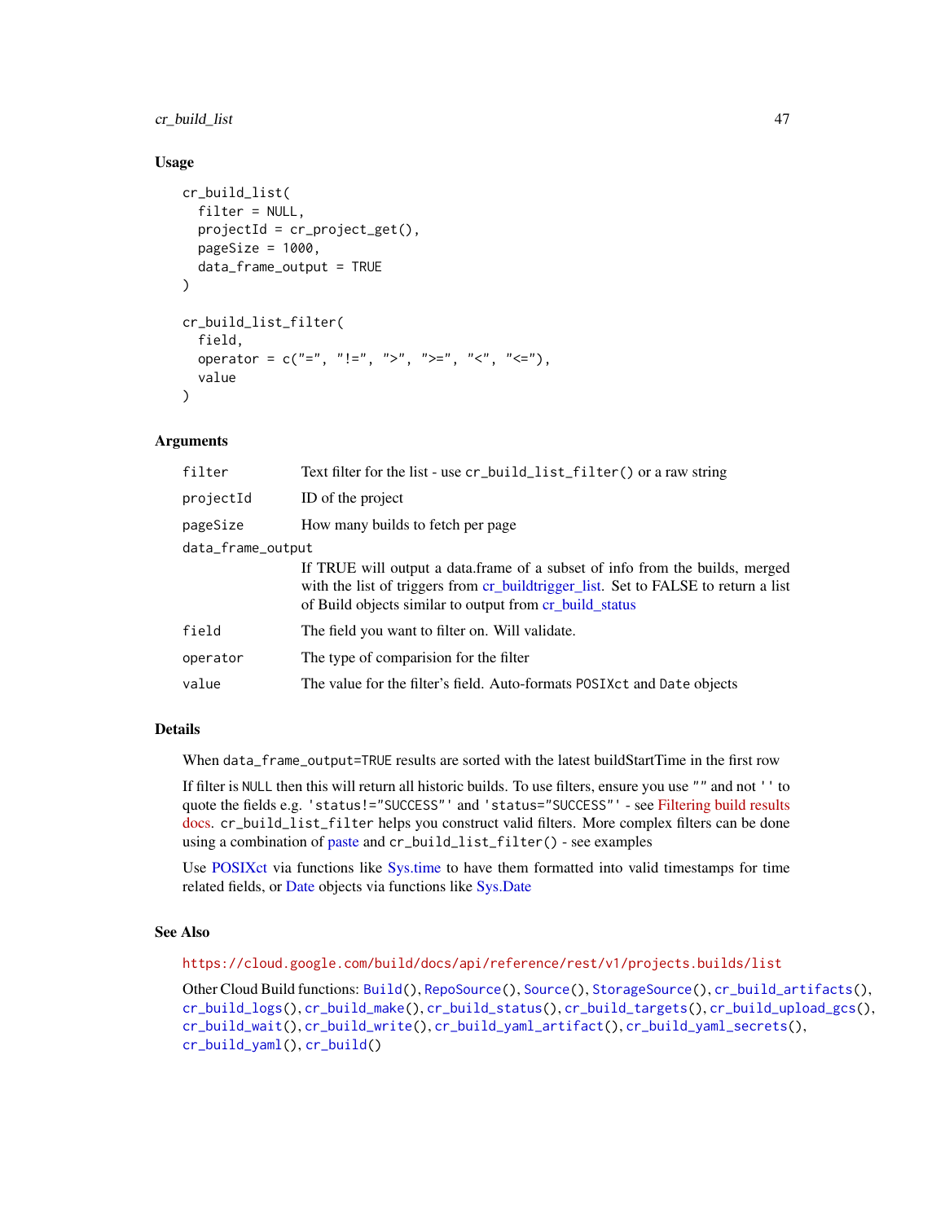## Usage

```
cr_build_list(
  filter = NULL,
  projectId = cr_project_get(),
  pageSize = 1000,
  data_frame_output = TRUE
)

cr_build_list_filter(
  field,
  operator = c("=", "!=", ">", ">=", "<", "<="),
  value
)
```

## Arguments

| | |
|---|---|
| `filter` | Text filter for the list - use `cr_build_list_filter()` or a raw string |
| `projectId` | ID of the project |
| `pageSize` | How many builds to fetch per page |
| `data_frame_output` | If TRUE will output a data.frame of a subset of info from the builds, merged with the list of triggers from cr_buildtrigger_list. Set to FALSE to return a list of Build objects similar to output from cr_build_status |
| `field` | The field you want to filter on. Will validate. |
| `operator` | The type of comparision for the filter |
| `value` | The value for the filter's field. Auto-formats `POSIXct` and `Date` objects |

## Details

When `data_frame_output=TRUE` results are sorted with the latest buildStartTime in the first row

If filter is `NULL` then this will return all historic builds. To use filters, ensure you use `""` and not `''` to quote the fields e.g. `'status!="SUCCESS"'` and `'status="SUCCESS"'` - see Filtering build results docs. `cr_build_list_filter` helps you construct valid filters. More complex filters can be done using a combination of paste and `cr_build_list_filter()` - see examples

Use POSIXct via functions like Sys.time to have them formatted into valid timestamps for time related fields, or Date objects via functions like Sys.Date

## See Also

`https://cloud.google.com/build/docs/api/reference/rest/v1/projects.builds/list`

Other Cloud Build functions: `Build()`, `RepoSource()`, `Source()`, `StorageSource()`, `cr_build_artifacts()`, `cr_build_logs()`, `cr_build_make()`, `cr_build_status()`, `cr_build_targets()`, `cr_build_upload_gcs()`, `cr_build_wait()`, `cr_build_write()`, `cr_build_yaml_artifact()`, `cr_build_yaml_secrets()`, `cr_build_yaml()`, `cr_build()`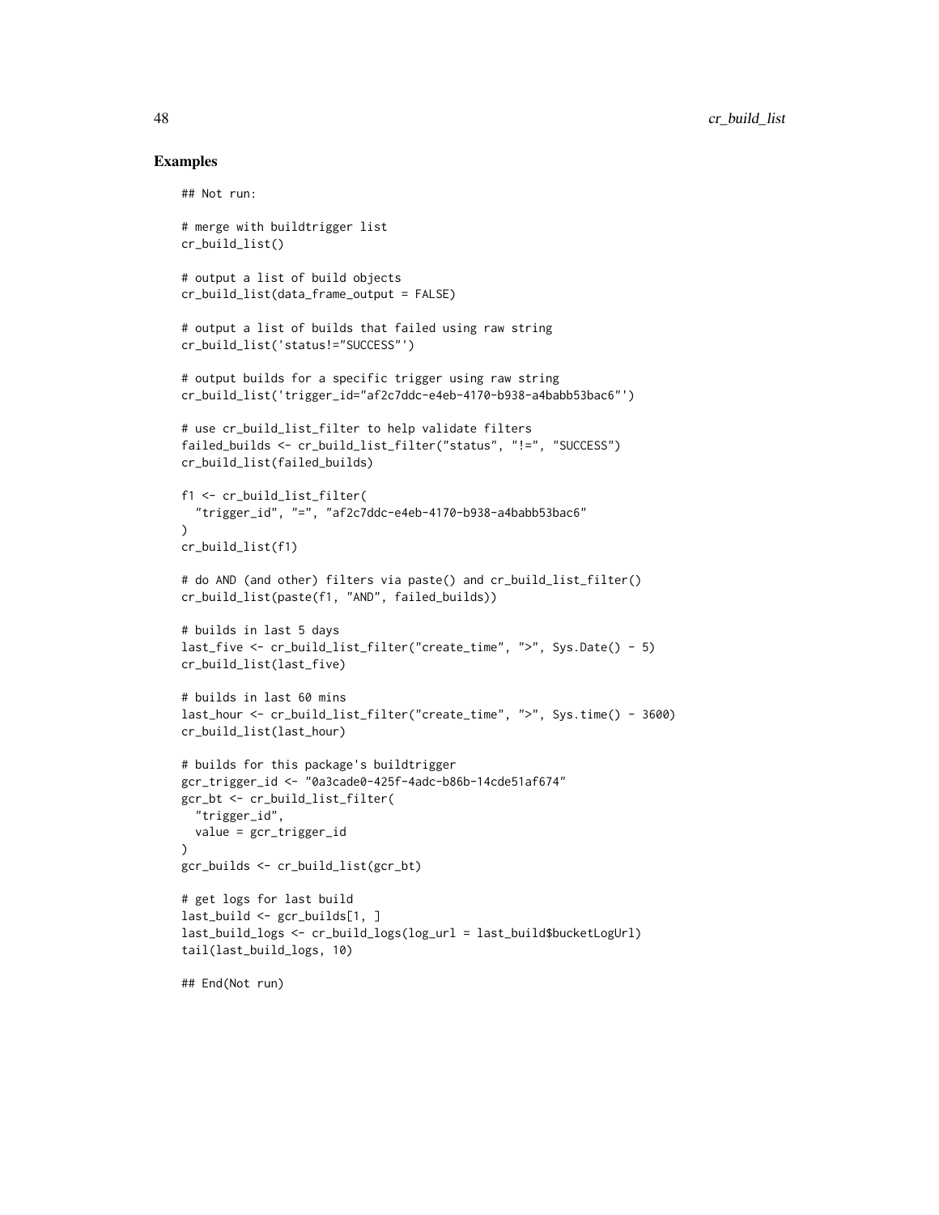## Examples

```
## Not run:

# merge with buildtrigger list
cr_build_list()

# output a list of build objects
cr_build_list(data_frame_output = FALSE)

# output a list of builds that failed using raw string
cr_build_list('status!="SUCCESS"')

# output builds for a specific trigger using raw string
cr_build_list('trigger_id="af2c7ddc-e4eb-4170-b938-a4babb53bac6"')

# use cr_build_list_filter to help validate filters
failed_builds <- cr_build_list_filter("status", "!=", "SUCCESS")
cr_build_list(failed_builds)

f1 <- cr_build_list_filter(
  "trigger_id", "=", "af2c7ddc-e4eb-4170-b938-a4babb53bac6"
)
cr_build_list(f1)

# do AND (and other) filters via paste() and cr_build_list_filter()
cr_build_list(paste(f1, "AND", failed_builds))

# builds in last 5 days
last_five <- cr_build_list_filter("create_time", ">", Sys.Date() - 5)
cr_build_list(last_five)

# builds in last 60 mins
last_hour <- cr_build_list_filter("create_time", ">", Sys.time() - 3600)
cr_build_list(last_hour)

# builds for this package's buildtrigger
gcr_trigger_id <- "0a3cade0-425f-4adc-b86b-14cde51af674"
gcr_bt <- cr_build_list_filter(
  "trigger_id",
  value = gcr_trigger_id
)
gcr_builds <- cr_build_list(gcr_bt)

# get logs for last build
last_build <- gcr_builds[1, ]
last_build_logs <- cr_build_logs(log_url = last_build$bucketLogUrl)
tail(last_build_logs, 10)

## End(Not run)
```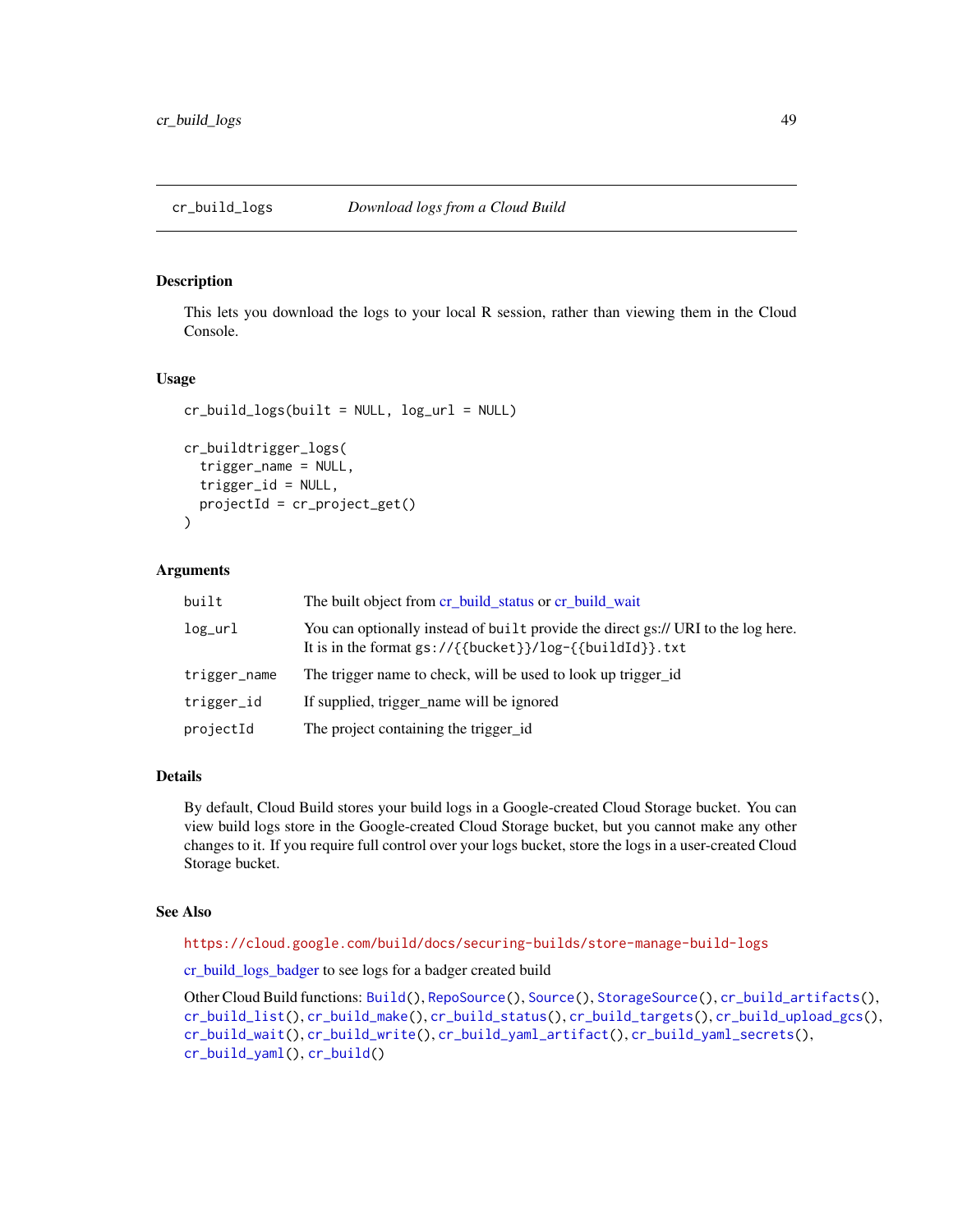# cr_build_logs — *Download logs from a Cloud Build*

## Description

This lets you download the logs to your local R session, rather than viewing them in the Cloud Console.

## Usage

```
cr_build_logs(built = NULL, log_url = NULL)

cr_buildtrigger_logs(
  trigger_name = NULL,
  trigger_id = NULL,
  projectId = cr_project_get()
)
```

## Arguments

| | |
|---|---|
| `built` | The built object from cr_build_status or cr_build_wait |
| `log_url` | You can optionally instead of `built` provide the direct gs:// URI to the log here. It is in the format `gs://{{bucket}}/log-{{buildId}}.txt` |
| `trigger_name` | The trigger name to check, will be used to look up trigger_id |
| `trigger_id` | If supplied, trigger_name will be ignored |
| `projectId` | The project containing the trigger_id |

## Details

By default, Cloud Build stores your build logs in a Google-created Cloud Storage bucket. You can view build logs store in the Google-created Cloud Storage bucket, but you cannot make any other changes to it. If you require full control over your logs bucket, store the logs in a user-created Cloud Storage bucket.

## See Also

https://cloud.google.com/build/docs/securing-builds/store-manage-build-logs

cr_build_logs_badger to see logs for a badger created build

Other Cloud Build functions: `Build()`, `RepoSource()`, `Source()`, `StorageSource()`, `cr_build_artifacts()`, `cr_build_list()`, `cr_build_make()`, `cr_build_status()`, `cr_build_targets()`, `cr_build_upload_gcs()`, `cr_build_wait()`, `cr_build_write()`, `cr_build_yaml_artifact()`, `cr_build_yaml_secrets()`, `cr_build_yaml()`, `cr_build()`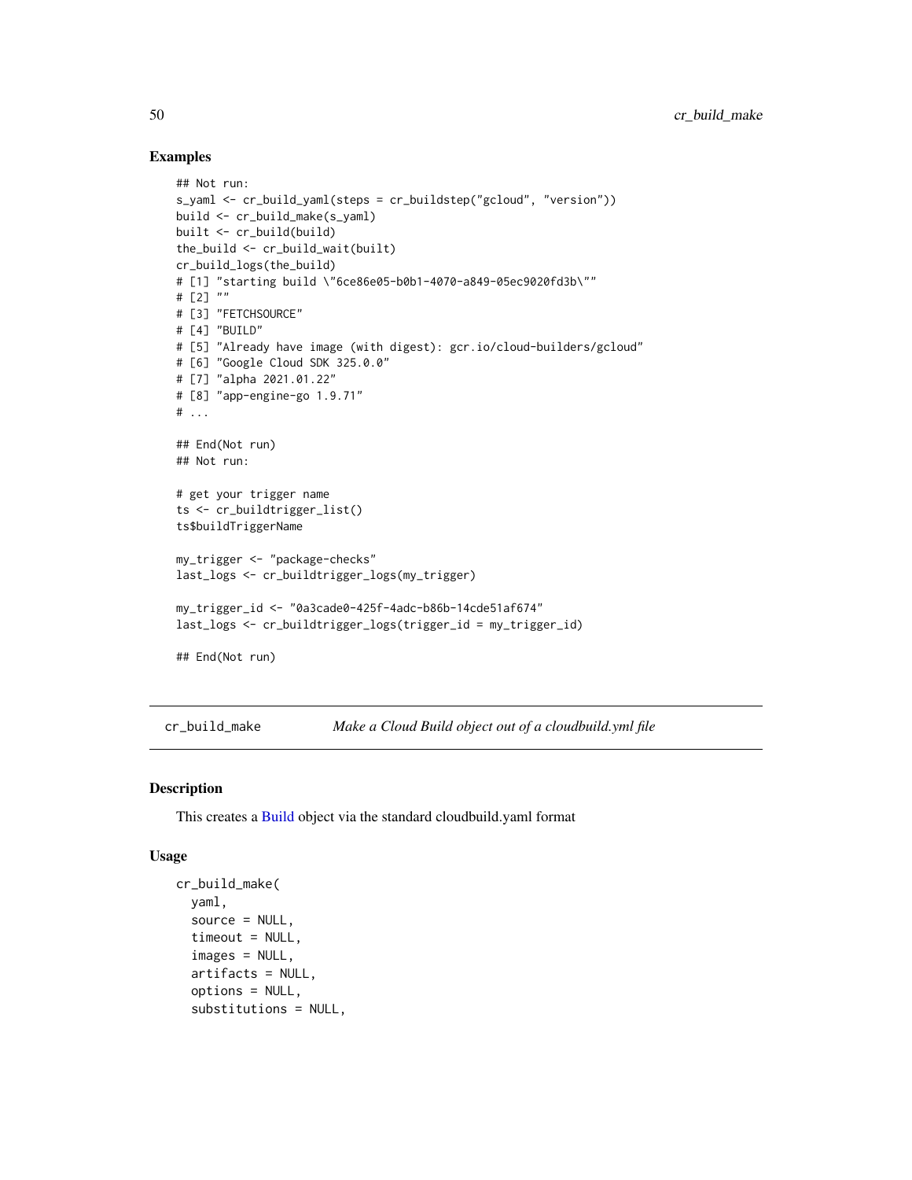### Examples

```
## Not run:
s_yaml <- cr_build_yaml(steps = cr_buildstep("gcloud", "version"))
build <- cr_build_make(s_yaml)
built <- cr_build(build)
the_build <- cr_build_wait(built)
cr_build_logs(the_build)
# [1] "starting build \"6ce86e05-b0b1-4070-a849-05ec9020fd3b\""
# [2] ""
# [3] "FETCHSOURCE"
# [4] "BUILD"
# [5] "Already have image (with digest): gcr.io/cloud-builders/gcloud"
# [6] "Google Cloud SDK 325.0.0"
# [7] "alpha 2021.01.22"
# [8] "app-engine-go 1.9.71"
# ...

## End(Not run)
## Not run:

# get your trigger name
ts <- cr_buildtrigger_list()
ts$buildTriggerName

my_trigger <- "package-checks"
last_logs <- cr_buildtrigger_logs(my_trigger)

my_trigger_id <- "0a3cade0-425f-4adc-b86b-14cde51af674"
last_logs <- cr_buildtrigger_logs(trigger_id = my_trigger_id)

## End(Not run)
```

---

## cr_build_make — *Make a Cloud Build object out of a cloudbuild.yml file*

### Description

This creates a Build object via the standard cloudbuild.yaml format

### Usage

```
cr_build_make(
  yaml,
  source = NULL,
  timeout = NULL,
  images = NULL,
  artifacts = NULL,
  options = NULL,
  substitutions = NULL,
```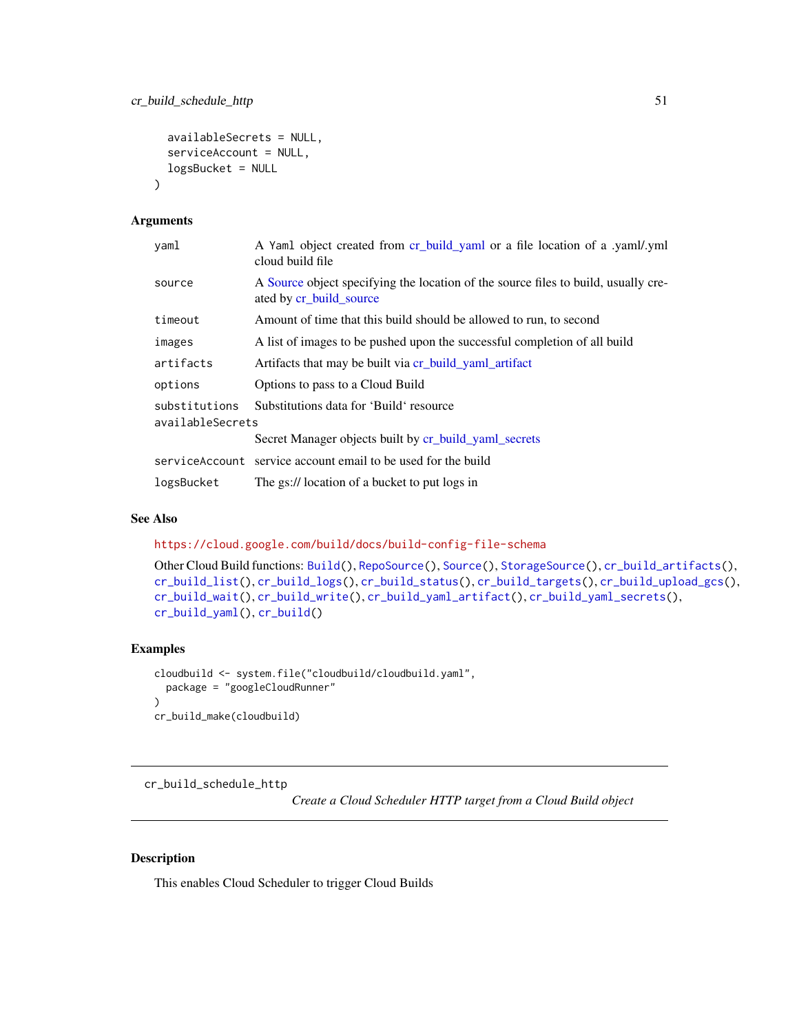```
  availableSecrets = NULL,
  serviceAccount = NULL,
  logsBucket = NULL
)
```

### Arguments

| | |
|---|---|
| `yaml` | A Yaml object created from cr_build_yaml or a file location of a .yaml/.yml cloud build file |
| `source` | A Source object specifying the location of the source files to build, usually created by cr_build_source |
| `timeout` | Amount of time that this build should be allowed to run, to second |
| `images` | A list of images to be pushed upon the successful completion of all build |
| `artifacts` | Artifacts that may be built via cr_build_yaml_artifact |
| `options` | Options to pass to a Cloud Build |
| `substitutions` | Substitutions data for 'Build' resource |
| `availableSecrets` | Secret Manager objects built by cr_build_yaml_secrets |
| `serviceAccount` | service account email to be used for the build |
| `logsBucket` | The gs:// location of a bucket to put logs in |

### See Also

https://cloud.google.com/build/docs/build-config-file-schema

Other Cloud Build functions: `Build()`, `RepoSource()`, `Source()`, `StorageSource()`, `cr_build_artifacts()`, `cr_build_list()`, `cr_build_logs()`, `cr_build_status()`, `cr_build_targets()`, `cr_build_upload_gcs()`, `cr_build_wait()`, `cr_build_write()`, `cr_build_yaml_artifact()`, `cr_build_yaml_secrets()`, `cr_build_yaml()`, `cr_build()`

### Examples

```
cloudbuild <- system.file("cloudbuild/cloudbuild.yaml",
  package = "googleCloudRunner"
)
cr_build_make(cloudbuild)
```

---

## cr_build_schedule_http

*Create a Cloud Scheduler HTTP target from a Cloud Build object*

---

### Description

This enables Cloud Scheduler to trigger Cloud Builds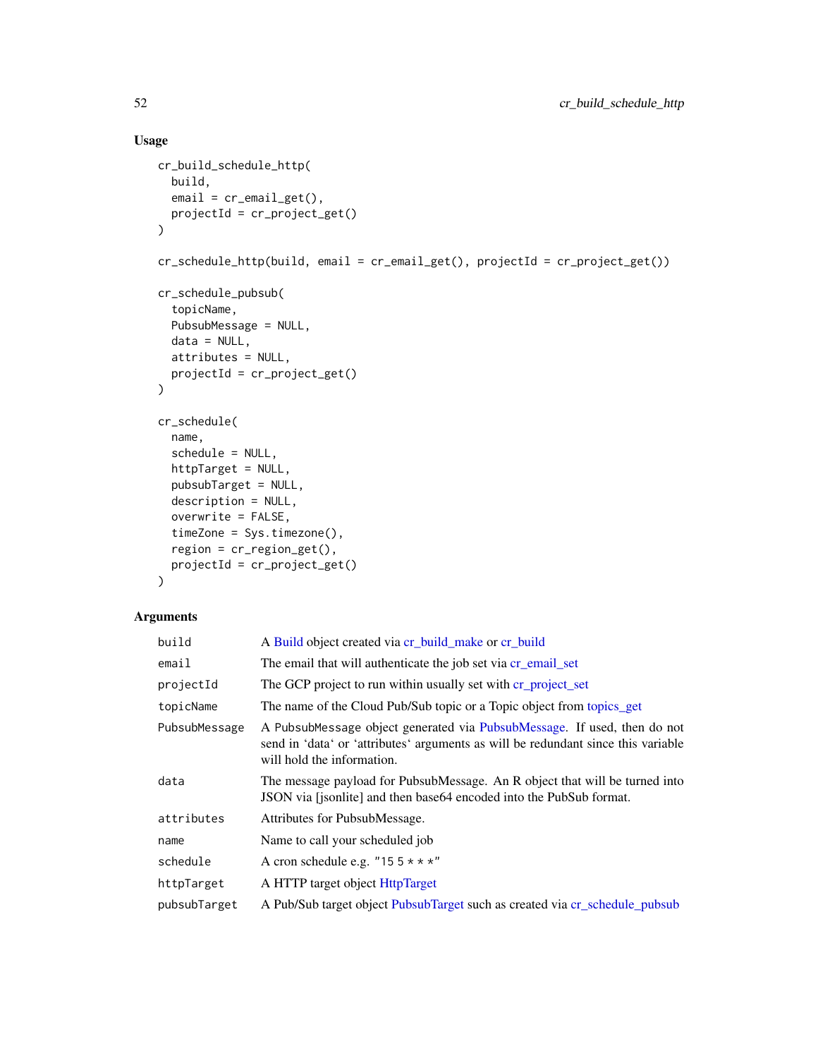### Usage

```
cr_build_schedule_http(
  build,
  email = cr_email_get(),
  projectId = cr_project_get()
)

cr_schedule_http(build, email = cr_email_get(), projectId = cr_project_get())

cr_schedule_pubsub(
  topicName,
  PubsubMessage = NULL,
  data = NULL,
  attributes = NULL,
  projectId = cr_project_get()
)

cr_schedule(
  name,
  schedule = NULL,
  httpTarget = NULL,
  pubsubTarget = NULL,
  description = NULL,
  overwrite = FALSE,
  timeZone = Sys.timezone(),
  region = cr_region_get(),
  projectId = cr_project_get()
)
```

### Arguments

| | |
|---|---|
| build | A Build object created via cr_build_make or cr_build |
| email | The email that will authenticate the job set via cr_email_set |
| projectId | The GCP project to run within usually set with cr_project_set |
| topicName | The name of the Cloud Pub/Sub topic or a Topic object from topics_get |
| PubsubMessage | A PubsubMessage object generated via PubsubMessage. If used, then do not send in 'data' or 'attributes' arguments as will be redundant since this variable will hold the information. |
| data | The message payload for PubsubMessage. An R object that will be turned into JSON via [jsonlite] and then base64 encoded into the PubSub format. |
| attributes | Attributes for PubsubMessage. |
| name | Name to call your scheduled job |
| schedule | A cron schedule e.g. "15 5 * * *" |
| httpTarget | A HTTP target object HttpTarget |
| pubsubTarget | A Pub/Sub target object PubsubTarget such as created via cr_schedule_pubsub |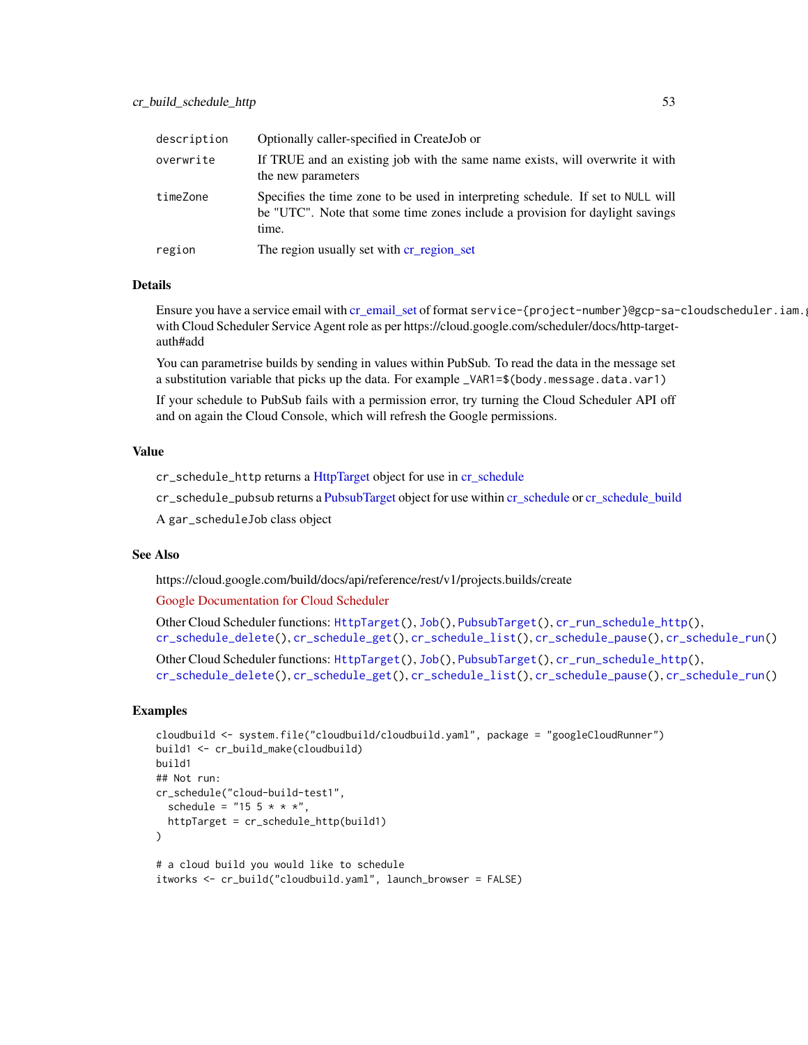| | |
|---|---|
| description | Optionally caller-specified in CreateJob or |
| overwrite | If TRUE and an existing job with the same name exists, will overwrite it with the new parameters |
| timeZone | Specifies the time zone to be used in interpreting schedule. If set to NULL will be "UTC". Note that some time zones include a provision for daylight savings time. |
| region | The region usually set with cr_region_set |

## Details

Ensure you have a service email with cr_email_set of format `service-{project-number}@gcp-sa-cloudscheduler.iam.g` with Cloud Scheduler Service Agent role as per https://cloud.google.com/scheduler/docs/http-target-auth#add

You can parametrise builds by sending in values within PubSub. To read the data in the message set a substitution variable that picks up the data. For example `_VAR1=$(body.message.data.var1)`

If your schedule to PubSub fails with a permission error, try turning the Cloud Scheduler API off and on again the Cloud Console, which will refresh the Google permissions.

## Value

`cr_schedule_http` returns a HttpTarget object for use in cr_schedule

`cr_schedule_pubsub` returns a PubsubTarget object for use within cr_schedule or cr_schedule_build

A `gar_scheduleJob` class object

## See Also

https://cloud.google.com/build/docs/api/reference/rest/v1/projects.builds/create

Google Documentation for Cloud Scheduler

Other Cloud Scheduler functions: `HttpTarget()`, `Job()`, `PubsubTarget()`, `cr_run_schedule_http()`, `cr_schedule_delete()`, `cr_schedule_get()`, `cr_schedule_list()`, `cr_schedule_pause()`, `cr_schedule_run()`

Other Cloud Scheduler functions: `HttpTarget()`, `Job()`, `PubsubTarget()`, `cr_run_schedule_http()`, `cr_schedule_delete()`, `cr_schedule_get()`, `cr_schedule_list()`, `cr_schedule_pause()`, `cr_schedule_run()`

## Examples

```
cloudbuild <- system.file("cloudbuild/cloudbuild.yaml", package = "googleCloudRunner")
build1 <- cr_build_make(cloudbuild)
build1
## Not run:
cr_schedule("cloud-build-test1",
  schedule = "15 5 * * *",
  httpTarget = cr_schedule_http(build1)
)

# a cloud build you would like to schedule
itworks <- cr_build("cloudbuild.yaml", launch_browser = FALSE)
```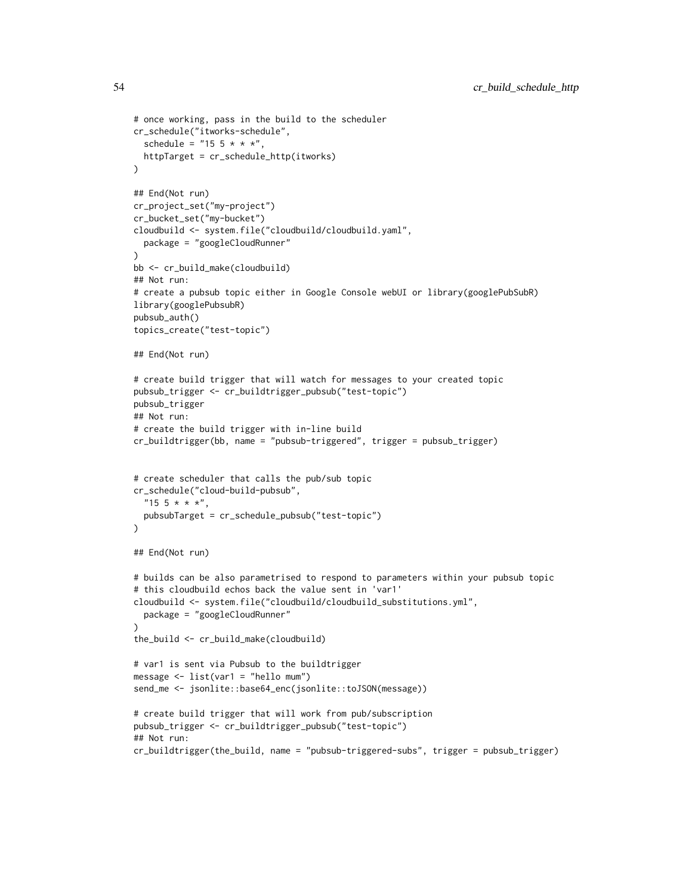```
# once working, pass in the build to the scheduler
cr_schedule("itworks-schedule",
  schedule = "15 5 * * *",
  httpTarget = cr_schedule_http(itworks)
)

## End(Not run)
cr_project_set("my-project")
cr_bucket_set("my-bucket")
cloudbuild <- system.file("cloudbuild/cloudbuild.yaml",
  package = "googleCloudRunner"
)
bb <- cr_build_make(cloudbuild)
## Not run:
# create a pubsub topic either in Google Console webUI or library(googlePubSubR)
library(googlePubsubR)
pubsub_auth()
topics_create("test-topic")

## End(Not run)

# create build trigger that will watch for messages to your created topic
pubsub_trigger <- cr_buildtrigger_pubsub("test-topic")
pubsub_trigger
## Not run:
# create the build trigger with in-line build
cr_buildtrigger(bb, name = "pubsub-triggered", trigger = pubsub_trigger)


# create scheduler that calls the pub/sub topic
cr_schedule("cloud-build-pubsub",
  "15 5 * * *",
  pubsubTarget = cr_schedule_pubsub("test-topic")
)

## End(Not run)

# builds can be also parametrised to respond to parameters within your pubsub topic
# this cloudbuild echos back the value sent in 'var1'
cloudbuild <- system.file("cloudbuild/cloudbuild_substitutions.yml",
  package = "googleCloudRunner"
)
the_build <- cr_build_make(cloudbuild)

# var1 is sent via Pubsub to the buildtrigger
message <- list(var1 = "hello mum")
send_me <- jsonlite::base64_enc(jsonlite::toJSON(message))

# create build trigger that will work from pub/subscription
pubsub_trigger <- cr_buildtrigger_pubsub("test-topic")
## Not run:
cr_buildtrigger(the_build, name = "pubsub-triggered-subs", trigger = pubsub_trigger)
```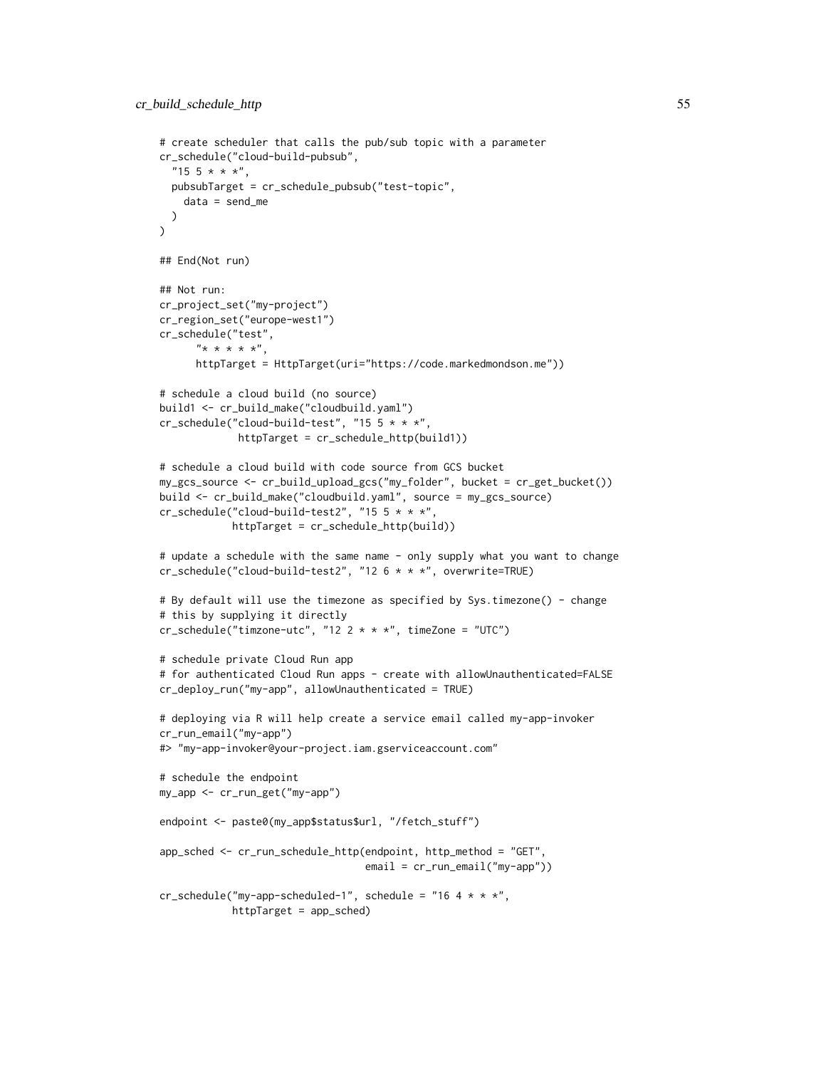```
# create scheduler that calls the pub/sub topic with a parameter
cr_schedule("cloud-build-pubsub",
  "15 5 * * *",
  pubsubTarget = cr_schedule_pubsub("test-topic",
    data = send_me
  )
)

## End(Not run)

## Not run:
cr_project_set("my-project")
cr_region_set("europe-west1")
cr_schedule("test",
      "* * * * *",
      httpTarget = HttpTarget(uri="https://code.markedmondson.me"))

# schedule a cloud build (no source)
build1 <- cr_build_make("cloudbuild.yaml")
cr_schedule("cloud-build-test", "15 5 * * *",
             httpTarget = cr_schedule_http(build1))

# schedule a cloud build with code source from GCS bucket
my_gcs_source <- cr_build_upload_gcs("my_folder", bucket = cr_get_bucket())
build <- cr_build_make("cloudbuild.yaml", source = my_gcs_source)
cr_schedule("cloud-build-test2", "15 5 * * *",
            httpTarget = cr_schedule_http(build))

# update a schedule with the same name - only supply what you want to change
cr_schedule("cloud-build-test2", "12 6 * * *", overwrite=TRUE)

# By default will use the timezone as specified by Sys.timezone() - change
# this by supplying it directly
cr_schedule("timzone-utc", "12 2 * * *", timeZone = "UTC")

# schedule private Cloud Run app
# for authenticated Cloud Run apps - create with allowUnauthenticated=FALSE
cr_deploy_run("my-app", allowUnauthenticated = TRUE)

# deploying via R will help create a service email called my-app-invoker
cr_run_email("my-app")
#> "my-app-invoker@your-project.iam.gserviceaccount.com"

# schedule the endpoint
my_app <- cr_run_get("my-app")

endpoint <- paste0(my_app$status$url, "/fetch_stuff")

app_sched <- cr_run_schedule_http(endpoint, http_method = "GET",
                                  email = cr_run_email("my-app"))

cr_schedule("my-app-scheduled-1", schedule = "16 4 * * *",
            httpTarget = app_sched)
```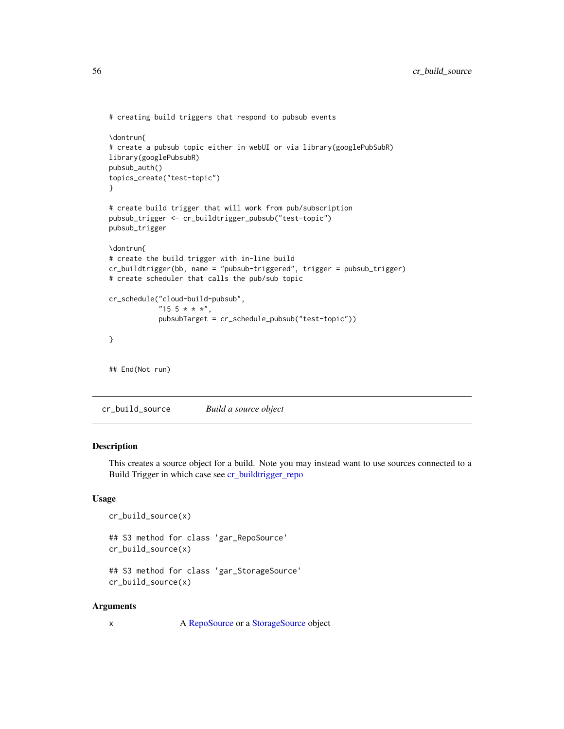```
# creating build triggers that respond to pubsub events

\dontrun{
# create a pubsub topic either in webUI or via library(googlePubSubR)
library(googlePubsubR)
pubsub_auth()
topics_create("test-topic")
}

# create build trigger that will work from pub/subscription
pubsub_trigger <- cr_buildtrigger_pubsub("test-topic")
pubsub_trigger

\dontrun{
# create the build trigger with in-line build
cr_buildtrigger(bb, name = "pubsub-triggered", trigger = pubsub_trigger)
# create scheduler that calls the pub/sub topic

cr_schedule("cloud-build-pubsub",
            "15 5 * * *",
            pubsubTarget = cr_schedule_pubsub("test-topic"))

}


## End(Not run)
```

## cr_build_source — *Build a source object*

### Description

This creates a source object for a build. Note you may instead want to use sources connected to a Build Trigger in which case see cr_buildtrigger_repo

### Usage

```
cr_build_source(x)

## S3 method for class 'gar_RepoSource'
cr_build_source(x)

## S3 method for class 'gar_StorageSource'
cr_build_source(x)
```

### Arguments

| | |
|---|---|
| x | A RepoSource or a StorageSource object |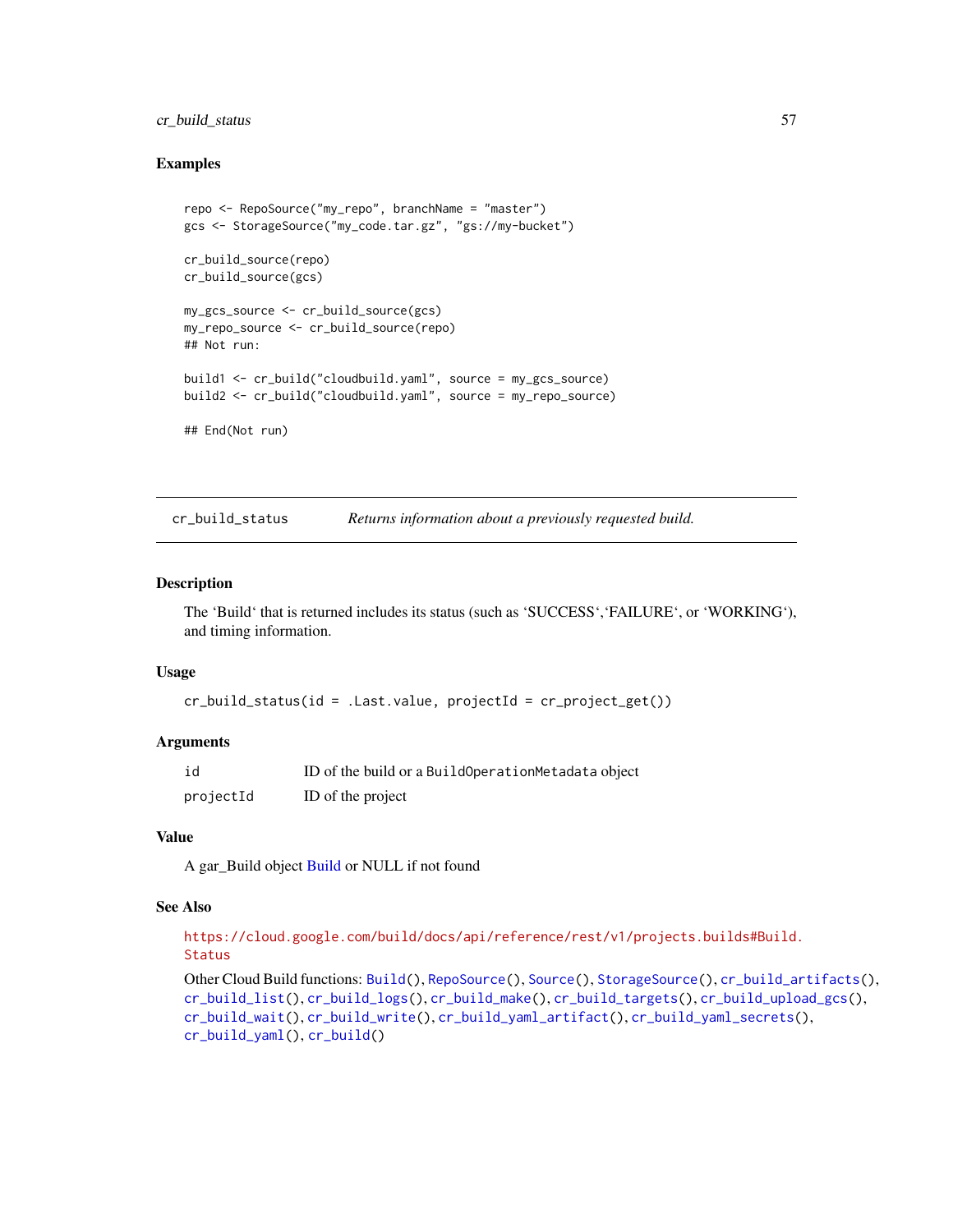### Examples

```
repo <- RepoSource("my_repo", branchName = "master")
gcs <- StorageSource("my_code.tar.gz", "gs://my-bucket")

cr_build_source(repo)
cr_build_source(gcs)

my_gcs_source <- cr_build_source(gcs)
my_repo_source <- cr_build_source(repo)
## Not run:

build1 <- cr_build("cloudbuild.yaml", source = my_gcs_source)
build2 <- cr_build("cloudbuild.yaml", source = my_repo_source)

## End(Not run)
```

---

## cr_build_status — *Returns information about a previously requested build.*

---

### Description

The ‘Build‘ that is returned includes its status (such as ‘SUCCESS‘,‘FAILURE‘, or ‘WORKING‘), and timing information.

### Usage

```
cr_build_status(id = .Last.value, projectId = cr_project_get())
```

### Arguments

| | |
|---|---|
| id | ID of the build or a `BuildOperationMetadata` object |
| projectId | ID of the project |

### Value

A gar_Build object Build or NULL if not found

### See Also

https://cloud.google.com/build/docs/api/reference/rest/v1/projects.builds#Build.Status

Other Cloud Build functions: `Build()`, `RepoSource()`, `Source()`, `StorageSource()`, `cr_build_artifacts()`, `cr_build_list()`, `cr_build_logs()`, `cr_build_make()`, `cr_build_targets()`, `cr_build_upload_gcs()`, `cr_build_wait()`, `cr_build_write()`, `cr_build_yaml_artifact()`, `cr_build_yaml_secrets()`, `cr_build_yaml()`, `cr_build()`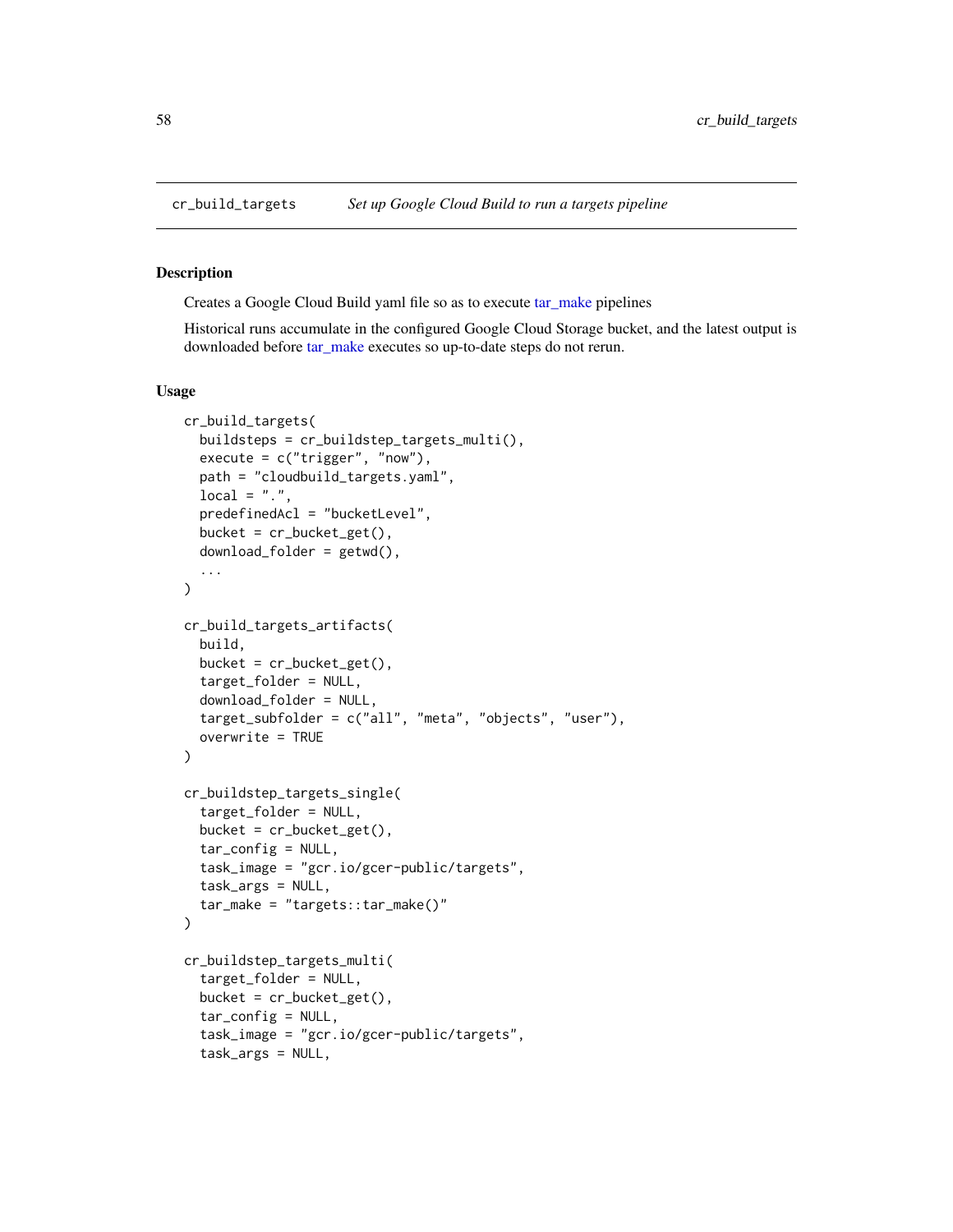## cr_build_targets — *Set up Google Cloud Build to run a targets pipeline*

### Description

Creates a Google Cloud Build yaml file so as to execute tar_make pipelines

Historical runs accumulate in the configured Google Cloud Storage bucket, and the latest output is downloaded before tar_make executes so up-to-date steps do not rerun.

### Usage

```
cr_build_targets(
  buildsteps = cr_buildstep_targets_multi(),
  execute = c("trigger", "now"),
  path = "cloudbuild_targets.yaml",
  local = ".",
  predefinedAcl = "bucketLevel",
  bucket = cr_bucket_get(),
  download_folder = getwd(),
  ...
)

cr_build_targets_artifacts(
  build,
  bucket = cr_bucket_get(),
  target_folder = NULL,
  download_folder = NULL,
  target_subfolder = c("all", "meta", "objects", "user"),
  overwrite = TRUE
)

cr_buildstep_targets_single(
  target_folder = NULL,
  bucket = cr_bucket_get(),
  tar_config = NULL,
  task_image = "gcr.io/gcer-public/targets",
  task_args = NULL,
  tar_make = "targets::tar_make()"
)

cr_buildstep_targets_multi(
  target_folder = NULL,
  bucket = cr_bucket_get(),
  tar_config = NULL,
  task_image = "gcr.io/gcer-public/targets",
  task_args = NULL,
```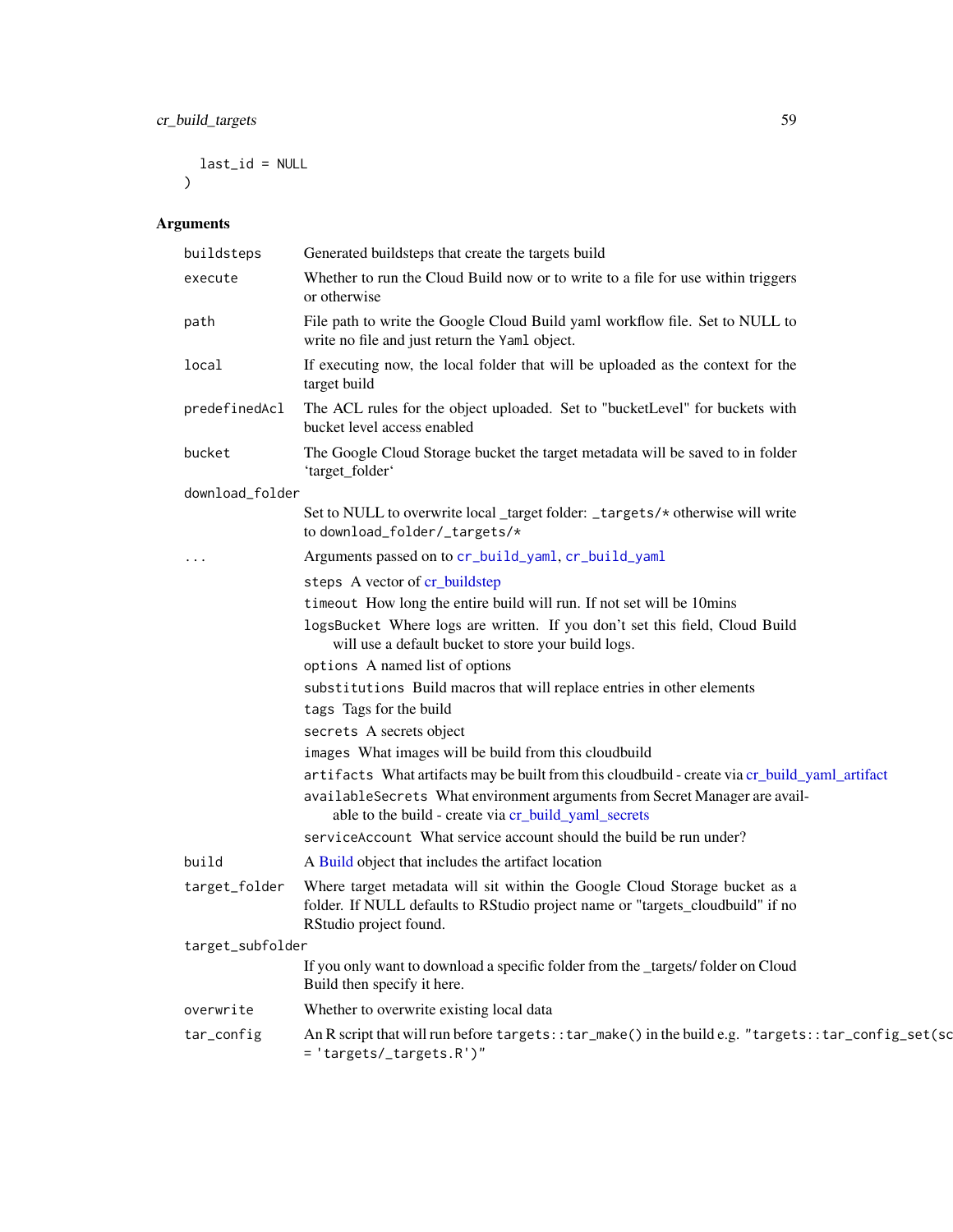```
  last_id = NULL
)
```

## Arguments

| | |
|---|---|
| `buildsteps` | Generated buildsteps that create the targets build |
| `execute` | Whether to run the Cloud Build now or to write to a file for use within triggers or otherwise |
| `path` | File path to write the Google Cloud Build yaml workflow file. Set to NULL to write no file and just return the `Yaml` object. |
| `local` | If executing now, the local folder that will be uploaded as the context for the target build |
| `predefinedAcl` | The ACL rules for the object uploaded. Set to "bucketLevel" for buckets with bucket level access enabled |
| `bucket` | The Google Cloud Storage bucket the target metadata will be saved to in folder 'target_folder' |
| `download_folder` | Set to NULL to overwrite local _target folder: `_targets/*` otherwise will write to `download_folder/_targets/*` |
| `...` | Arguments passed on to `cr_build_yaml`, `cr_build_yaml`<br>`steps` A vector of cr_buildstep<br>`timeout` How long the entire build will run. If not set will be 10mins<br>`logsBucket` Where logs are written. If you don't set this field, Cloud Build will use a default bucket to store your build logs.<br>`options` A named list of options<br>`substitutions` Build macros that will replace entries in other elements<br>`tags` Tags for the build<br>`secrets` A secrets object<br>`images` What images will be build from this cloudbuild<br>`artifacts` What artifacts may be built from this cloudbuild - create via cr_build_yaml_artifact<br>`availableSecrets` What environment arguments from Secret Manager are available to the build - create via cr_build_yaml_secrets<br>`serviceAccount` What service account should the build be run under? |
| `build` | A Build object that includes the artifact location |
| `target_folder` | Where target metadata will sit within the Google Cloud Storage bucket as a folder. If NULL defaults to RStudio project name or "targets_cloudbuild" if no RStudio project found. |
| `target_subfolder` | If you only want to download a specific folder from the _targets/ folder on Cloud Build then specify it here. |
| `overwrite` | Whether to overwrite existing local data |
| `tar_config` | An R script that will run before `targets::tar_make()` in the build e.g. `"targets::tar_config_set(sc = 'targets/_targets.R')"` |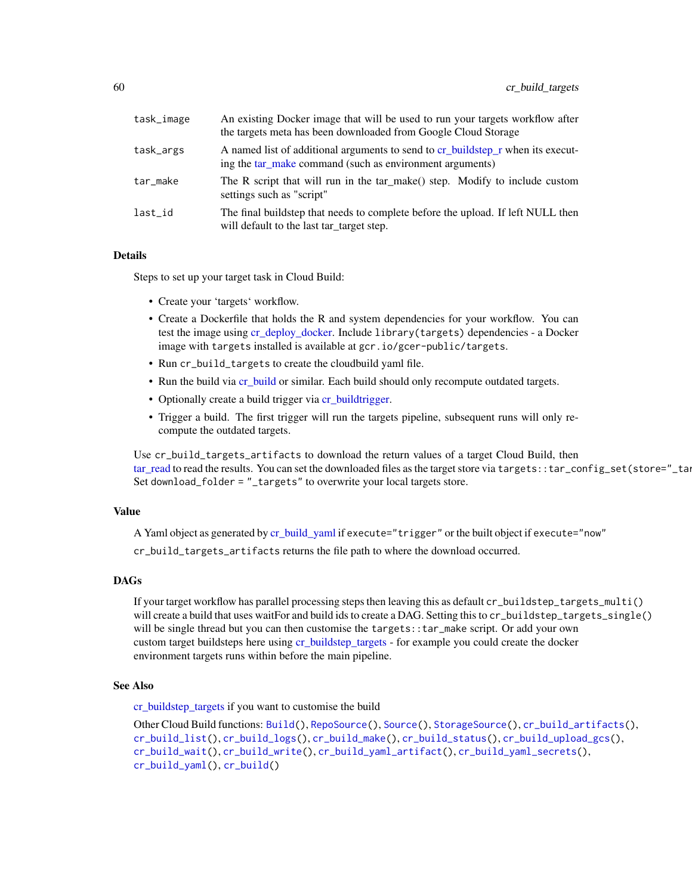| | |
|---|---|
| task_image | An existing Docker image that will be used to run your targets workflow after the targets meta has been downloaded from Google Cloud Storage |
| task_args | A named list of additional arguments to send to cr_buildstep_r when its executing the tar_make command (such as environment arguments) |
| tar_make | The R script that will run in the tar_make() step. Modify to include custom settings such as "script" |
| last_id | The final buildstep that needs to complete before the upload. If left NULL then will default to the last tar_target step. |

## Details

Steps to set up your target task in Cloud Build:

- Create your 'targets' workflow.
- Create a Dockerfile that holds the R and system dependencies for your workflow. You can test the image using cr_deploy_docker. Include `library(targets)` dependencies - a Docker image with `targets` installed is available at `gcr.io/gcer-public/targets`.
- Run `cr_build_targets` to create the cloudbuild yaml file.
- Run the build via cr_build or similar. Each build should only recompute outdated targets.
- Optionally create a build trigger via cr_buildtrigger.
- Trigger a build. The first trigger will run the targets pipeline, subsequent runs will only recompute the outdated targets.

Use `cr_build_targets_artifacts` to download the return values of a target Cloud Build, then tar_read to read the results. You can set the downloaded files as the target store via `targets::tar_config_set(store="_tar` Set `download_folder = "_targets"` to overwrite your local targets store.

## Value

A Yaml object as generated by cr_build_yaml if `execute="trigger"` or the built object if `execute="now"`

`cr_build_targets_artifacts` returns the file path to where the download occurred.

## DAGs

If your target workflow has parallel processing steps then leaving this as default `cr_buildstep_targets_multi()` will create a build that uses waitFor and build ids to create a DAG. Setting this to `cr_buildstep_targets_single()` will be single thread but you can then customise the `targets::tar_make` script. Or add your own custom target buildsteps here using cr_buildstep_targets - for example you could create the docker environment targets runs within before the main pipeline.

## See Also

cr_buildstep_targets if you want to customise the build

Other Cloud Build functions: `Build()`, `RepoSource()`, `Source()`, `StorageSource()`, `cr_build_artifacts()`, `cr_build_list()`, `cr_build_logs()`, `cr_build_make()`, `cr_build_status()`, `cr_build_upload_gcs()`, `cr_build_wait()`, `cr_build_write()`, `cr_build_yaml_artifact()`, `cr_build_yaml_secrets()`, `cr_build_yaml()`, `cr_build()`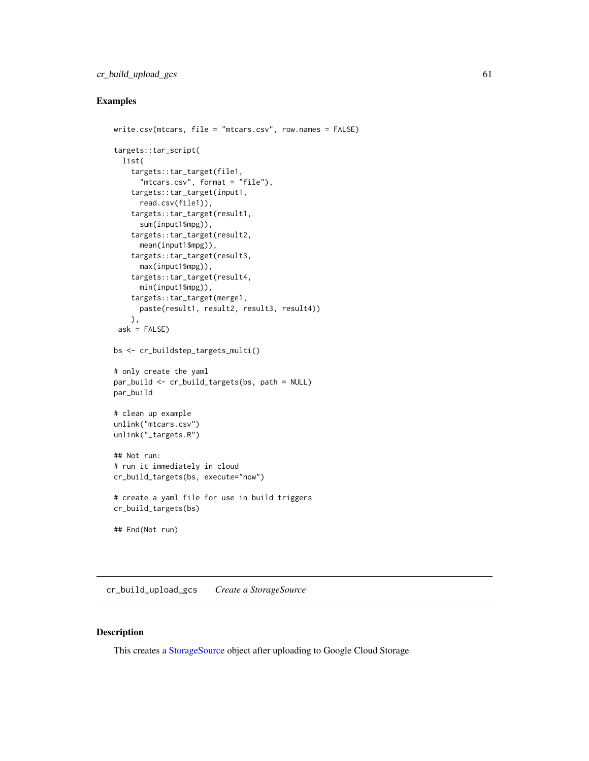### Examples

```
write.csv(mtcars, file = "mtcars.csv", row.names = FALSE)

targets::tar_script(
  list(
    targets::tar_target(file1,
      "mtcars.csv", format = "file"),
    targets::tar_target(input1,
      read.csv(file1)),
    targets::tar_target(result1,
      sum(input1$mpg)),
    targets::tar_target(result2,
      mean(input1$mpg)),
    targets::tar_target(result3,
      max(input1$mpg)),
    targets::tar_target(result4,
      min(input1$mpg)),
    targets::tar_target(merge1,
      paste(result1, result2, result3, result4))
    ),
 ask = FALSE)

bs <- cr_buildstep_targets_multi()

# only create the yaml
par_build <- cr_build_targets(bs, path = NULL)
par_build

# clean up example
unlink("mtcars.csv")
unlink("_targets.R")

## Not run:
# run it immediately in cloud
cr_build_targets(bs, execute="now")

# create a yaml file for use in build triggers
cr_build_targets(bs)

## End(Not run)
```

## cr_build_upload_gcs    *Create a StorageSource*

### Description

This creates a StorageSource object after uploading to Google Cloud Storage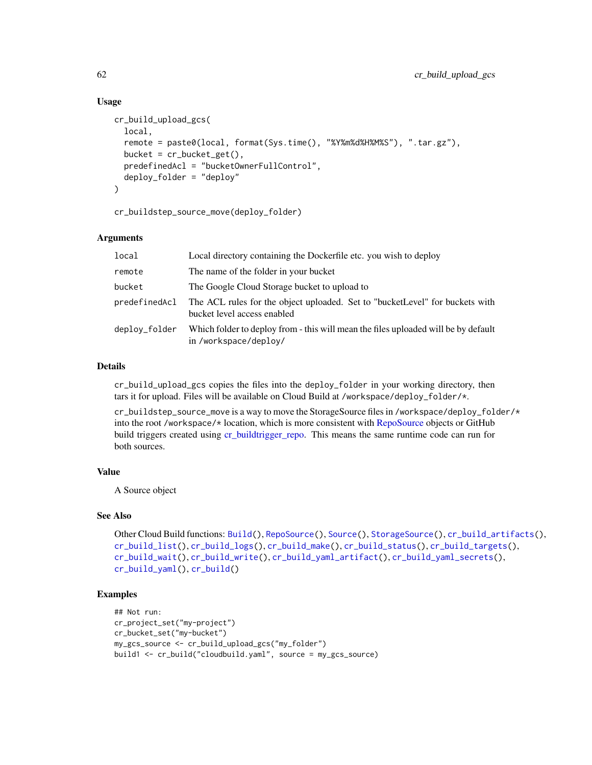### Usage

```
cr_build_upload_gcs(
  local,
  remote = paste0(local, format(Sys.time(), "%Y%m%d%H%M%S"), ".tar.gz"),
  bucket = cr_bucket_get(),
  predefinedAcl = "bucketOwnerFullControl",
  deploy_folder = "deploy"
)

cr_buildstep_source_move(deploy_folder)
```

### Arguments

| | |
|---|---|
| `local` | Local directory containing the Dockerfile etc. you wish to deploy |
| `remote` | The name of the folder in your bucket |
| `bucket` | The Google Cloud Storage bucket to upload to |
| `predefinedAcl` | The ACL rules for the object uploaded. Set to "bucketLevel" for buckets with bucket level access enabled |
| `deploy_folder` | Which folder to deploy from - this will mean the files uploaded will be by default in `/workspace/deploy/` |

### Details

`cr_build_upload_gcs` copies the files into the `deploy_folder` in your working directory, then tars it for upload. Files will be available on Cloud Build at `/workspace/deploy_folder/*`.

`cr_buildstep_source_move` is a way to move the StorageSource files in `/workspace/deploy_folder/*` into the root `/workspace/*` location, which is more consistent with RepoSource objects or GitHub build triggers created using cr_buildtrigger_repo. This means the same runtime code can run for both sources.

### Value

A Source object

### See Also

Other Cloud Build functions: `Build()`, `RepoSource()`, `Source()`, `StorageSource()`, `cr_build_artifacts()`, `cr_build_list()`, `cr_build_logs()`, `cr_build_make()`, `cr_build_status()`, `cr_build_targets()`, `cr_build_wait()`, `cr_build_write()`, `cr_build_yaml_artifact()`, `cr_build_yaml_secrets()`, `cr_build_yaml()`, `cr_build()`

### Examples

```
## Not run:
cr_project_set("my-project")
cr_bucket_set("my-bucket")
my_gcs_source <- cr_build_upload_gcs("my_folder")
build1 <- cr_build("cloudbuild.yaml", source = my_gcs_source)
```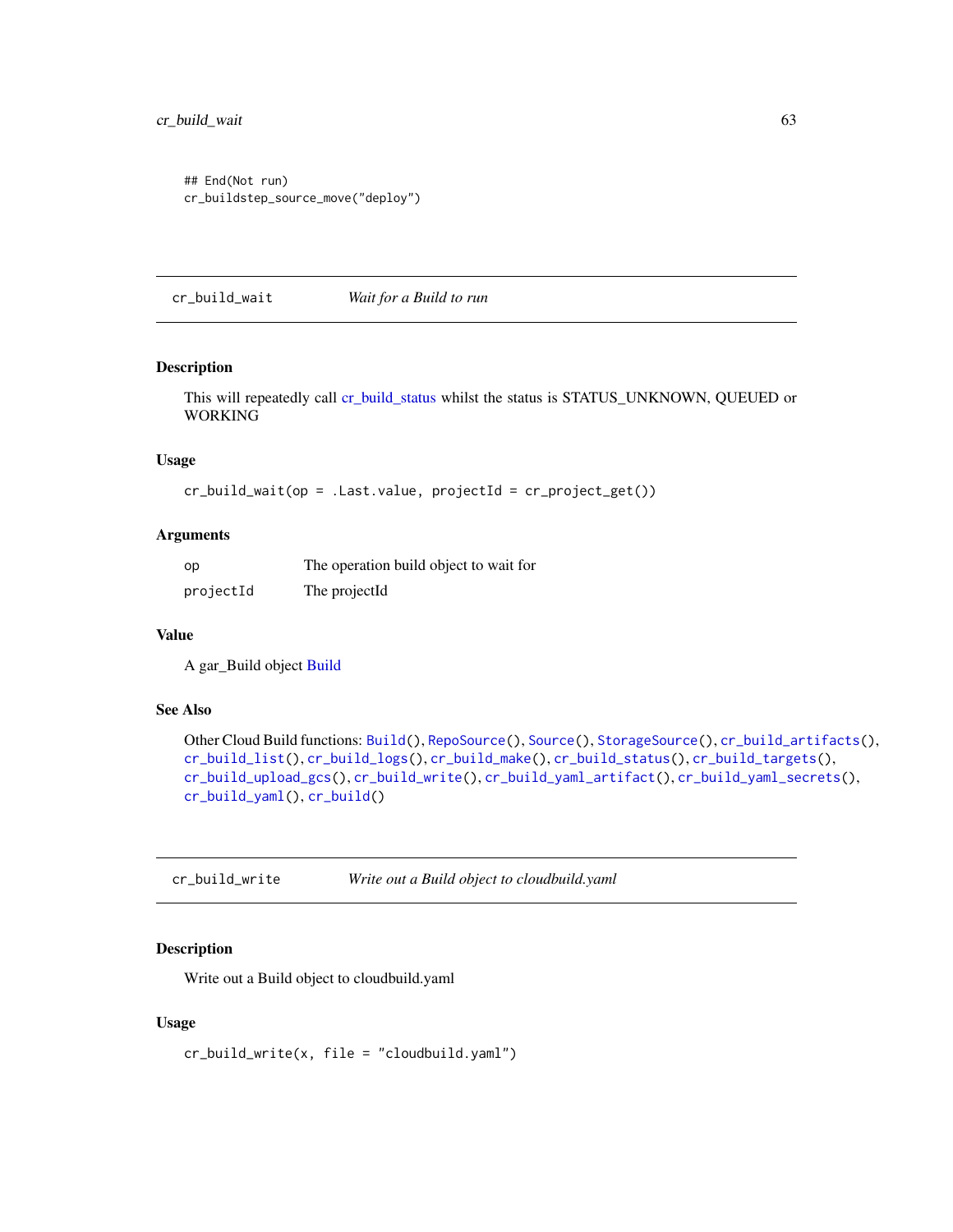```
## End(Not run)
cr_buildstep_source_move("deploy")
```

## cr_build_wait *Wait for a Build to run*

### Description

This will repeatedly call cr_build_status whilst the status is STATUS_UNKNOWN, QUEUED or WORKING

### Usage

```
cr_build_wait(op = .Last.value, projectId = cr_project_get())
```

### Arguments

| | |
|---|---|
| op | The operation build object to wait for |
| projectId | The projectId |

### Value

A gar_Build object Build

### See Also

Other Cloud Build functions: `Build()`, `RepoSource()`, `Source()`, `StorageSource()`, `cr_build_artifacts()`, `cr_build_list()`, `cr_build_logs()`, `cr_build_make()`, `cr_build_status()`, `cr_build_targets()`, `cr_build_upload_gcs()`, `cr_build_write()`, `cr_build_yaml_artifact()`, `cr_build_yaml_secrets()`, `cr_build_yaml()`, `cr_build()`

## cr_build_write *Write out a Build object to cloudbuild.yaml*

### Description

Write out a Build object to cloudbuild.yaml

### Usage

```
cr_build_write(x, file = "cloudbuild.yaml")
```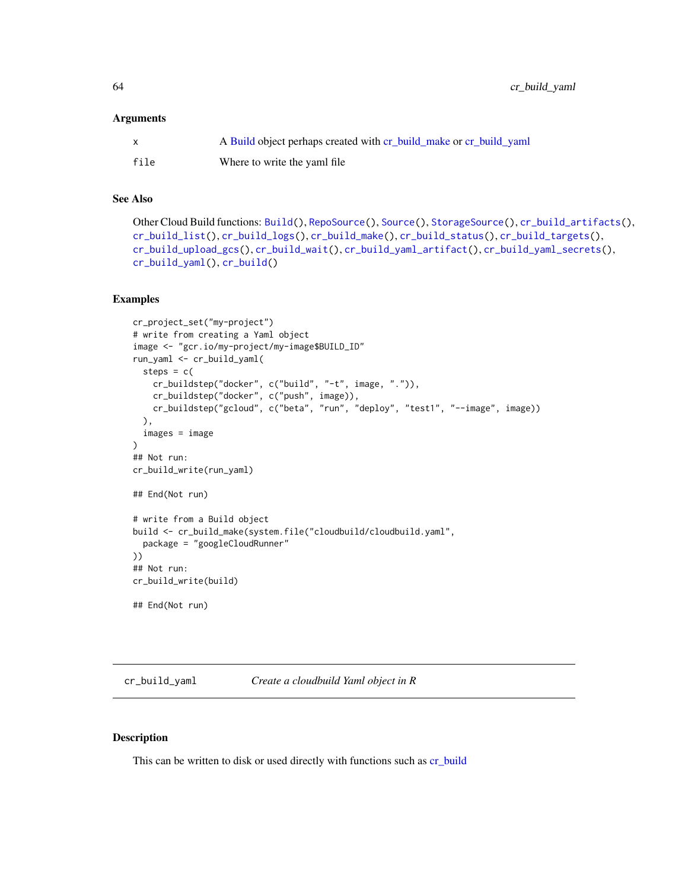### Arguments

| | |
|---|---|
| x | A Build object perhaps created with cr_build_make or cr_build_yaml |
| file | Where to write the yaml file |

### See Also

Other Cloud Build functions: `Build()`, `RepoSource()`, `Source()`, `StorageSource()`, `cr_build_artifacts()`, `cr_build_list()`, `cr_build_logs()`, `cr_build_make()`, `cr_build_status()`, `cr_build_targets()`, `cr_build_upload_gcs()`, `cr_build_wait()`, `cr_build_yaml_artifact()`, `cr_build_yaml_secrets()`, `cr_build_yaml()`, `cr_build()`

### Examples

```
cr_project_set("my-project")
# write from creating a Yaml object
image <- "gcr.io/my-project/my-image$BUILD_ID"
run_yaml <- cr_build_yaml(
  steps = c(
    cr_buildstep("docker", c("build", "-t", image, ".")),
    cr_buildstep("docker", c("push", image)),
    cr_buildstep("gcloud", c("beta", "run", "deploy", "test1", "--image", image))
  ),
  images = image
)
## Not run:
cr_build_write(run_yaml)

## End(Not run)

# write from a Build object
build <- cr_build_make(system.file("cloudbuild/cloudbuild.yaml",
  package = "googleCloudRunner"
))
## Not run:
cr_build_write(build)

## End(Not run)
```

---

## cr_build_yaml — *Create a cloudbuild Yaml object in R*

### Description

This can be written to disk or used directly with functions such as cr_build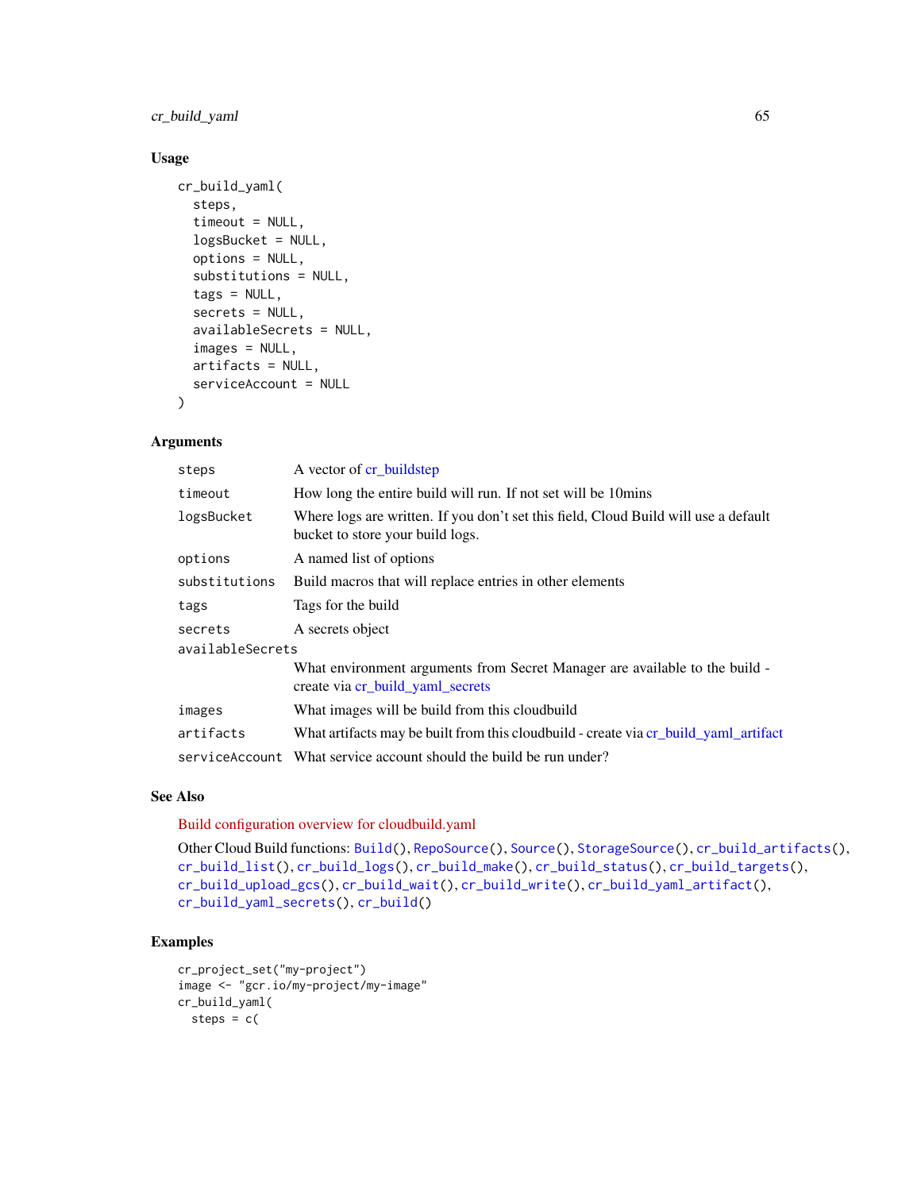## Usage

```
cr_build_yaml(
  steps,
  timeout = NULL,
  logsBucket = NULL,
  options = NULL,
  substitutions = NULL,
  tags = NULL,
  secrets = NULL,
  availableSecrets = NULL,
  images = NULL,
  artifacts = NULL,
  serviceAccount = NULL
)
```

## Arguments

| | |
|---|---|
| steps | A vector of cr_buildstep |
| timeout | How long the entire build will run. If not set will be 10mins |
| logsBucket | Where logs are written. If you don't set this field, Cloud Build will use a default bucket to store your build logs. |
| options | A named list of options |
| substitutions | Build macros that will replace entries in other elements |
| tags | Tags for the build |
| secrets | A secrets object |
| availableSecrets | What environment arguments from Secret Manager are available to the build - create via cr_build_yaml_secrets |
| images | What images will be build from this cloudbuild |
| artifacts | What artifacts may be built from this cloudbuild - create via cr_build_yaml_artifact |
| serviceAccount | What service account should the build be run under? |

## See Also

Build configuration overview for cloudbuild.yaml

Other Cloud Build functions: `Build()`, `RepoSource()`, `Source()`, `StorageSource()`, `cr_build_artifacts()`, `cr_build_list()`, `cr_build_logs()`, `cr_build_make()`, `cr_build_status()`, `cr_build_targets()`, `cr_build_upload_gcs()`, `cr_build_wait()`, `cr_build_write()`, `cr_build_yaml_artifact()`, `cr_build_yaml_secrets()`, `cr_build()`

## Examples

```
cr_project_set("my-project")
image <- "gcr.io/my-project/my-image"
cr_build_yaml(
  steps = c(
```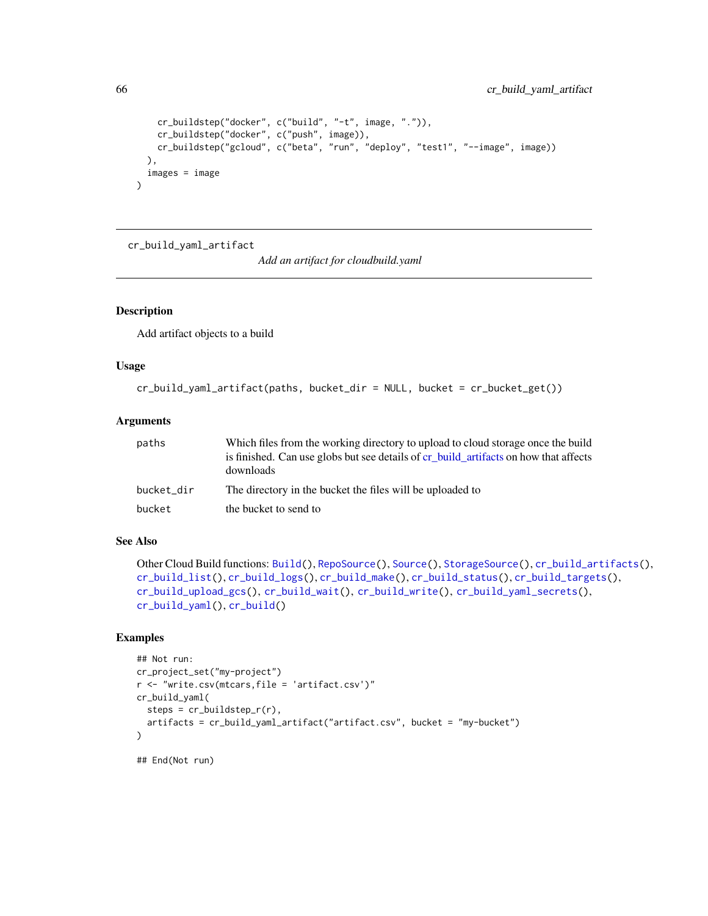```
    cr_buildstep("docker", c("build", "-t", image, ".")),
    cr_buildstep("docker", c("push", image)),
    cr_buildstep("gcloud", c("beta", "run", "deploy", "test1", "--image", image))
  ),
  images = image
)
```

---

cr_build_yaml_artifact    *Add an artifact for cloudbuild.yaml*

---

## Description

Add artifact objects to a build

## Usage

```
cr_build_yaml_artifact(paths, bucket_dir = NULL, bucket = cr_bucket_get())
```

## Arguments

| | |
|---|---|
| paths | Which files from the working directory to upload to cloud storage once the build is finished. Can use globs but see details of cr_build_artifacts on how that affects downloads |
| bucket_dir | The directory in the bucket the files will be uploaded to |
| bucket | the bucket to send to |

## See Also

Other Cloud Build functions: Build(), RepoSource(), Source(), StorageSource(), cr_build_artifacts(), cr_build_list(), cr_build_logs(), cr_build_make(), cr_build_status(), cr_build_targets(), cr_build_upload_gcs(), cr_build_wait(), cr_build_write(), cr_build_yaml_secrets(), cr_build_yaml(), cr_build()

## Examples

```
## Not run:
cr_project_set("my-project")
r <- "write.csv(mtcars,file = 'artifact.csv')"
cr_build_yaml(
  steps = cr_buildstep_r(r),
  artifacts = cr_build_yaml_artifact("artifact.csv", bucket = "my-bucket")
)

## End(Not run)
```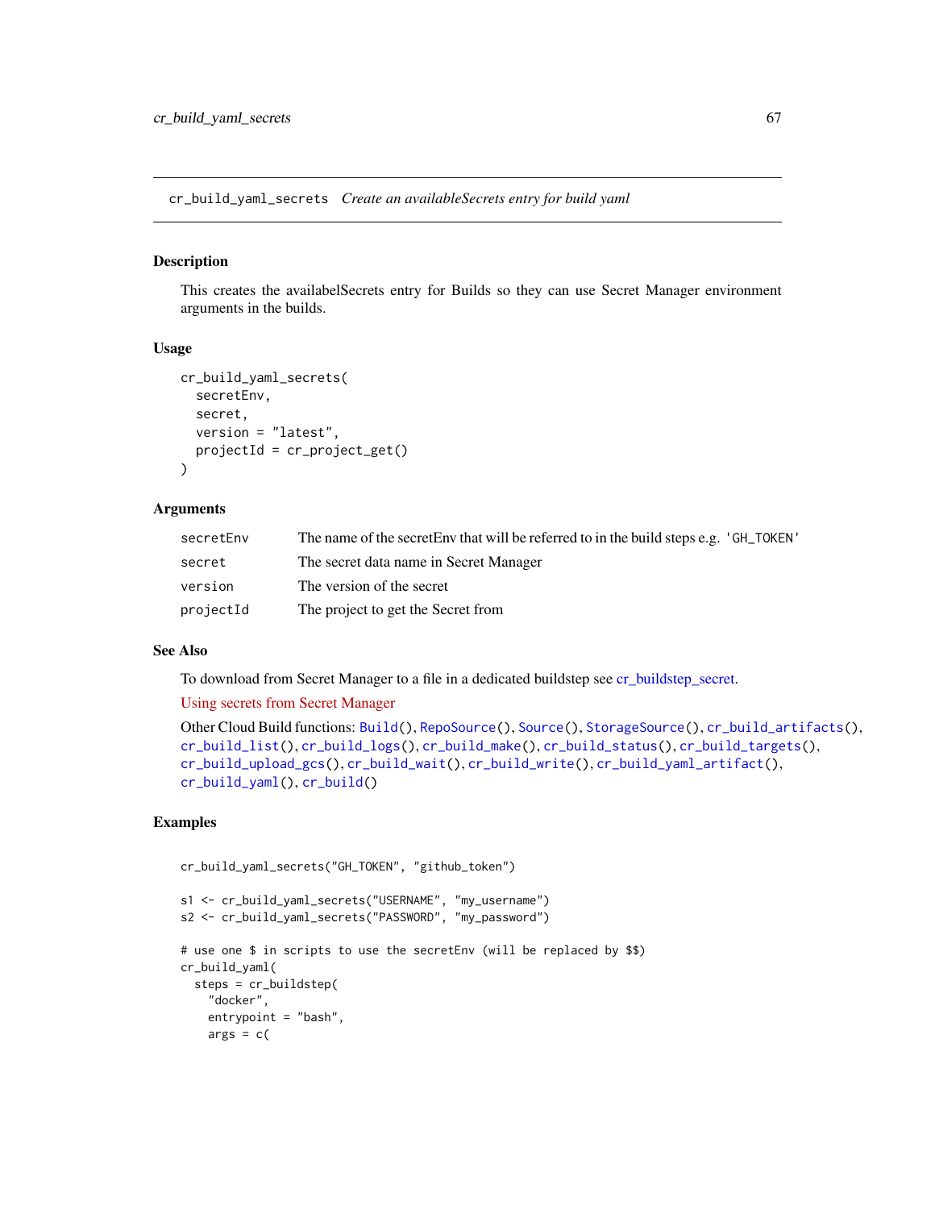## cr_build_yaml_secrets *Create an availableSecrets entry for build yaml*

### Description

This creates the availabelSecrets entry for Builds so they can use Secret Manager environment arguments in the builds.

### Usage

```
cr_build_yaml_secrets(
  secretEnv,
  secret,
  version = "latest",
  projectId = cr_project_get()
)
```

### Arguments

| | |
|---|---|
| secretEnv | The name of the secretEnv that will be referred to in the build steps e.g. 'GH_TOKEN' |
| secret | The secret data name in Secret Manager |
| version | The version of the secret |
| projectId | The project to get the Secret from |

### See Also

To download from Secret Manager to a file in a dedicated buildstep see cr_buildstep_secret.

Using secrets from Secret Manager

Other Cloud Build functions: `Build()`, `RepoSource()`, `Source()`, `StorageSource()`, `cr_build_artifacts()`, `cr_build_list()`, `cr_build_logs()`, `cr_build_make()`, `cr_build_status()`, `cr_build_targets()`, `cr_build_upload_gcs()`, `cr_build_wait()`, `cr_build_write()`, `cr_build_yaml_artifact()`, `cr_build_yaml()`, `cr_build()`

### Examples

```
cr_build_yaml_secrets("GH_TOKEN", "github_token")

s1 <- cr_build_yaml_secrets("USERNAME", "my_username")
s2 <- cr_build_yaml_secrets("PASSWORD", "my_password")

# use one $ in scripts to use the secretEnv (will be replaced by $$)
cr_build_yaml(
  steps = cr_buildstep(
    "docker",
    entrypoint = "bash",
    args = c(
```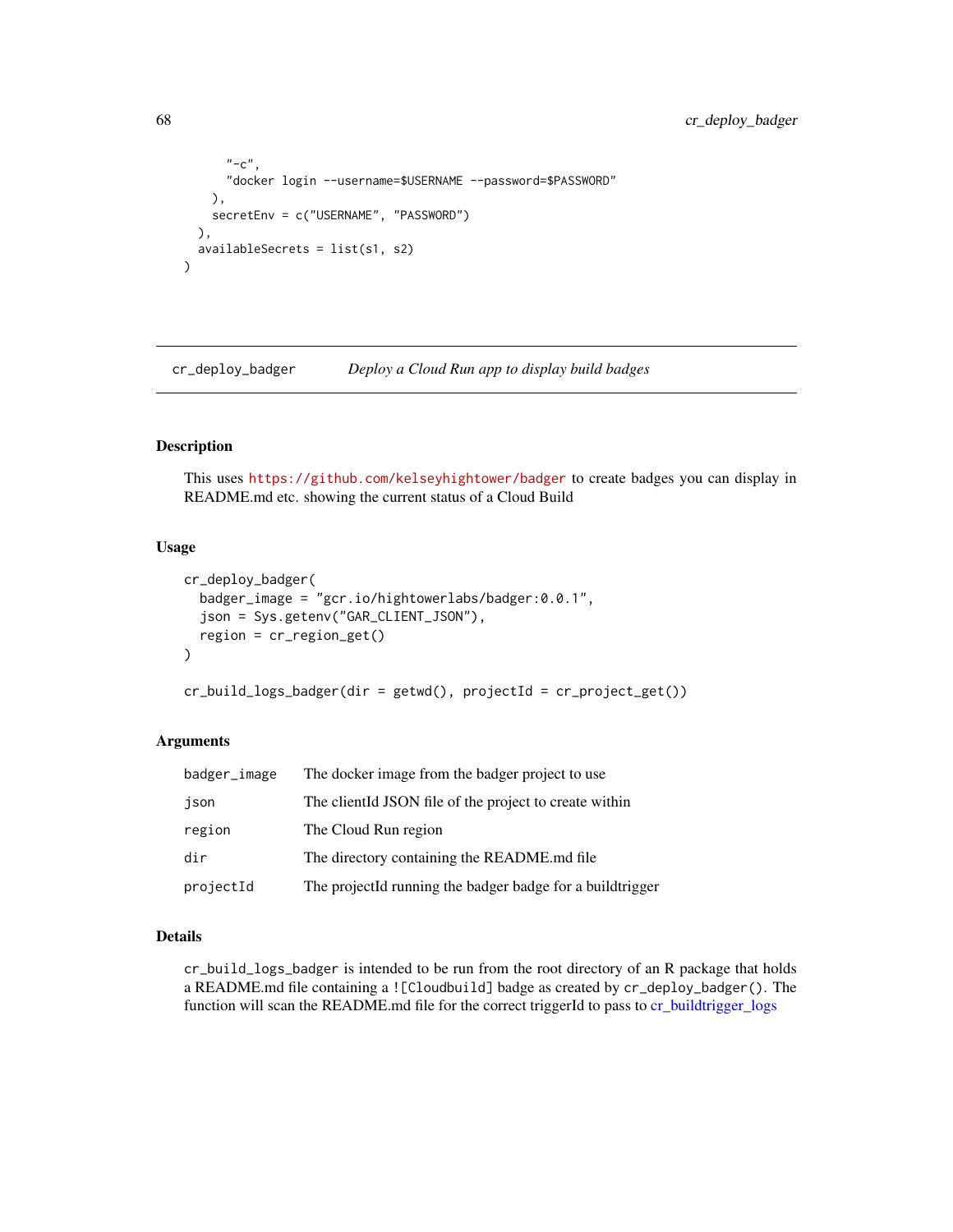```
      "-c",
      "docker login --username=$USERNAME --password=$PASSWORD"
    ),
    secretEnv = c("USERNAME", "PASSWORD")
  ),
  availableSecrets = list(s1, s2)
)
```

## cr_deploy_badger *Deploy a Cloud Run app to display build badges*

### Description

This uses https://github.com/kelseyhightower/badger to create badges you can display in README.md etc. showing the current status of a Cloud Build

### Usage

```
cr_deploy_badger(
  badger_image = "gcr.io/hightowerlabs/badger:0.0.1",
  json = Sys.getenv("GAR_CLIENT_JSON"),
  region = cr_region_get()
)

cr_build_logs_badger(dir = getwd(), projectId = cr_project_get())
```

### Arguments

| | |
|---|---|
| `badger_image` | The docker image from the badger project to use |
| `json` | The clientId JSON file of the project to create within |
| `region` | The Cloud Run region |
| `dir` | The directory containing the README.md file |
| `projectId` | The projectId running the badger badge for a buildtrigger |

### Details

`cr_build_logs_badger` is intended to be run from the root directory of an R package that holds a README.md file containing a `![Cloudbuild]` badge as created by `cr_deploy_badger()`. The function will scan the README.md file for the correct triggerId to pass to cr_buildtrigger_logs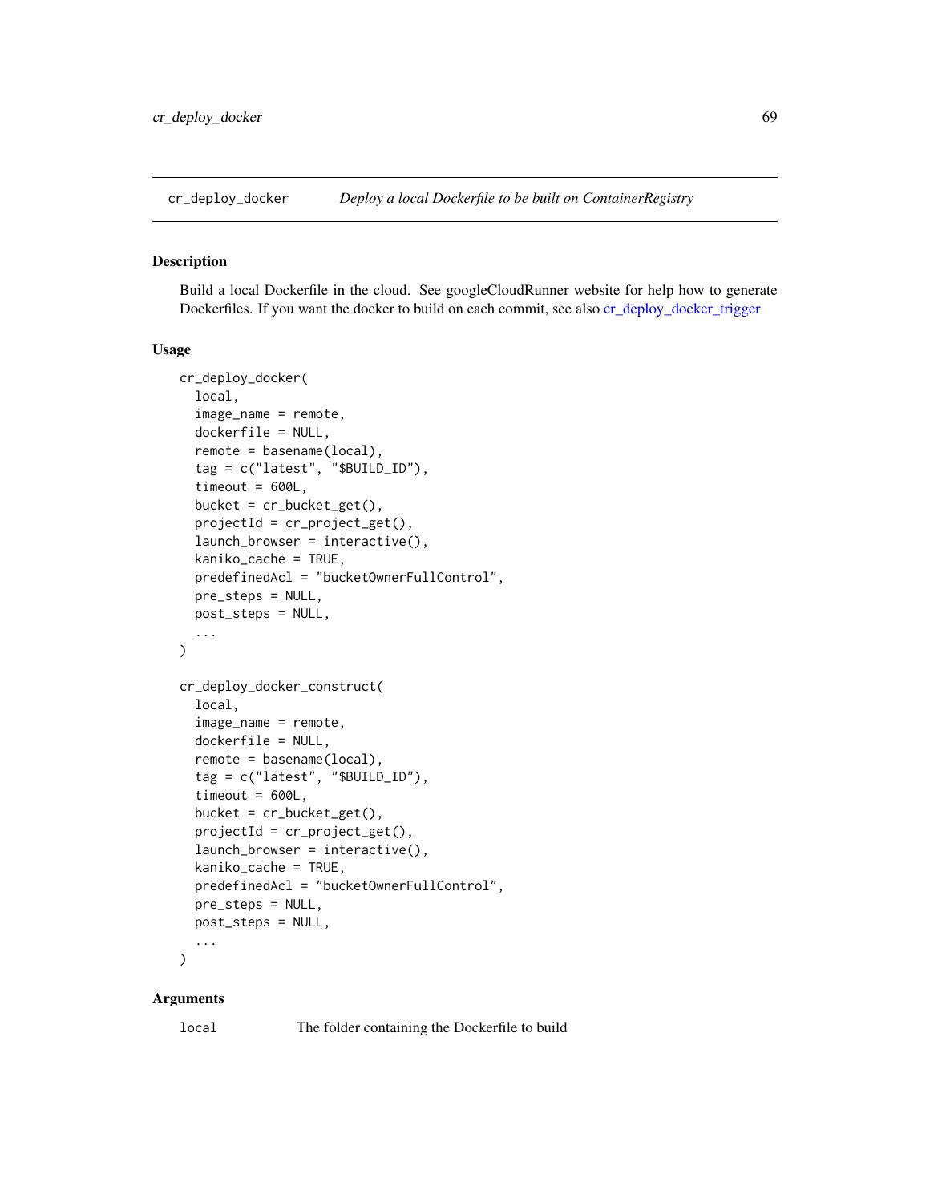## cr_deploy_docker — *Deploy a local Dockerfile to be built on ContainerRegistry*

### Description

Build a local Dockerfile in the cloud. See googleCloudRunner website for help how to generate Dockerfiles. If you want the docker to build on each commit, see also cr_deploy_docker_trigger

### Usage

```
cr_deploy_docker(
  local,
  image_name = remote,
  dockerfile = NULL,
  remote = basename(local),
  tag = c("latest", "$BUILD_ID"),
  timeout = 600L,
  bucket = cr_bucket_get(),
  projectId = cr_project_get(),
  launch_browser = interactive(),
  kaniko_cache = TRUE,
  predefinedAcl = "bucketOwnerFullControl",
  pre_steps = NULL,
  post_steps = NULL,
  ...
)

cr_deploy_docker_construct(
  local,
  image_name = remote,
  dockerfile = NULL,
  remote = basename(local),
  tag = c("latest", "$BUILD_ID"),
  timeout = 600L,
  bucket = cr_bucket_get(),
  projectId = cr_project_get(),
  launch_browser = interactive(),
  kaniko_cache = TRUE,
  predefinedAcl = "bucketOwnerFullControl",
  pre_steps = NULL,
  post_steps = NULL,
  ...
)
```

### Arguments

| | |
|---|---|
| `local` | The folder containing the Dockerfile to build |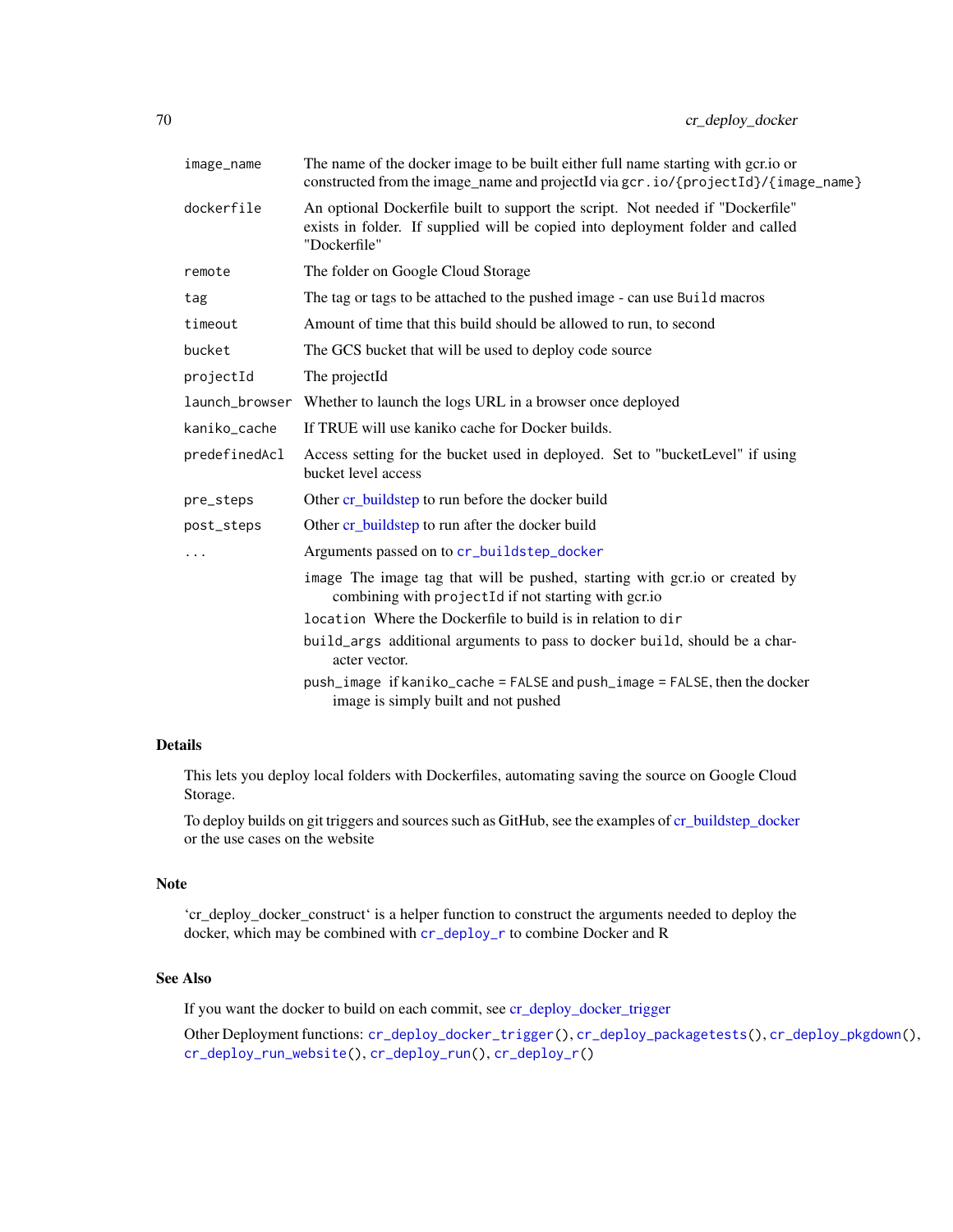| | |
|---|---|
| `image_name` | The name of the docker image to be built either full name starting with gcr.io or constructed from the image_name and projectId via `gcr.io/{projectId}/{image_name}` |
| `dockerfile` | An optional Dockerfile built to support the script. Not needed if "Dockerfile" exists in folder. If supplied will be copied into deployment folder and called "Dockerfile" |
| `remote` | The folder on Google Cloud Storage |
| `tag` | The tag or tags to be attached to the pushed image - can use `Build` macros |
| `timeout` | Amount of time that this build should be allowed to run, to second |
| `bucket` | The GCS bucket that will be used to deploy code source |
| `projectId` | The projectId |
| `launch_browser` | Whether to launch the logs URL in a browser once deployed |
| `kaniko_cache` | If TRUE will use kaniko cache for Docker builds. |
| `predefinedAcl` | Access setting for the bucket used in deployed. Set to "bucketLevel" if using bucket level access |
| `pre_steps` | Other cr_buildstep to run before the docker build |
| `post_steps` | Other cr_buildstep to run after the docker build |
| `...` | Arguments passed on to `cr_buildstep_docker` |

- `image` The image tag that will be pushed, starting with gcr.io or created by combining with `projectId` if not starting with gcr.io
- `location` Where the Dockerfile to build is in relation to `dir`
- `build_args` additional arguments to pass to `docker build`, should be a character vector.
- `push_image` if `kaniko_cache = FALSE` and `push_image = FALSE`, then the docker image is simply built and not pushed

## Details

This lets you deploy local folders with Dockerfiles, automating saving the source on Google Cloud Storage.

To deploy builds on git triggers and sources such as GitHub, see the examples of cr_buildstep_docker or the use cases on the website

## Note

'cr_deploy_docker_construct' is a helper function to construct the arguments needed to deploy the docker, which may be combined with `cr_deploy_r` to combine Docker and R

## See Also

If you want the docker to build on each commit, see cr_deploy_docker_trigger

Other Deployment functions: `cr_deploy_docker_trigger()`, `cr_deploy_packagetests()`, `cr_deploy_pkgdown()`, `cr_deploy_run_website()`, `cr_deploy_run()`, `cr_deploy_r()`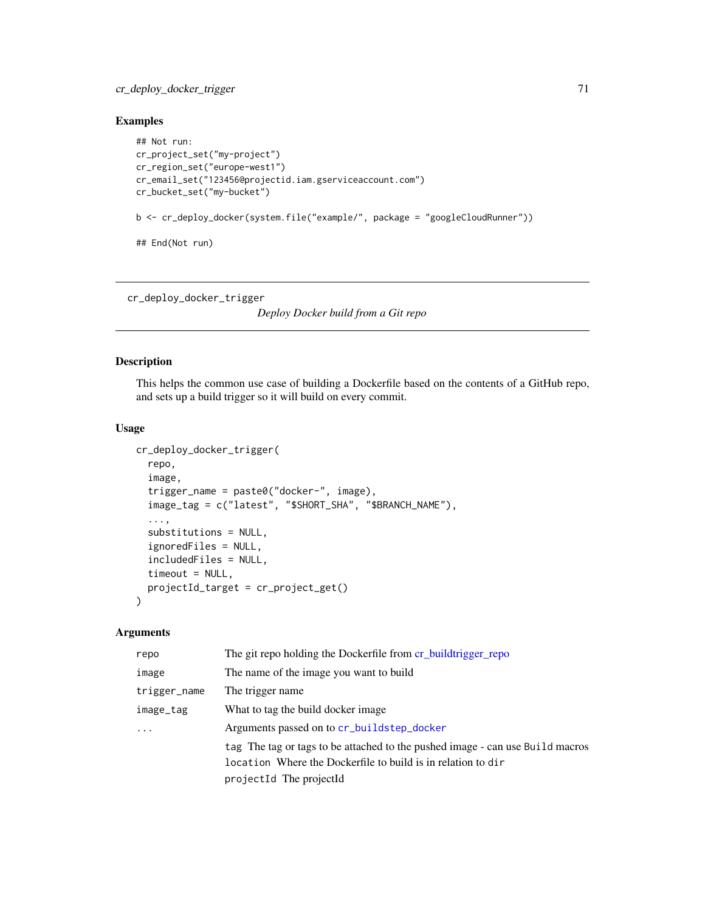## Examples

```
## Not run:
cr_project_set("my-project")
cr_region_set("europe-west1")
cr_email_set("123456@projectid.iam.gserviceaccount.com")
cr_bucket_set("my-bucket")

b <- cr_deploy_docker(system.file("example/", package = "googleCloudRunner"))

## End(Not run)
```

---

# cr_deploy_docker_trigger

*Deploy Docker build from a Git repo*

---

## Description

This helps the common use case of building a Dockerfile based on the contents of a GitHub repo, and sets up a build trigger so it will build on every commit.

## Usage

```
cr_deploy_docker_trigger(
  repo,
  image,
  trigger_name = paste0("docker-", image),
  image_tag = c("latest", "$SHORT_SHA", "$BRANCH_NAME"),
  ...,
  substitutions = NULL,
  ignoredFiles = NULL,
  includedFiles = NULL,
  timeout = NULL,
  projectId_target = cr_project_get()
)
```

## Arguments

| | |
|---|---|
| `repo` | The git repo holding the Dockerfile from cr_buildtrigger_repo |
| `image` | The name of the image you want to build |
| `trigger_name` | The trigger name |
| `image_tag` | What to tag the build docker image |
| `...` | Arguments passed on to `cr_buildstep_docker`<br>`tag` The tag or tags to be attached to the pushed image - can use `Build` macros<br>`location` Where the Dockerfile to build is in relation to `dir`<br>`projectId` The projectId |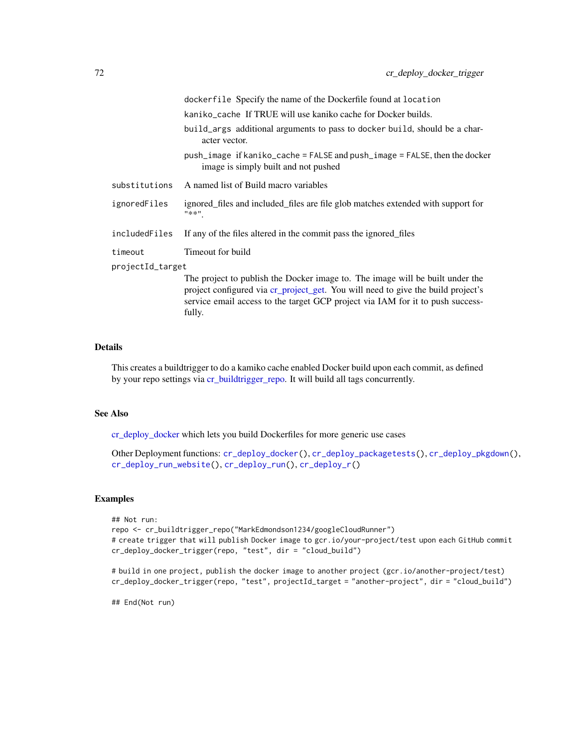dockerfile Specify the name of the Dockerfile found at location

kaniko_cache If TRUE will use kaniko cache for Docker builds.

build_args additional arguments to pass to docker build, should be a character vector.

push_image if kaniko_cache = FALSE and push_image = FALSE, then the docker image is simply built and not pushed

substitutions A named list of Build macro variables

ignoredFiles ignored_files and included_files are file glob matches extended with support for "**".

includedFiles If any of the files altered in the commit pass the ignored_files

timeout Timeout for build

projectId_target
The project to publish the Docker image to. The image will be built under the project configured via cr_project_get. You will need to give the build project's service email access to the target GCP project via IAM for it to push successfully.

## Details

This creates a buildtrigger to do a kamiko cache enabled Docker build upon each commit, as defined by your repo settings via cr_buildtrigger_repo. It will build all tags concurrently.

## See Also

cr_deploy_docker which lets you build Dockerfiles for more generic use cases

Other Deployment functions: cr_deploy_docker(), cr_deploy_packagetests(), cr_deploy_pkgdown(), cr_deploy_run_website(), cr_deploy_run(), cr_deploy_r()

## Examples

```
## Not run:
repo <- cr_buildtrigger_repo("MarkEdmondson1234/googleCloudRunner")
# create trigger that will publish Docker image to gcr.io/your-project/test upon each GitHub commit
cr_deploy_docker_trigger(repo, "test", dir = "cloud_build")

# build in one project, publish the docker image to another project (gcr.io/another-project/test)
cr_deploy_docker_trigger(repo, "test", projectId_target = "another-project", dir = "cloud_build")

## End(Not run)
```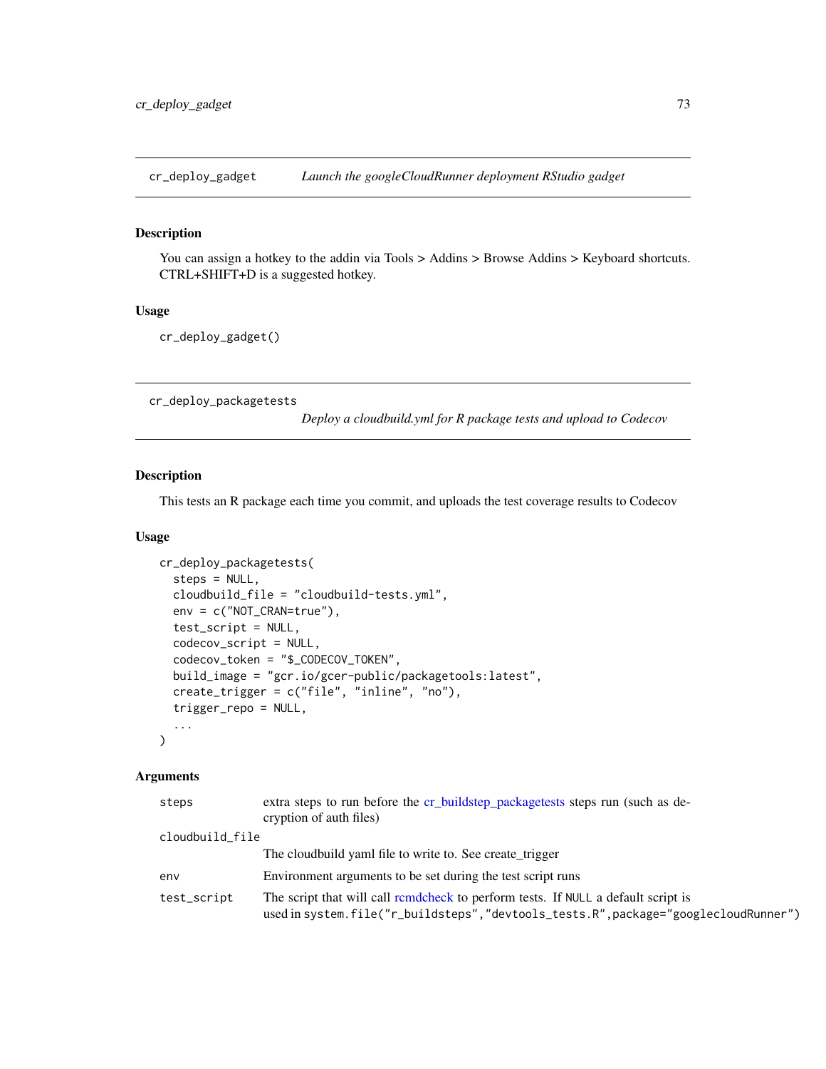## cr_deploy_gadget — *Launch the googleCloudRunner deployment RStudio gadget*

### Description

You can assign a hotkey to the addin via Tools > Addins > Browse Addins > Keyboard shortcuts. CTRL+SHIFT+D is a suggested hotkey.

### Usage

```
cr_deploy_gadget()
```

## cr_deploy_packagetests — *Deploy a cloudbuild.yml for R package tests and upload to Codecov*

### Description

This tests an R package each time you commit, and uploads the test coverage results to Codecov

### Usage

```
cr_deploy_packagetests(
  steps = NULL,
  cloudbuild_file = "cloudbuild-tests.yml",
  env = c("NOT_CRAN=true"),
  test_script = NULL,
  codecov_script = NULL,
  codecov_token = "$_CODECOV_TOKEN",
  build_image = "gcr.io/gcer-public/packagetools:latest",
  create_trigger = c("file", "inline", "no"),
  trigger_repo = NULL,
  ...
)
```

### Arguments

| | |
|---|---|
| steps | extra steps to run before the cr_buildstep_packagetests steps run (such as decryption of auth files) |
| cloudbuild_file | The cloudbuild yaml file to write to. See create_trigger |
| env | Environment arguments to be set during the test script runs |
| test_script | The script that will call rcmdcheck to perform tests. If `NULL` a default script is used in `system.file("r_buildsteps","devtools_tests.R",package="googlecloudRunner")` |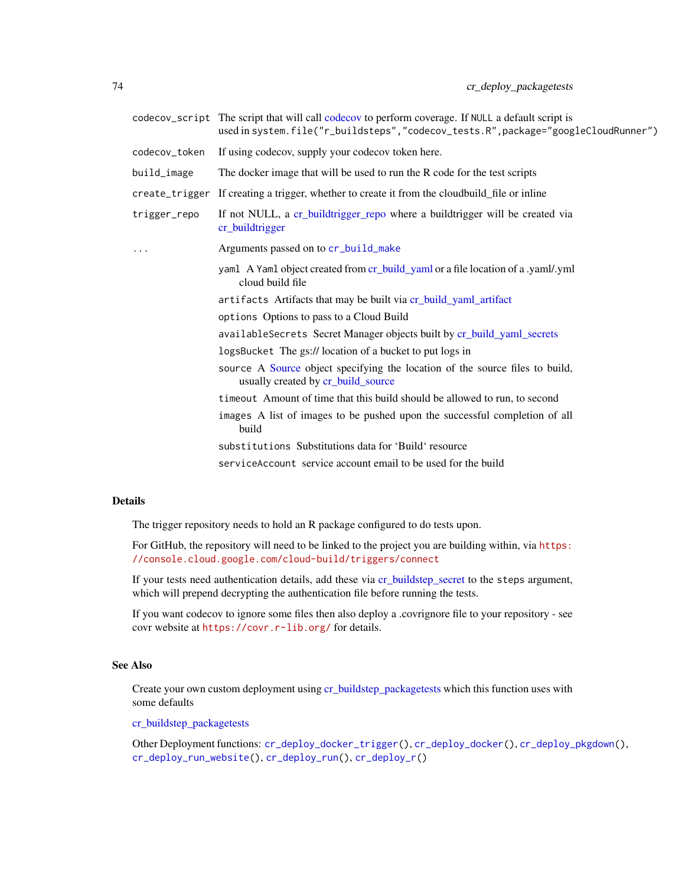| | |
|---|---|
| `codecov_script` | The script that will call codecov to perform coverage. If `NULL` a default script is used in `system.file("r_buildsteps","codecov_tests.R",package="googleCloudRunner")` |
| `codecov_token` | If using codecov, supply your codecov token here. |
| `build_image` | The docker image that will be used to run the R code for the test scripts |
| `create_trigger` | If creating a trigger, whether to create it from the cloudbuild_file or inline |
| `trigger_repo` | If not NULL, a cr_buildtrigger_repo where a buildtrigger will be created via cr_buildtrigger |
| `...` | Arguments passed on to `cr_build_make` |

- `yaml` A `Yaml` object created from cr_build_yaml or a file location of a .yaml/.yml cloud build file
- `artifacts` Artifacts that may be built via cr_build_yaml_artifact
- `options` Options to pass to a Cloud Build
- `availableSecrets` Secret Manager objects built by cr_build_yaml_secrets
- `logsBucket` The gs:// location of a bucket to put logs in
- `source` A Source object specifying the location of the source files to build, usually created by cr_build_source
- `timeout` Amount of time that this build should be allowed to run, to second
- `images` A list of images to be pushed upon the successful completion of all build
- `substitutions` Substitutions data for 'Build' resource
- `serviceAccount` service account email to be used for the build

## Details

The trigger repository needs to hold an R package configured to do tests upon.

For GitHub, the repository will need to be linked to the project you are building within, via `https://console.cloud.google.com/cloud-build/triggers/connect`

If your tests need authentication details, add these via cr_buildstep_secret to the `steps` argument, which will prepend decrypting the authentication file before running the tests.

If you want codecov to ignore some files then also deploy a .covrignore file to your repository - see covr website at `https://covr.r-lib.org/` for details.

## See Also

Create your own custom deployment using cr_buildstep_packagetests which this function uses with some defaults

cr_buildstep_packagetests

Other Deployment functions: `cr_deploy_docker_trigger()`, `cr_deploy_docker()`, `cr_deploy_pkgdown()`, `cr_deploy_run_website()`, `cr_deploy_run()`, `cr_deploy_r()`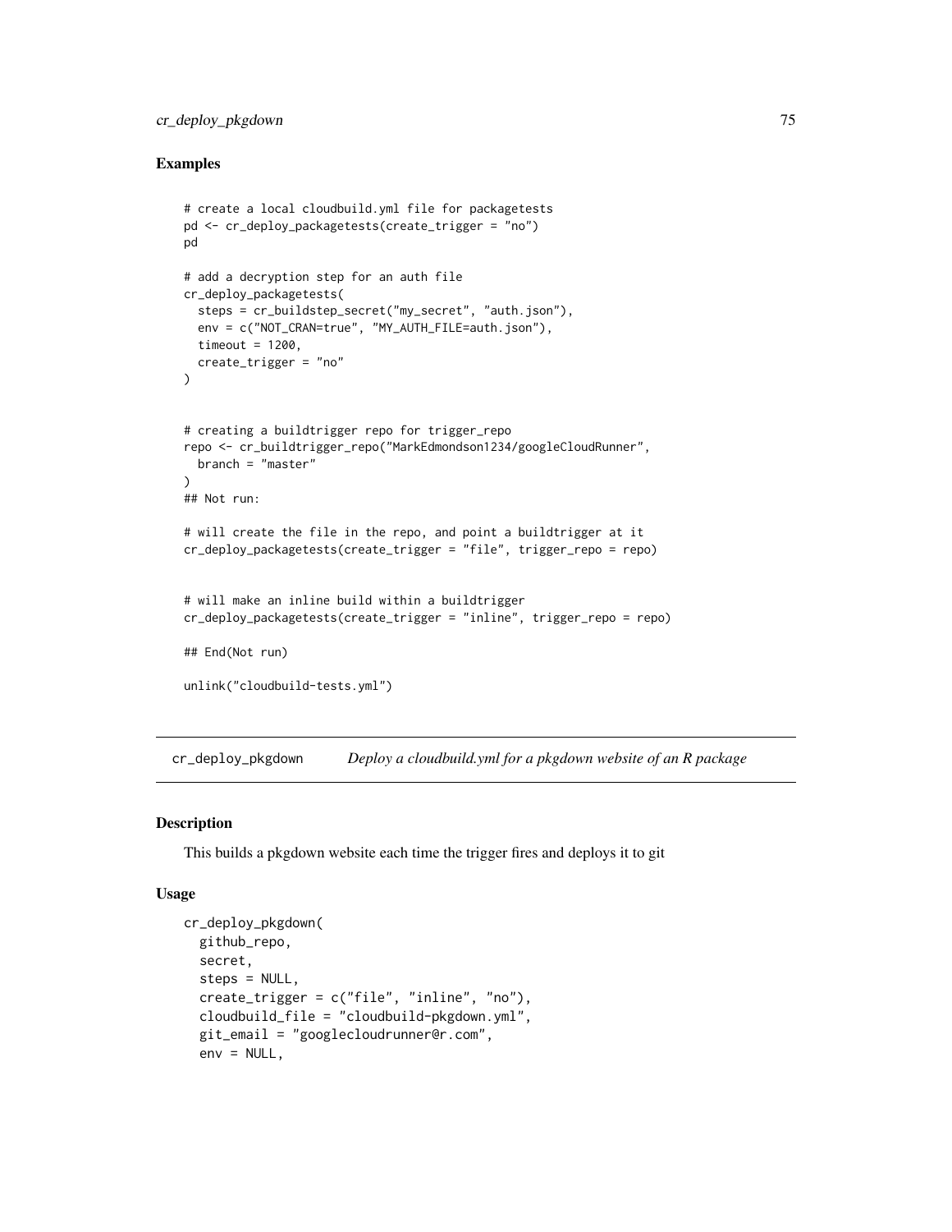### Examples

```
# create a local cloudbuild.yml file for packagetests
pd <- cr_deploy_packagetests(create_trigger = "no")
pd

# add a decryption step for an auth file
cr_deploy_packagetests(
  steps = cr_buildstep_secret("my_secret", "auth.json"),
  env = c("NOT_CRAN=true", "MY_AUTH_FILE=auth.json"),
  timeout = 1200,
  create_trigger = "no"
)


# creating a buildtrigger repo for trigger_repo
repo <- cr_buildtrigger_repo("MarkEdmondson1234/googleCloudRunner",
  branch = "master"
)
## Not run:

# will create the file in the repo, and point a buildtrigger at it
cr_deploy_packagetests(create_trigger = "file", trigger_repo = repo)


# will make an inline build within a buildtrigger
cr_deploy_packagetests(create_trigger = "inline", trigger_repo = repo)

## End(Not run)

unlink("cloudbuild-tests.yml")
```

## cr_deploy_pkgdown    *Deploy a cloudbuild.yml for a pkgdown website of an R package*

### Description

This builds a pkgdown website each time the trigger fires and deploys it to git

### Usage

```
cr_deploy_pkgdown(
  github_repo,
  secret,
  steps = NULL,
  create_trigger = c("file", "inline", "no"),
  cloudbuild_file = "cloudbuild-pkgdown.yml",
  git_email = "googlecloudrunner@r.com",
  env = NULL,
```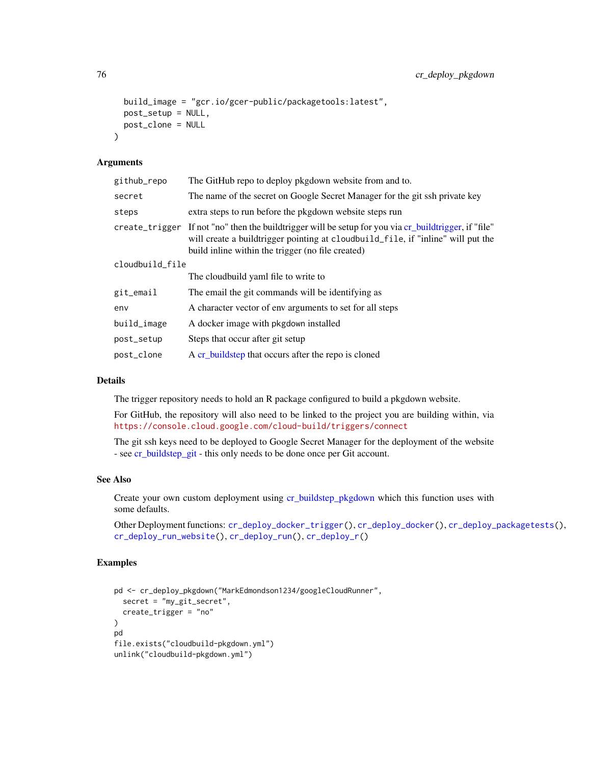```
  build_image = "gcr.io/gcer-public/packagetools:latest",
  post_setup = NULL,
  post_clone = NULL
)
```

## Arguments

| | |
|---|---|
| github_repo | The GitHub repo to deploy pkgdown website from and to. |
| secret | The name of the secret on Google Secret Manager for the git ssh private key |
| steps | extra steps to run before the pkgdown website steps run |
| create_trigger | If not "no" then the buildtrigger will be setup for you via cr_buildtrigger, if "file" will create a buildtrigger pointing at cloudbuild_file, if "inline" will put the build inline within the trigger (no file created) |
| cloudbuild_file | The cloudbuild yaml file to write to |
| git_email | The email the git commands will be identifying as |
| env | A character vector of env arguments to set for all steps |
| build_image | A docker image with pkgdown installed |
| post_setup | Steps that occur after git setup |
| post_clone | A cr_buildstep that occurs after the repo is cloned |

## Details

The trigger repository needs to hold an R package configured to build a pkgdown website.

For GitHub, the repository will also need to be linked to the project you are building within, via https://console.cloud.google.com/cloud-build/triggers/connect

The git ssh keys need to be deployed to Google Secret Manager for the deployment of the website - see cr_buildstep_git - this only needs to be done once per Git account.

## See Also

Create your own custom deployment using cr_buildstep_pkgdown which this function uses with some defaults.

Other Deployment functions: cr_deploy_docker_trigger(), cr_deploy_docker(), cr_deploy_packagetests(), cr_deploy_run_website(), cr_deploy_run(), cr_deploy_r()

## Examples

```
pd <- cr_deploy_pkgdown("MarkEdmondson1234/googleCloudRunner",
  secret = "my_git_secret",
  create_trigger = "no"
)
pd
file.exists("cloudbuild-pkgdown.yml")
unlink("cloudbuild-pkgdown.yml")
```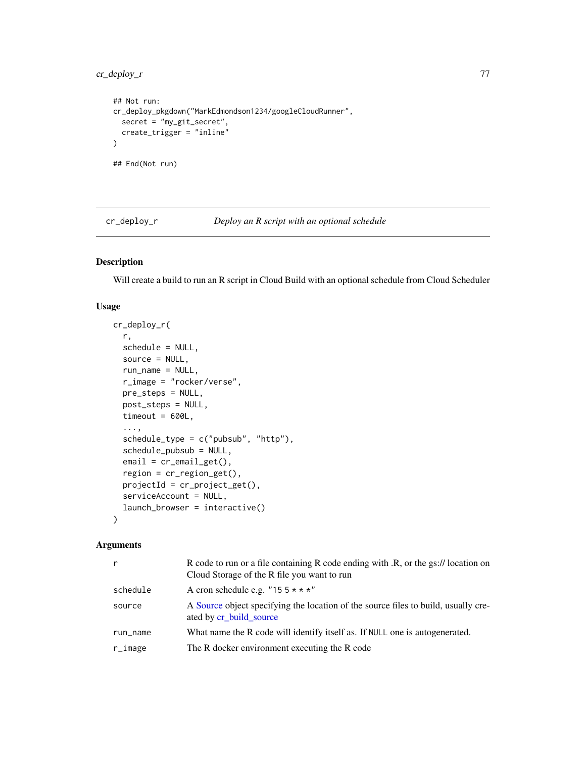```
## Not run:
cr_deploy_pkgdown("MarkEdmondson1234/googleCloudRunner",
  secret = "my_git_secret",
  create_trigger = "inline"
)

## End(Not run)
```

## cr_deploy_r — *Deploy an R script with an optional schedule*

### Description

Will create a build to run an R script in Cloud Build with an optional schedule from Cloud Scheduler

### Usage

```
cr_deploy_r(
  r,
  schedule = NULL,
  source = NULL,
  run_name = NULL,
  r_image = "rocker/verse",
  pre_steps = NULL,
  post_steps = NULL,
  timeout = 600L,
  ...,
  schedule_type = c("pubsub", "http"),
  schedule_pubsub = NULL,
  email = cr_email_get(),
  region = cr_region_get(),
  projectId = cr_project_get(),
  serviceAccount = NULL,
  launch_browser = interactive()
)
```

### Arguments

| | |
|---|---|
| `r` | R code to run or a file containing R code ending with .R, or the gs:// location on Cloud Storage of the R file you want to run |
| `schedule` | A cron schedule e.g. `"15 5 * * *"` |
| `source` | A Source object specifying the location of the source files to build, usually created by cr_build_source |
| `run_name` | What name the R code will identify itself as. If `NULL` one is autogenerated. |
| `r_image` | The R docker environment executing the R code |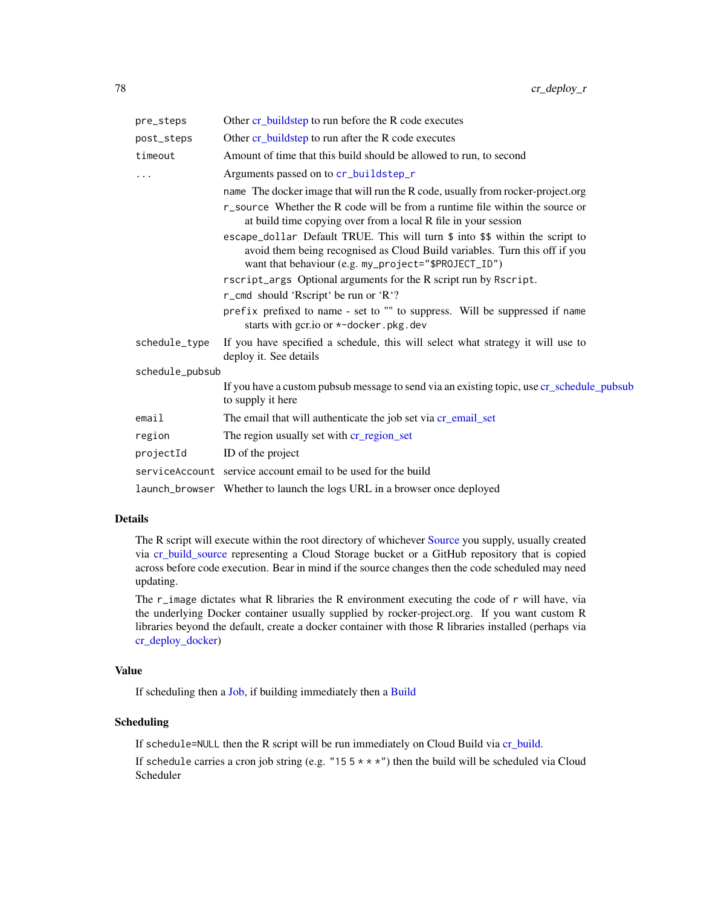| | |
|---|---|
| `pre_steps` | Other cr_buildstep to run before the R code executes |
| `post_steps` | Other cr_buildstep to run after the R code executes |
| `timeout` | Amount of time that this build should be allowed to run, to second |
| `...` | Arguments passed on to `cr_buildstep_r`<br>`name` The docker image that will run the R code, usually from rocker-project.org<br>`r_source` Whether the R code will be from a runtime file within the source or at build time copying over from a local R file in your session<br>`escape_dollar` Default TRUE. This will turn `$` into `$$` within the script to avoid them being recognised as Cloud Build variables. Turn this off if you want that behaviour (e.g. `my_project="$PROJECT_ID"`)<br>`rscript_args` Optional arguments for the R script run by `Rscript`.<br>`r_cmd` should 'Rscript' be run or 'R'?<br>`prefix` prefixed to name - set to "" to suppress. Will be suppressed if `name` starts with gcr.io or `*-docker.pkg.dev` |
| `schedule_type` | If you have specified a schedule, this will select what strategy it will use to deploy it. See details |
| `schedule_pubsub` | If you have a custom pubsub message to send via an existing topic, use cr_schedule_pubsub to supply it here |
| `email` | The email that will authenticate the job set via cr_email_set |
| `region` | The region usually set with cr_region_set |
| `projectId` | ID of the project |
| `serviceAccount` | service account email to be used for the build |
| `launch_browser` | Whether to launch the logs URL in a browser once deployed |

## Details

The R script will execute within the root directory of whichever Source you supply, usually created via cr_build_source representing a Cloud Storage bucket or a GitHub repository that is copied across before code execution. Bear in mind if the source changes then the code scheduled may need updating.

The `r_image` dictates what R libraries the R environment executing the code of `r` will have, via the underlying Docker container usually supplied by rocker-project.org. If you want custom R libraries beyond the default, create a docker container with those R libraries installed (perhaps via cr_deploy_docker)

## Value

If scheduling then a Job, if building immediately then a Build

## Scheduling

If `schedule=NULL` then the R script will be run immediately on Cloud Build via cr_build.

If `schedule` carries a cron job string (e.g. `"15 5 * * *"`) then the build will be scheduled via Cloud Scheduler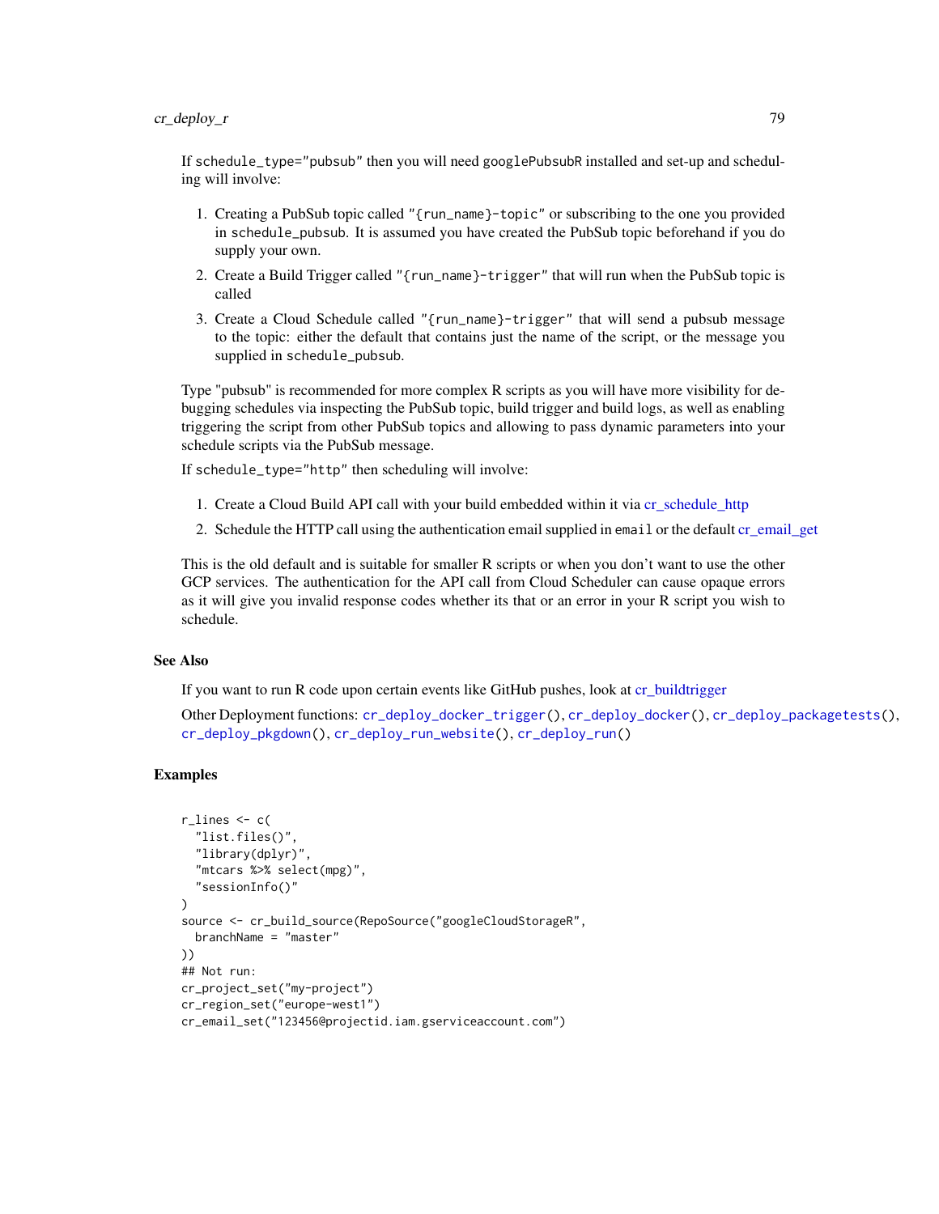If `schedule_type="pubsub"` then you will need `googlePubsubR` installed and set-up and scheduling will involve:

1. Creating a PubSub topic called `"{run_name}-topic"` or subscribing to the one you provided in `schedule_pubsub`. It is assumed you have created the PubSub topic beforehand if you do supply your own.
2. Create a Build Trigger called `"{run_name}-trigger"` that will run when the PubSub topic is called
3. Create a Cloud Schedule called `"{run_name}-trigger"` that will send a pubsub message to the topic: either the default that contains just the name of the script, or the message you supplied in `schedule_pubsub`.

Type "pubsub" is recommended for more complex R scripts as you will have more visibility for debugging schedules via inspecting the PubSub topic, build trigger and build logs, as well as enabling triggering the script from other PubSub topics and allowing to pass dynamic parameters into your schedule scripts via the PubSub message.

If `schedule_type="http"` then scheduling will involve:

1. Create a Cloud Build API call with your build embedded within it via cr_schedule_http
2. Schedule the HTTP call using the authentication email supplied in `email` or the default cr_email_get

This is the old default and is suitable for smaller R scripts or when you don't want to use the other GCP services. The authentication for the API call from Cloud Scheduler can cause opaque errors as it will give you invalid response codes whether its that or an error in your R script you wish to schedule.

## See Also

If you want to run R code upon certain events like GitHub pushes, look at cr_buildtrigger

Other Deployment functions: `cr_deploy_docker_trigger()`, `cr_deploy_docker()`, `cr_deploy_packagetests()`, `cr_deploy_pkgdown()`, `cr_deploy_run_website()`, `cr_deploy_run()`

## Examples

```
r_lines <- c(
  "list.files()",
  "library(dplyr)",
  "mtcars %>% select(mpg)",
  "sessionInfo()"
)
source <- cr_build_source(RepoSource("googleCloudStorageR",
  branchName = "master"
))
## Not run:
cr_project_set("my-project")
cr_region_set("europe-west1")
cr_email_set("123456@projectid.iam.gserviceaccount.com")
```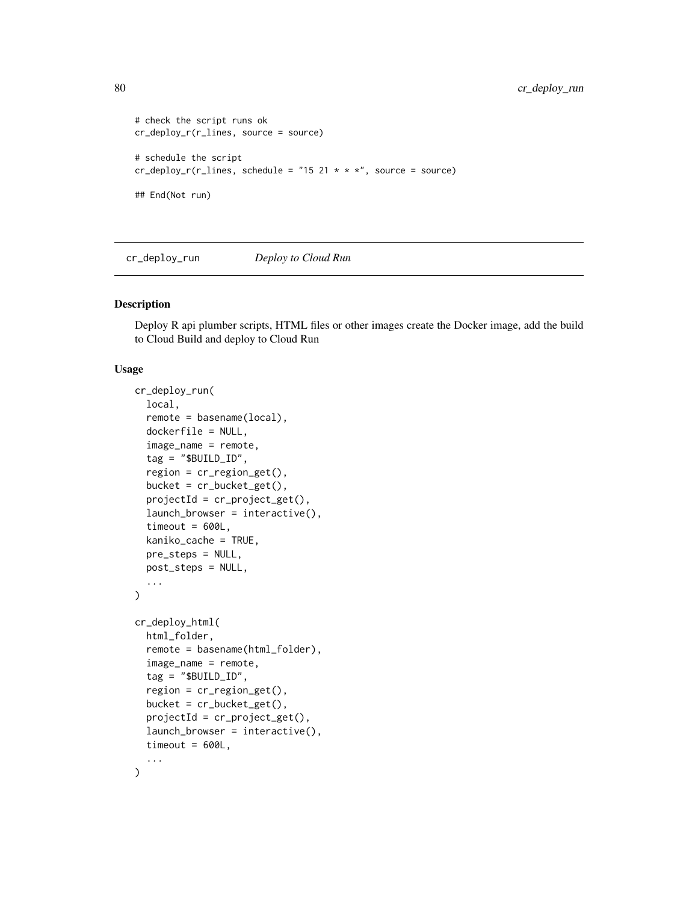```
# check the script runs ok
cr_deploy_r(r_lines, source = source)

# schedule the script
cr_deploy_r(r_lines, schedule = "15 21 * * *", source = source)

## End(Not run)
```

## cr_deploy_run — *Deploy to Cloud Run*

### Description

Deploy R api plumber scripts, HTML files or other images create the Docker image, add the build to Cloud Build and deploy to Cloud Run

### Usage

```
cr_deploy_run(
  local,
  remote = basename(local),
  dockerfile = NULL,
  image_name = remote,
  tag = "$BUILD_ID",
  region = cr_region_get(),
  bucket = cr_bucket_get(),
  projectId = cr_project_get(),
  launch_browser = interactive(),
  timeout = 600L,
  kaniko_cache = TRUE,
  pre_steps = NULL,
  post_steps = NULL,
  ...
)

cr_deploy_html(
  html_folder,
  remote = basename(html_folder),
  image_name = remote,
  tag = "$BUILD_ID",
  region = cr_region_get(),
  bucket = cr_bucket_get(),
  projectId = cr_project_get(),
  launch_browser = interactive(),
  timeout = 600L,
  ...
)
```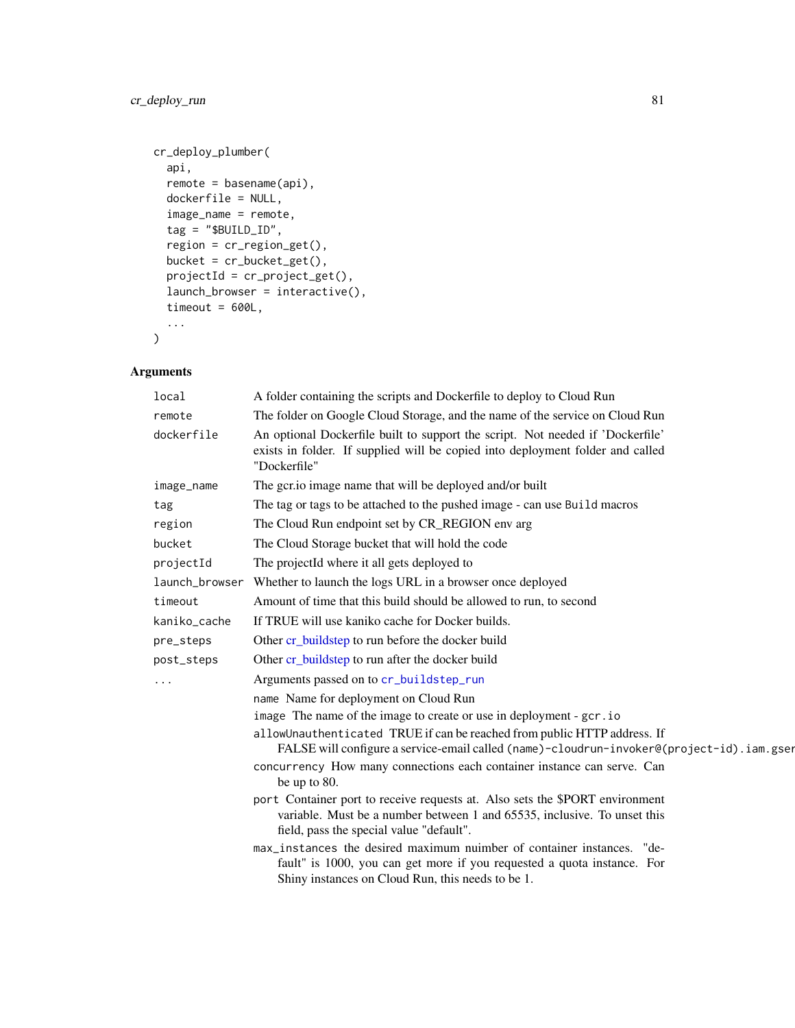```
cr_deploy_plumber(
  api,
  remote = basename(api),
  dockerfile = NULL,
  image_name = remote,
  tag = "$BUILD_ID",
  region = cr_region_get(),
  bucket = cr_bucket_get(),
  projectId = cr_project_get(),
  launch_browser = interactive(),
  timeout = 600L,
  ...
)
```

## Arguments

| | |
|---|---|
| `local` | A folder containing the scripts and Dockerfile to deploy to Cloud Run |
| `remote` | The folder on Google Cloud Storage, and the name of the service on Cloud Run |
| `dockerfile` | An optional Dockerfile built to support the script. Not needed if 'Dockerfile' exists in folder. If supplied will be copied into deployment folder and called "Dockerfile" |
| `image_name` | The gcr.io image name that will be deployed and/or built |
| `tag` | The tag or tags to be attached to the pushed image - can use `Build` macros |
| `region` | The Cloud Run endpoint set by CR_REGION env arg |
| `bucket` | The Cloud Storage bucket that will hold the code |
| `projectId` | The projectId where it all gets deployed to |
| `launch_browser` | Whether to launch the logs URL in a browser once deployed |
| `timeout` | Amount of time that this build should be allowed to run, to second |
| `kaniko_cache` | If TRUE will use kaniko cache for Docker builds. |
| `pre_steps` | Other cr_buildstep to run before the docker build |
| `post_steps` | Other cr_buildstep to run after the docker build |
| `...` | Arguments passed on to `cr_buildstep_run` |

- `name` Name for deployment on Cloud Run
- `image` The name of the image to create or use in deployment - `gcr.io`
- `allowUnauthenticated` TRUE if can be reached from public HTTP address. If FALSE will configure a service-email called `(name)-cloudrun-invoker@(project-id).iam.gser`
- `concurrency` How many connections each container instance can serve. Can be up to 80.
- `port` Container port to receive requests at. Also sets the $PORT environment variable. Must be a number between 1 and 65535, inclusive. To unset this field, pass the special value "default".
- `max_instances` the desired maximum nuimber of container instances. "default" is 1000, you can get more if you requested a quota instance. For Shiny instances on Cloud Run, this needs to be 1.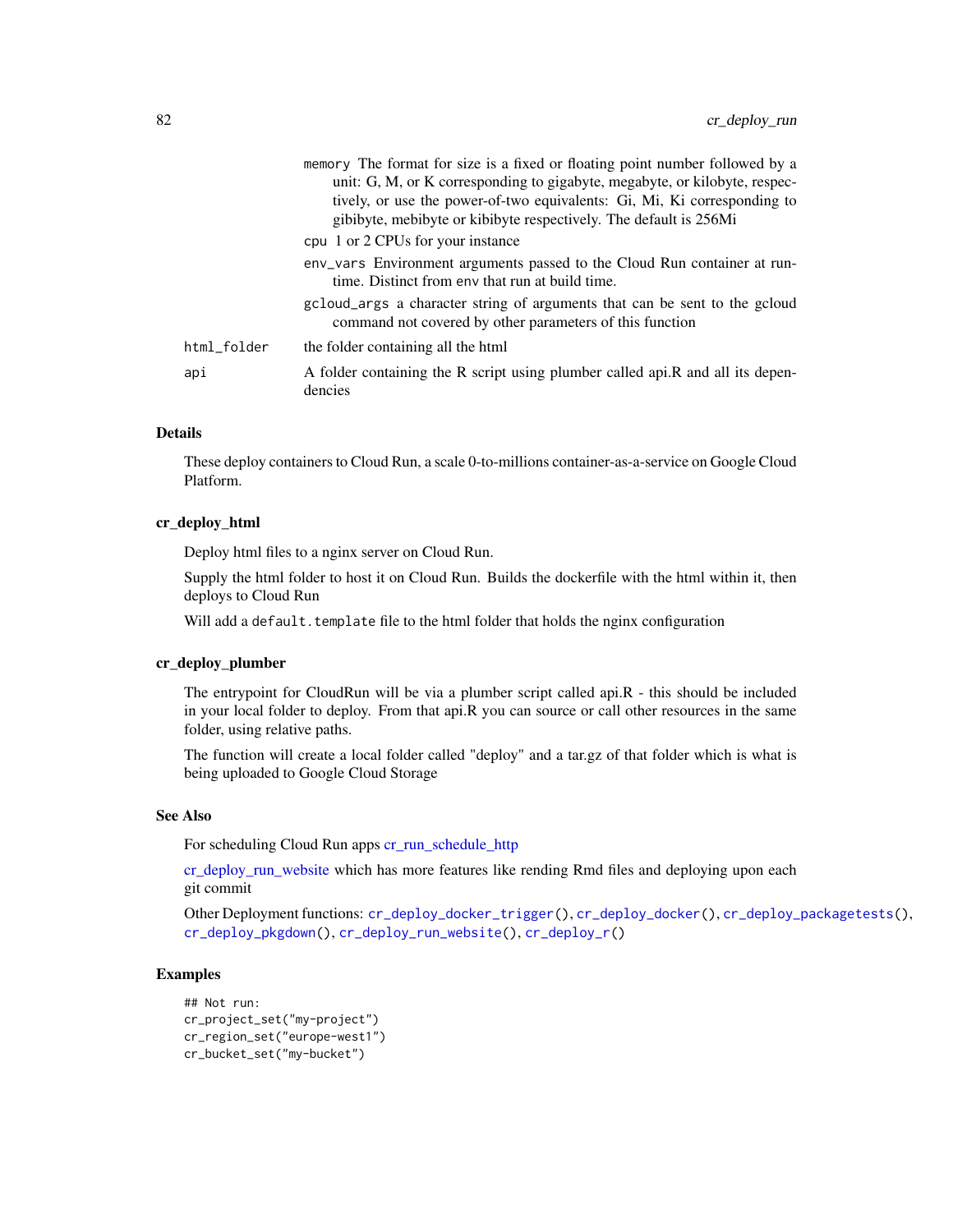- `memory` The format for size is a fixed or floating point number followed by a unit: G, M, or K corresponding to gigabyte, megabyte, or kilobyte, respectively, or use the power-of-two equivalents: Gi, Mi, Ki corresponding to gibibyte, mebibyte or kibibyte respectively. The default is 256Mi
- `cpu` 1 or 2 CPUs for your instance
- `env_vars` Environment arguments passed to the Cloud Run container at runtime. Distinct from `env` that run at build time.
- `gcloud_args` a character string of arguments that can be sent to the gcloud command not covered by other parameters of this function

| | |
|---|---|
| `html_folder` | the folder containing all the html |
| `api` | A folder containing the R script using plumber called api.R and all its dependencies |

## Details

These deploy containers to Cloud Run, a scale 0-to-millions container-as-a-service on Google Cloud Platform.

### cr_deploy_html

Deploy html files to a nginx server on Cloud Run.

Supply the html folder to host it on Cloud Run. Builds the dockerfile with the html within it, then deploys to Cloud Run

Will add a `default.template` file to the html folder that holds the nginx configuration

### cr_deploy_plumber

The entrypoint for CloudRun will be via a plumber script called api.R - this should be included in your local folder to deploy. From that api.R you can source or call other resources in the same folder, using relative paths.

The function will create a local folder called "deploy" and a tar.gz of that folder which is what is being uploaded to Google Cloud Storage

## See Also

For scheduling Cloud Run apps cr_run_schedule_http

cr_deploy_run_website which has more features like rending Rmd files and deploying upon each git commit

Other Deployment functions: `cr_deploy_docker_trigger()`, `cr_deploy_docker()`, `cr_deploy_packagetests()`, `cr_deploy_pkgdown()`, `cr_deploy_run_website()`, `cr_deploy_r()`

## Examples

```
## Not run:
cr_project_set("my-project")
cr_region_set("europe-west1")
cr_bucket_set("my-bucket")
```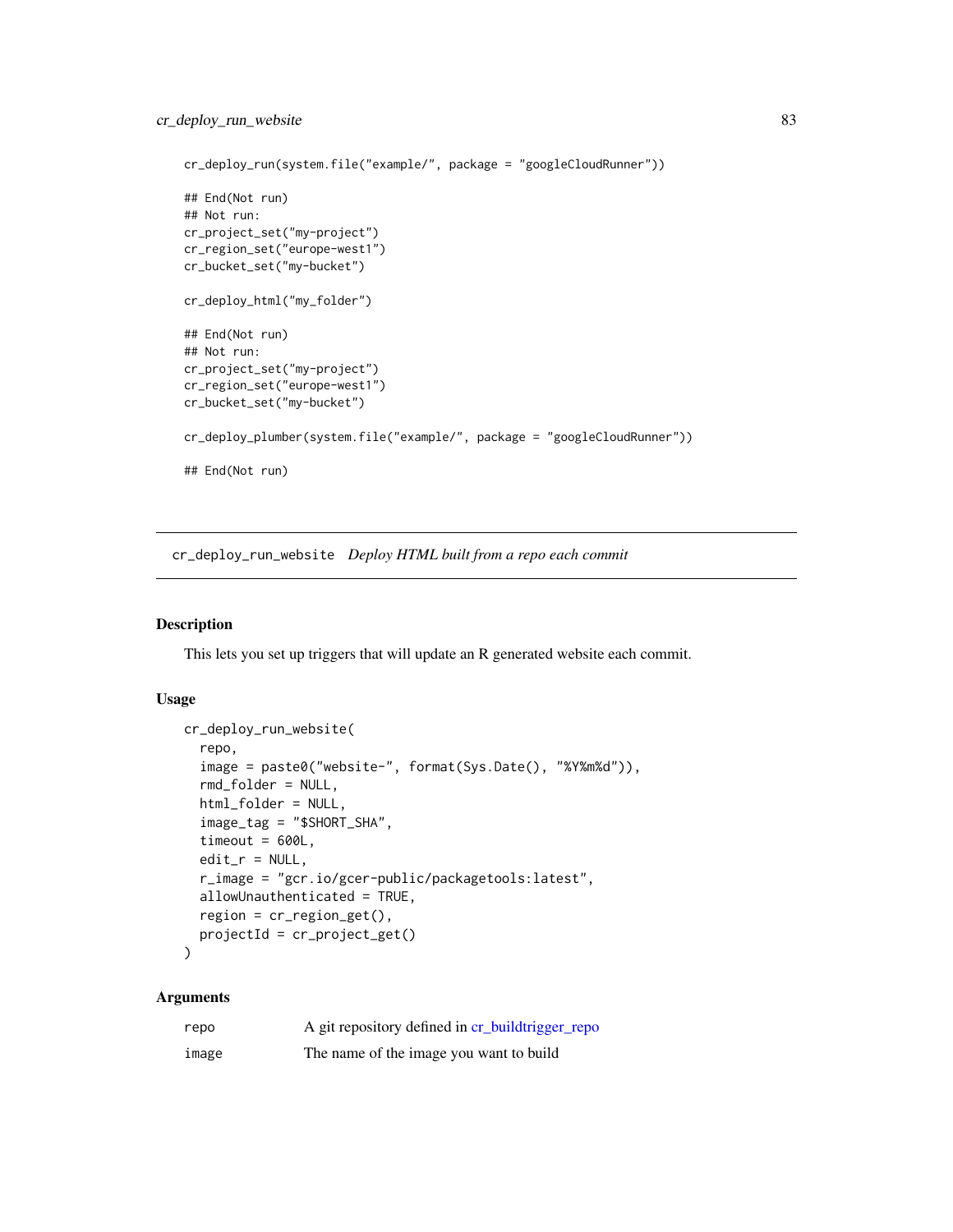```
cr_deploy_run(system.file("example/", package = "googleCloudRunner"))

## End(Not run)
## Not run:
cr_project_set("my-project")
cr_region_set("europe-west1")
cr_bucket_set("my-bucket")

cr_deploy_html("my_folder")

## End(Not run)
## Not run:
cr_project_set("my-project")
cr_region_set("europe-west1")
cr_bucket_set("my-bucket")

cr_deploy_plumber(system.file("example/", package = "googleCloudRunner"))

## End(Not run)
```

## cr_deploy_run_website *Deploy HTML built from a repo each commit*

### Description

This lets you set up triggers that will update an R generated website each commit.

### Usage

```
cr_deploy_run_website(
  repo,
  image = paste0("website-", format(Sys.Date(), "%Y%m%d")),
  rmd_folder = NULL,
  html_folder = NULL,
  image_tag = "$SHORT_SHA",
  timeout = 600L,
  edit_r = NULL,
  r_image = "gcr.io/gcer-public/packagetools:latest",
  allowUnauthenticated = TRUE,
  region = cr_region_get(),
  projectId = cr_project_get()
)
```

### Arguments

| | |
|---|---|
| repo | A git repository defined in cr_buildtrigger_repo |
| image | The name of the image you want to build |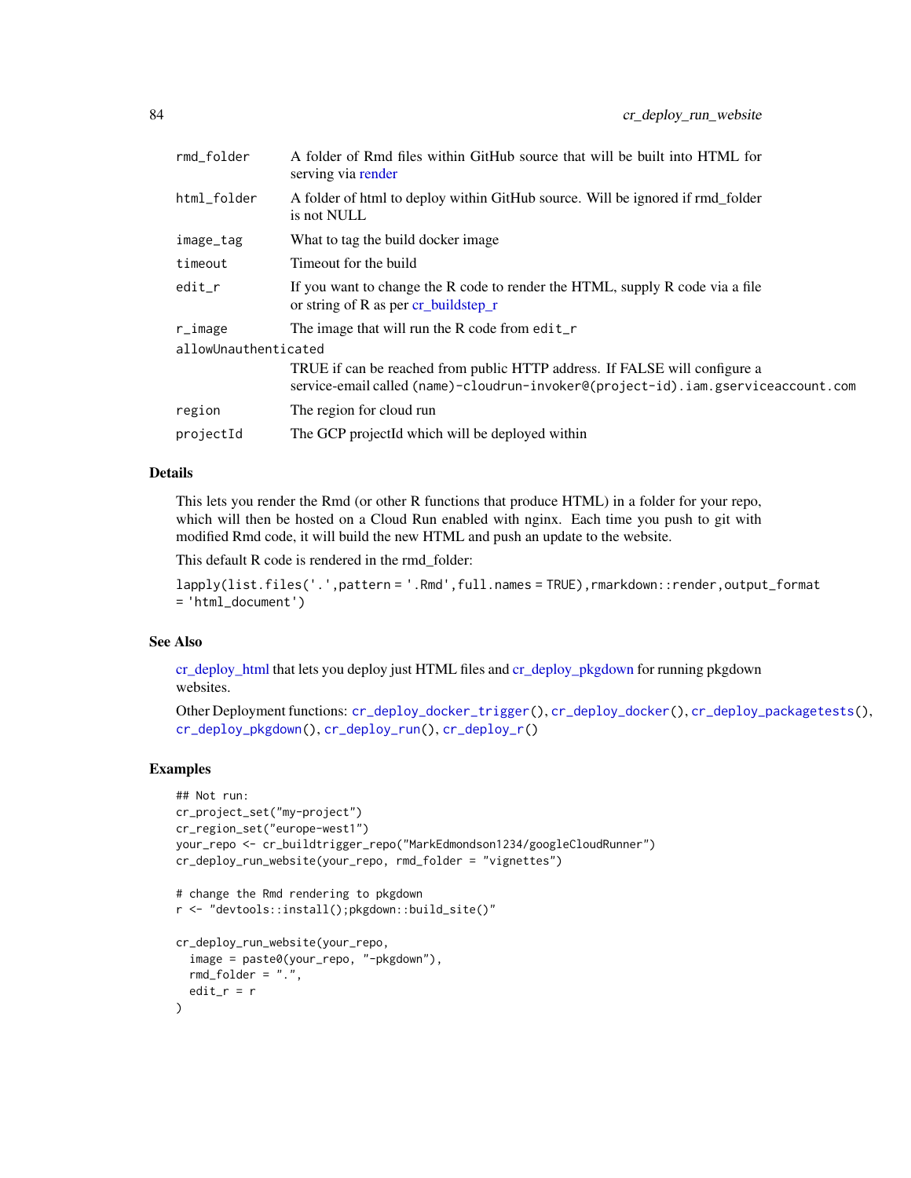| | |
|---|---|
| rmd_folder | A folder of Rmd files within GitHub source that will be built into HTML for serving via render |
| html_folder | A folder of html to deploy within GitHub source. Will be ignored if rmd_folder is not NULL |
| image_tag | What to tag the build docker image |
| timeout | Timeout for the build |
| edit_r | If you want to change the R code to render the HTML, supply R code via a file or string of R as per cr_buildstep_r |
| r_image | The image that will run the R code from edit_r |
| allowUnauthenticated | TRUE if can be reached from public HTTP address. If FALSE will configure a service-email called (name)-cloudrun-invoker@(project-id).iam.gserviceaccount.com |
| region | The region for cloud run |
| projectId | The GCP projectId which will be deployed within |

## Details

This lets you render the Rmd (or other R functions that produce HTML) in a folder for your repo, which will then be hosted on a Cloud Run enabled with nginx. Each time you push to git with modified Rmd code, it will build the new HTML and push an update to the website.

This default R code is rendered in the rmd_folder:

`lapply(list.files('.',pattern = '.Rmd',full.names = TRUE),rmarkdown::render,output_format = 'html_document')`

## See Also

cr_deploy_html that lets you deploy just HTML files and cr_deploy_pkgdown for running pkgdown websites.

Other Deployment functions: `cr_deploy_docker_trigger()`, `cr_deploy_docker()`, `cr_deploy_packagetests()`, `cr_deploy_pkgdown()`, `cr_deploy_run()`, `cr_deploy_r()`

## Examples

```
## Not run:
cr_project_set("my-project")
cr_region_set("europe-west1")
your_repo <- cr_buildtrigger_repo("MarkEdmondson1234/googleCloudRunner")
cr_deploy_run_website(your_repo, rmd_folder = "vignettes")

# change the Rmd rendering to pkgdown
r <- "devtools::install();pkgdown::build_site()"

cr_deploy_run_website(your_repo,
  image = paste0(your_repo, "-pkgdown"),
  rmd_folder = ".",
  edit_r = r
)
```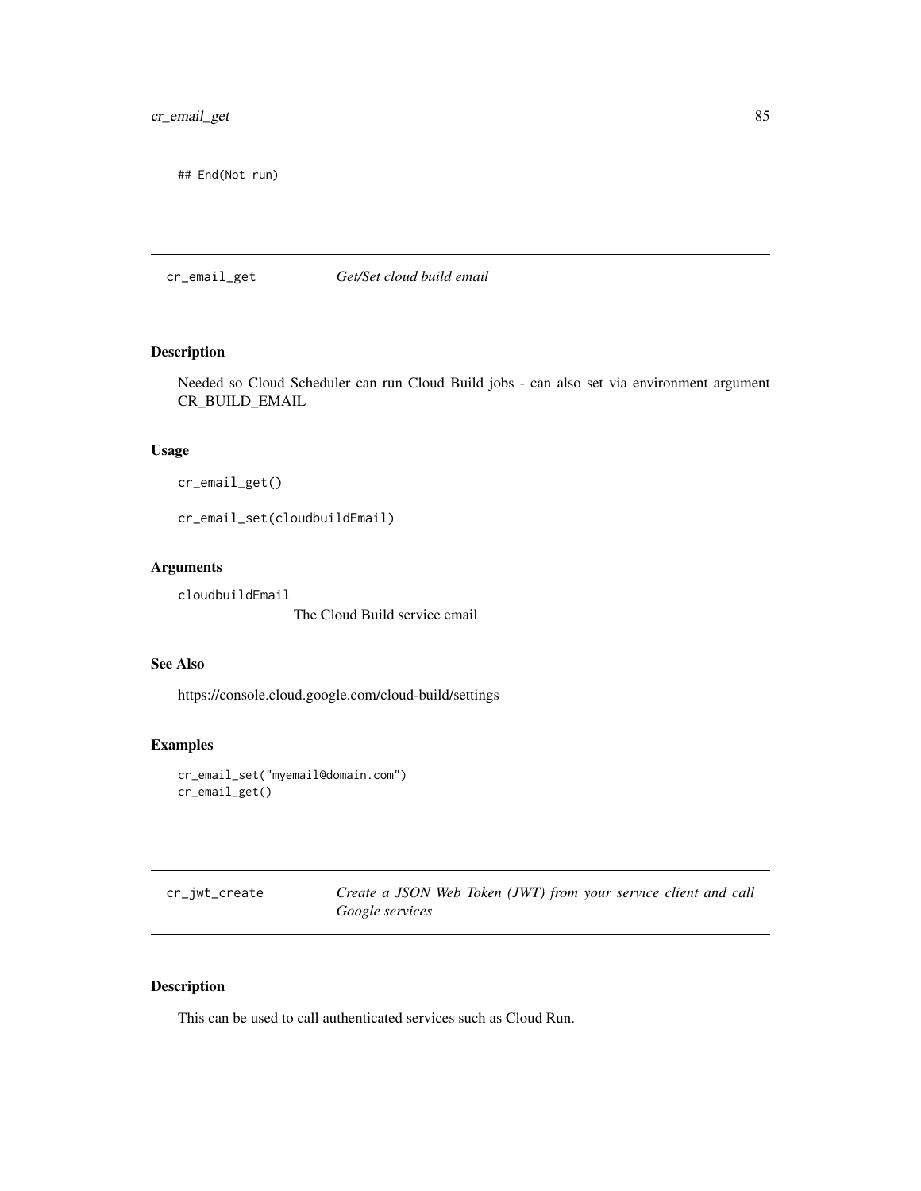```
## End(Not run)
```

## cr_email_get — *Get/Set cloud build email*

### Description

Needed so Cloud Scheduler can run Cloud Build jobs - can also set via environment argument CR_BUILD_EMAIL

### Usage

```
cr_email_get()

cr_email_set(cloudbuildEmail)
```

### Arguments

cloudbuildEmail
: The Cloud Build service email

### See Also

https://console.cloud.google.com/cloud-build/settings

### Examples

```
cr_email_set("myemail@domain.com")
cr_email_get()
```

## cr_jwt_create — *Create a JSON Web Token (JWT) from your service client and call Google services*

### Description

This can be used to call authenticated services such as Cloud Run.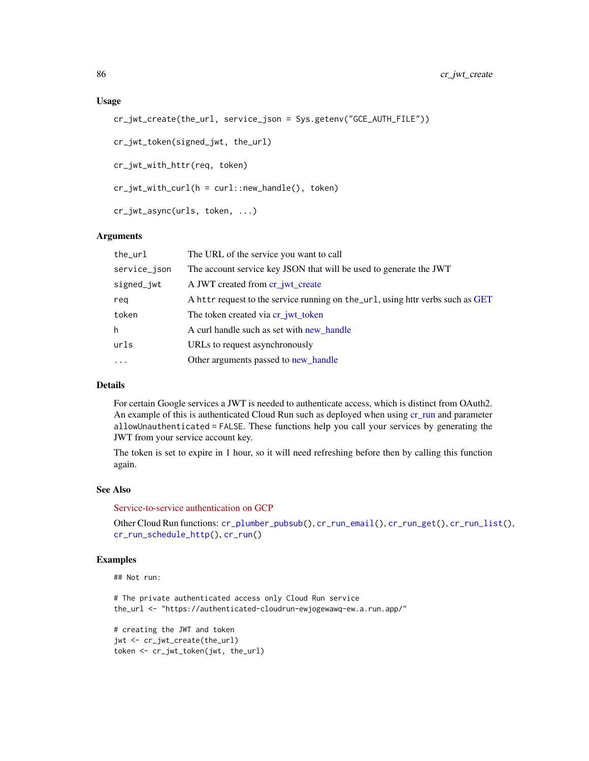### Usage

```
cr_jwt_create(the_url, service_json = Sys.getenv("GCE_AUTH_FILE"))

cr_jwt_token(signed_jwt, the_url)

cr_jwt_with_httr(req, token)

cr_jwt_with_curl(h = curl::new_handle(), token)

cr_jwt_async(urls, token, ...)
```

### Arguments

| | |
|---|---|
| `the_url` | The URL of the service you want to call |
| `service_json` | The account service key JSON that will be used to generate the JWT |
| `signed_jwt` | A JWT created from cr_jwt_create |
| `req` | A `httr` request to the service running on `the_url`, using httr verbs such as GET |
| `token` | The token created via cr_jwt_token |
| `h` | A curl handle such as set with new_handle |
| `urls` | URLs to request asynchronously |
| `...` | Other arguments passed to new_handle |

### Details

For certain Google services a JWT is needed to authenticate access, which is distinct from OAuth2. An example of this is authenticated Cloud Run such as deployed when using cr_run and parameter `allowUnauthenticated = FALSE`. These functions help you call your services by generating the JWT from your service account key.

The token is set to expire in 1 hour, so it will need refreshing before then by calling this function again.

### See Also

Service-to-service authentication on GCP

Other Cloud Run functions: `cr_plumber_pubsub()`, `cr_run_email()`, `cr_run_get()`, `cr_run_list()`, `cr_run_schedule_http()`, `cr_run()`

### Examples

```
## Not run:

# The private authenticated access only Cloud Run service
the_url <- "https://authenticated-cloudrun-ewjogewawq-ew.a.run.app/"

# creating the JWT and token
jwt <- cr_jwt_create(the_url)
token <- cr_jwt_token(jwt, the_url)
```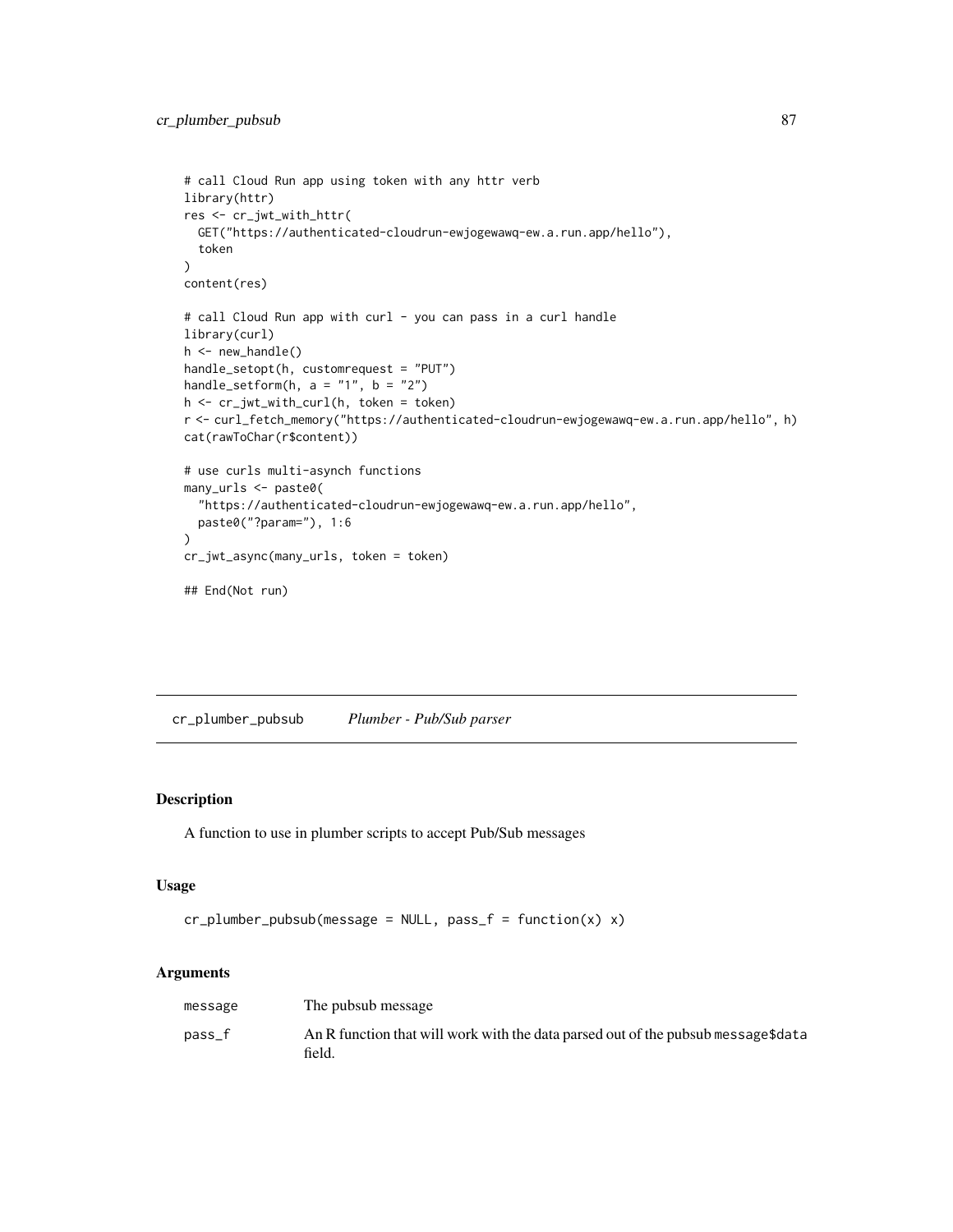```
# call Cloud Run app using token with any httr verb
library(httr)
res <- cr_jwt_with_httr(
  GET("https://authenticated-cloudrun-ewjogewawq-ew.a.run.app/hello"),
  token
)
content(res)

# call Cloud Run app with curl - you can pass in a curl handle
library(curl)
h <- new_handle()
handle_setopt(h, customrequest = "PUT")
handle_setform(h, a = "1", b = "2")
h <- cr_jwt_with_curl(h, token = token)
r <- curl_fetch_memory("https://authenticated-cloudrun-ewjogewawq-ew.a.run.app/hello", h)
cat(rawToChar(r$content))

# use curls multi-asynch functions
many_urls <- paste0(
  "https://authenticated-cloudrun-ewjogewawq-ew.a.run.app/hello",
  paste0("?param="), 1:6
)
cr_jwt_async(many_urls, token = token)

## End(Not run)
```

# cr_plumber_pubsub *Plumber - Pub/Sub parser*

## Description

A function to use in plumber scripts to accept Pub/Sub messages

## Usage

```
cr_plumber_pubsub(message = NULL, pass_f = function(x) x)
```

## Arguments

| | |
|---|---|
| message | The pubsub message |
| pass_f | An R function that will work with the data parsed out of the pubsub message$data field. |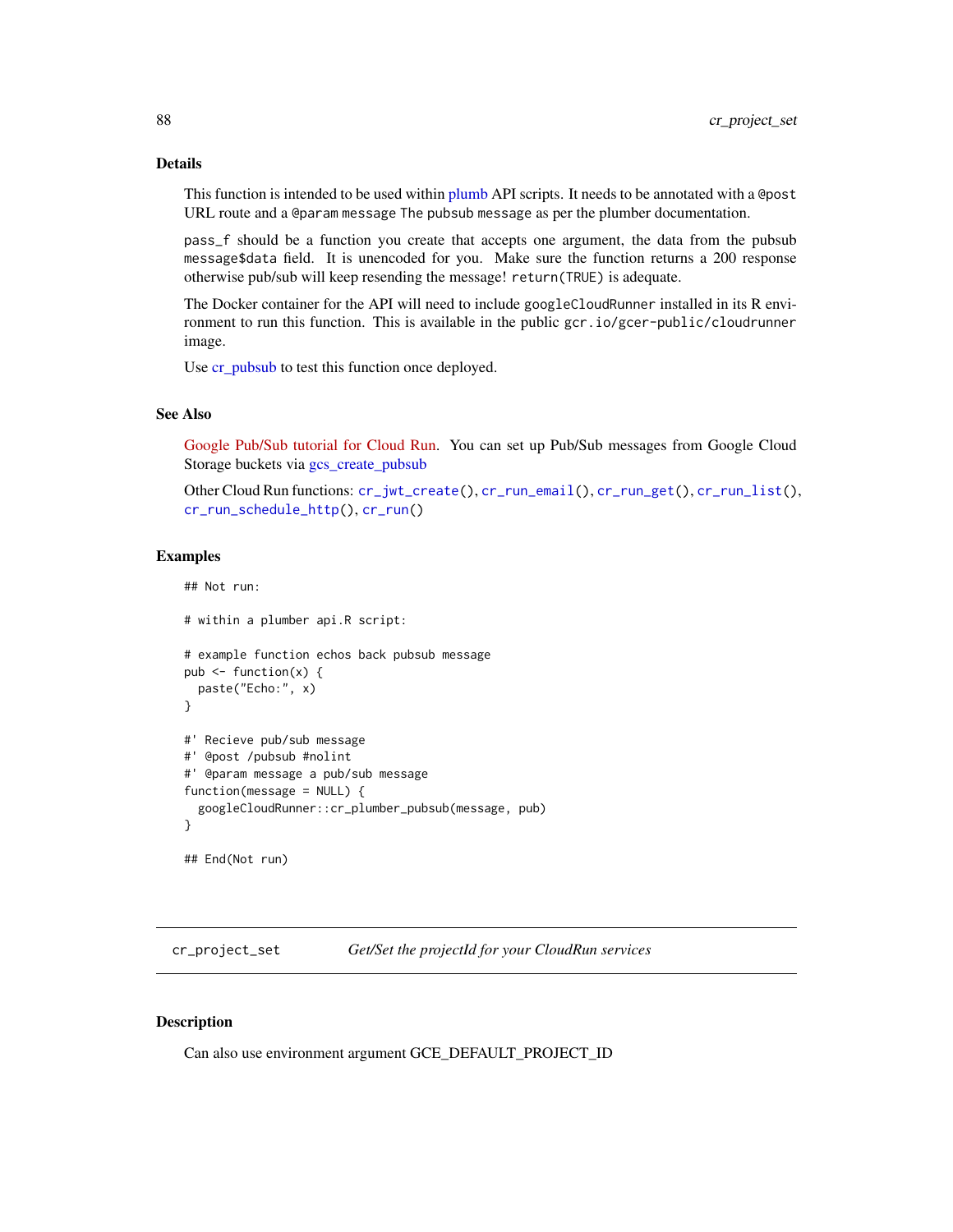## Details

This function is intended to be used within plumb API scripts. It needs to be annotated with a `@post` URL route and a `@param message The pubsub message` as per the plumber documentation.

`pass_f` should be a function you create that accepts one argument, the data from the pubsub `message$data` field. It is unencoded for you. Make sure the function returns a 200 response otherwise pub/sub will keep resending the message! `return(TRUE)` is adequate.

The Docker container for the API will need to include `googleCloudRunner` installed in its R environment to run this function. This is available in the public `gcr.io/gcer-public/cloudrunner` image.

Use cr_pubsub to test this function once deployed.

## See Also

Google Pub/Sub tutorial for Cloud Run. You can set up Pub/Sub messages from Google Cloud Storage buckets via gcs_create_pubsub

Other Cloud Run functions: `cr_jwt_create()`, `cr_run_email()`, `cr_run_get()`, `cr_run_list()`, `cr_run_schedule_http()`, `cr_run()`

## Examples

```
## Not run:

# within a plumber api.R script:

# example function echos back pubsub message
pub <- function(x) {
  paste("Echo:", x)
}

#' Recieve pub/sub message
#' @post /pubsub #nolint
#' @param message a pub/sub message
function(message = NULL) {
  googleCloudRunner::cr_plumber_pubsub(message, pub)
}

## End(Not run)
```

---

`cr_project_set` *Get/Set the projectId for your CloudRun services*

---

## Description

Can also use environment argument GCE_DEFAULT_PROJECT_ID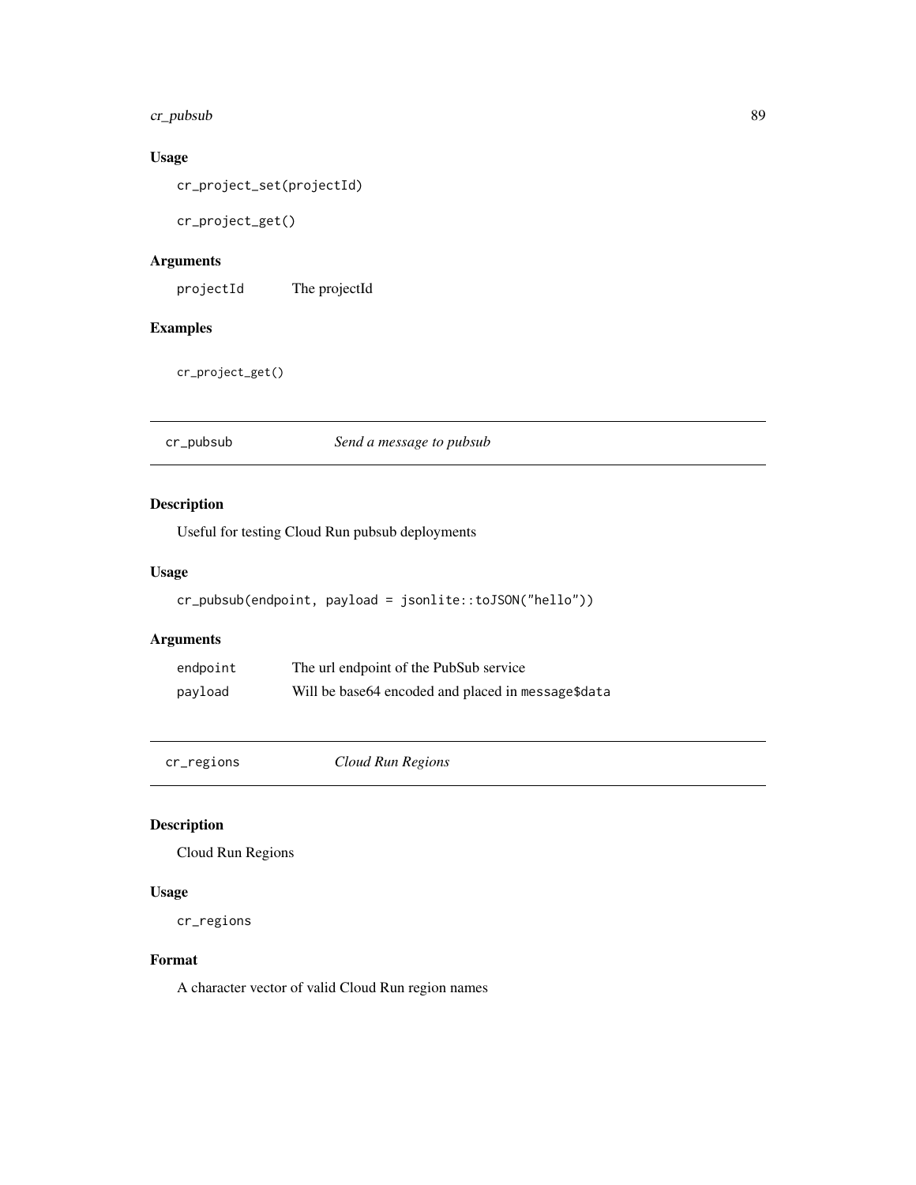### Usage

```
cr_project_set(projectId)

cr_project_get()
```

### Arguments

| | |
|---|---|
| `projectId` | The projectId |

### Examples

```
cr_project_get()
```

---

## cr_pubsub &nbsp;&nbsp;&nbsp; *Send a message to pubsub*

---

### Description

Useful for testing Cloud Run pubsub deployments

### Usage

```
cr_pubsub(endpoint, payload = jsonlite::toJSON("hello"))
```

### Arguments

| | |
|---|---|
| `endpoint` | The url endpoint of the PubSub service |
| `payload` | Will be base64 encoded and placed in `message$data` |

---

## cr_regions &nbsp;&nbsp;&nbsp; *Cloud Run Regions*

---

### Description

Cloud Run Regions

### Usage

```
cr_regions
```

### Format

A character vector of valid Cloud Run region names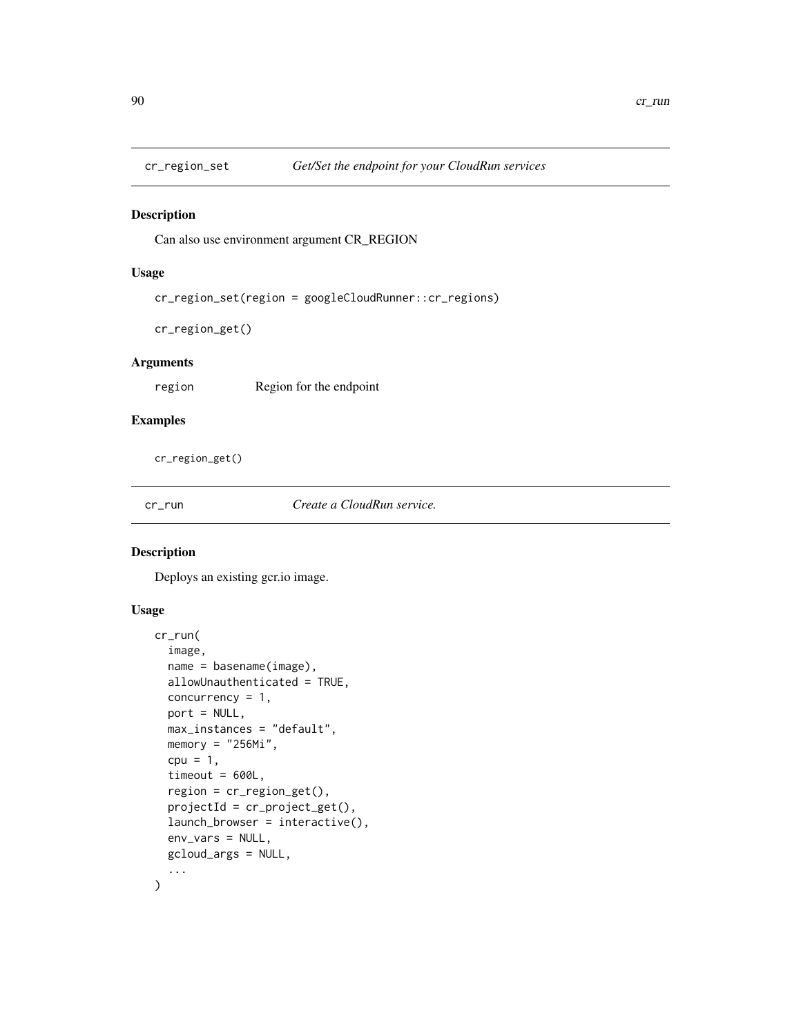## cr_region_set — *Get/Set the endpoint for your CloudRun services*

### Description

Can also use environment argument CR_REGION

### Usage

```
cr_region_set(region = googleCloudRunner::cr_regions)

cr_region_get()
```

### Arguments

| | |
|---|---|
| region | Region for the endpoint |

### Examples

```
cr_region_get()
```

## cr_run — *Create a CloudRun service.*

### Description

Deploys an existing gcr.io image.

### Usage

```
cr_run(
  image,
  name = basename(image),
  allowUnauthenticated = TRUE,
  concurrency = 1,
  port = NULL,
  max_instances = "default",
  memory = "256Mi",
  cpu = 1,
  timeout = 600L,
  region = cr_region_get(),
  projectId = cr_project_get(),
  launch_browser = interactive(),
  env_vars = NULL,
  gcloud_args = NULL,
  ...
)
```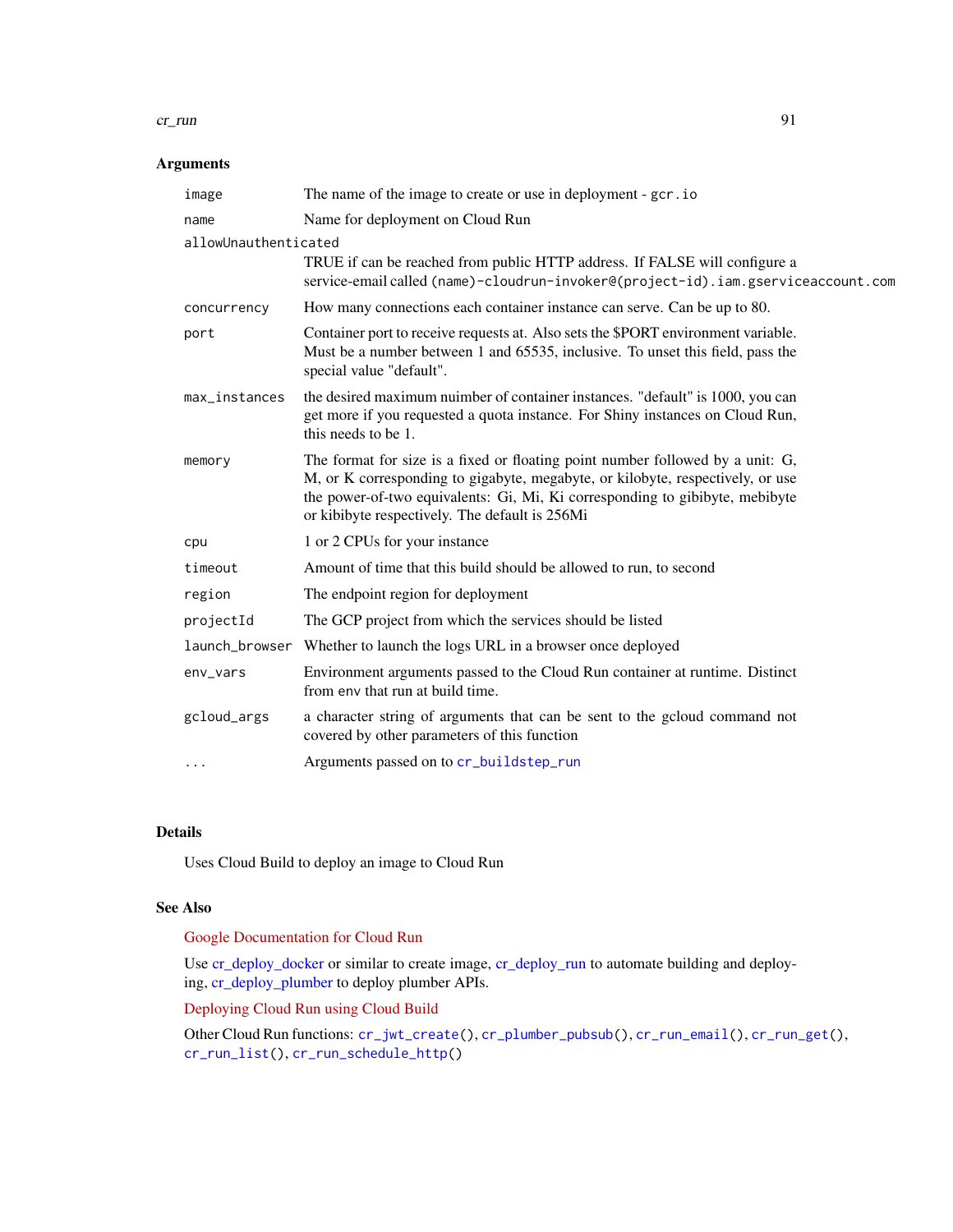## Arguments

| | |
|---|---|
| image | The name of the image to create or use in deployment - gcr.io |
| name | Name for deployment on Cloud Run |
| allowUnauthenticated | TRUE if can be reached from public HTTP address. If FALSE will configure a service-email called (name)-cloudrun-invoker@(project-id).iam.gserviceaccount.com |
| concurrency | How many connections each container instance can serve. Can be up to 80. |
| port | Container port to receive requests at. Also sets the $PORT environment variable. Must be a number between 1 and 65535, inclusive. To unset this field, pass the special value "default". |
| max_instances | the desired maximum nuimber of container instances. "default" is 1000, you can get more if you requested a quota instance. For Shiny instances on Cloud Run, this needs to be 1. |
| memory | The format for size is a fixed or floating point number followed by a unit: G, M, or K corresponding to gigabyte, megabyte, or kilobyte, respectively, or use the power-of-two equivalents: Gi, Mi, Ki corresponding to gibibyte, mebibyte or kibibyte respectively. The default is 256Mi |
| cpu | 1 or 2 CPUs for your instance |
| timeout | Amount of time that this build should be allowed to run, to second |
| region | The endpoint region for deployment |
| projectId | The GCP project from which the services should be listed |
| launch_browser | Whether to launch the logs URL in a browser once deployed |
| env_vars | Environment arguments passed to the Cloud Run container at runtime. Distinct from env that run at build time. |
| gcloud_args | a character string of arguments that can be sent to the gcloud command not covered by other parameters of this function |
| ... | Arguments passed on to cr_buildstep_run |

## Details

Uses Cloud Build to deploy an image to Cloud Run

## See Also

Google Documentation for Cloud Run

Use cr_deploy_docker or similar to create image, cr_deploy_run to automate building and deploying, cr_deploy_plumber to deploy plumber APIs.

Deploying Cloud Run using Cloud Build

Other Cloud Run functions: cr_jwt_create(), cr_plumber_pubsub(), cr_run_email(), cr_run_get(), cr_run_list(), cr_run_schedule_http()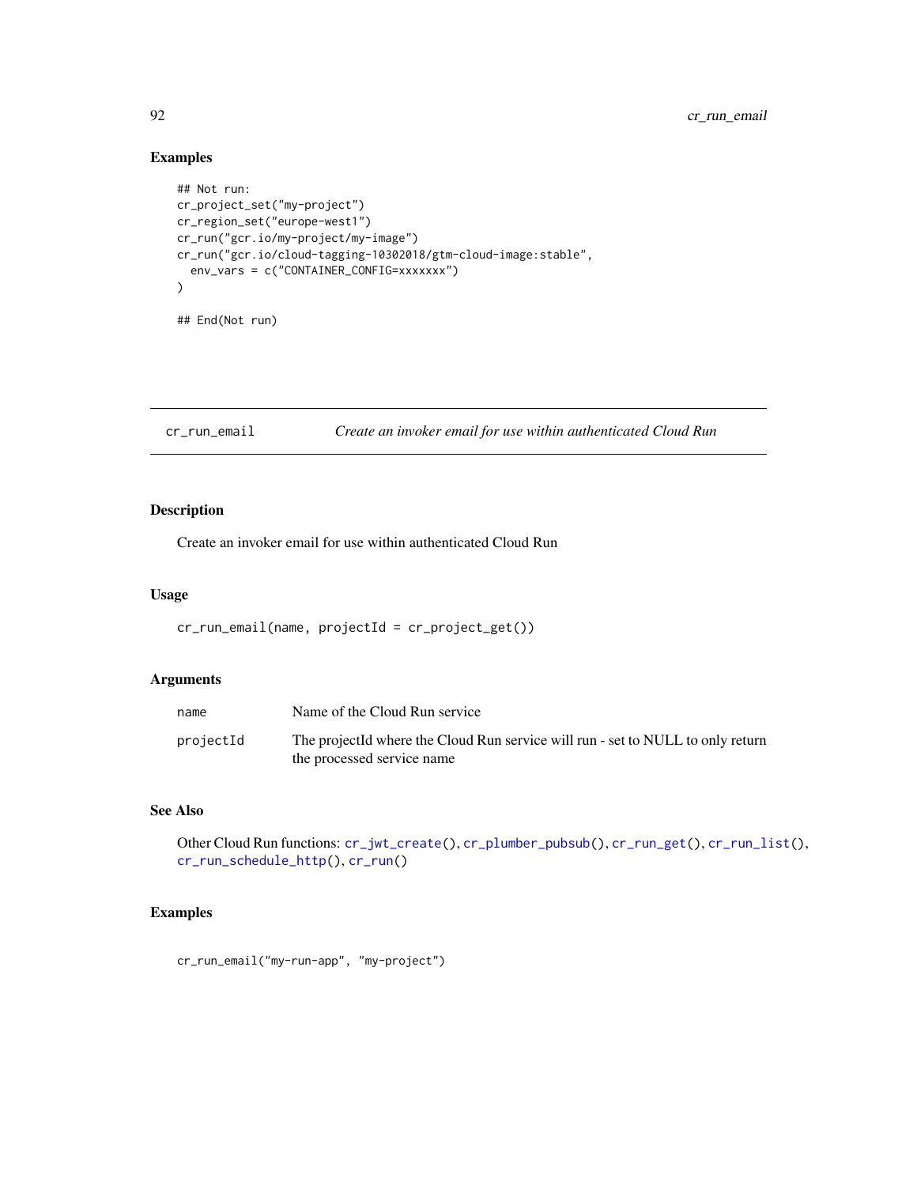## Examples

```
## Not run:
cr_project_set("my-project")
cr_region_set("europe-west1")
cr_run("gcr.io/my-project/my-image")
cr_run("gcr.io/cloud-tagging-10302018/gtm-cloud-image:stable",
  env_vars = c("CONTAINER_CONFIG=xxxxxxx")
)

## End(Not run)
```

# cr_run_email — *Create an invoker email for use within authenticated Cloud Run*

## Description

Create an invoker email for use within authenticated Cloud Run

## Usage

```
cr_run_email(name, projectId = cr_project_get())
```

## Arguments

| | |
|---|---|
| `name` | Name of the Cloud Run service |
| `projectId` | The projectId where the Cloud Run service will run - set to NULL to only return the processed service name |

## See Also

Other Cloud Run functions: `cr_jwt_create()`, `cr_plumber_pubsub()`, `cr_run_get()`, `cr_run_list()`, `cr_run_schedule_http()`, `cr_run()`

## Examples

```
cr_run_email("my-run-app", "my-project")
```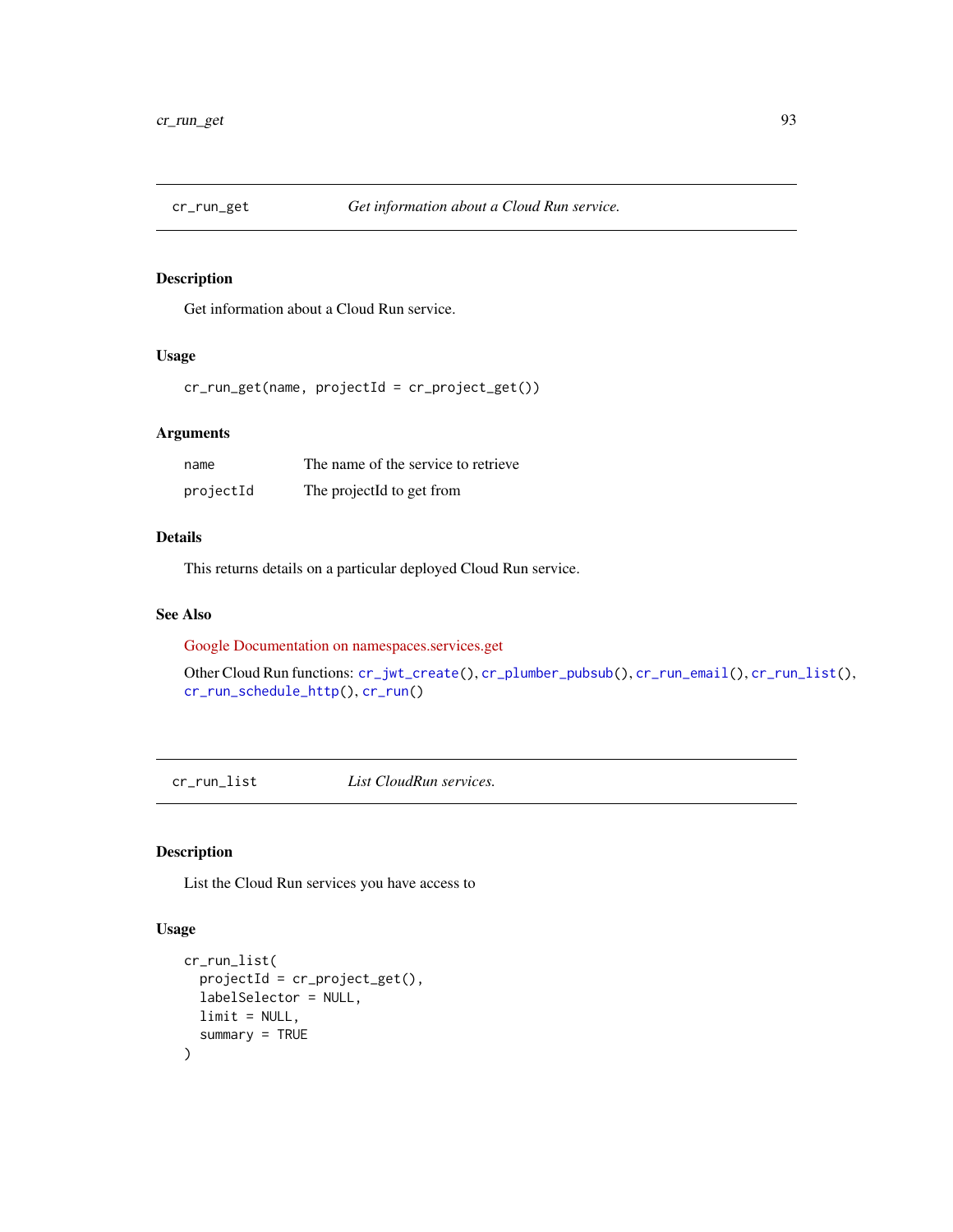## cr_run_get — *Get information about a Cloud Run service.*

### Description

Get information about a Cloud Run service.

### Usage

```
cr_run_get(name, projectId = cr_project_get())
```

### Arguments

| | |
|---|---|
| name | The name of the service to retrieve |
| projectId | The projectId to get from |

### Details

This returns details on a particular deployed Cloud Run service.

### See Also

Google Documentation on namespaces.services.get

Other Cloud Run functions: `cr_jwt_create()`, `cr_plumber_pubsub()`, `cr_run_email()`, `cr_run_list()`, `cr_run_schedule_http()`, `cr_run()`

## cr_run_list — *List CloudRun services.*

### Description

List the Cloud Run services you have access to

### Usage

```
cr_run_list(
  projectId = cr_project_get(),
  labelSelector = NULL,
  limit = NULL,
  summary = TRUE
)
```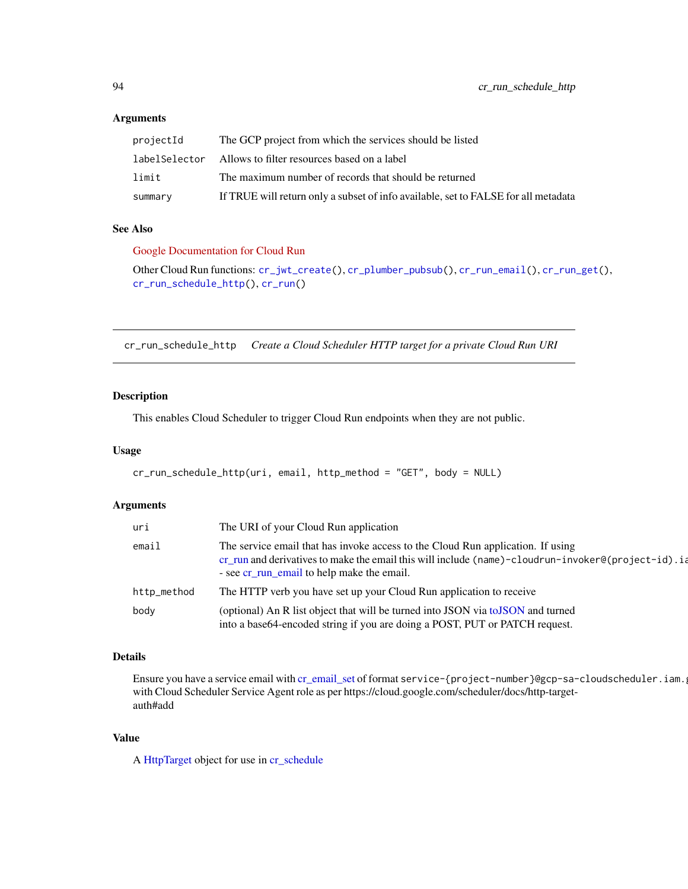### Arguments

| | |
|---|---|
| projectId | The GCP project from which the services should be listed |
| labelSelector | Allows to filter resources based on a label |
| limit | The maximum number of records that should be returned |
| summary | If TRUE will return only a subset of info available, set to FALSE for all metadata |

### See Also

Google Documentation for Cloud Run

Other Cloud Run functions: `cr_jwt_create()`, `cr_plumber_pubsub()`, `cr_run_email()`, `cr_run_get()`, `cr_run_schedule_http()`, `cr_run()`

---

## cr_run_schedule_http    *Create a Cloud Scheduler HTTP target for a private Cloud Run URI*

### Description

This enables Cloud Scheduler to trigger Cloud Run endpoints when they are not public.

### Usage

```
cr_run_schedule_http(uri, email, http_method = "GET", body = NULL)
```

### Arguments

| | |
|---|---|
| uri | The URI of your Cloud Run application |
| email | The service email that has invoke access to the Cloud Run application. If using cr_run and derivatives to make the email this will include `(name)-cloudrun-invoker@(project-id).ia` - see cr_run_email to help make the email. |
| http_method | The HTTP verb you have set up your Cloud Run application to receive |
| body | (optional) An R list object that will be turned into JSON via toJSON and turned into a base64-encoded string if you are doing a POST, PUT or PATCH request. |

### Details

Ensure you have a service email with cr_email_set of format `service-{project-number}@gcp-sa-cloudscheduler.iam.` with Cloud Scheduler Service Agent role as per https://cloud.google.com/scheduler/docs/http-target-auth#add

### Value

A HttpTarget object for use in cr_schedule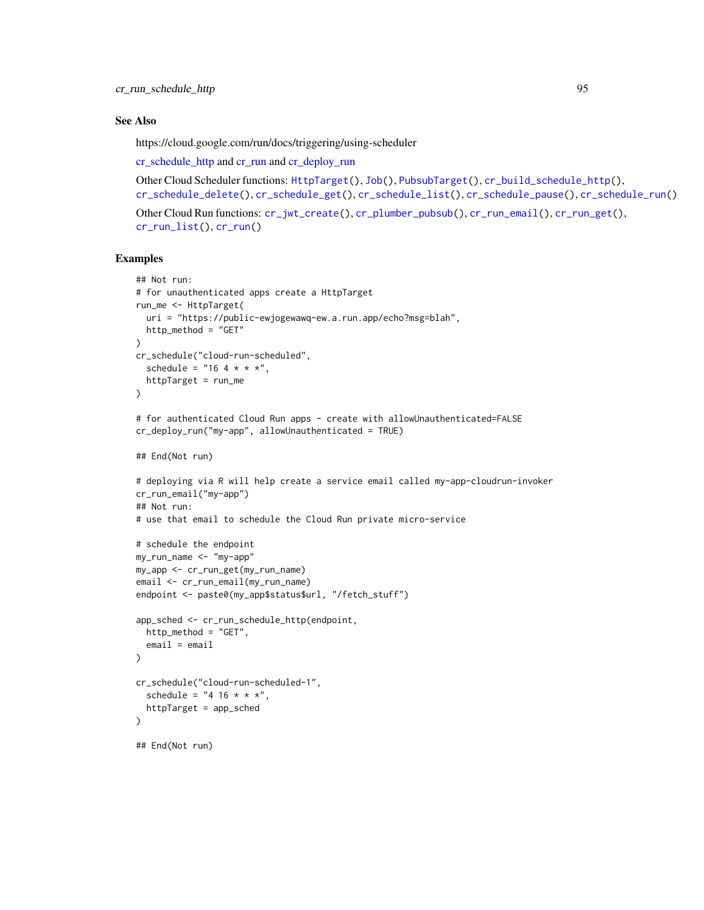## See Also

https://cloud.google.com/run/docs/triggering/using-scheduler

cr_schedule_http and cr_run and cr_deploy_run

Other Cloud Scheduler functions: `HttpTarget()`, `Job()`, `PubsubTarget()`, `cr_build_schedule_http()`, `cr_schedule_delete()`, `cr_schedule_get()`, `cr_schedule_list()`, `cr_schedule_pause()`, `cr_schedule_run()`

Other Cloud Run functions: `cr_jwt_create()`, `cr_plumber_pubsub()`, `cr_run_email()`, `cr_run_get()`, `cr_run_list()`, `cr_run()`

## Examples

```
## Not run:
# for unauthenticated apps create a HttpTarget
run_me <- HttpTarget(
  uri = "https://public-ewjogewawq-ew.a.run.app/echo?msg=blah",
  http_method = "GET"
)
cr_schedule("cloud-run-scheduled",
  schedule = "16 4 * * *",
  httpTarget = run_me
)

# for authenticated Cloud Run apps - create with allowUnauthenticated=FALSE
cr_deploy_run("my-app", allowUnauthenticated = TRUE)

## End(Not run)

# deploying via R will help create a service email called my-app-cloudrun-invoker
cr_run_email("my-app")
## Not run:
# use that email to schedule the Cloud Run private micro-service

# schedule the endpoint
my_run_name <- "my-app"
my_app <- cr_run_get(my_run_name)
email <- cr_run_email(my_run_name)
endpoint <- paste0(my_app$status$url, "/fetch_stuff")

app_sched <- cr_run_schedule_http(endpoint,
  http_method = "GET",
  email = email
)

cr_schedule("cloud-run-scheduled-1",
  schedule = "4 16 * * *",
  httpTarget = app_sched
)

## End(Not run)
```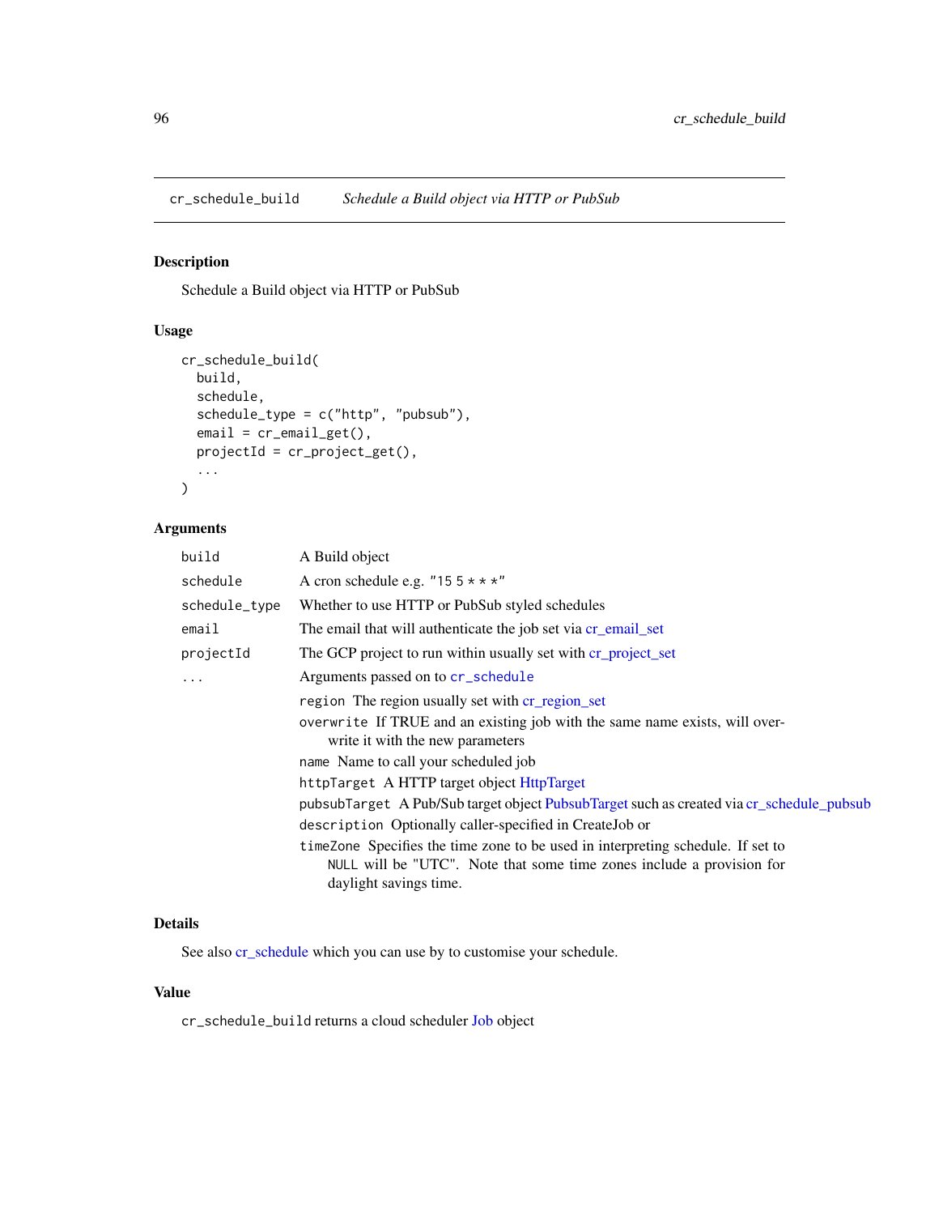## cr_schedule_build — *Schedule a Build object via HTTP or PubSub*

### Description

Schedule a Build object via HTTP or PubSub

### Usage

```
cr_schedule_build(
  build,
  schedule,
  schedule_type = c("http", "pubsub"),
  email = cr_email_get(),
  projectId = cr_project_get(),
  ...
)
```

### Arguments

| | |
|---|---|
| `build` | A Build object |
| `schedule` | A cron schedule e.g. `"15 5 * * *"` |
| `schedule_type` | Whether to use HTTP or PubSub styled schedules |
| `email` | The email that will authenticate the job set via cr_email_set |
| `projectId` | The GCP project to run within usually set with cr_project_set |
| `...` | Arguments passed on to `cr_schedule` |

- `region` The region usually set with cr_region_set
- `overwrite` If TRUE and an existing job with the same name exists, will overwrite it with the new parameters
- `name` Name to call your scheduled job
- `httpTarget` A HTTP target object HttpTarget
- `pubsubTarget` A Pub/Sub target object PubsubTarget such as created via cr_schedule_pubsub
- `description` Optionally caller-specified in CreateJob or
- `timeZone` Specifies the time zone to be used in interpreting schedule. If set to `NULL` will be "UTC". Note that some time zones include a provision for daylight savings time.

### Details

See also cr_schedule which you can use by to customise your schedule.

### Value

`cr_schedule_build` returns a cloud scheduler Job object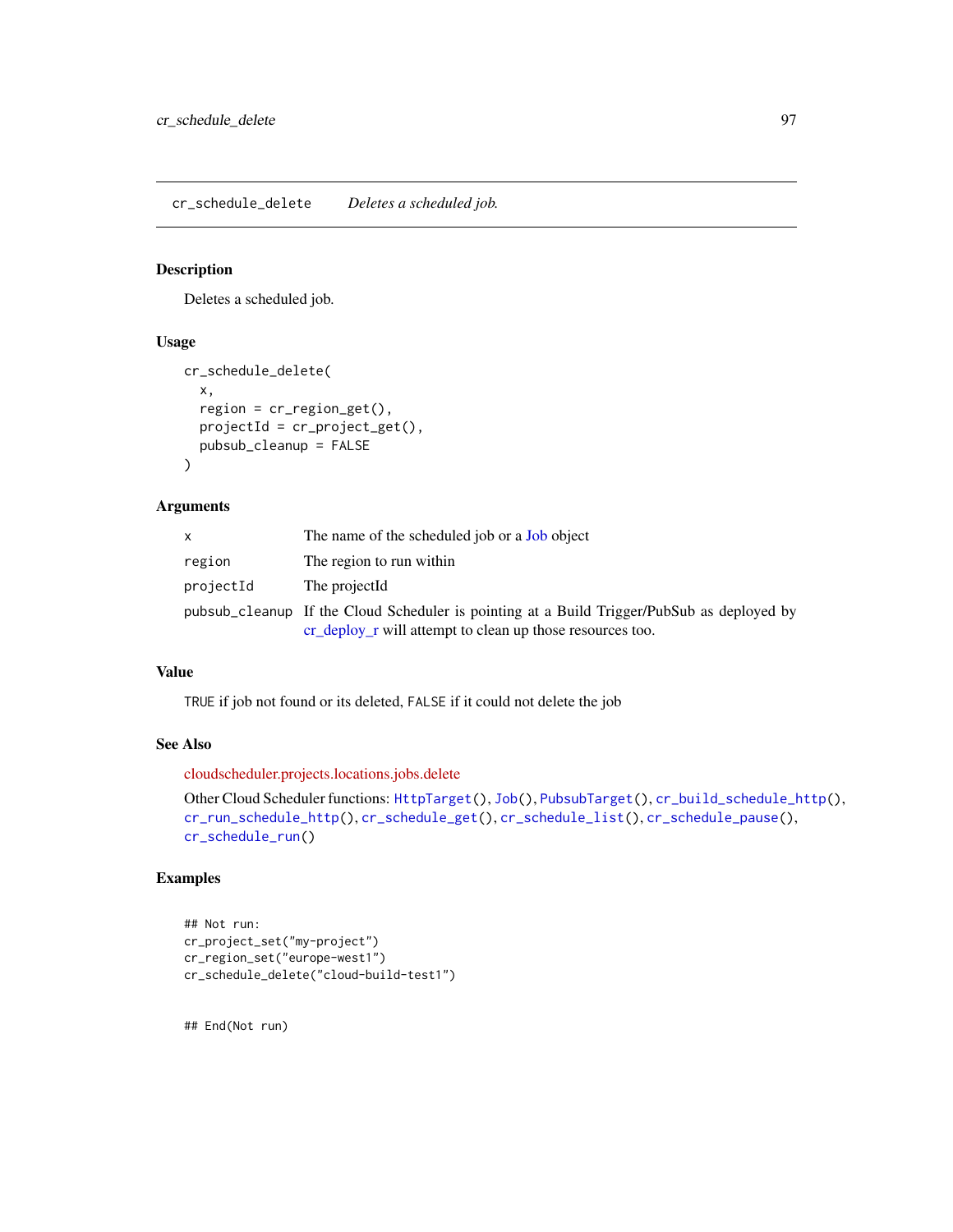## cr_schedule_delete — *Deletes a scheduled job.*

### Description

Deletes a scheduled job.

### Usage

```
cr_schedule_delete(
  x,
  region = cr_region_get(),
  projectId = cr_project_get(),
  pubsub_cleanup = FALSE
)
```

### Arguments

| | |
|---|---|
| `x` | The name of the scheduled job or a Job object |
| `region` | The region to run within |
| `projectId` | The projectId |
| `pubsub_cleanup` | If the Cloud Scheduler is pointing at a Build Trigger/PubSub as deployed by cr_deploy_r will attempt to clean up those resources too. |

### Value

`TRUE` if job not found or its deleted, `FALSE` if it could not delete the job

### See Also

cloudscheduler.projects.locations.jobs.delete

Other Cloud Scheduler functions: `HttpTarget()`, `Job()`, `PubsubTarget()`, `cr_build_schedule_http()`, `cr_run_schedule_http()`, `cr_schedule_get()`, `cr_schedule_list()`, `cr_schedule_pause()`, `cr_schedule_run()`

### Examples

```
## Not run:
cr_project_set("my-project")
cr_region_set("europe-west1")
cr_schedule_delete("cloud-build-test1")


## End(Not run)
```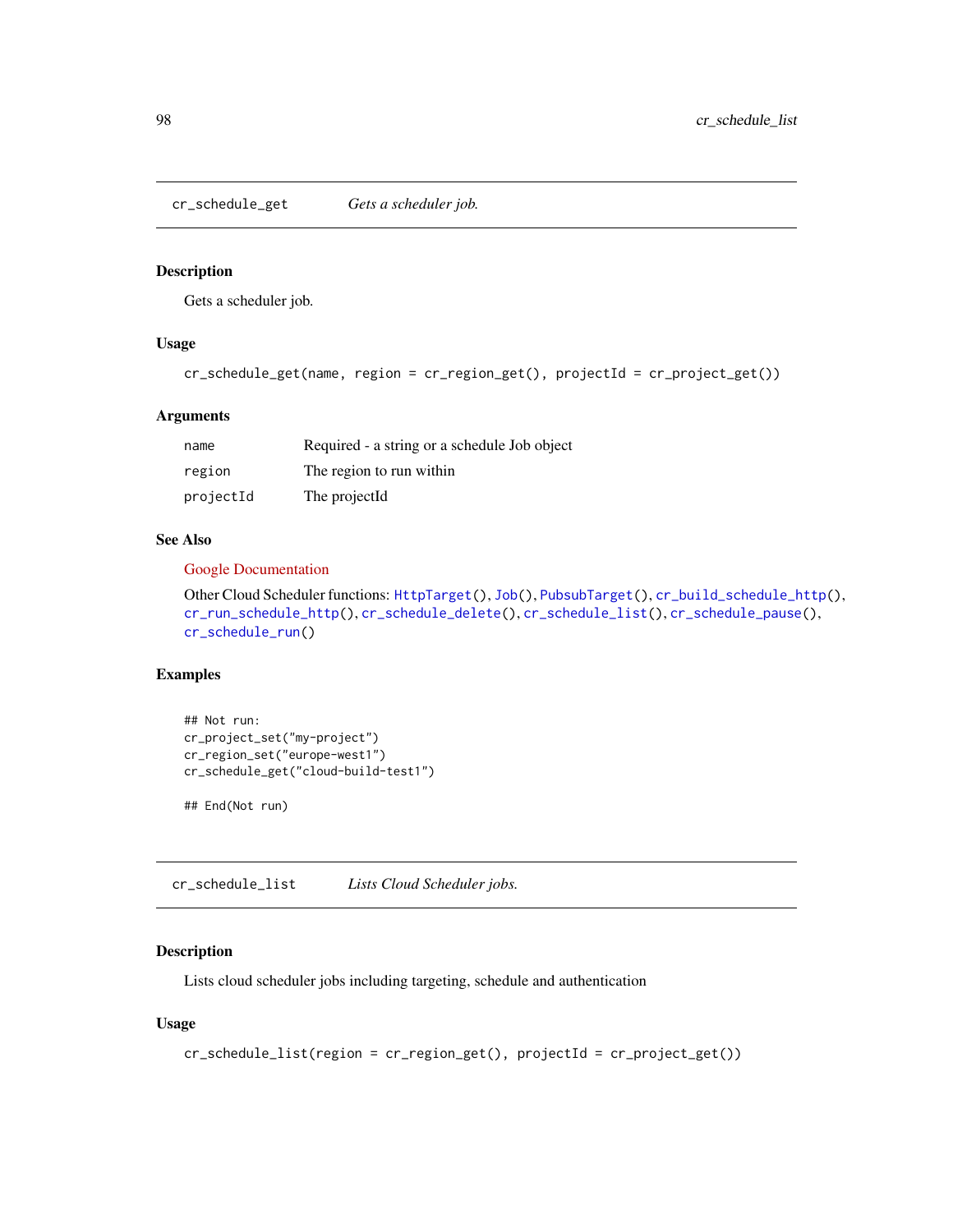## cr_schedule_get — *Gets a scheduler job.*

### Description

Gets a scheduler job.

### Usage

```
cr_schedule_get(name, region = cr_region_get(), projectId = cr_project_get())
```

### Arguments

| | |
|---|---|
| name | Required - a string or a schedule Job object |
| region | The region to run within |
| projectId | The projectId |

### See Also

Google Documentation

Other Cloud Scheduler functions: HttpTarget(), Job(), PubsubTarget(), cr_build_schedule_http(), cr_run_schedule_http(), cr_schedule_delete(), cr_schedule_list(), cr_schedule_pause(), cr_schedule_run()

### Examples

```
## Not run:
cr_project_set("my-project")
cr_region_set("europe-west1")
cr_schedule_get("cloud-build-test1")

## End(Not run)
```

## cr_schedule_list — *Lists Cloud Scheduler jobs.*

### Description

Lists cloud scheduler jobs including targeting, schedule and authentication

### Usage

```
cr_schedule_list(region = cr_region_get(), projectId = cr_project_get())
```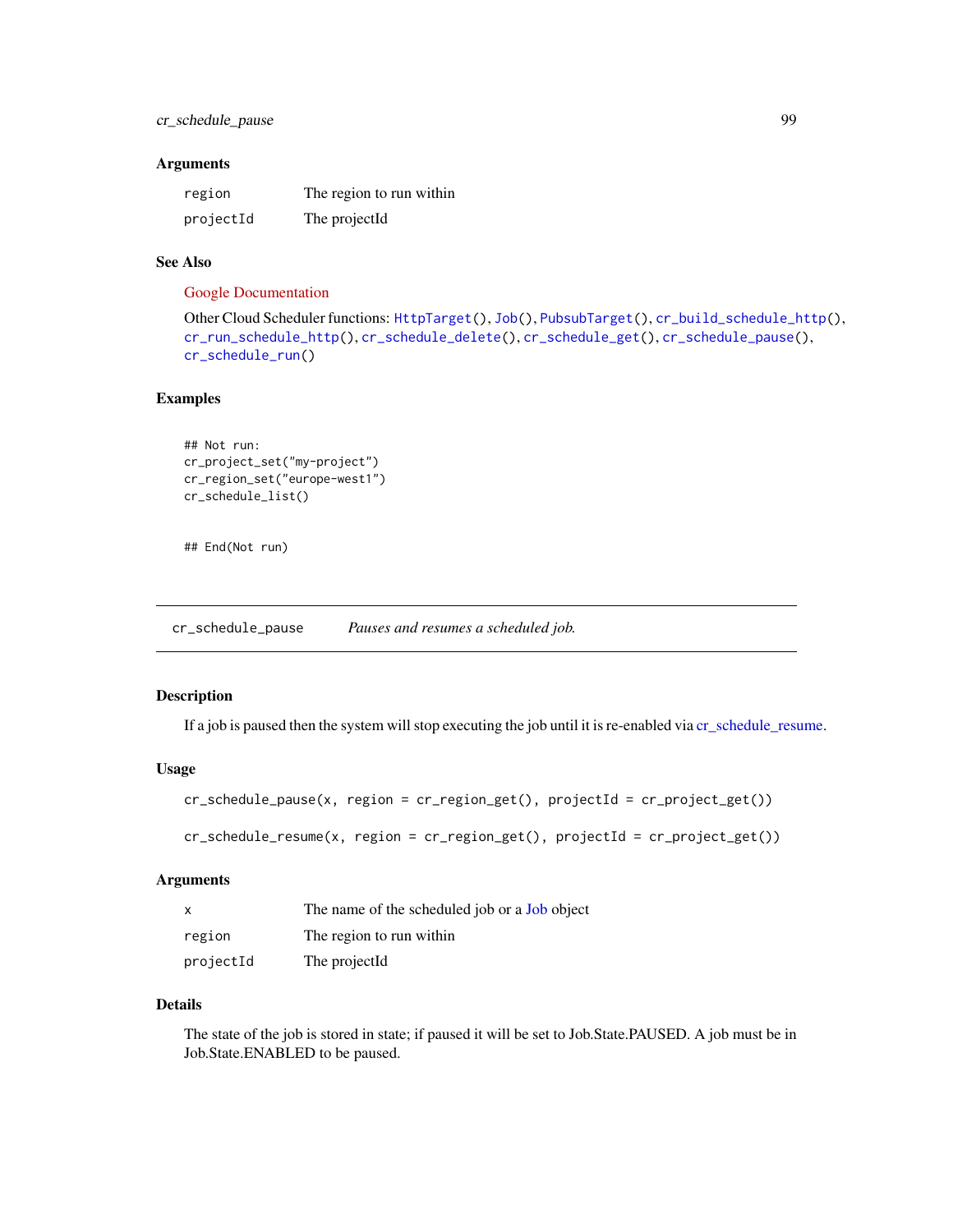### Arguments

| | |
|---|---|
| region | The region to run within |
| projectId | The projectId |

### See Also

Google Documentation

Other Cloud Scheduler functions: HttpTarget(), Job(), PubsubTarget(), cr_build_schedule_http(), cr_run_schedule_http(), cr_schedule_delete(), cr_schedule_get(), cr_schedule_pause(), cr_schedule_run()

### Examples

```
## Not run:
cr_project_set("my-project")
cr_region_set("europe-west1")
cr_schedule_list()


## End(Not run)
```

---

## cr_schedule_pause    *Pauses and resumes a scheduled job.*

---

### Description

If a job is paused then the system will stop executing the job until it is re-enabled via cr_schedule_resume.

### Usage

```
cr_schedule_pause(x, region = cr_region_get(), projectId = cr_project_get())

cr_schedule_resume(x, region = cr_region_get(), projectId = cr_project_get())
```

### Arguments

| | |
|---|---|
| x | The name of the scheduled job or a Job object |
| region | The region to run within |
| projectId | The projectId |

### Details

The state of the job is stored in state; if paused it will be set to Job.State.PAUSED. A job must be in Job.State.ENABLED to be paused.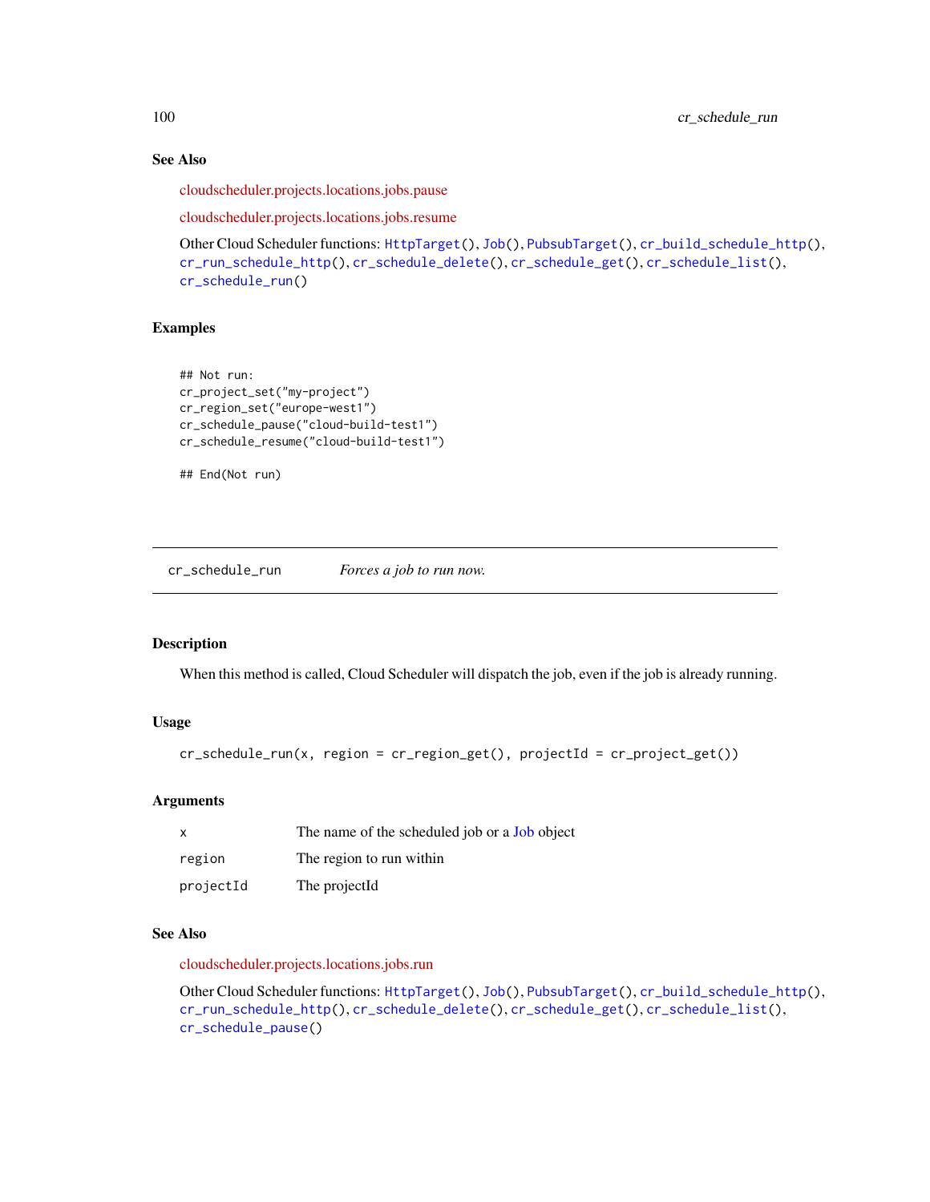### See Also

cloudscheduler.projects.locations.jobs.pause

cloudscheduler.projects.locations.jobs.resume

Other Cloud Scheduler functions: `HttpTarget()`, `Job()`, `PubsubTarget()`, `cr_build_schedule_http()`, `cr_run_schedule_http()`, `cr_schedule_delete()`, `cr_schedule_get()`, `cr_schedule_list()`, `cr_schedule_run()`

### Examples

```
## Not run:
cr_project_set("my-project")
cr_region_set("europe-west1")
cr_schedule_pause("cloud-build-test1")
cr_schedule_resume("cloud-build-test1")

## End(Not run)
```

---

## cr_schedule_run — *Forces a job to run now.*

---

### Description

When this method is called, Cloud Scheduler will dispatch the job, even if the job is already running.

### Usage

```
cr_schedule_run(x, region = cr_region_get(), projectId = cr_project_get())
```

### Arguments

| | |
|---|---|
| `x` | The name of the scheduled job or a Job object |
| `region` | The region to run within |
| `projectId` | The projectId |

### See Also

cloudscheduler.projects.locations.jobs.run

Other Cloud Scheduler functions: `HttpTarget()`, `Job()`, `PubsubTarget()`, `cr_build_schedule_http()`, `cr_run_schedule_http()`, `cr_schedule_delete()`, `cr_schedule_get()`, `cr_schedule_list()`, `cr_schedule_pause()`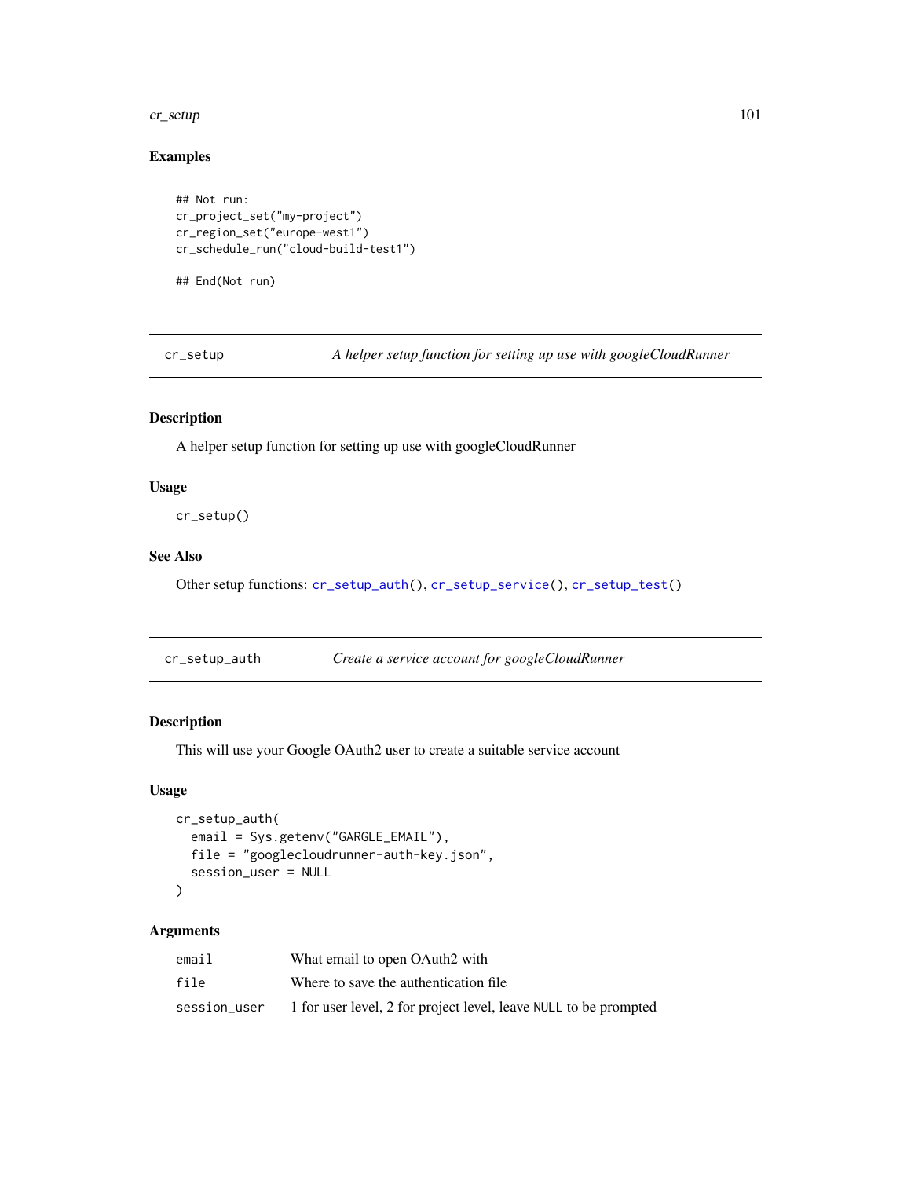## Examples

```
## Not run:
cr_project_set("my-project")
cr_region_set("europe-west1")
cr_schedule_run("cloud-build-test1")

## End(Not run)
```

---

## cr_setup — *A helper setup function for setting up use with googleCloudRunner*

### Description

A helper setup function for setting up use with googleCloudRunner

### Usage

```
cr_setup()
```

### See Also

Other setup functions: cr_setup_auth(), cr_setup_service(), cr_setup_test()

---

## cr_setup_auth — *Create a service account for googleCloudRunner*

### Description

This will use your Google OAuth2 user to create a suitable service account

### Usage

```
cr_setup_auth(
  email = Sys.getenv("GARGLE_EMAIL"),
  file = "googlecloudrunner-auth-key.json",
  session_user = NULL
)
```

### Arguments

| | |
|---|---|
| email | What email to open OAuth2 with |
| file | Where to save the authentication file |
| session_user | 1 for user level, 2 for project level, leave NULL to be prompted |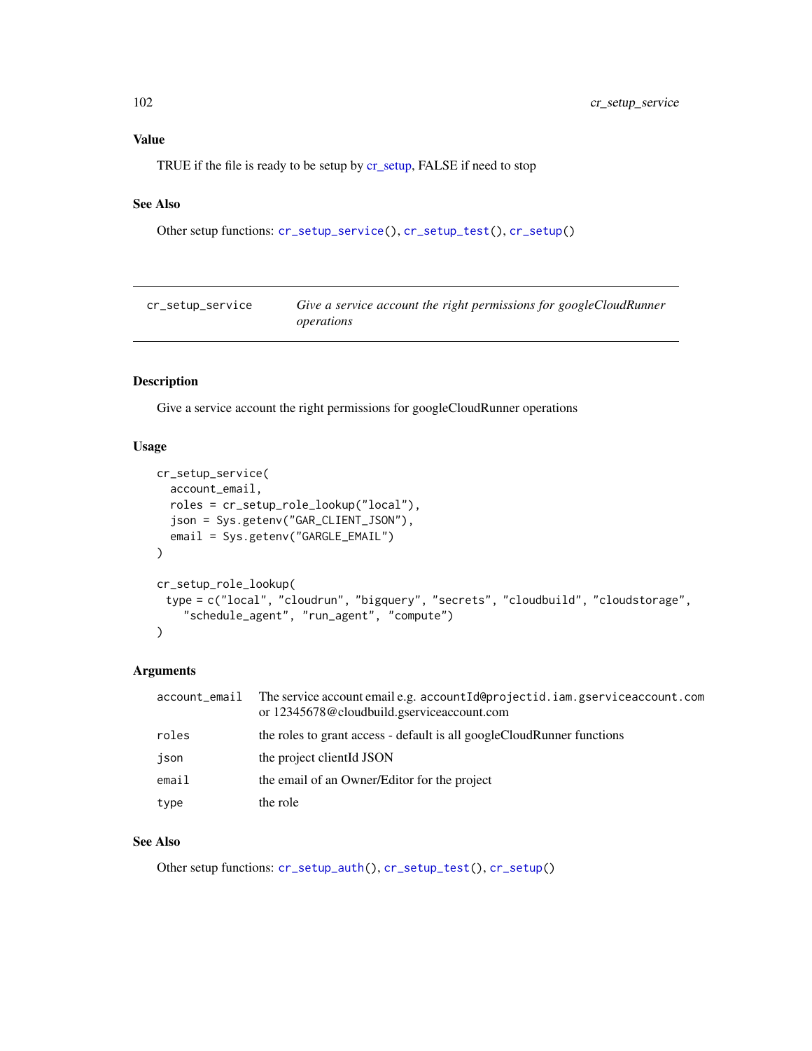## Value

TRUE if the file is ready to be setup by cr_setup, FALSE if need to stop

## See Also

Other setup functions: cr_setup_service(), cr_setup_test(), cr_setup()

---

## cr_setup_service — *Give a service account the right permissions for googleCloudRunner operations*

## Description

Give a service account the right permissions for googleCloudRunner operations

## Usage

```
cr_setup_service(
  account_email,
  roles = cr_setup_role_lookup("local"),
  json = Sys.getenv("GAR_CLIENT_JSON"),
  email = Sys.getenv("GARGLE_EMAIL")
)

cr_setup_role_lookup(
  type = c("local", "cloudrun", "bigquery", "secrets", "cloudbuild", "cloudstorage",
    "schedule_agent", "run_agent", "compute")
)
```

## Arguments

| | |
|---|---|
| account_email | The service account email e.g. accountId@projectid.iam.gserviceaccount.com or 12345678@cloudbuild.gserviceaccount.com |
| roles | the roles to grant access - default is all googleCloudRunner functions |
| json | the project clientId JSON |
| email | the email of an Owner/Editor for the project |
| type | the role |

## See Also

Other setup functions: cr_setup_auth(), cr_setup_test(), cr_setup()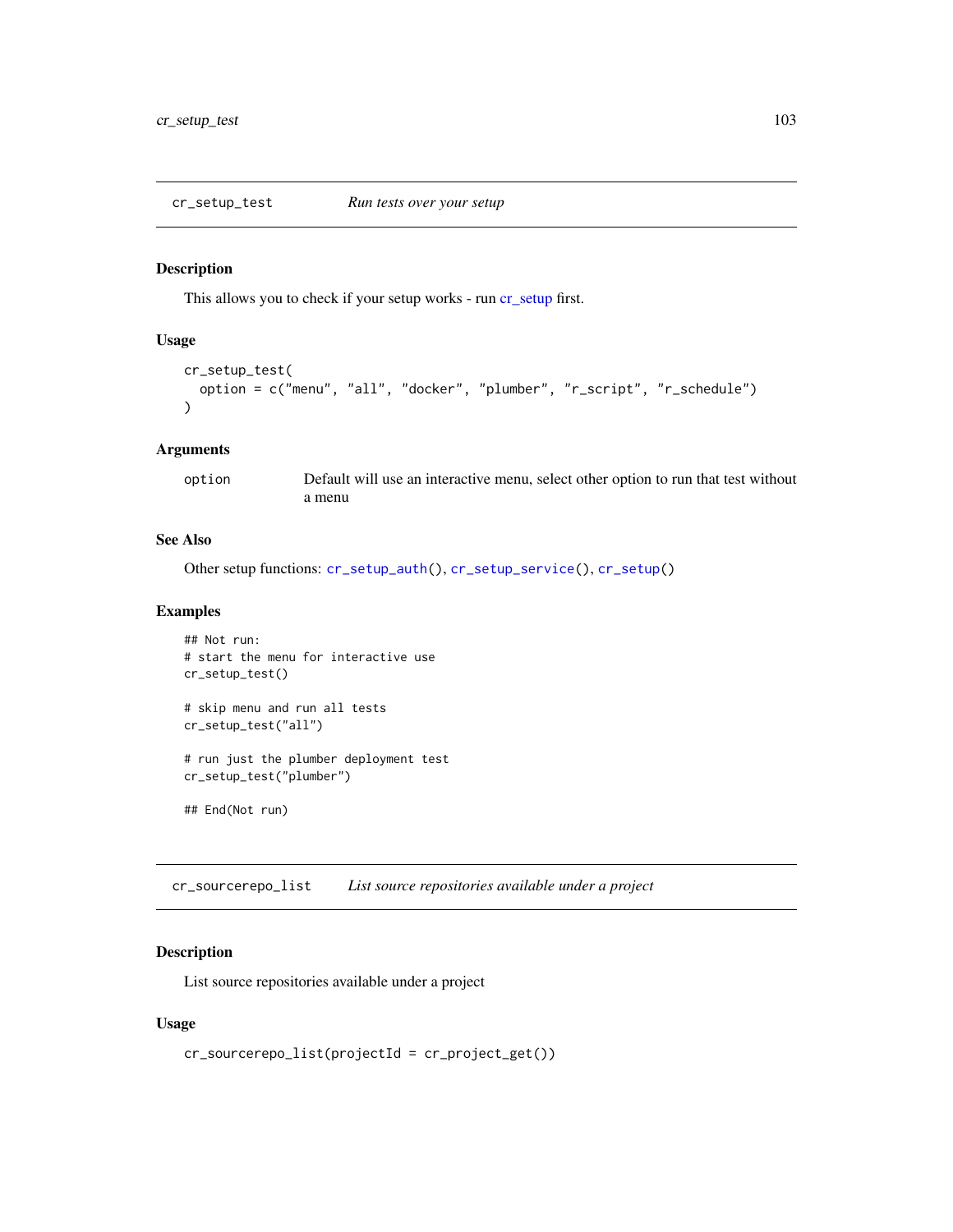## cr_setup_test — *Run tests over your setup*

### Description

This allows you to check if your setup works - run cr_setup first.

### Usage

```
cr_setup_test(
  option = c("menu", "all", "docker", "plumber", "r_script", "r_schedule")
)
```

### Arguments

| | |
|---|---|
| option | Default will use an interactive menu, select other option to run that test without a menu |

### See Also

Other setup functions: `cr_setup_auth()`, `cr_setup_service()`, `cr_setup()`

### Examples

```
## Not run:
# start the menu for interactive use
cr_setup_test()

# skip menu and run all tests
cr_setup_test("all")

# run just the plumber deployment test
cr_setup_test("plumber")

## End(Not run)
```

## cr_sourcerepo_list — *List source repositories available under a project*

### Description

List source repositories available under a project

### Usage

```
cr_sourcerepo_list(projectId = cr_project_get())
```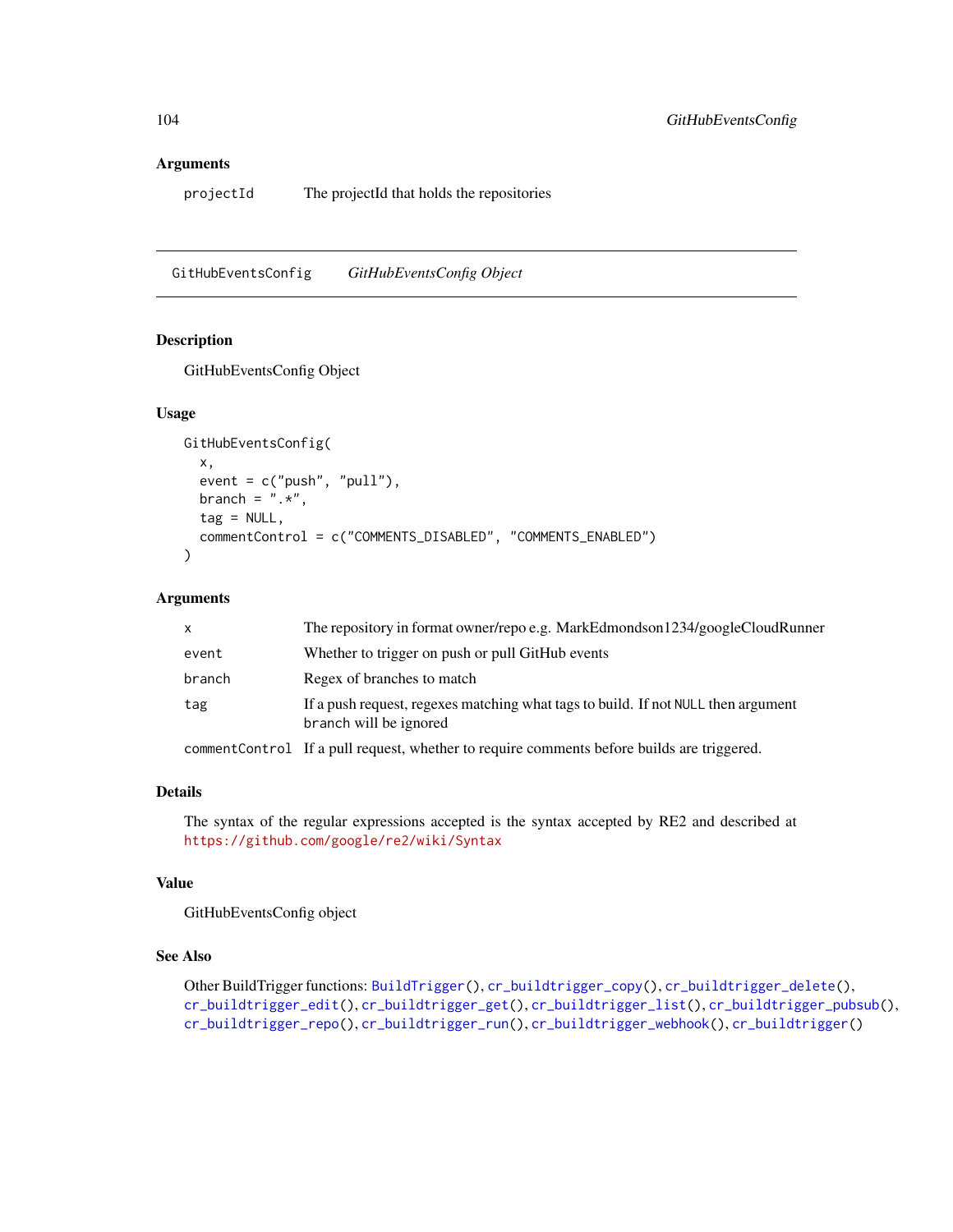## Arguments

| | |
|---|---|
| projectId | The projectId that holds the repositories |

---

## GitHubEventsConfig — *GitHubEventsConfig Object*

---

### Description

GitHubEventsConfig Object

### Usage

```
GitHubEventsConfig(
  x,
  event = c("push", "pull"),
  branch = ".*",
  tag = NULL,
  commentControl = c("COMMENTS_DISABLED", "COMMENTS_ENABLED")
)
```

### Arguments

| | |
|---|---|
| x | The repository in format owner/repo e.g. MarkEdmondson1234/googleCloudRunner |
| event | Whether to trigger on push or pull GitHub events |
| branch | Regex of branches to match |
| tag | If a push request, regexes matching what tags to build. If not `NULL` then argument `branch` will be ignored |
| commentControl | If a pull request, whether to require comments before builds are triggered. |

### Details

The syntax of the regular expressions accepted is the syntax accepted by RE2 and described at https://github.com/google/re2/wiki/Syntax

### Value

GitHubEventsConfig object

### See Also

Other BuildTrigger functions: `BuildTrigger()`, `cr_buildtrigger_copy()`, `cr_buildtrigger_delete()`, `cr_buildtrigger_edit()`, `cr_buildtrigger_get()`, `cr_buildtrigger_list()`, `cr_buildtrigger_pubsub()`, `cr_buildtrigger_repo()`, `cr_buildtrigger_run()`, `cr_buildtrigger_webhook()`, `cr_buildtrigger()`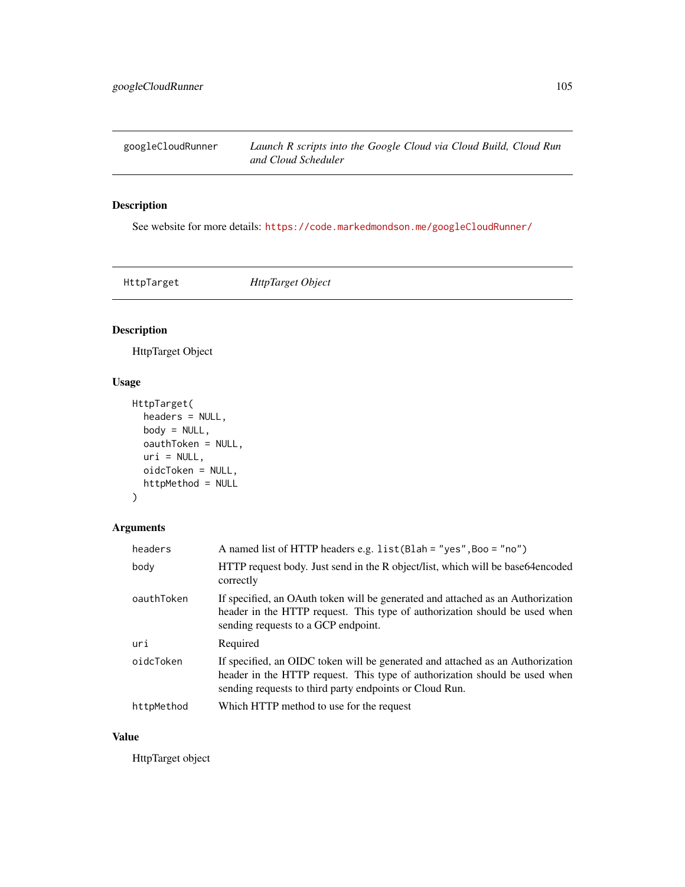## googleCloudRunner — *Launch R scripts into the Google Cloud via Cloud Build, Cloud Run and Cloud Scheduler*

### Description

See website for more details: https://code.markedmondson.me/googleCloudRunner/

## HttpTarget — *HttpTarget Object*

### Description

HttpTarget Object

### Usage

```
HttpTarget(
  headers = NULL,
  body = NULL,
  oauthToken = NULL,
  uri = NULL,
  oidcToken = NULL,
  httpMethod = NULL
)
```

### Arguments

| | |
|---|---|
| `headers` | A named list of HTTP headers e.g. `list(Blah = "yes",Boo = "no")` |
| `body` | HTTP request body. Just send in the R object/list, which will be base64encoded correctly |
| `oauthToken` | If specified, an OAuth token will be generated and attached as an Authorization header in the HTTP request. This type of authorization should be used when sending requests to a GCP endpoint. |
| `uri` | Required |
| `oidcToken` | If specified, an OIDC token will be generated and attached as an Authorization header in the HTTP request. This type of authorization should be used when sending requests to third party endpoints or Cloud Run. |
| `httpMethod` | Which HTTP method to use for the request |

### Value

HttpTarget object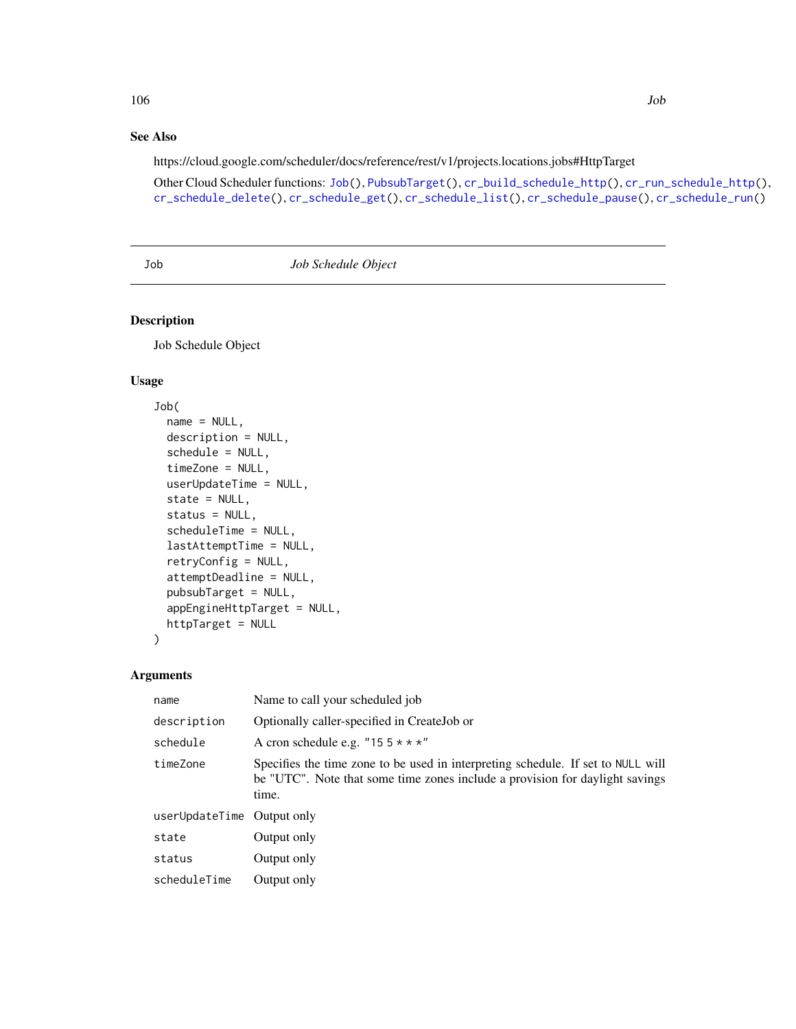## See Also

https://cloud.google.com/scheduler/docs/reference/rest/v1/projects.locations.jobs#HttpTarget

Other Cloud Scheduler functions: `Job()`, `PubsubTarget()`, `cr_build_schedule_http()`, `cr_run_schedule_http()`, `cr_schedule_delete()`, `cr_schedule_get()`, `cr_schedule_list()`, `cr_schedule_pause()`, `cr_schedule_run()`

---

# Job — *Job Schedule Object*

---

## Description

Job Schedule Object

## Usage

```
Job(
  name = NULL,
  description = NULL,
  schedule = NULL,
  timeZone = NULL,
  userUpdateTime = NULL,
  state = NULL,
  status = NULL,
  scheduleTime = NULL,
  lastAttemptTime = NULL,
  retryConfig = NULL,
  attemptDeadline = NULL,
  pubsubTarget = NULL,
  appEngineHttpTarget = NULL,
  httpTarget = NULL
)
```

## Arguments

| | |
|---|---|
| `name` | Name to call your scheduled job |
| `description` | Optionally caller-specified in CreateJob or |
| `schedule` | A cron schedule e.g. `"15 5 * * *"` |
| `timeZone` | Specifies the time zone to be used in interpreting schedule. If set to `NULL` will be "UTC". Note that some time zones include a provision for daylight savings time. |
| `userUpdateTime` | Output only |
| `state` | Output only |
| `status` | Output only |
| `scheduleTime` | Output only |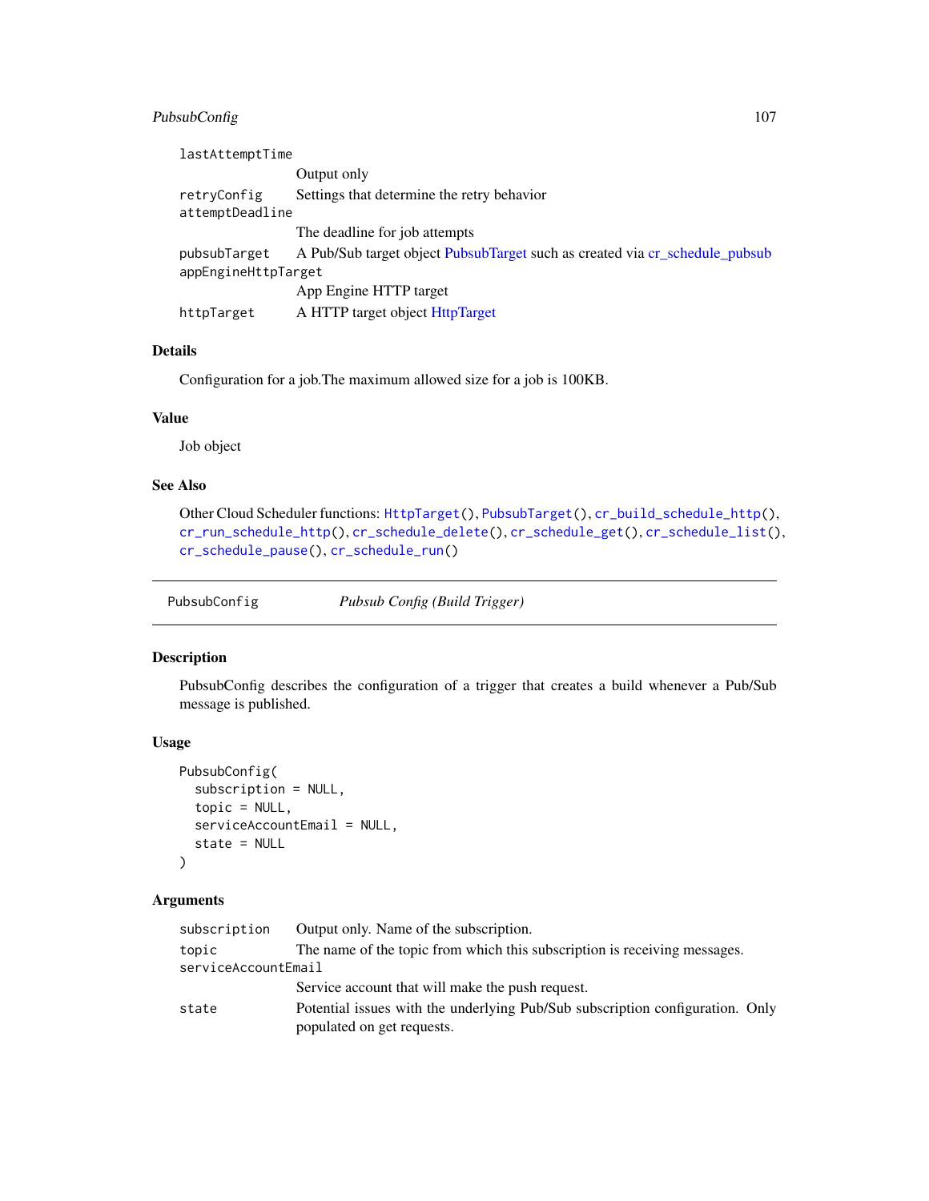| | |
|---|---|
| lastAttemptTime | Output only |
| retryConfig | Settings that determine the retry behavior |
| attemptDeadline | The deadline for job attempts |
| pubsubTarget | A Pub/Sub target object PubsubTarget such as created via cr_schedule_pubsub |
| appEngineHttpTarget | App Engine HTTP target |
| httpTarget | A HTTP target object HttpTarget |

### Details

Configuration for a job.The maximum allowed size for a job is 100KB.

### Value

Job object

### See Also

Other Cloud Scheduler functions: `HttpTarget()`, `PubsubTarget()`, `cr_build_schedule_http()`, `cr_run_schedule_http()`, `cr_schedule_delete()`, `cr_schedule_get()`, `cr_schedule_list()`, `cr_schedule_pause()`, `cr_schedule_run()`

---

## PubsubConfig — *Pubsub Config (Build Trigger)*

### Description

PubsubConfig describes the configuration of a trigger that creates a build whenever a Pub/Sub message is published.

### Usage

```
PubsubConfig(
  subscription = NULL,
  topic = NULL,
  serviceAccountEmail = NULL,
  state = NULL
)
```

### Arguments

| | |
|---|---|
| subscription | Output only. Name of the subscription. |
| topic | The name of the topic from which this subscription is receiving messages. |
| serviceAccountEmail | Service account that will make the push request. |
| state | Potential issues with the underlying Pub/Sub subscription configuration. Only populated on get requests. |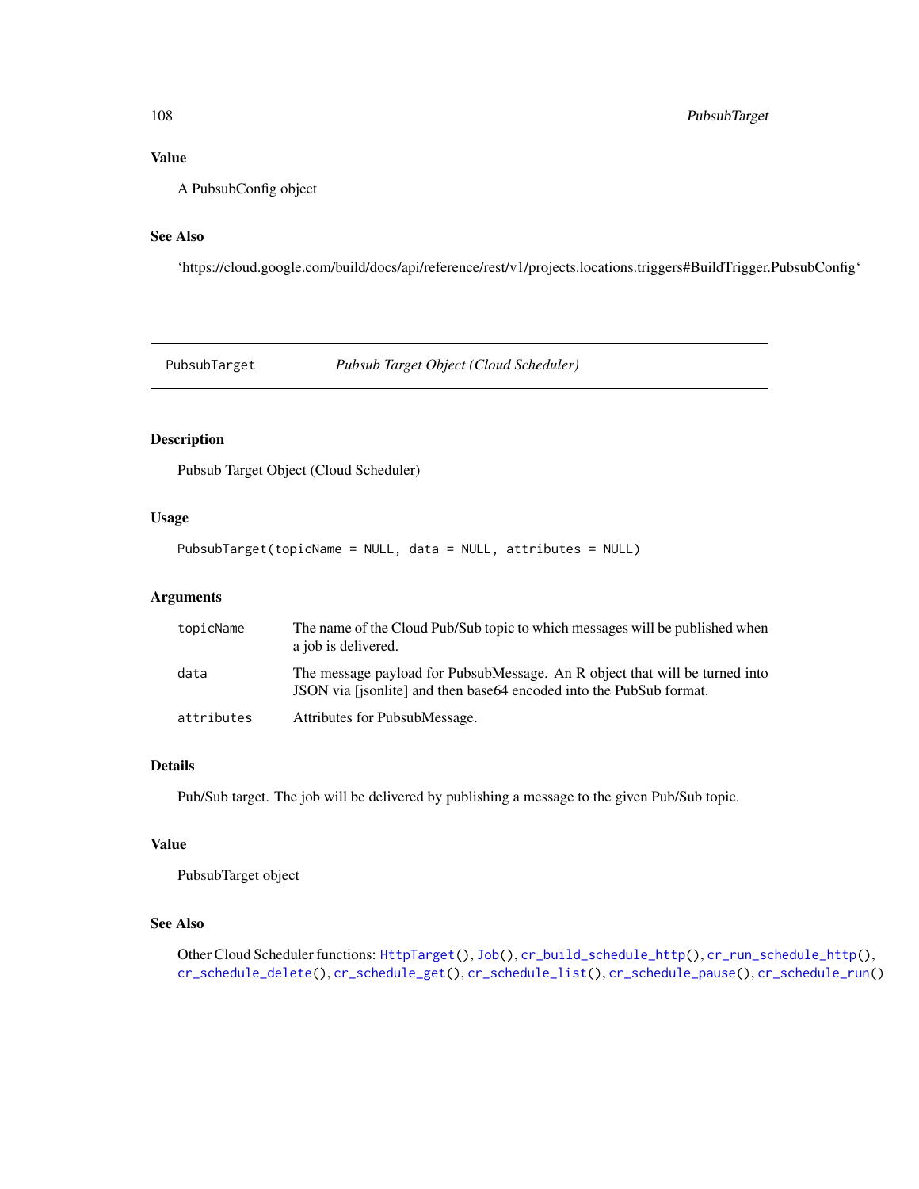## Value

A PubsubConfig object

## See Also

'https://cloud.google.com/build/docs/api/reference/rest/v1/projects.locations.triggers#BuildTrigger.PubsubConfig'

---

# PubsubTarget *Pubsub Target Object (Cloud Scheduler)*

## Description

Pubsub Target Object (Cloud Scheduler)

## Usage

```
PubsubTarget(topicName = NULL, data = NULL, attributes = NULL)
```

## Arguments

| | |
|---|---|
| topicName | The name of the Cloud Pub/Sub topic to which messages will be published when a job is delivered. |
| data | The message payload for PubsubMessage. An R object that will be turned into JSON via [jsonlite] and then base64 encoded into the PubSub format. |
| attributes | Attributes for PubsubMessage. |

## Details

Pub/Sub target. The job will be delivered by publishing a message to the given Pub/Sub topic.

## Value

PubsubTarget object

## See Also

Other Cloud Scheduler functions: `HttpTarget()`, `Job()`, `cr_build_schedule_http()`, `cr_run_schedule_http()`, `cr_schedule_delete()`, `cr_schedule_get()`, `cr_schedule_list()`, `cr_schedule_pause()`, `cr_schedule_run()`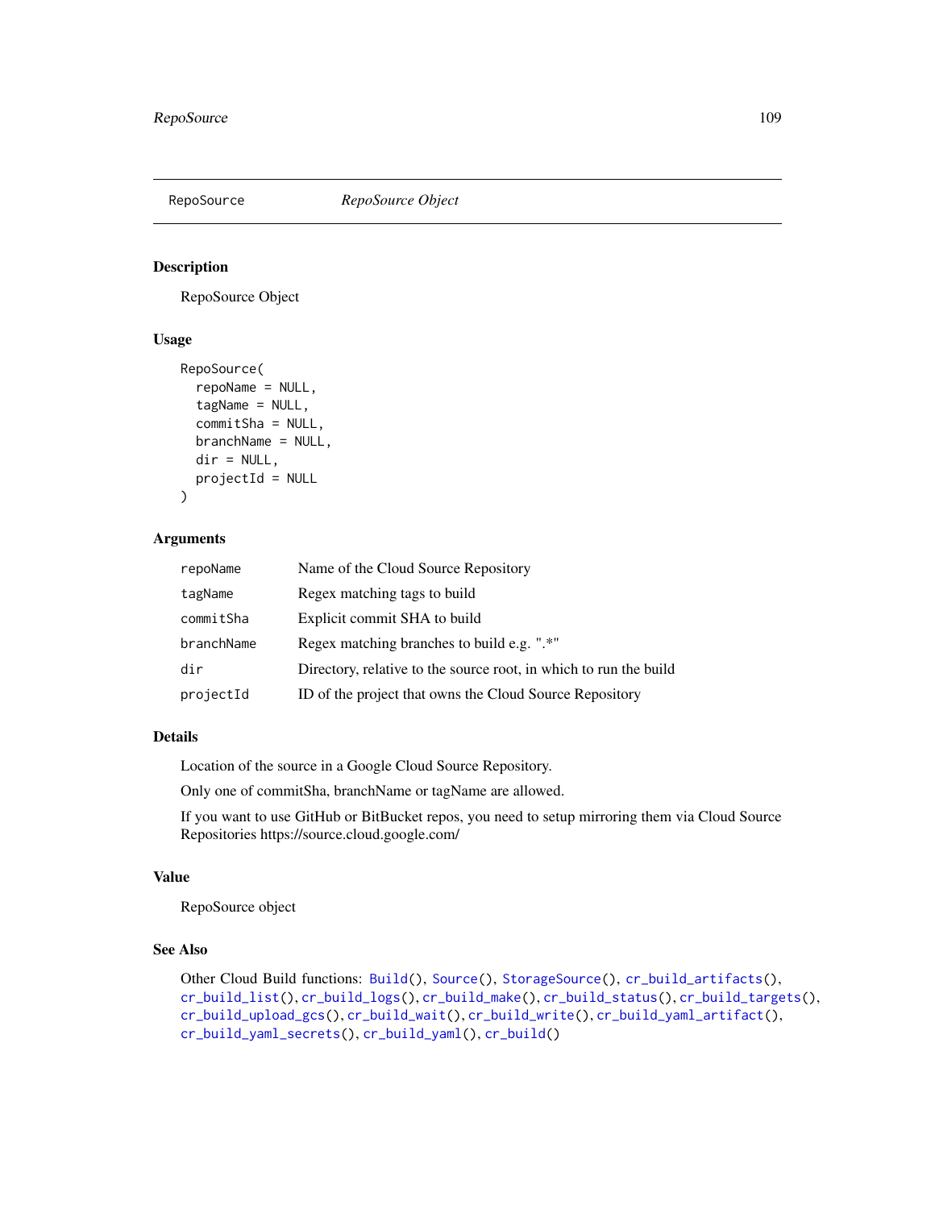# RepoSource *RepoSource Object*

## Description

RepoSource Object

## Usage

```
RepoSource(
  repoName = NULL,
  tagName = NULL,
  commitSha = NULL,
  branchName = NULL,
  dir = NULL,
  projectId = NULL
)
```

## Arguments

| | |
|---|---|
| repoName | Name of the Cloud Source Repository |
| tagName | Regex matching tags to build |
| commitSha | Explicit commit SHA to build |
| branchName | Regex matching branches to build e.g. ".*" |
| dir | Directory, relative to the source root, in which to run the build |
| projectId | ID of the project that owns the Cloud Source Repository |

## Details

Location of the source in a Google Cloud Source Repository.

Only one of commitSha, branchName or tagName are allowed.

If you want to use GitHub or BitBucket repos, you need to setup mirroring them via Cloud Source Repositories https://source.cloud.google.com/

## Value

RepoSource object

## See Also

Other Cloud Build functions: `Build()`, `Source()`, `StorageSource()`, `cr_build_artifacts()`, `cr_build_list()`, `cr_build_logs()`, `cr_build_make()`, `cr_build_status()`, `cr_build_targets()`, `cr_build_upload_gcs()`, `cr_build_wait()`, `cr_build_write()`, `cr_build_yaml_artifact()`, `cr_build_yaml_secrets()`, `cr_build_yaml()`, `cr_build()`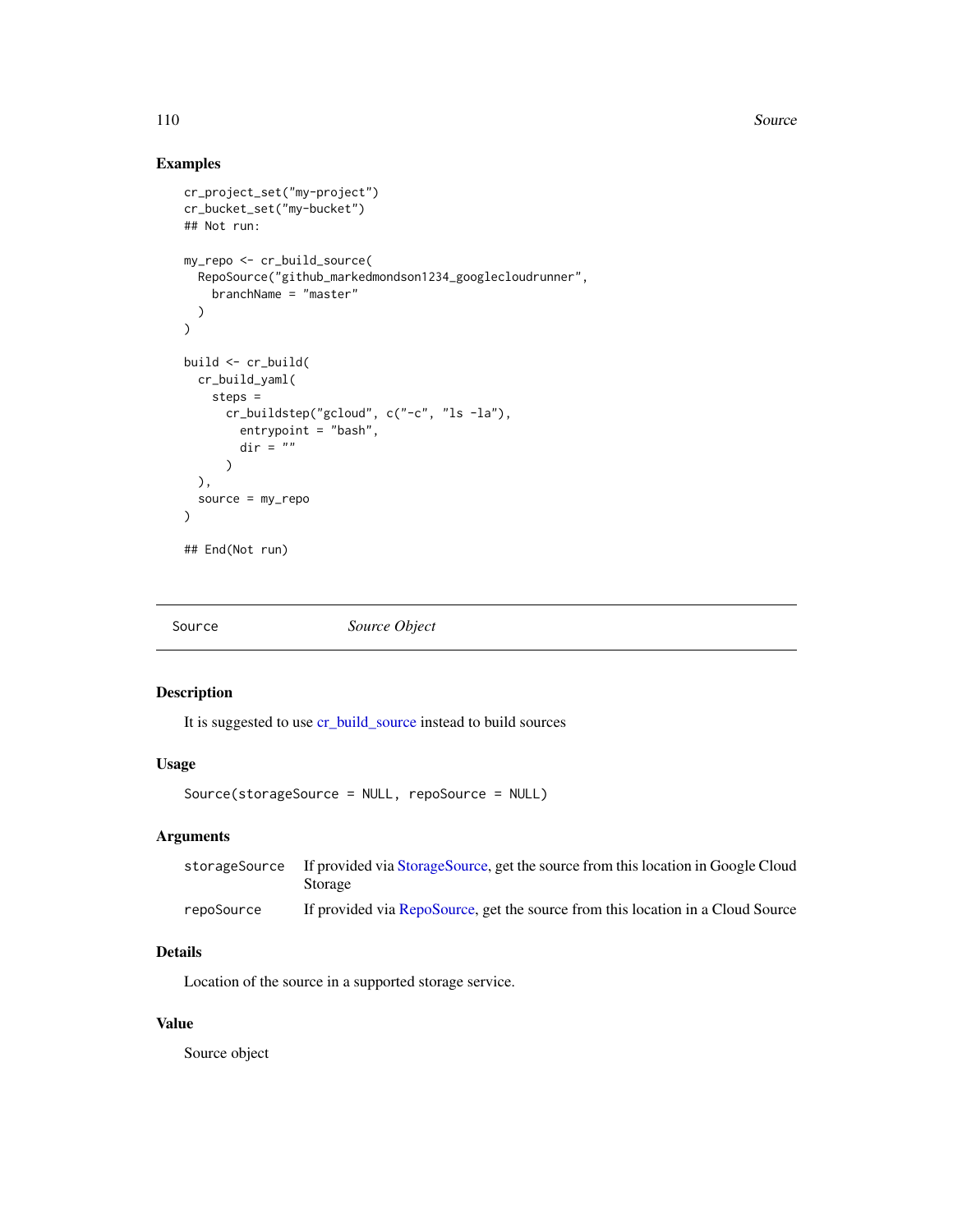### Examples

```
cr_project_set("my-project")
cr_bucket_set("my-bucket")
## Not run:

my_repo <- cr_build_source(
  RepoSource("github_markedmondson1234_googlecloudrunner",
    branchName = "master"
  )
)

build <- cr_build(
  cr_build_yaml(
    steps =
      cr_buildstep("gcloud", c("-c", "ls -la"),
        entrypoint = "bash",
        dir = ""
      )
  ),
  source = my_repo
)

## End(Not run)
```

---

## Source — *Source Object*

---

### Description

It is suggested to use cr_build_source instead to build sources

### Usage

```
Source(storageSource = NULL, repoSource = NULL)
```

### Arguments

| | |
|---|---|
| storageSource | If provided via StorageSource, get the source from this location in Google Cloud Storage |
| repoSource | If provided via RepoSource, get the source from this location in a Cloud Source |

### Details

Location of the source in a supported storage service.

### Value

Source object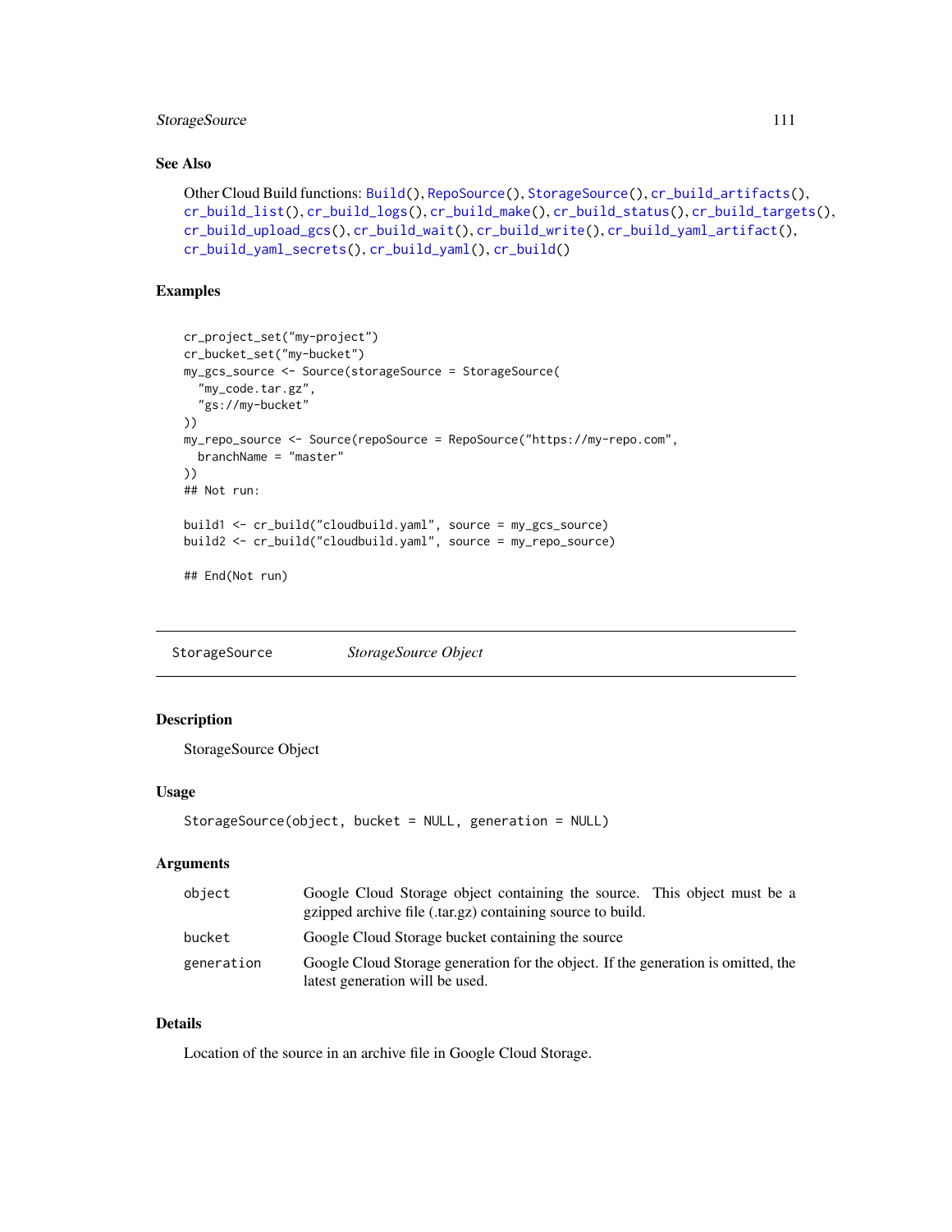## See Also

Other Cloud Build functions: `Build()`, `RepoSource()`, `StorageSource()`, `cr_build_artifacts()`, `cr_build_list()`, `cr_build_logs()`, `cr_build_make()`, `cr_build_status()`, `cr_build_targets()`, `cr_build_upload_gcs()`, `cr_build_wait()`, `cr_build_write()`, `cr_build_yaml_artifact()`, `cr_build_yaml_secrets()`, `cr_build_yaml()`, `cr_build()`

## Examples

```
cr_project_set("my-project")
cr_bucket_set("my-bucket")
my_gcs_source <- Source(storageSource = StorageSource(
  "my_code.tar.gz",
  "gs://my-bucket"
))
my_repo_source <- Source(repoSource = RepoSource("https://my-repo.com",
  branchName = "master"
))
## Not run:

build1 <- cr_build("cloudbuild.yaml", source = my_gcs_source)
build2 <- cr_build("cloudbuild.yaml", source = my_repo_source)

## End(Not run)
```

---

# StorageSource &nbsp;&nbsp;&nbsp; *StorageSource Object*

---

## Description

StorageSource Object

## Usage

```
StorageSource(object, bucket = NULL, generation = NULL)
```

## Arguments

| | |
|---|---|
| `object` | Google Cloud Storage object containing the source. This object must be a gzipped archive file (.tar.gz) containing source to build. |
| `bucket` | Google Cloud Storage bucket containing the source |
| `generation` | Google Cloud Storage generation for the object. If the generation is omitted, the latest generation will be used. |

## Details

Location of the source in an archive file in Google Cloud Storage.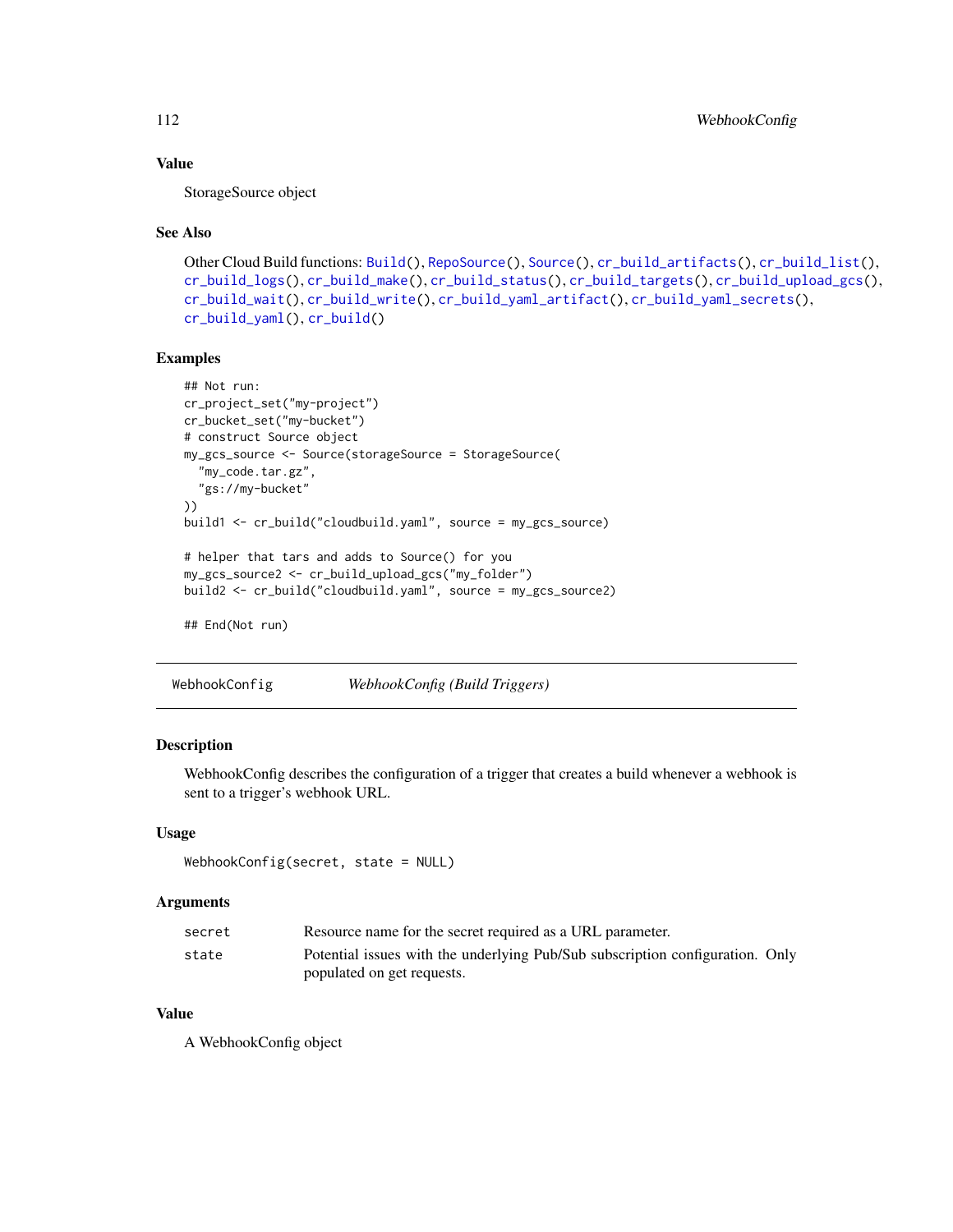### Value

StorageSource object

### See Also

Other Cloud Build functions: Build(), RepoSource(), Source(), cr_build_artifacts(), cr_build_list(), cr_build_logs(), cr_build_make(), cr_build_status(), cr_build_targets(), cr_build_upload_gcs(), cr_build_wait(), cr_build_write(), cr_build_yaml_artifact(), cr_build_yaml_secrets(), cr_build_yaml(), cr_build()

### Examples

```
## Not run:
cr_project_set("my-project")
cr_bucket_set("my-bucket")
# construct Source object
my_gcs_source <- Source(storageSource = StorageSource(
  "my_code.tar.gz",
  "gs://my-bucket"
))
build1 <- cr_build("cloudbuild.yaml", source = my_gcs_source)

# helper that tars and adds to Source() for you
my_gcs_source2 <- cr_build_upload_gcs("my_folder")
build2 <- cr_build("cloudbuild.yaml", source = my_gcs_source2)

## End(Not run)
```

---

## WebhookConfig    *WebhookConfig (Build Triggers)*

---

### Description

WebhookConfig describes the configuration of a trigger that creates a build whenever a webhook is sent to a trigger's webhook URL.

### Usage

```
WebhookConfig(secret, state = NULL)
```

### Arguments

| | |
|---|---|
| secret | Resource name for the secret required as a URL parameter. |
| state | Potential issues with the underlying Pub/Sub subscription configuration. Only populated on get requests. |

### Value

A WebhookConfig object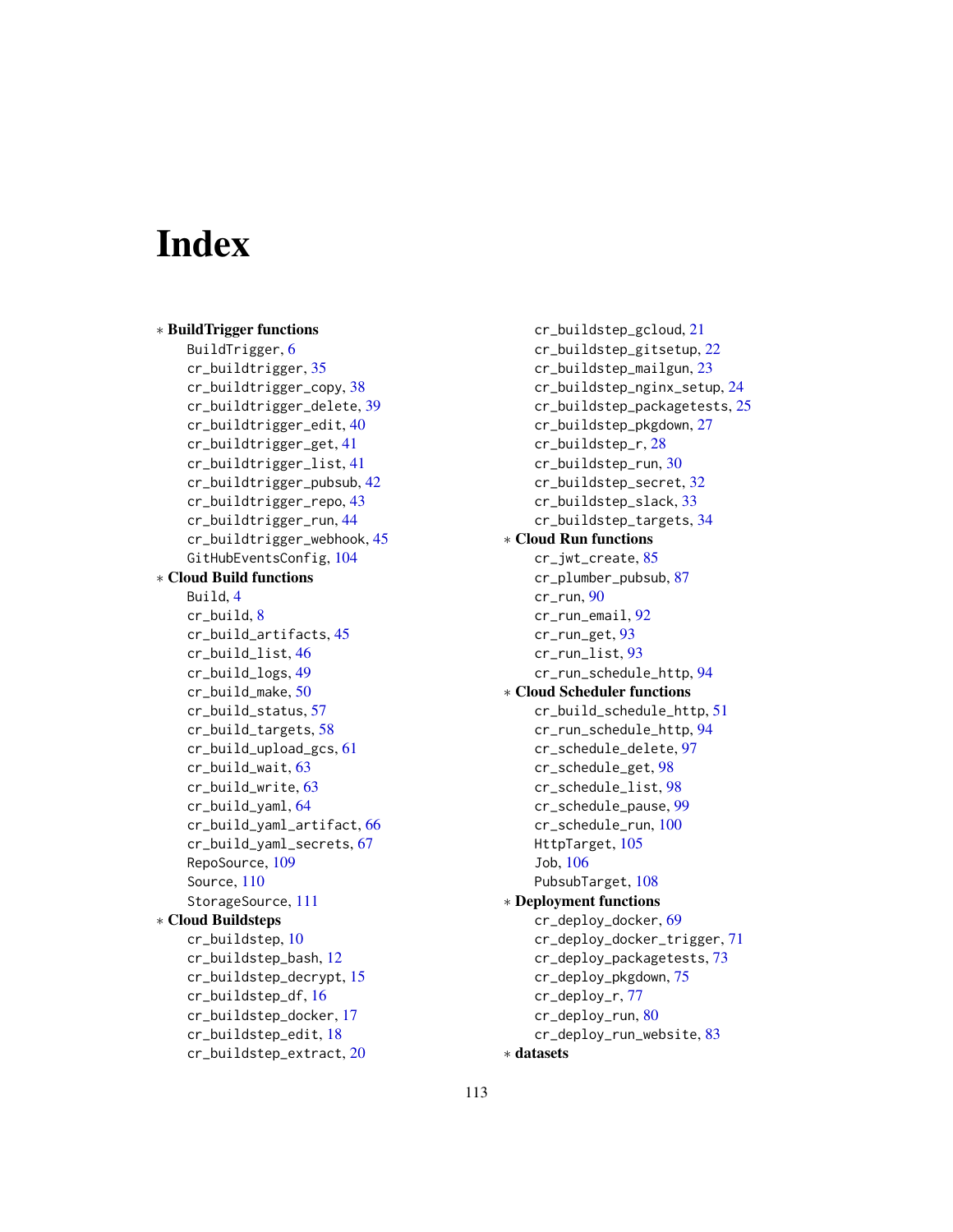# Index

∗ **BuildTrigger functions**
- BuildTrigger, 6
- cr_buildtrigger, 35
- cr_buildtrigger_copy, 38
- cr_buildtrigger_delete, 39
- cr_buildtrigger_edit, 40
- cr_buildtrigger_get, 41
- cr_buildtrigger_list, 41
- cr_buildtrigger_pubsub, 42
- cr_buildtrigger_repo, 43
- cr_buildtrigger_run, 44
- cr_buildtrigger_webhook, 45
- GitHubEventsConfig, 104

∗ **Cloud Build functions**
- Build, 4
- cr_build, 8
- cr_build_artifacts, 45
- cr_build_list, 46
- cr_build_logs, 49
- cr_build_make, 50
- cr_build_status, 57
- cr_build_targets, 58
- cr_build_upload_gcs, 61
- cr_build_wait, 63
- cr_build_write, 63
- cr_build_yaml, 64
- cr_build_yaml_artifact, 66
- cr_build_yaml_secrets, 67
- RepoSource, 109
- Source, 110
- StorageSource, 111

∗ **Cloud Buildsteps**
- cr_buildstep, 10
- cr_buildstep_bash, 12
- cr_buildstep_decrypt, 15
- cr_buildstep_df, 16
- cr_buildstep_docker, 17
- cr_buildstep_edit, 18
- cr_buildstep_extract, 20
- cr_buildstep_gcloud, 21
- cr_buildstep_gitsetup, 22
- cr_buildstep_mailgun, 23
- cr_buildstep_nginx_setup, 24
- cr_buildstep_packagetests, 25
- cr_buildstep_pkgdown, 27
- cr_buildstep_r, 28
- cr_buildstep_run, 30
- cr_buildstep_secret, 32
- cr_buildstep_slack, 33
- cr_buildstep_targets, 34

∗ **Cloud Run functions**
- cr_jwt_create, 85
- cr_plumber_pubsub, 87
- cr_run, 90
- cr_run_email, 92
- cr_run_get, 93
- cr_run_list, 93
- cr_run_schedule_http, 94

∗ **Cloud Scheduler functions**
- cr_build_schedule_http, 51
- cr_run_schedule_http, 94
- cr_schedule_delete, 97
- cr_schedule_get, 98
- cr_schedule_list, 98
- cr_schedule_pause, 99
- cr_schedule_run, 100
- HttpTarget, 105
- Job, 106
- PubsubTarget, 108

∗ **Deployment functions**
- cr_deploy_docker, 69
- cr_deploy_docker_trigger, 71
- cr_deploy_packagetests, 73
- cr_deploy_pkgdown, 75
- cr_deploy_r, 77
- cr_deploy_run, 80
- cr_deploy_run_website, 83

∗ **datasets**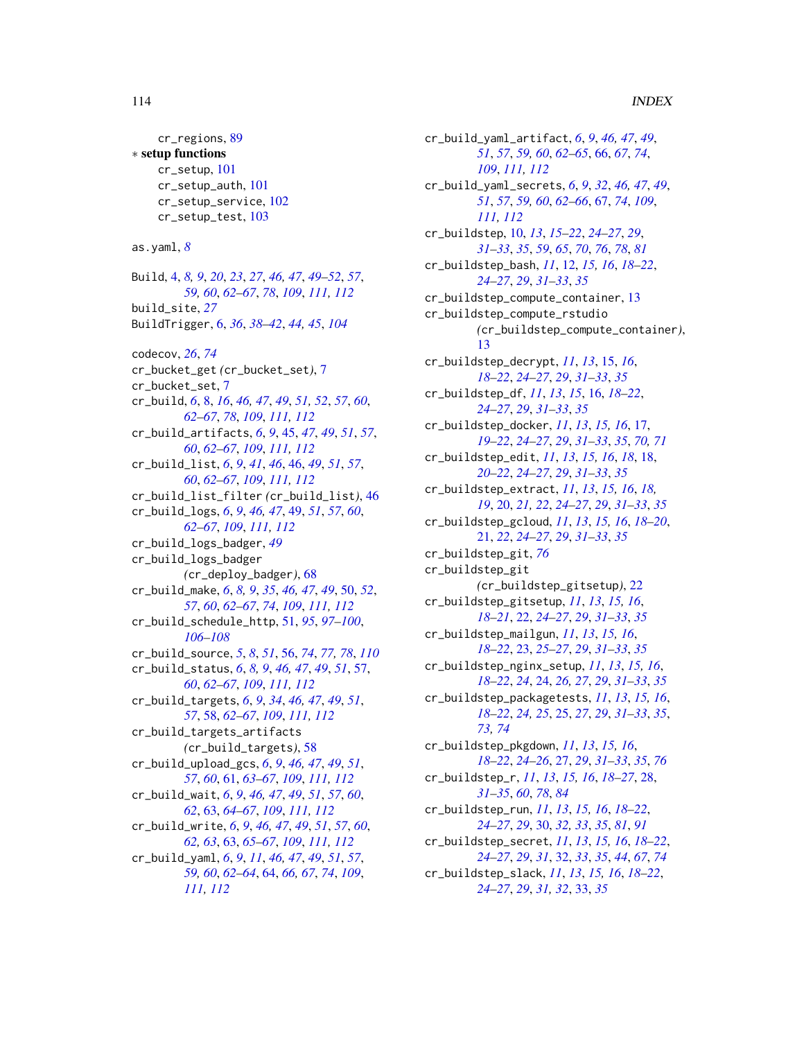cr_regions, 89

∗ **setup functions**

cr_setup, 101
cr_setup_auth, 101
cr_setup_service, 102
cr_setup_test, 103

as.yaml, *8*

Build, 4, *8, 9*, *20*, *23*, *27*, *46, 47*, *49–52*, *57*, *59, 60*, *62–67*, *78*, *109*, *111, 112*
build_site, *27*
BuildTrigger, 6, *36*, *38–42*, *44, 45*, *104*

codecov, *26*, *74*
cr_bucket_get *(*cr_bucket_set*)*, 7
cr_bucket_set, 7
cr_build, *6*, 8, *16*, *46, 47*, *49*, *51, 52*, *57*, *60*, *62–67*, *78*, *109*, *111, 112*
cr_build_artifacts, *6*, *9*, 45, *47*, *49*, *51*, *57*, *60*, *62–67*, *109*, *111, 112*
cr_build_list, *6*, *9*, *41*, *46*, 46, *49*, *51*, *57*, *60*, *62–67*, *109*, *111, 112*
cr_build_list_filter *(*cr_build_list*)*, 46
cr_build_logs, *6*, *9*, *46, 47*, 49, *51*, *57*, *60*, *62–67*, *109*, *111, 112*
cr_build_logs_badger, *49*
cr_build_logs_badger *(*cr_deploy_badger*)*, 68
cr_build_make, *6*, *8, 9*, *35*, *46, 47*, *49*, 50, *52*, *57*, *60*, *62–67*, *74*, *109*, *111, 112*
cr_build_schedule_http, 51, *95*, *97–100*, *106–108*
cr_build_source, *5*, *8*, *51*, 56, *74*, *77, 78*, *110*
cr_build_status, *6*, *8, 9*, *46, 47*, *49*, *51*, 57, *60*, *62–67*, *109*, *111, 112*
cr_build_targets, *6*, *9*, *34*, *46, 47*, *49*, *51*, *57*, 58, *62–67*, *109*, *111, 112*
cr_build_targets_artifacts *(*cr_build_targets*)*, 58
cr_build_upload_gcs, *6*, *9*, *46, 47*, *49*, *51*, *57*, *60*, 61, *63–67*, *109*, *111, 112*
cr_build_wait, *6*, *9*, *46, 47*, *49*, *51*, *57*, *60*, *62*, 63, *64–67*, *109*, *111, 112*
cr_build_write, *6*, *9*, *46, 47*, *49*, *51*, *57*, *60*, *62, 63*, 63, *65–67*, *109*, *111, 112*
cr_build_yaml, *6*, *9*, *11*, *46, 47*, *49*, *51*, *57*, *59, 60*, *62–64*, 64, *66, 67*, *74*, *109*, *111, 112*
cr_build_yaml_artifact, *6*, *9*, *46, 47*, *49*, *51*, *57*, *59, 60*, *62–65*, 66, *67*, *74*, *109*, *111, 112*
cr_build_yaml_secrets, *6*, *9*, *32*, *46, 47*, *49*, *51*, *57*, *59, 60*, *62–66*, 67, *74*, *109*, *111, 112*
cr_buildstep, 10, *13*, *15–22*, *24–27*, *29*, *31–33*, *35*, *59*, *65*, *70*, *76*, *78*, *81*
cr_buildstep_bash, *11*, 12, *15, 16*, *18–22*, *24–27*, *29*, *31–33*, *35*
cr_buildstep_compute_container, 13
cr_buildstep_compute_rstudio *(*cr_buildstep_compute_container*)*, 13
cr_buildstep_decrypt, *11*, *13*, 15, *16*, *18–22*, *24–27*, *29*, *31–33*, *35*
cr_buildstep_df, *11*, *13*, *15*, 16, *18–22*, *24–27*, *29*, *31–33*, *35*
cr_buildstep_docker, *11*, *13*, *15, 16*, 17, *19–22*, *24–27*, *29*, *31–33*, *35*, *70, 71*
cr_buildstep_edit, *11*, *13*, *15, 16*, *18*, 18, *20–22*, *24–27*, *29*, *31–33*, *35*
cr_buildstep_extract, *11*, *13*, *15, 16*, *18, 19*, 20, *21, 22*, *24–27*, *29*, *31–33*, *35*
cr_buildstep_gcloud, *11*, *13*, *15, 16*, *18–20*, 21, *22*, *24–27*, *29*, *31–33*, *35*
cr_buildstep_git, *76*
cr_buildstep_git *(*cr_buildstep_gitsetup*)*, 22
cr_buildstep_gitsetup, *11*, *13*, *15, 16*, *18–21*, 22, *24–27*, *29*, *31–33*, *35*
cr_buildstep_mailgun, *11*, *13*, *15, 16*, *18–22*, 23, *25–27*, *29*, *31–33*, *35*
cr_buildstep_nginx_setup, *11*, *13*, *15, 16*, *18–22*, *24*, 24, *26, 27*, *29*, *31–33*, *35*
cr_buildstep_packagetests, *11*, *13*, *15, 16*, *18–22*, *24, 25*, 25, *27*, *29*, *31–33*, *35*, *73, 74*
cr_buildstep_pkgdown, *11*, *13*, *15, 16*, *18–22*, *24–26*, 27, *29*, *31–33*, *35*, *76*
cr_buildstep_r, *11*, *13*, *15, 16*, *18–27*, 28, *31–35*, *60*, *78*, *84*
cr_buildstep_run, *11*, *13*, *15, 16*, *18–22*, *24–27*, *29*, 30, *32, 33*, *35*, *81*, *91*
cr_buildstep_secret, *11*, *13*, *15, 16*, *18–22*, *24–27*, *29*, *31*, 32, *33*, *35*, *44*, *67*, *74*
cr_buildstep_slack, *11*, *13*, *15, 16*, *18–22*, *24–27*, *29*, *31, 32*, 33, *35*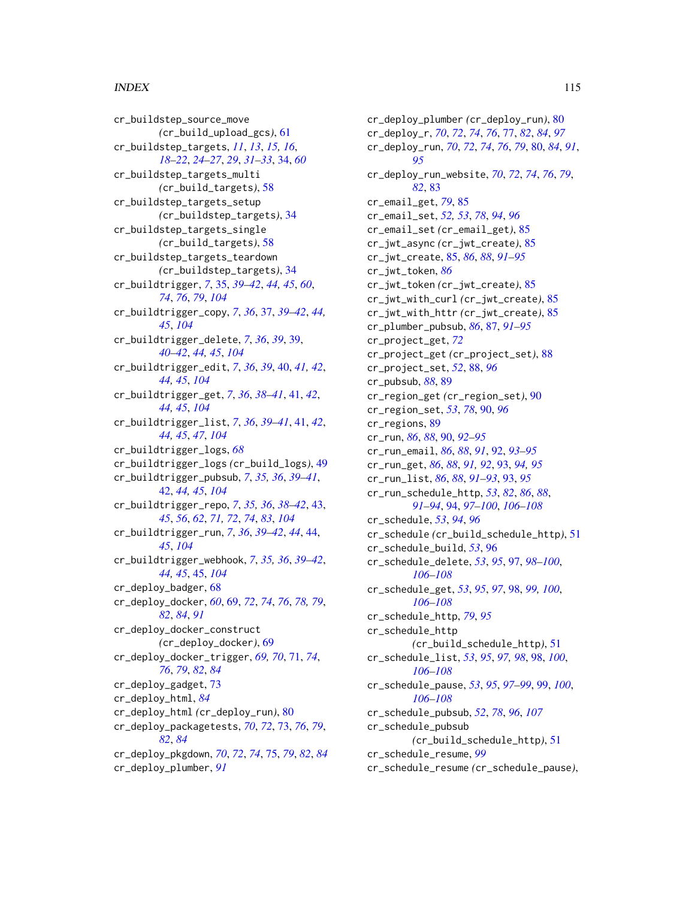cr_buildstep_source_move
(cr_build_upload_gcs), 61
cr_buildstep_targets, *11*, *13*, *15, 16*, *18–22*, *24–27*, *29*, *31–33*, 34, *60*
cr_buildstep_targets_multi
(cr_build_targets), 58
cr_buildstep_targets_setup
(cr_buildstep_targets), 34
cr_buildstep_targets_single
(cr_build_targets), 58
cr_buildstep_targets_teardown
(cr_buildstep_targets), 34
cr_buildtrigger, *7*, 35, *39–42*, *44, 45*, *60*, *74*, *76*, *79*, *104*
cr_buildtrigger_copy, *7*, *36*, 37, *39–42*, *44, 45*, *104*
cr_buildtrigger_delete, *7*, *36*, *39*, 39, *40–42*, *44, 45*, *104*
cr_buildtrigger_edit, *7*, *36*, *39*, 40, *41, 42*, *44, 45*, *104*
cr_buildtrigger_get, *7*, *36*, *38–41*, 41, *42*, *44, 45*, *104*
cr_buildtrigger_list, *7*, *36*, *39–41*, 41, *42*, *44, 45*, *47*, *104*
cr_buildtrigger_logs, *68*
cr_buildtrigger_logs (cr_build_logs), 49
cr_buildtrigger_pubsub, *7*, *35, 36*, *39–41*, 42, *44, 45*, *104*
cr_buildtrigger_repo, *7*, *35, 36*, *38–42*, 43, *45*, *56*, *62*, *71, 72*, *74*, *83*, *104*
cr_buildtrigger_run, *7*, *36*, *39–42*, *44*, 44, *45*, *104*
cr_buildtrigger_webhook, *7*, *35, 36*, *39–42*, *44, 45*, 45, *104*
cr_deploy_badger, 68
cr_deploy_docker, *60*, 69, *72*, *74*, *76*, *78, 79*, *82*, *84*, *91*
cr_deploy_docker_construct
(cr_deploy_docker), 69
cr_deploy_docker_trigger, *69, 70*, 71, *74*, *76*, *79*, *82*, *84*
cr_deploy_gadget, 73
cr_deploy_html, *84*
cr_deploy_html (cr_deploy_run), 80
cr_deploy_packagetests, *70*, *72*, 73, *76*, *79*, *82*, *84*
cr_deploy_pkgdown, *70*, *72*, *74*, 75, *79*, *82*, *84*
cr_deploy_plumber, *91*
cr_deploy_plumber (cr_deploy_run), 80
cr_deploy_r, *70*, *72*, *74*, *76*, 77, *82*, *84*, *97*
cr_deploy_run, *70*, *72*, *74*, *76*, *79*, 80, *84*, *91*, *95*
cr_deploy_run_website, *70*, *72*, *74*, *76*, *79*, *82*, 83
cr_email_get, *79*, 85
cr_email_set, *52, 53*, *78*, *94*, *96*
cr_email_set (cr_email_get), 85
cr_jwt_async (cr_jwt_create), 85
cr_jwt_create, 85, *86*, *88*, *91–95*
cr_jwt_token, *86*
cr_jwt_token (cr_jwt_create), 85
cr_jwt_with_curl (cr_jwt_create), 85
cr_jwt_with_httr (cr_jwt_create), 85
cr_plumber_pubsub, *86*, 87, *91–95*
cr_project_get, *72*
cr_project_get (cr_project_set), 88
cr_project_set, *52*, 88, *96*
cr_pubsub, *88*, 89
cr_region_get (cr_region_set), 90
cr_region_set, *53*, *78*, 90, *96*
cr_regions, 89
cr_run, *86*, *88*, 90, *92–95*
cr_run_email, *86*, *88*, *91*, 92, *93–95*
cr_run_get, *86*, *88*, *91, 92*, 93, *94, 95*
cr_run_list, *86*, *88*, *91–93*, 93, *95*
cr_run_schedule_http, *53*, *82*, *86*, *88*, *91–94*, 94, *97–100*, *106–108*
cr_schedule, *53*, *94*, *96*
cr_schedule (cr_build_schedule_http), 51
cr_schedule_build, *53*, 96
cr_schedule_delete, *53*, *95*, 97, *98–100*, *106–108*
cr_schedule_get, *53*, *95*, *97*, 98, *99, 100*, *106–108*
cr_schedule_http, *79*, *95*
cr_schedule_http
(cr_build_schedule_http), 51
cr_schedule_list, *53*, *95*, *97, 98*, 98, *100*, *106–108*
cr_schedule_pause, *53*, *95*, *97–99*, 99, *100*, *106–108*
cr_schedule_pubsub, *52*, *78*, *96*, *107*
cr_schedule_pubsub
(cr_build_schedule_http), 51
cr_schedule_resume, *99*
cr_schedule_resume (cr_schedule_pause),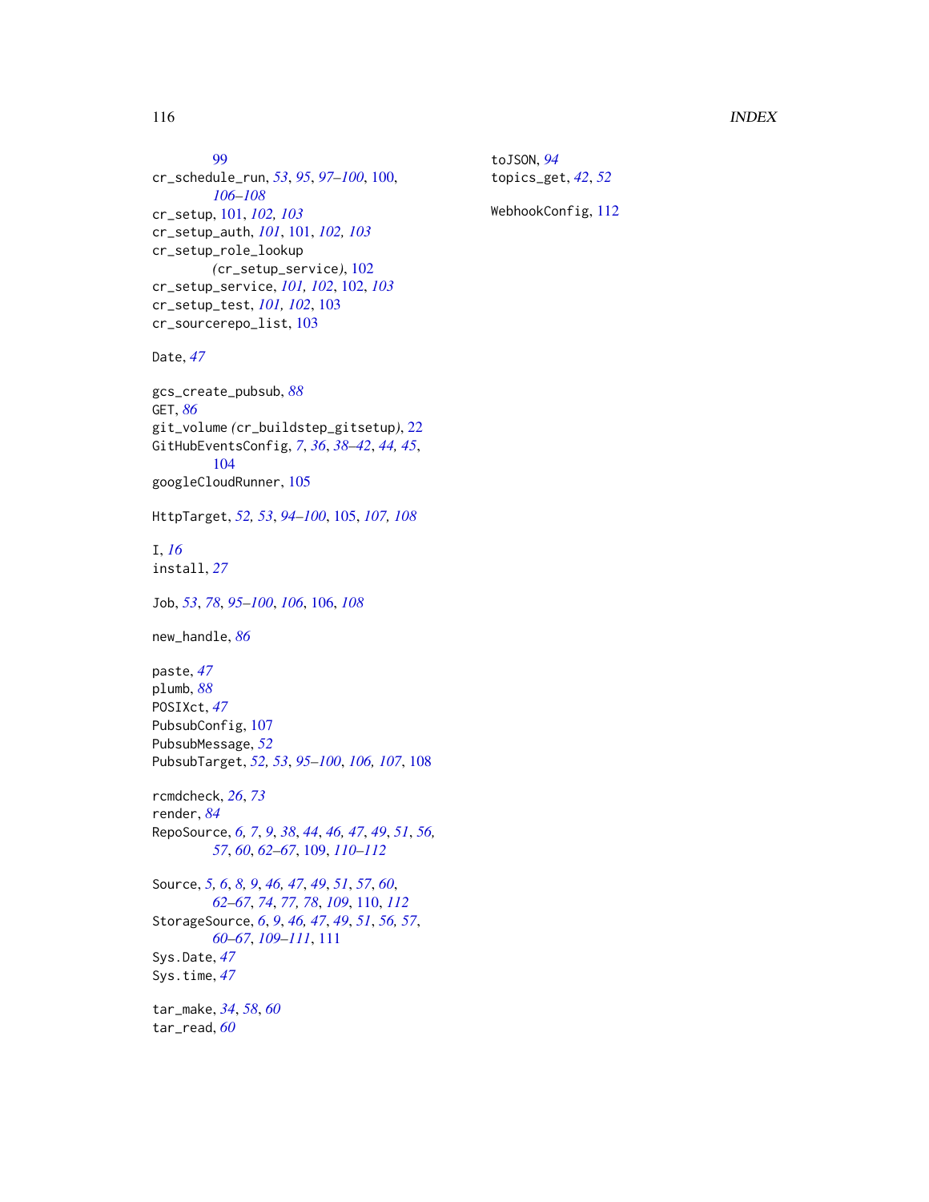99
cr_schedule_run, *53*, *95*, *97–100*, 100, *106–108*
cr_setup, 101, *102, 103*
cr_setup_auth, *101*, 101, *102, 103*
cr_setup_role_lookup (cr_setup_service), 102
cr_setup_service, *101, 102*, 102, *103*
cr_setup_test, *101, 102*, 103
cr_sourcerepo_list, 103

Date, *47*

gcs_create_pubsub, *88*
GET, *86*
git_volume (cr_buildstep_gitsetup), 22
GitHubEventsConfig, *7*, *36*, *38–42*, *44, 45*, 104
googleCloudRunner, 105

HttpTarget, *52, 53*, *94–100*, 105, *107, 108*

I, *16*
install, *27*

Job, *53*, *78*, *95–100*, *106*, 106, *108*

new_handle, *86*

paste, *47*
plumb, *88*
POSIXct, *47*
PubsubConfig, 107
PubsubMessage, *52*
PubsubTarget, *52, 53*, *95–100*, *106, 107*, 108

rcmdcheck, *26*, *73*
render, *84*
RepoSource, *6, 7*, *9*, *38*, *44*, *46, 47*, *49*, *51*, *56, 57*, *60*, *62–67*, 109, *110–112*

Source, *5, 6*, *8, 9*, *46, 47*, *49*, *51*, *57*, *60*, *62–67*, *74*, *77, 78*, *109*, 110, *112*
StorageSource, *6*, *9*, *46, 47*, *49*, *51*, *56, 57*, *60–67*, *109–111*, 111
Sys.Date, *47*
Sys.time, *47*

tar_make, *34*, *58*, *60*
tar_read, *60*
toJSON, *94*
topics_get, *42*, *52*

WebhookConfig, 112